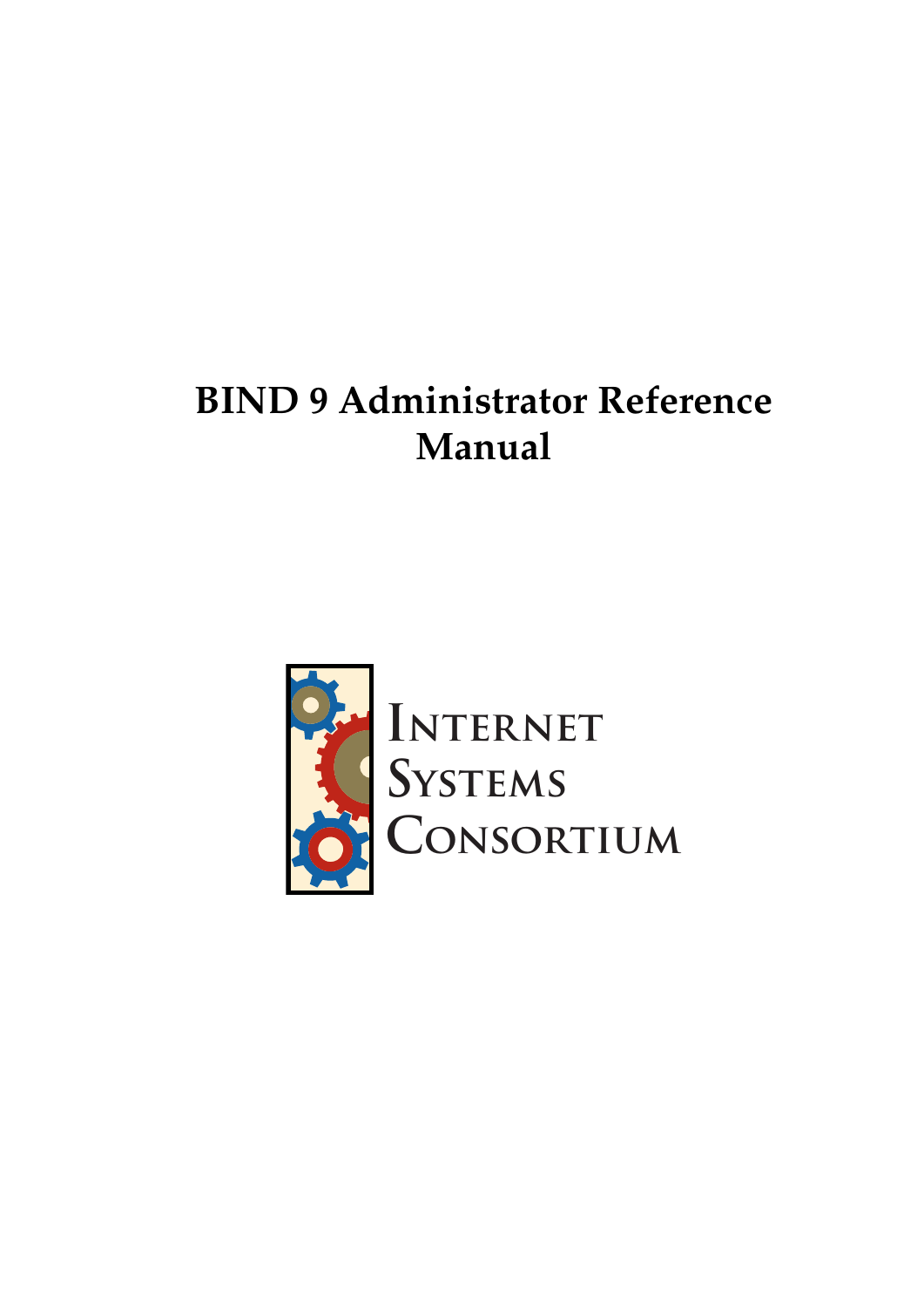# BIND 9 Administrator Reference Manual

Internet Systems Consortium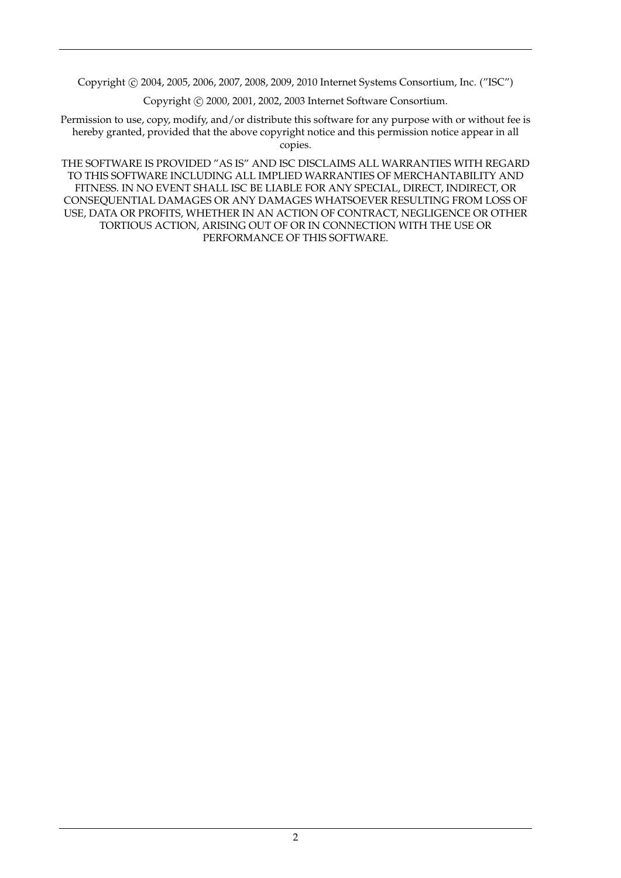Copyright © 2004, 2005, 2006, 2007, 2008, 2009, 2010 Internet Systems Consortium, Inc. ("ISC")

Copyright © 2000, 2001, 2002, 2003 Internet Software Consortium.

Permission to use, copy, modify, and/or distribute this software for any purpose with or without fee is hereby granted, provided that the above copyright notice and this permission notice appear in all copies.

THE SOFTWARE IS PROVIDED "AS IS" AND ISC DISCLAIMS ALL WARRANTIES WITH REGARD TO THIS SOFTWARE INCLUDING ALL IMPLIED WARRANTIES OF MERCHANTABILITY AND FITNESS. IN NO EVENT SHALL ISC BE LIABLE FOR ANY SPECIAL, DIRECT, INDIRECT, OR CONSEQUENTIAL DAMAGES OR ANY DAMAGES WHATSOEVER RESULTING FROM LOSS OF USE, DATA OR PROFITS, WHETHER IN AN ACTION OF CONTRACT, NEGLIGENCE OR OTHER TORTIOUS ACTION, ARISING OUT OF OR IN CONNECTION WITH THE USE OR PERFORMANCE OF THIS SOFTWARE.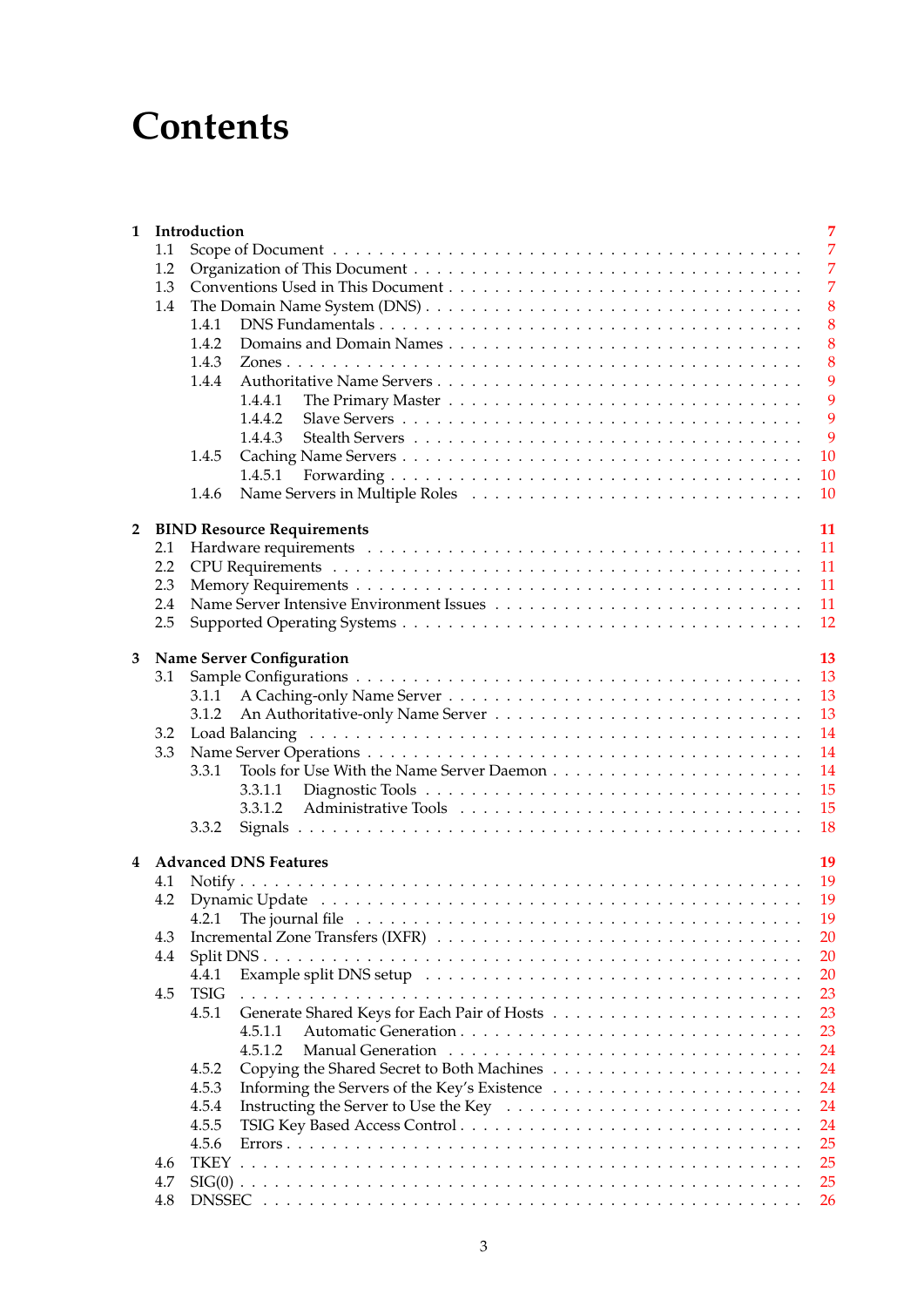# Contents

- **1 Introduction** — 7
  - 1.1 Scope of Document — 7
  - 1.2 Organization of This Document — 7
  - 1.3 Conventions Used in This Document — 7
  - 1.4 The Domain Name System (DNS) — 8
    - 1.4.1 DNS Fundamentals — 8
    - 1.4.2 Domains and Domain Names — 8
    - 1.4.3 Zones — 8
    - 1.4.4 Authoritative Name Servers — 9
      - 1.4.4.1 The Primary Master — 9
      - 1.4.4.2 Slave Servers — 9
      - 1.4.4.3 Stealth Servers — 9
    - 1.4.5 Caching Name Servers — 10
      - 1.4.5.1 Forwarding — 10
    - 1.4.6 Name Servers in Multiple Roles — 10

- **2 BIND Resource Requirements** — 11
  - 2.1 Hardware requirements — 11
  - 2.2 CPU Requirements — 11
  - 2.3 Memory Requirements — 11
  - 2.4 Name Server Intensive Environment Issues — 11
  - 2.5 Supported Operating Systems — 12

- **3 Name Server Configuration** — 13
  - 3.1 Sample Configurations — 13
    - 3.1.1 A Caching-only Name Server — 13
    - 3.1.2 An Authoritative-only Name Server — 13
  - 3.2 Load Balancing — 14
  - 3.3 Name Server Operations — 14
    - 3.3.1 Tools for Use With the Name Server Daemon — 14
      - 3.3.1.1 Diagnostic Tools — 15
      - 3.3.1.2 Administrative Tools — 15
    - 3.3.2 Signals — 18

- **4 Advanced DNS Features** — 19
  - 4.1 Notify — 19
  - 4.2 Dynamic Update — 19
    - 4.2.1 The journal file — 19
  - 4.3 Incremental Zone Transfers (IXFR) — 20
  - 4.4 Split DNS — 20
    - 4.4.1 Example split DNS setup — 20
  - 4.5 TSIG — 23
    - 4.5.1 Generate Shared Keys for Each Pair of Hosts — 23
      - 4.5.1.1 Automatic Generation — 23
      - 4.5.1.2 Manual Generation — 24
    - 4.5.2 Copying the Shared Secret to Both Machines — 24
    - 4.5.3 Informing the Servers of the Key's Existence — 24
    - 4.5.4 Instructing the Server to Use the Key — 24
    - 4.5.5 TSIG Key Based Access Control — 24
    - 4.5.6 Errors — 25
  - 4.6 TKEY — 25
  - 4.7 SIG(0) — 25
  - 4.8 DNSSEC — 26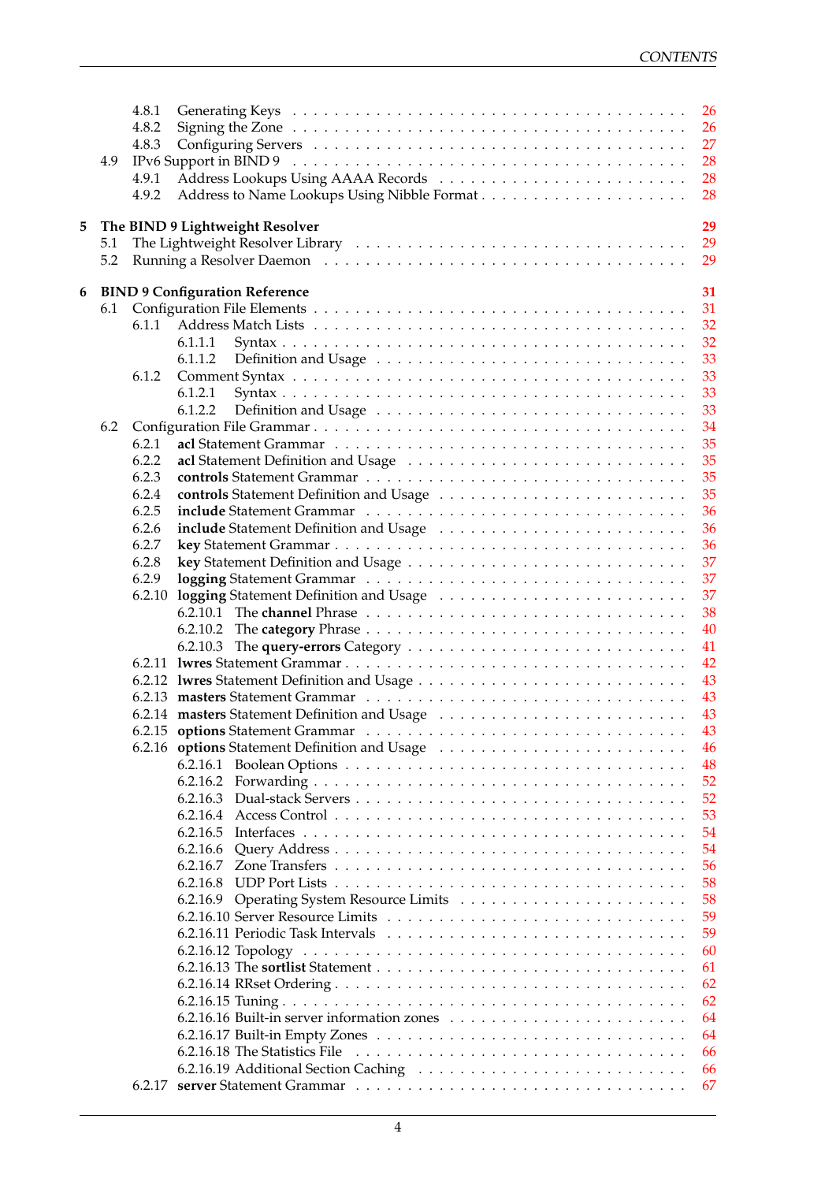- 4.8.1 Generating Keys . . . . . 26
- 4.8.2 Signing the Zone . . . . . 26
- 4.8.3 Configuring Servers . . . . . 27
- 4.9 IPv6 Support in BIND 9 . . . . . 28
  - 4.9.1 Address Lookups Using AAAA Records . . . . . 28
  - 4.9.2 Address to Name Lookups Using Nibble Format . . . . . 28

**5 The BIND 9 Lightweight Resolver** . . . . . **29**
- 5.1 The Lightweight Resolver Library . . . . . 29
- 5.2 Running a Resolver Daemon . . . . . 29

**6 BIND 9 Configuration Reference** . . . . . **31**
- 6.1 Configuration File Elements . . . . . 31
  - 6.1.1 Address Match Lists . . . . . 32
    - 6.1.1.1 Syntax . . . . . 32
    - 6.1.1.2 Definition and Usage . . . . . 33
  - 6.1.2 Comment Syntax . . . . . 33
    - 6.1.2.1 Syntax . . . . . 33
    - 6.1.2.2 Definition and Usage . . . . . 33
- 6.2 Configuration File Grammar . . . . . 34
  - 6.2.1 **acl** Statement Grammar . . . . . 35
  - 6.2.2 **acl** Statement Definition and Usage . . . . . 35
  - 6.2.3 **controls** Statement Grammar . . . . . 35
  - 6.2.4 **controls** Statement Definition and Usage . . . . . 35
  - 6.2.5 **include** Statement Grammar . . . . . 36
  - 6.2.6 **include** Statement Definition and Usage . . . . . 36
  - 6.2.7 **key** Statement Grammar . . . . . 36
  - 6.2.8 **key** Statement Definition and Usage . . . . . 37
  - 6.2.9 **logging** Statement Grammar . . . . . 37
  - 6.2.10 **logging** Statement Definition and Usage . . . . . 37
    - 6.2.10.1 The **channel** Phrase . . . . . 38
    - 6.2.10.2 The **category** Phrase . . . . . 40
    - 6.2.10.3 The **query-errors** Category . . . . . 41
  - 6.2.11 **lwres** Statement Grammar . . . . . 42
  - 6.2.12 **lwres** Statement Definition and Usage . . . . . 43
  - 6.2.13 **masters** Statement Grammar . . . . . 43
  - 6.2.14 **masters** Statement Definition and Usage . . . . . 43
  - 6.2.15 **options** Statement Grammar . . . . . 43
  - 6.2.16 **options** Statement Definition and Usage . . . . . 46
    - 6.2.16.1 Boolean Options . . . . . 48
    - 6.2.16.2 Forwarding . . . . . 52
    - 6.2.16.3 Dual-stack Servers . . . . . 52
    - 6.2.16.4 Access Control . . . . . 53
    - 6.2.16.5 Interfaces . . . . . 54
    - 6.2.16.6 Query Address . . . . . 54
    - 6.2.16.7 Zone Transfers . . . . . 56
    - 6.2.16.8 UDP Port Lists . . . . . 58
    - 6.2.16.9 Operating System Resource Limits . . . . . 58
    - 6.2.16.10 Server Resource Limits . . . . . 59
    - 6.2.16.11 Periodic Task Intervals . . . . . 59
    - 6.2.16.12 Topology . . . . . 60
    - 6.2.16.13 The **sortlist** Statement . . . . . 61
    - 6.2.16.14 RRset Ordering . . . . . 62
    - 6.2.16.15 Tuning . . . . . 62
    - 6.2.16.16 Built-in server information zones . . . . . 64
    - 6.2.16.17 Built-in Empty Zones . . . . . 64
    - 6.2.16.18 The Statistics File . . . . . 66
    - 6.2.16.19 Additional Section Caching . . . . . 66
  - 6.2.17 **server** Statement Grammar . . . . . 67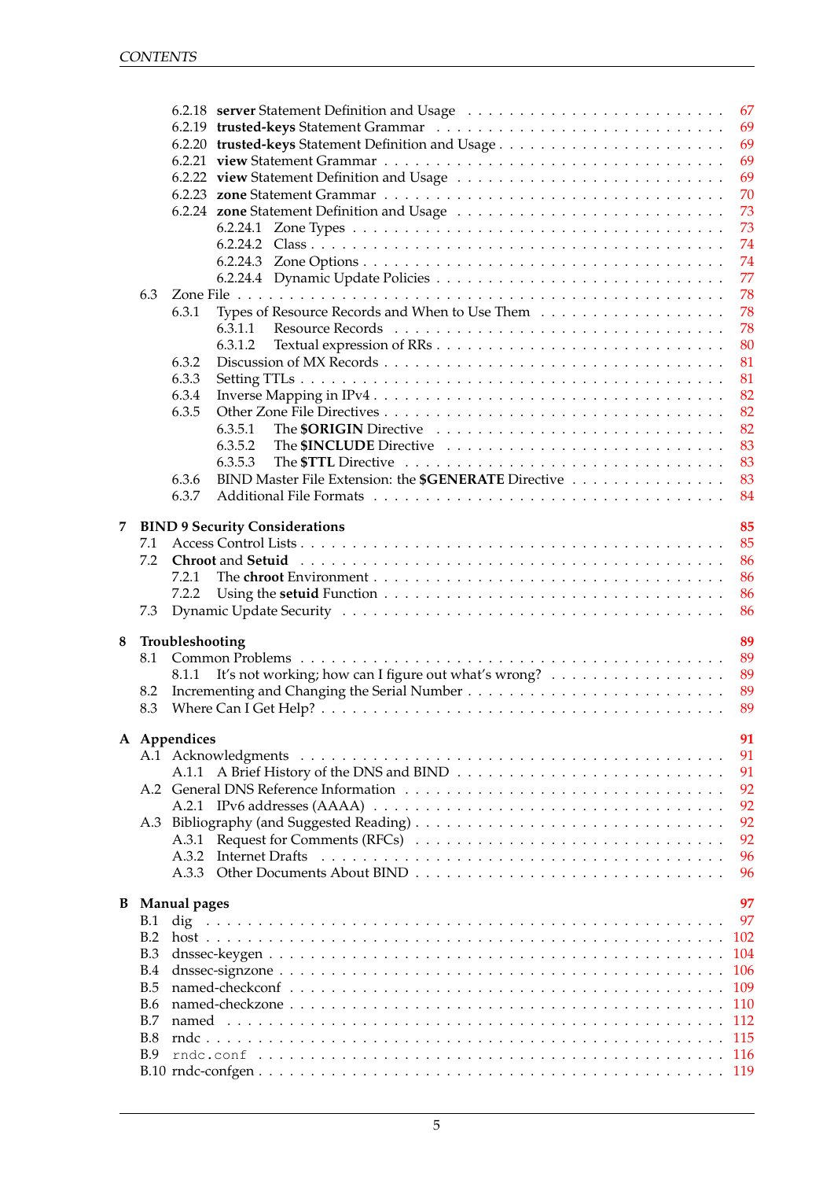6.2.18 **server** Statement Definition and Usage . . . 67
6.2.19 **trusted-keys** Statement Grammar . . . 69
6.2.20 **trusted-keys** Statement Definition and Usage . . . 69
6.2.21 **view** Statement Grammar . . . 69
6.2.22 **view** Statement Definition and Usage . . . 69
6.2.23 **zone** Statement Grammar . . . 70
6.2.24 **zone** Statement Definition and Usage . . . 73
6.2.24.1 Zone Types . . . 73
6.2.24.2 Class . . . 74
6.2.24.3 Zone Options . . . 74
6.2.24.4 Dynamic Update Policies . . . 77
6.3 Zone File . . . 78
6.3.1 Types of Resource Records and When to Use Them . . . 78
6.3.1.1 Resource Records . . . 78
6.3.1.2 Textual expression of RRs . . . 80
6.3.2 Discussion of MX Records . . . 81
6.3.3 Setting TTLs . . . 81
6.3.4 Inverse Mapping in IPv4 . . . 82
6.3.5 Other Zone File Directives . . . 82
6.3.5.1 The **$ORIGIN** Directive . . . 82
6.3.5.2 The **$INCLUDE** Directive . . . 83
6.3.5.3 The **$TTL** Directive . . . 83
6.3.6 BIND Master File Extension: the **$GENERATE** Directive . . . 83
6.3.7 Additional File Formats . . . 84

**7 BIND 9 Security Considerations** **85**
7.1 Access Control Lists . . . 85
7.2 **Chroot** and **Setuid** . . . 86
7.2.1 The **chroot** Environment . . . 86
7.2.2 Using the **setuid** Function . . . 86
7.3 Dynamic Update Security . . . 86

**8 Troubleshooting** **89**
8.1 Common Problems . . . 89
8.1.1 It's not working; how can I figure out what's wrong? . . . 89
8.2 Incrementing and Changing the Serial Number . . . 89
8.3 Where Can I Get Help? . . . 89

**A Appendices** **91**
A.1 Acknowledgments . . . 91
A.1.1 A Brief History of the DNS and BIND . . . 91
A.2 General DNS Reference Information . . . 92
A.2.1 IPv6 addresses (AAAA) . . . 92
A.3 Bibliography (and Suggested Reading) . . . 92
A.3.1 Request for Comments (RFCs) . . . 92
A.3.2 Internet Drafts . . . 96
A.3.3 Other Documents About BIND . . . 96

**B Manual pages** **97**
B.1 dig . . . 97
B.2 host . . . 102
B.3 dnssec-keygen . . . 104
B.4 dnssec-signzone . . . 106
B.5 named-checkconf . . . 109
B.6 named-checkzone . . . 110
B.7 named . . . 112
B.8 rndc . . . 115
B.9 `rndc.conf` . . . 116
B.10 rndc-confgen . . . 119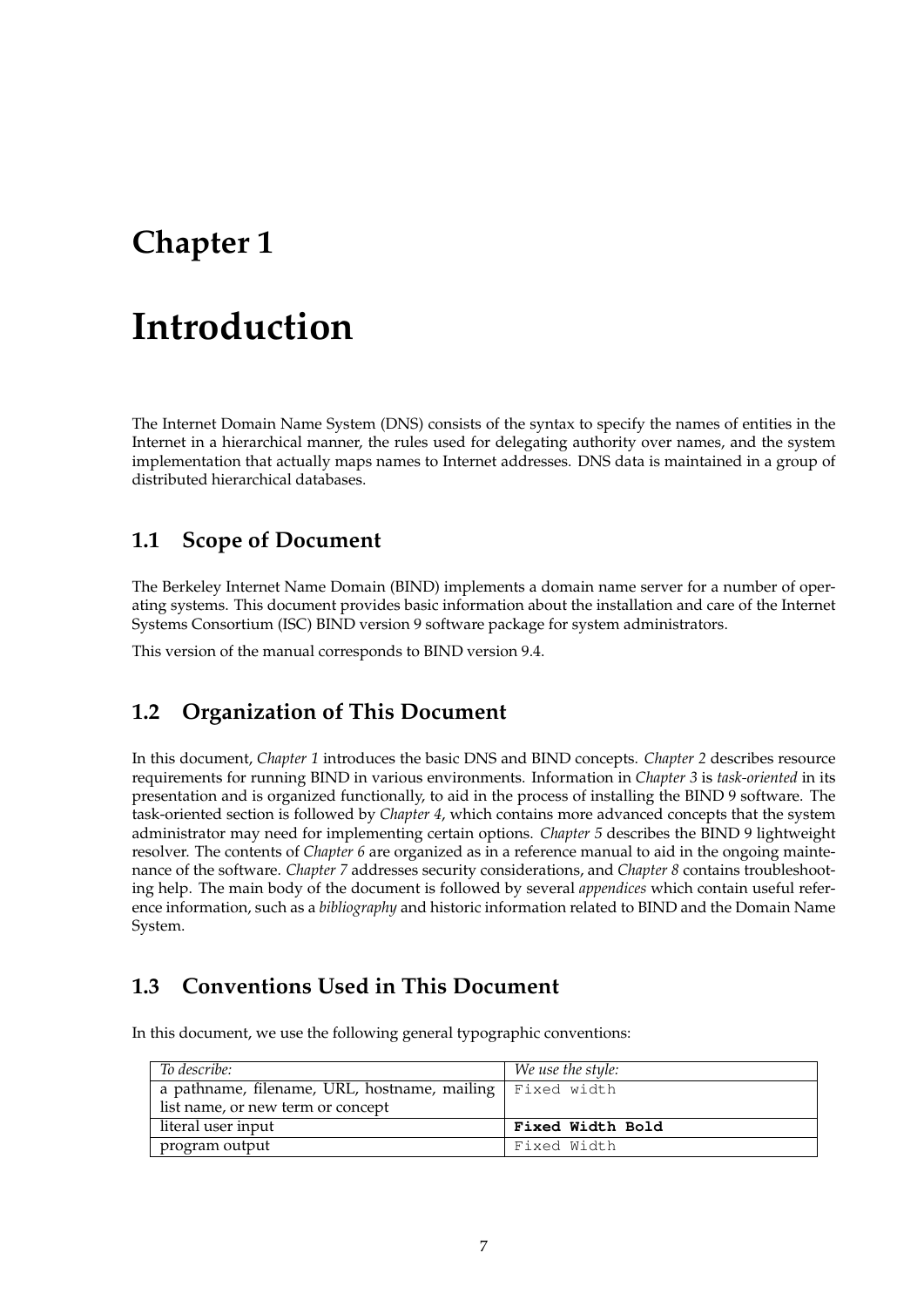# Chapter 1

# Introduction

The Internet Domain Name System (DNS) consists of the syntax to specify the names of entities in the Internet in a hierarchical manner, the rules used for delegating authority over names, and the system implementation that actually maps names to Internet addresses. DNS data is maintained in a group of distributed hierarchical databases.

## 1.1 Scope of Document

The Berkeley Internet Name Domain (BIND) implements a domain name server for a number of operating systems. This document provides basic information about the installation and care of the Internet Systems Consortium (ISC) BIND version 9 software package for system administrators.

This version of the manual corresponds to BIND version 9.4.

## 1.2 Organization of This Document

In this document, *Chapter 1* introduces the basic DNS and BIND concepts. *Chapter 2* describes resource requirements for running BIND in various environments. Information in *Chapter 3* is *task-oriented* in its presentation and is organized functionally, to aid in the process of installing the BIND 9 software. The task-oriented section is followed by *Chapter 4*, which contains more advanced concepts that the system administrator may need for implementing certain options. *Chapter 5* describes the BIND 9 lightweight resolver. The contents of *Chapter 6* are organized as in a reference manual to aid in the ongoing maintenance of the software. *Chapter 7* addresses security considerations, and *Chapter 8* contains troubleshooting help. The main body of the document is followed by several *appendices* which contain useful reference information, such as a *bibliography* and historic information related to BIND and the Domain Name System.

## 1.3 Conventions Used in This Document

In this document, we use the following general typographic conventions:

| *To describe:* | *We use the style:* |
|---|---|
| a pathname, filename, URL, hostname, mailing list name, or new term or concept | `Fixed width` |
| literal user input | **`Fixed Width Bold`** |
| program output | `Fixed Width` |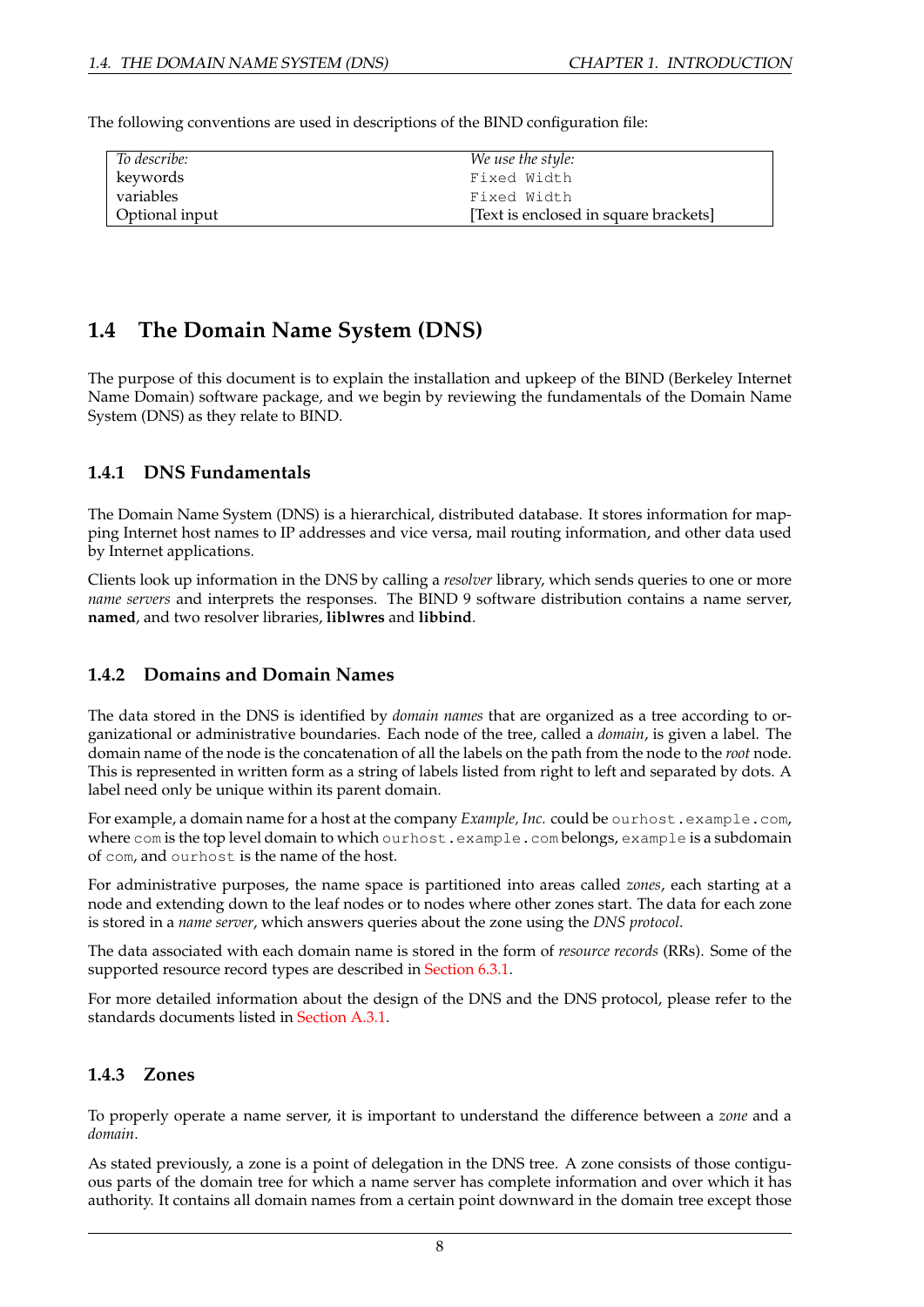The following conventions are used in descriptions of the BIND configuration file:

| *To describe:* | *We use the style:* |
| --- | --- |
| keywords | `Fixed Width` |
| variables | `Fixed Width` |
| Optional input | [Text is enclosed in square brackets] |

## 1.4 The Domain Name System (DNS)

The purpose of this document is to explain the installation and upkeep of the BIND (Berkeley Internet Name Domain) software package, and we begin by reviewing the fundamentals of the Domain Name System (DNS) as they relate to BIND.

### 1.4.1 DNS Fundamentals

The Domain Name System (DNS) is a hierarchical, distributed database. It stores information for mapping Internet host names to IP addresses and vice versa, mail routing information, and other data used by Internet applications.

Clients look up information in the DNS by calling a *resolver* library, which sends queries to one or more *name servers* and interprets the responses. The BIND 9 software distribution contains a name server, **named**, and two resolver libraries, **liblwres** and **libbind**.

### 1.4.2 Domains and Domain Names

The data stored in the DNS is identified by *domain names* that are organized as a tree according to organizational or administrative boundaries. Each node of the tree, called a *domain*, is given a label. The domain name of the node is the concatenation of all the labels on the path from the node to the *root* node. This is represented in written form as a string of labels listed from right to left and separated by dots. A label need only be unique within its parent domain.

For example, a domain name for a host at the company *Example, Inc.* could be `ourhost.example.com`, where `com` is the top level domain to which `ourhost.example.com` belongs, `example` is a subdomain of `com`, and `ourhost` is the name of the host.

For administrative purposes, the name space is partitioned into areas called *zones*, each starting at a node and extending down to the leaf nodes or to nodes where other zones start. The data for each zone is stored in a *name server*, which answers queries about the zone using the *DNS protocol*.

The data associated with each domain name is stored in the form of *resource records* (RRs). Some of the supported resource record types are described in Section 6.3.1.

For more detailed information about the design of the DNS and the DNS protocol, please refer to the standards documents listed in Section A.3.1.

### 1.4.3 Zones

To properly operate a name server, it is important to understand the difference between a *zone* and a *domain*.

As stated previously, a zone is a point of delegation in the DNS tree. A zone consists of those contiguous parts of the domain tree for which a name server has complete information and over which it has authority. It contains all domain names from a certain point downward in the domain tree except those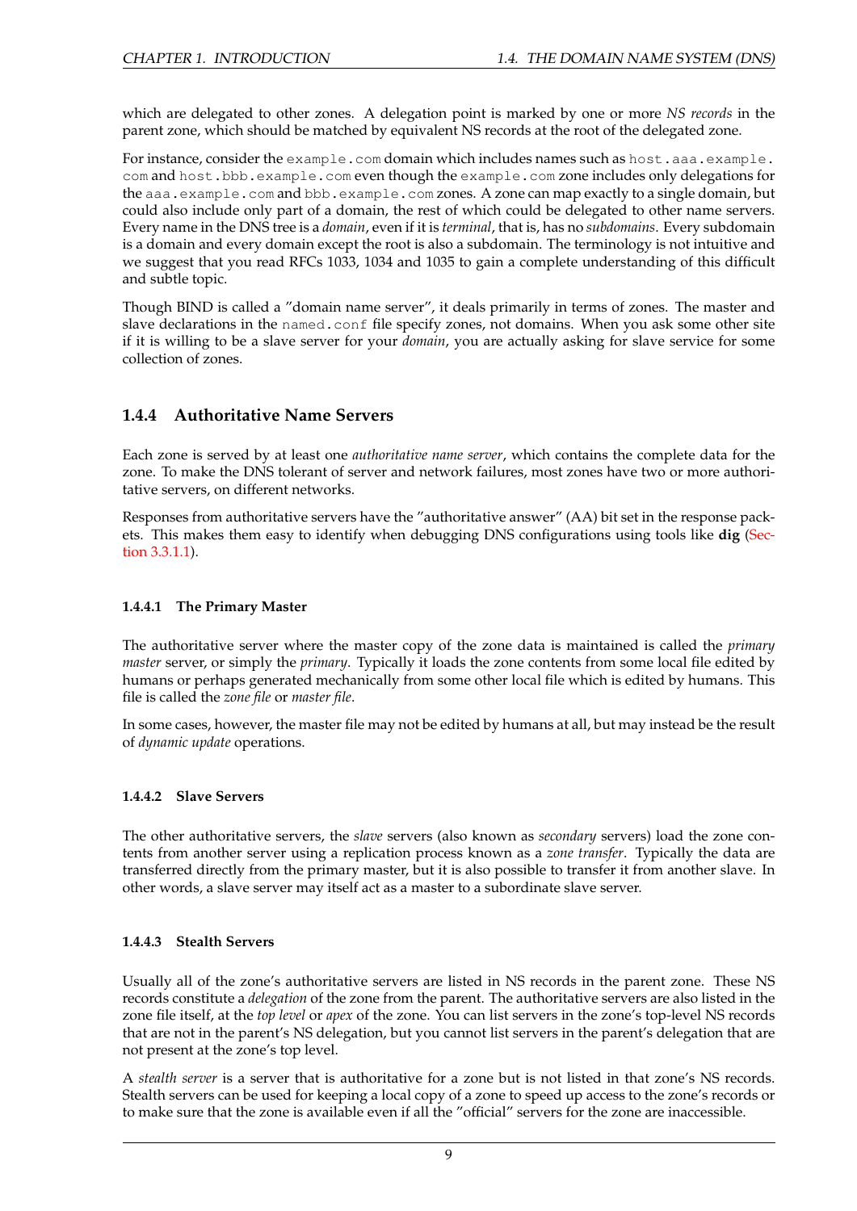which are delegated to other zones. A delegation point is marked by one or more *NS records* in the parent zone, which should be matched by equivalent NS records at the root of the delegated zone.

For instance, consider the `example.com` domain which includes names such as `host.aaa.example.com` and `host.bbb.example.com` even though the `example.com` zone includes only delegations for the `aaa.example.com` and `bbb.example.com` zones. A zone can map exactly to a single domain, but could also include only part of a domain, the rest of which could be delegated to other name servers. Every name in the DNS tree is a *domain*, even if it is *terminal*, that is, has no *subdomains*. Every subdomain is a domain and every domain except the root is also a subdomain. The terminology is not intuitive and we suggest that you read RFCs 1033, 1034 and 1035 to gain a complete understanding of this difficult and subtle topic.

Though BIND is called a "domain name server", it deals primarily in terms of zones. The master and slave declarations in the `named.conf` file specify zones, not domains. When you ask some other site if it is willing to be a slave server for your *domain*, you are actually asking for slave service for some collection of zones.

### 1.4.4 Authoritative Name Servers

Each zone is served by at least one *authoritative name server*, which contains the complete data for the zone. To make the DNS tolerant of server and network failures, most zones have two or more authoritative servers, on different networks.

Responses from authoritative servers have the "authoritative answer" (AA) bit set in the response packets. This makes them easy to identify when debugging DNS configurations using tools like **dig** (Section 3.3.1.1).

#### 1.4.4.1 The Primary Master

The authoritative server where the master copy of the zone data is maintained is called the *primary master* server, or simply the *primary*. Typically it loads the zone contents from some local file edited by humans or perhaps generated mechanically from some other local file which is edited by humans. This file is called the *zone file* or *master file*.

In some cases, however, the master file may not be edited by humans at all, but may instead be the result of *dynamic update* operations.

#### 1.4.4.2 Slave Servers

The other authoritative servers, the *slave* servers (also known as *secondary* servers) load the zone contents from another server using a replication process known as a *zone transfer*. Typically the data are transferred directly from the primary master, but it is also possible to transfer it from another slave. In other words, a slave server may itself act as a master to a subordinate slave server.

#### 1.4.4.3 Stealth Servers

Usually all of the zone's authoritative servers are listed in NS records in the parent zone. These NS records constitute a *delegation* of the zone from the parent. The authoritative servers are also listed in the zone file itself, at the *top level* or *apex* of the zone. You can list servers in the zone's top-level NS records that are not in the parent's NS delegation, but you cannot list servers in the parent's delegation that are not present at the zone's top level.

A *stealth server* is a server that is authoritative for a zone but is not listed in that zone's NS records. Stealth servers can be used for keeping a local copy of a zone to speed up access to the zone's records or to make sure that the zone is available even if all the "official" servers for the zone are inaccessible.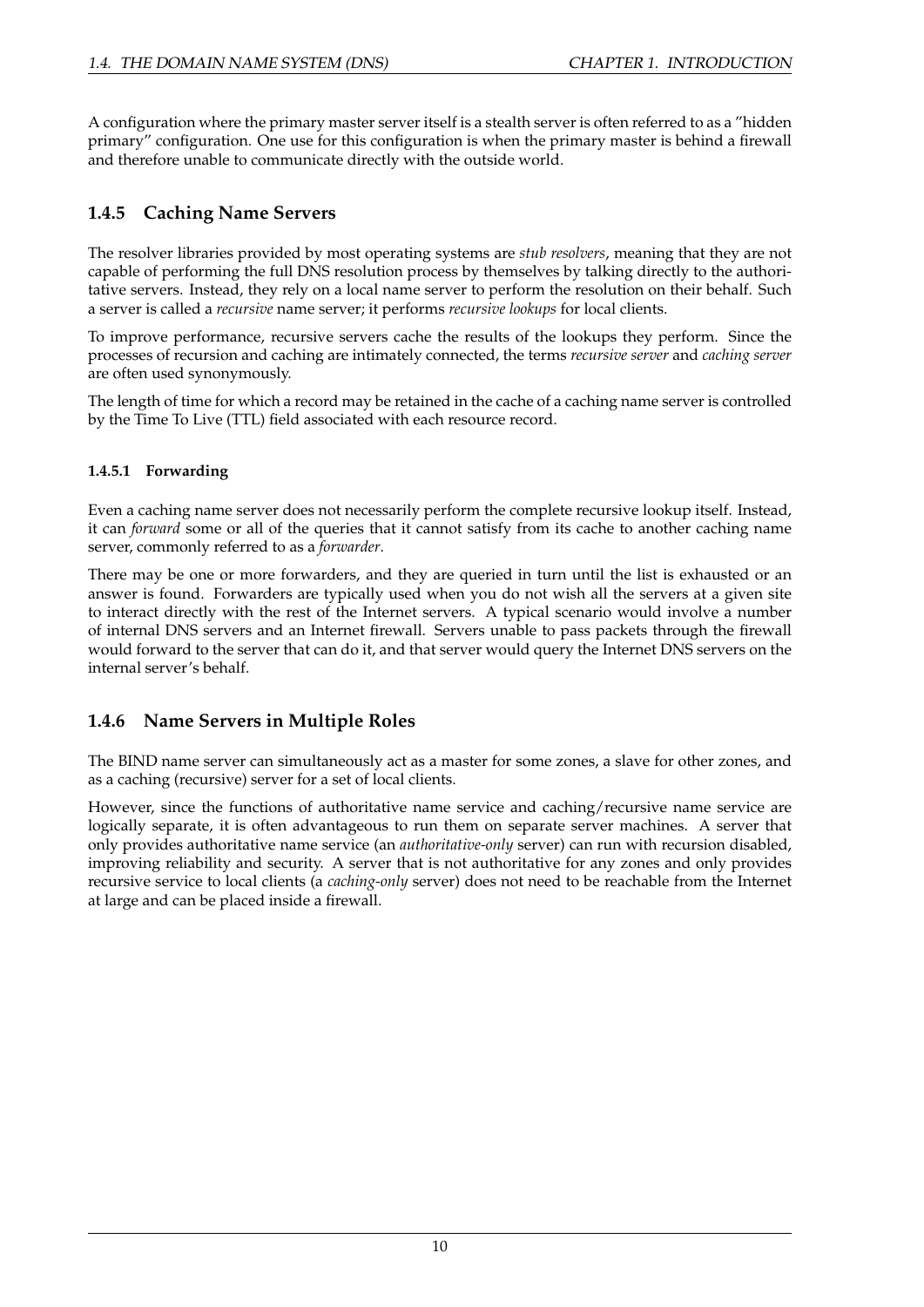A configuration where the primary master server itself is a stealth server is often referred to as a "hidden primary" configuration. One use for this configuration is when the primary master is behind a firewall and therefore unable to communicate directly with the outside world.

### 1.4.5 Caching Name Servers

The resolver libraries provided by most operating systems are *stub resolvers*, meaning that they are not capable of performing the full DNS resolution process by themselves by talking directly to the authoritative servers. Instead, they rely on a local name server to perform the resolution on their behalf. Such a server is called a *recursive* name server; it performs *recursive lookups* for local clients.

To improve performance, recursive servers cache the results of the lookups they perform. Since the processes of recursion and caching are intimately connected, the terms *recursive server* and *caching server* are often used synonymously.

The length of time for which a record may be retained in the cache of a caching name server is controlled by the Time To Live (TTL) field associated with each resource record.

#### 1.4.5.1 Forwarding

Even a caching name server does not necessarily perform the complete recursive lookup itself. Instead, it can *forward* some or all of the queries that it cannot satisfy from its cache to another caching name server, commonly referred to as a *forwarder*.

There may be one or more forwarders, and they are queried in turn until the list is exhausted or an answer is found. Forwarders are typically used when you do not wish all the servers at a given site to interact directly with the rest of the Internet servers. A typical scenario would involve a number of internal DNS servers and an Internet firewall. Servers unable to pass packets through the firewall would forward to the server that can do it, and that server would query the Internet DNS servers on the internal server's behalf.

### 1.4.6 Name Servers in Multiple Roles

The BIND name server can simultaneously act as a master for some zones, a slave for other zones, and as a caching (recursive) server for a set of local clients.

However, since the functions of authoritative name service and caching/recursive name service are logically separate, it is often advantageous to run them on separate server machines. A server that only provides authoritative name service (an *authoritative-only* server) can run with recursion disabled, improving reliability and security. A server that is not authoritative for any zones and only provides recursive service to local clients (a *caching-only* server) does not need to be reachable from the Internet at large and can be placed inside a firewall.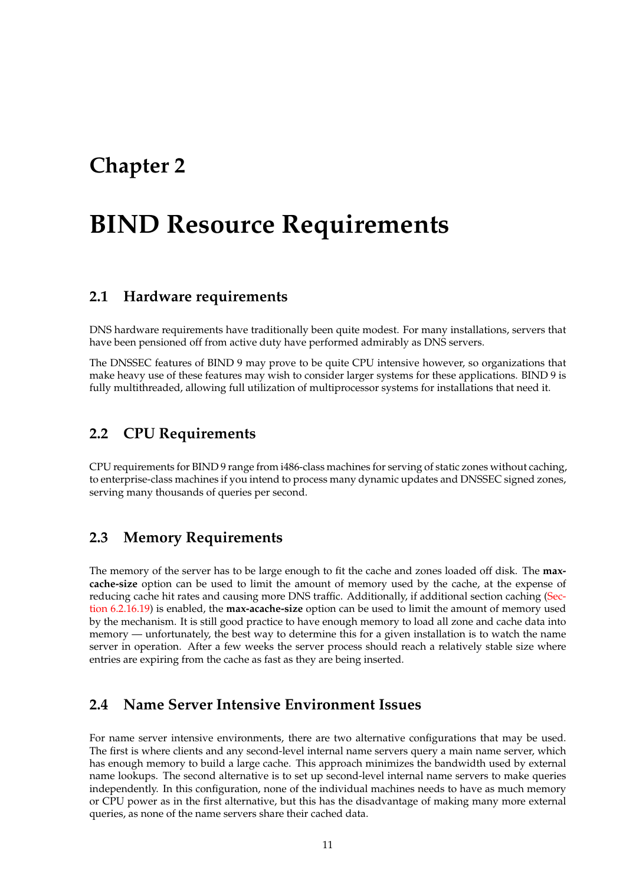# Chapter 2

# BIND Resource Requirements

## 2.1 Hardware requirements

DNS hardware requirements have traditionally been quite modest. For many installations, servers that have been pensioned off from active duty have performed admirably as DNS servers.

The DNSSEC features of BIND 9 may prove to be quite CPU intensive however, so organizations that make heavy use of these features may wish to consider larger systems for these applications. BIND 9 is fully multithreaded, allowing full utilization of multiprocessor systems for installations that need it.

## 2.2 CPU Requirements

CPU requirements for BIND 9 range from i486-class machines for serving of static zones without caching, to enterprise-class machines if you intend to process many dynamic updates and DNSSEC signed zones, serving many thousands of queries per second.

## 2.3 Memory Requirements

The memory of the server has to be large enough to fit the cache and zones loaded off disk. The **max-cache-size** option can be used to limit the amount of memory used by the cache, at the expense of reducing cache hit rates and causing more DNS traffic. Additionally, if additional section caching (Section 6.2.16.19) is enabled, the **max-acache-size** option can be used to limit the amount of memory used by the mechanism. It is still good practice to have enough memory to load all zone and cache data into memory — unfortunately, the best way to determine this for a given installation is to watch the name server in operation. After a few weeks the server process should reach a relatively stable size where entries are expiring from the cache as fast as they are being inserted.

## 2.4 Name Server Intensive Environment Issues

For name server intensive environments, there are two alternative configurations that may be used. The first is where clients and any second-level internal name servers query a main name server, which has enough memory to build a large cache. This approach minimizes the bandwidth used by external name lookups. The second alternative is to set up second-level internal name servers to make queries independently. In this configuration, none of the individual machines needs to have as much memory or CPU power as in the first alternative, but this has the disadvantage of making many more external queries, as none of the name servers share their cached data.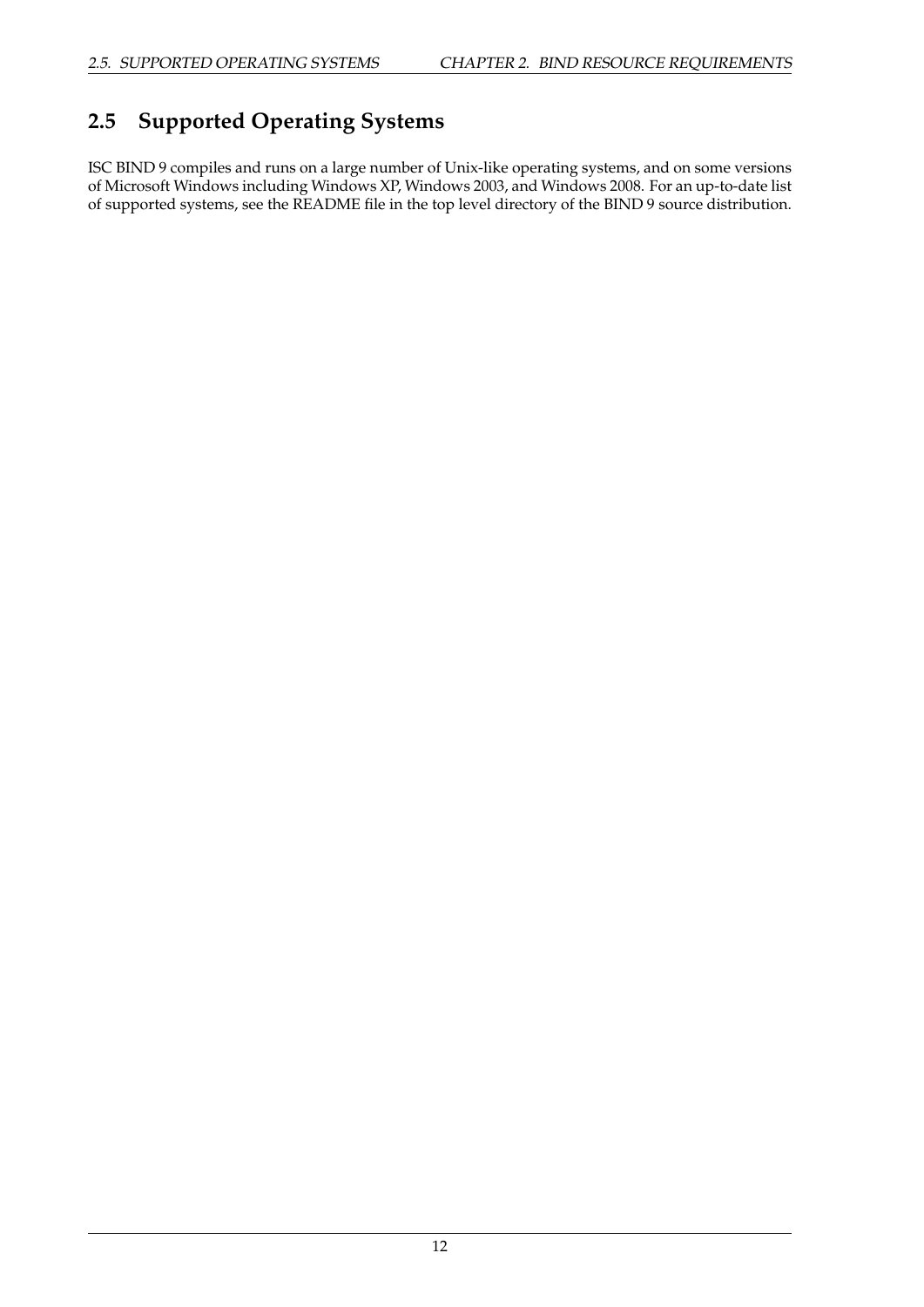## 2.5 Supported Operating Systems

ISC BIND 9 compiles and runs on a large number of Unix-like operating systems, and on some versions of Microsoft Windows including Windows XP, Windows 2003, and Windows 2008. For an up-to-date list of supported systems, see the README file in the top level directory of the BIND 9 source distribution.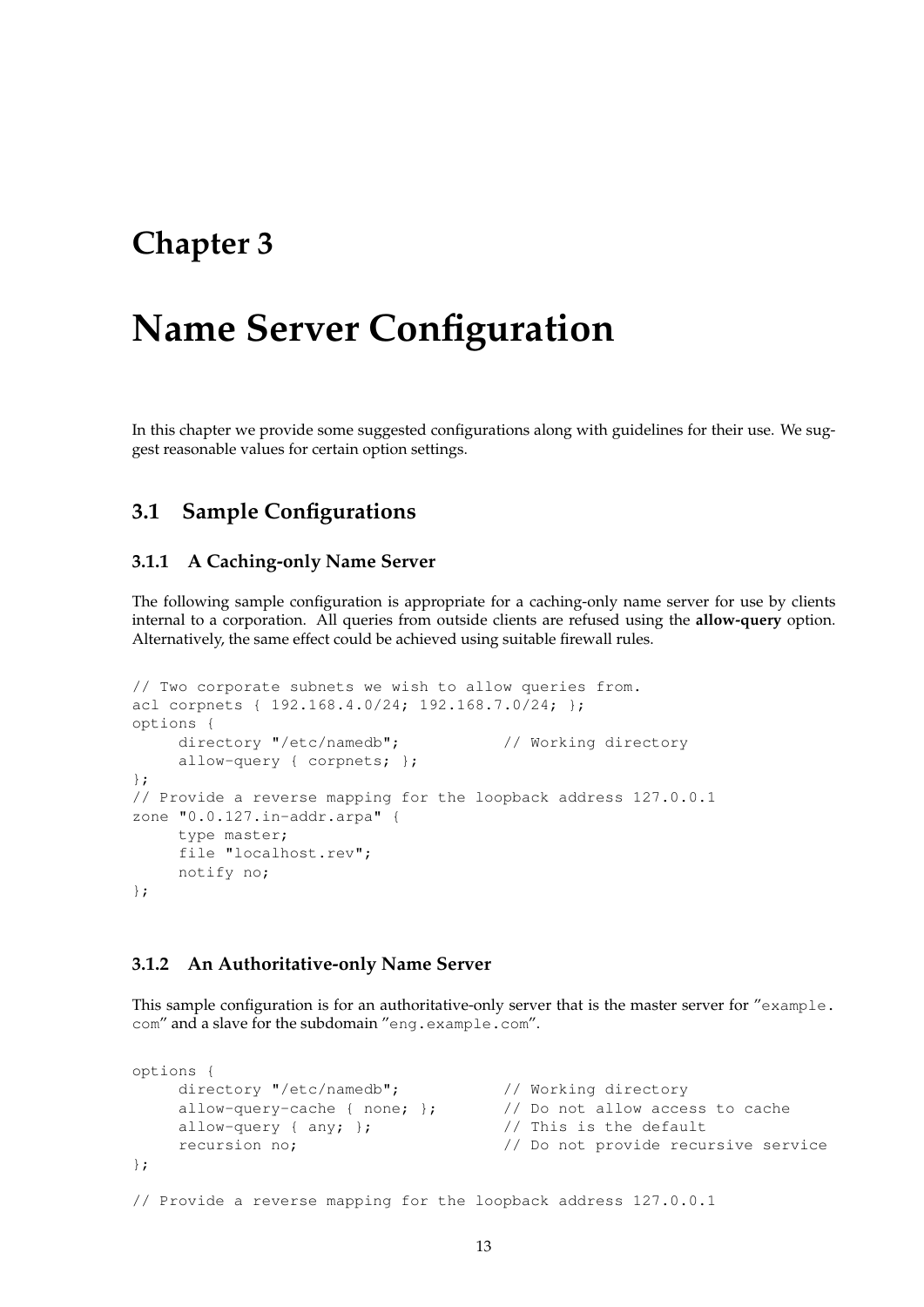# Chapter 3

# Name Server Configuration

In this chapter we provide some suggested configurations along with guidelines for their use. We suggest reasonable values for certain option settings.

## 3.1 Sample Configurations

### 3.1.1 A Caching-only Name Server

The following sample configuration is appropriate for a caching-only name server for use by clients internal to a corporation. All queries from outside clients are refused using the **allow-query** option. Alternatively, the same effect could be achieved using suitable firewall rules.

```
// Two corporate subnets we wish to allow queries from.
acl corpnets { 192.168.4.0/24; 192.168.7.0/24; };
options {
     directory "/etc/namedb";           // Working directory
     allow-query { corpnets; };
};
// Provide a reverse mapping for the loopback address 127.0.0.1
zone "0.0.127.in-addr.arpa" {
     type master;
     file "localhost.rev";
     notify no;
};
```

### 3.1.2 An Authoritative-only Name Server

This sample configuration is for an authoritative-only server that is the master server for "`example.com`" and a slave for the subdomain "`eng.example.com`".

```
options {
     directory "/etc/namedb";           // Working directory
     allow-query-cache { none; };       // Do not allow access to cache
     allow-query { any; };              // This is the default
     recursion no;                      // Do not provide recursive service
};

// Provide a reverse mapping for the loopback address 127.0.0.1
```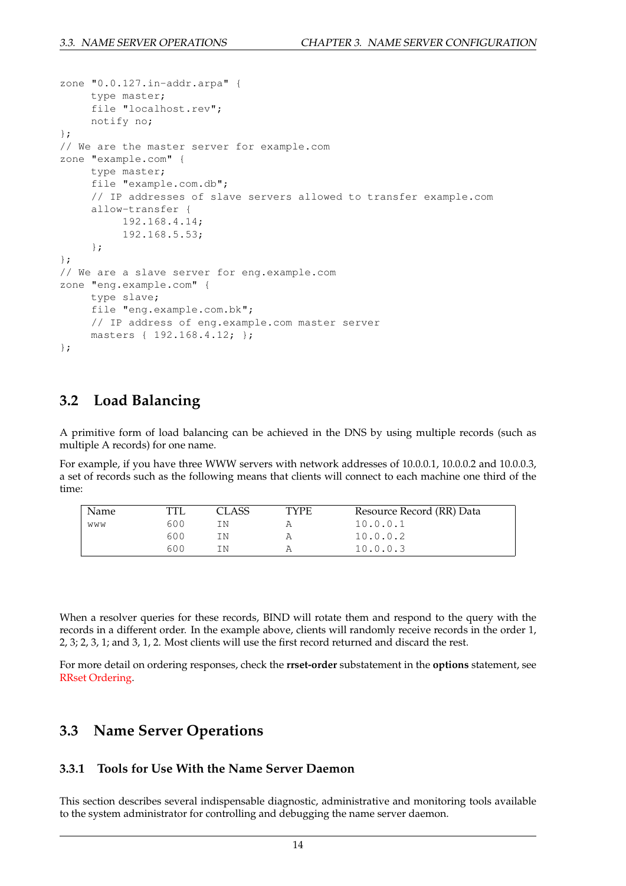```
zone "0.0.127.in-addr.arpa" {
     type master;
     file "localhost.rev";
     notify no;
};
// We are the master server for example.com
zone "example.com" {
     type master;
     file "example.com.db";
     // IP addresses of slave servers allowed to transfer example.com
     allow-transfer {
          192.168.4.14;
          192.168.5.53;
     };
};
// We are a slave server for eng.example.com
zone "eng.example.com" {
     type slave;
     file "eng.example.com.bk";
     // IP address of eng.example.com master server
     masters { 192.168.4.12; };
};
```

## 3.2 Load Balancing

A primitive form of load balancing can be achieved in the DNS by using multiple records (such as multiple A records) for one name.

For example, if you have three WWW servers with network addresses of 10.0.0.1, 10.0.0.2 and 10.0.0.3, a set of records such as the following means that clients will connect to each machine one third of the time:

| Name | TTL | CLASS | TYPE | Resource Record (RR) Data |
|---|---|---|---|---|
| www | 600 | IN | A | 10.0.0.1 |
| | 600 | IN | A | 10.0.0.2 |
| | 600 | IN | A | 10.0.0.3 |

When a resolver queries for these records, BIND will rotate them and respond to the query with the records in a different order. In the example above, clients will randomly receive records in the order 1, 2, 3; 2, 3, 1; and 3, 1, 2. Most clients will use the first record returned and discard the rest.

For more detail on ordering responses, check the **rrset-order** substatement in the **options** statement, see RRset Ordering.

## 3.3 Name Server Operations

### 3.3.1 Tools for Use With the Name Server Daemon

This section describes several indispensable diagnostic, administrative and monitoring tools available to the system administrator for controlling and debugging the name server daemon.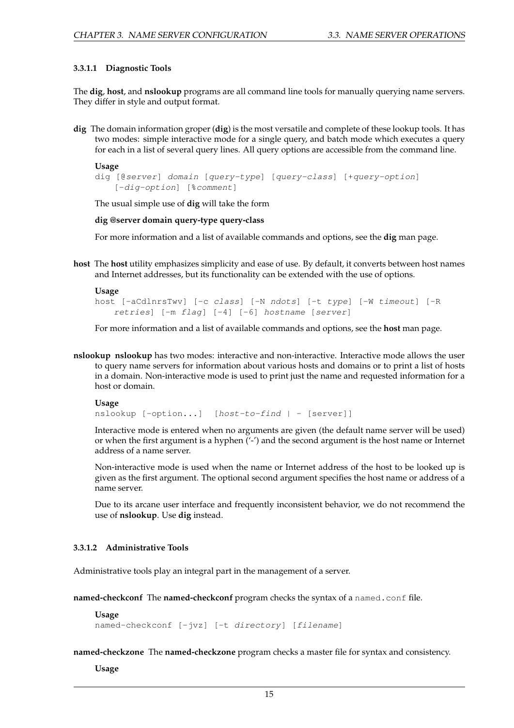#### 3.3.1.1 Diagnostic Tools

The **dig**, **host**, and **nslookup** programs are all command line tools for manually querying name servers. They differ in style and output format.

**dig** The domain information groper (**dig**) is the most versatile and complete of these lookup tools. It has two modes: simple interactive mode for a single query, and batch mode which executes a query for each in a list of several query lines. All query options are accessible from the command line.

**Usage**

```
dig [@server] domain [query-type] [query-class] [+query-option]
    [-dig-option] [%comment]
```

The usual simple use of **dig** will take the form

**dig @server domain query-type query-class**

For more information and a list of available commands and options, see the **dig** man page.

**host** The **host** utility emphasizes simplicity and ease of use. By default, it converts between host names and Internet addresses, but its functionality can be extended with the use of options.

**Usage**

```
host [-aCdlnrsTwv] [-c class] [-N ndots] [-t type] [-W timeout] [-R
    retries] [-m flag] [-4] [-6] hostname [server]
```

For more information and a list of available commands and options, see the **host** man page.

**nslookup** **nslookup** has two modes: interactive and non-interactive. Interactive mode allows the user to query name servers for information about various hosts and domains or to print a list of hosts in a domain. Non-interactive mode is used to print just the name and requested information for a host or domain.

**Usage**

```
nslookup [-option...]  [host-to-find | - [server]]
```

Interactive mode is entered when no arguments are given (the default name server will be used) or when the first argument is a hyphen ('-') and the second argument is the host name or Internet address of a name server.

Non-interactive mode is used when the name or Internet address of the host to be looked up is given as the first argument. The optional second argument specifies the host name or address of a name server.

Due to its arcane user interface and frequently inconsistent behavior, we do not recommend the use of **nslookup**. Use **dig** instead.

#### 3.3.1.2 Administrative Tools

Administrative tools play an integral part in the management of a server.

**named-checkconf** The **named-checkconf** program checks the syntax of a `named.conf` file.

**Usage**

```
named-checkconf [-jvz] [-t directory] [filename]
```

**named-checkzone** The **named-checkzone** program checks a master file for syntax and consistency.

**Usage**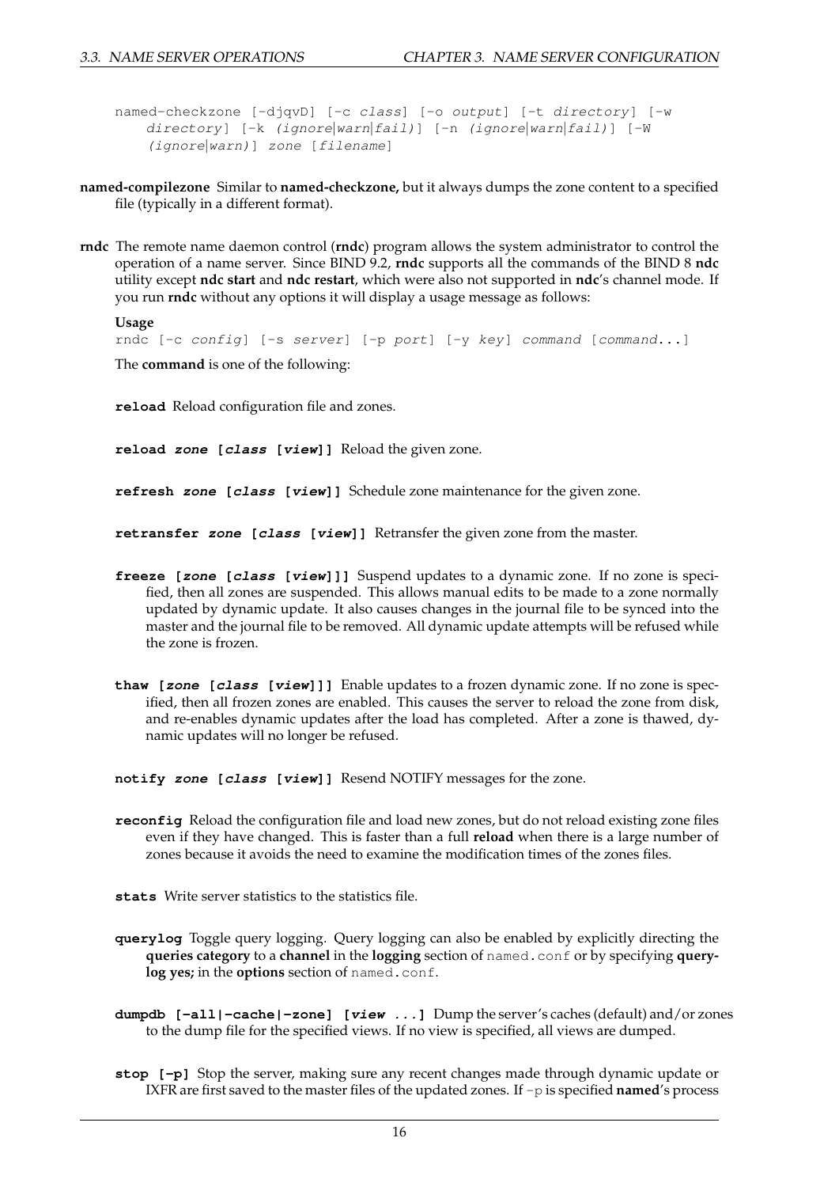```
named-checkzone [-djqvD] [-c class] [-o output] [-t directory] [-w
    directory] [-k (ignore|warn|fail)] [-n (ignore|warn|fail)] [-W
    (ignore|warn)] zone [filename]
```

**named-compilezone** Similar to **named-checkzone,** but it always dumps the zone content to a specified file (typically in a different format).

**rndc** The remote name daemon control (**rndc**) program allows the system administrator to control the operation of a name server. Since BIND 9.2, **rndc** supports all the commands of the BIND 8 **ndc** utility except **ndc start** and **ndc restart**, which were also not supported in **ndc**'s channel mode. If you run **rndc** without any options it will display a usage message as follows:

**Usage**

`rndc [-c config] [-s server] [-p port] [-y key] command [command...]`

The **command** is one of the following:

**`reload`** Reload configuration file and zones.

**`reload zone [class [view]]`** Reload the given zone.

**`refresh zone [class [view]]`** Schedule zone maintenance for the given zone.

**`retransfer zone [class [view]]`** Retransfer the given zone from the master.

**`freeze [zone [class [view]]]`** Suspend updates to a dynamic zone. If no zone is specified, then all zones are suspended. This allows manual edits to be made to a zone normally updated by dynamic update. It also causes changes in the journal file to be synced into the master and the journal file to be removed. All dynamic update attempts will be refused while the zone is frozen.

**`thaw [zone [class [view]]]`** Enable updates to a frozen dynamic zone. If no zone is specified, then all frozen zones are enabled. This causes the server to reload the zone from disk, and re-enables dynamic updates after the load has completed. After a zone is thawed, dynamic updates will no longer be refused.

**`notify zone [class [view]]`** Resend NOTIFY messages for the zone.

**`reconfig`** Reload the configuration file and load new zones, but do not reload existing zone files even if they have changed. This is faster than a full **reload** when there is a large number of zones because it avoids the need to examine the modification times of the zones files.

**`stats`** Write server statistics to the statistics file.

**`querylog`** Toggle query logging. Query logging can also be enabled by explicitly directing the **queries category** to a **channel** in the **logging** section of `named.conf` or by specifying **querylog yes;** in the **options** section of `named.conf`.

**`dumpdb [-all|-cache|-zone] [view ...]`** Dump the server's caches (default) and/or zones to the dump file for the specified views. If no view is specified, all views are dumped.

**`stop [-p]`** Stop the server, making sure any recent changes made through dynamic update or IXFR are first saved to the master files of the updated zones. If `-p` is specified **named**'s process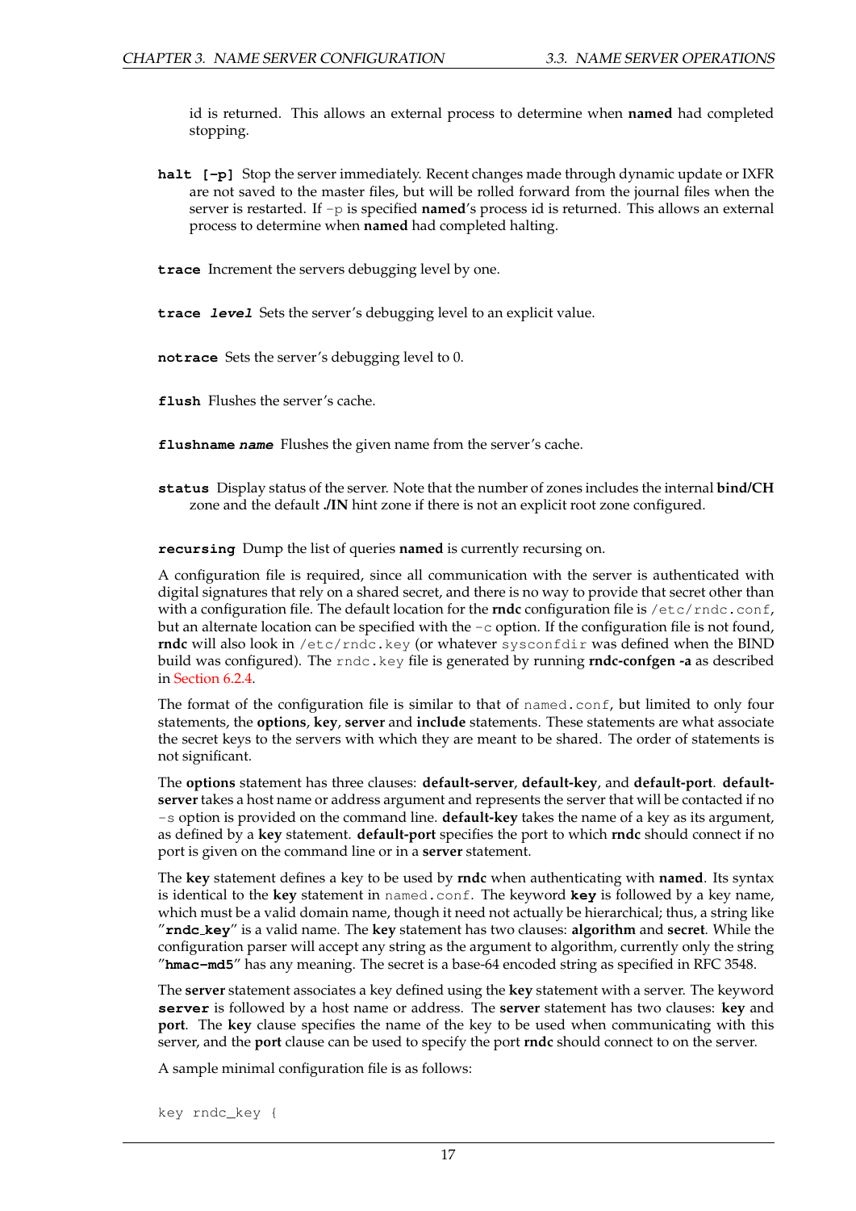id is returned. This allows an external process to determine when **named** had completed stopping.

**`halt [-p]`** Stop the server immediately. Recent changes made through dynamic update or IXFR are not saved to the master files, but will be rolled forward from the journal files when the server is restarted. If `-p` is specified **named**'s process id is returned. This allows an external process to determine when **named** had completed halting.

**`trace`** Increment the servers debugging level by one.

**`trace`** ***`level`*** Sets the server's debugging level to an explicit value.

**`notrace`** Sets the server's debugging level to 0.

**`flush`** Flushes the server's cache.

**`flushname`** ***`name`*** Flushes the given name from the server's cache.

**`status`** Display status of the server. Note that the number of zones includes the internal **bind/CH** zone and the default **./IN** hint zone if there is not an explicit root zone configured.

**`recursing`** Dump the list of queries **named** is currently recursing on.

A configuration file is required, since all communication with the server is authenticated with digital signatures that rely on a shared secret, and there is no way to provide that secret other than with a configuration file. The default location for the **rndc** configuration file is `/etc/rndc.conf`, but an alternate location can be specified with the `-c` option. If the configuration file is not found, **rndc** will also look in `/etc/rndc.key` (or whatever `sysconfdir` was defined when the BIND build was configured). The `rndc.key` file is generated by running **rndc-confgen -a** as described in Section 6.2.4.

The format of the configuration file is similar to that of `named.conf`, but limited to only four statements, the **options**, **key**, **server** and **include** statements. These statements are what associate the secret keys to the servers with which they are meant to be shared. The order of statements is not significant.

The **options** statement has three clauses: **default-server**, **default-key**, and **default-port**. **default-server** takes a host name or address argument and represents the server that will be contacted if no `-s` option is provided on the command line. **default-key** takes the name of a key as its argument, as defined by a **key** statement. **default-port** specifies the port to which **rndc** should connect if no port is given on the command line or in a **server** statement.

The **key** statement defines a key to be used by **rndc** when authenticating with **named**. Its syntax is identical to the **key** statement in `named.conf`. The keyword **`key`** is followed by a key name, which must be a valid domain name, though it need not actually be hierarchical; thus, a string like "**`rndc_key`**" is a valid name. The **key** statement has two clauses: **algorithm** and **secret**. While the configuration parser will accept any string as the argument to algorithm, currently only the string "**`hmac-md5`**" has any meaning. The secret is a base-64 encoded string as specified in RFC 3548.

The **server** statement associates a key defined using the **key** statement with a server. The keyword **`server`** is followed by a host name or address. The **server** statement has two clauses: **key** and **port**. The **key** clause specifies the name of the key to be used when communicating with this server, and the **port** clause can be used to specify the port **rndc** should connect to on the server.

A sample minimal configuration file is as follows:

```
key rndc_key {
```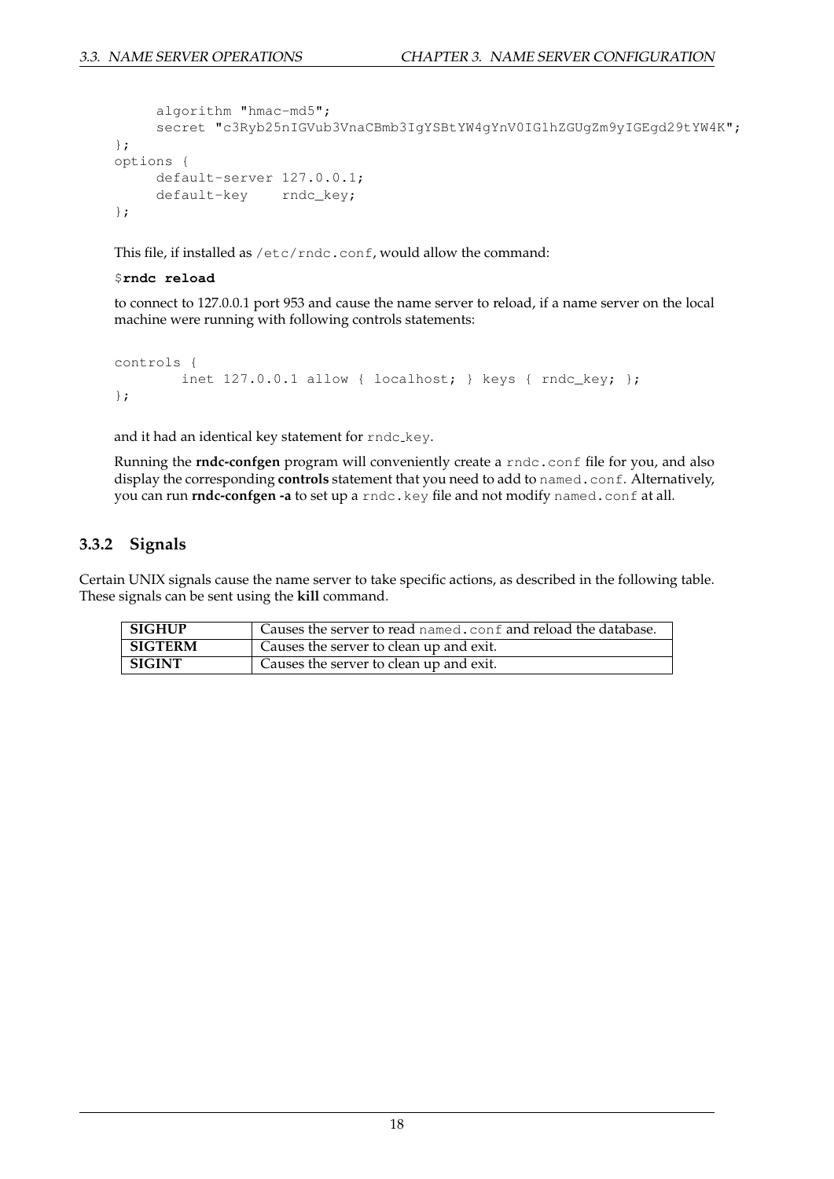```
    algorithm "hmac-md5";
    secret "c3Ryb25nIGVub3VnaCBmb3IgYSBtYW4gYnV0IG1hZGUgZm9yIGEgd29tYW4K";
};
options {
    default-server 127.0.0.1;
    default-key    rndc_key;
};
```

This file, if installed as `/etc/rndc.conf`, would allow the command:

`$`**`rndc reload`**

to connect to 127.0.0.1 port 953 and cause the name server to reload, if a name server on the local machine were running with following controls statements:

```
controls {
        inet 127.0.0.1 allow { localhost; } keys { rndc_key; };
};
```

and it had an identical key statement for `rndc_key`.

Running the **rndc-confgen** program will conveniently create a `rndc.conf` file for you, and also display the corresponding **controls** statement that you need to add to `named.conf`. Alternatively, you can run **rndc-confgen -a** to set up a `rndc.key` file and not modify `named.conf` at all.

### 3.3.2 Signals

Certain UNIX signals cause the name server to take specific actions, as described in the following table. These signals can be sent using the **kill** command.

| Signal | Action |
|---|---|
| **SIGHUP** | Causes the server to read `named.conf` and reload the database. |
| **SIGTERM** | Causes the server to clean up and exit. |
| **SIGINT** | Causes the server to clean up and exit. |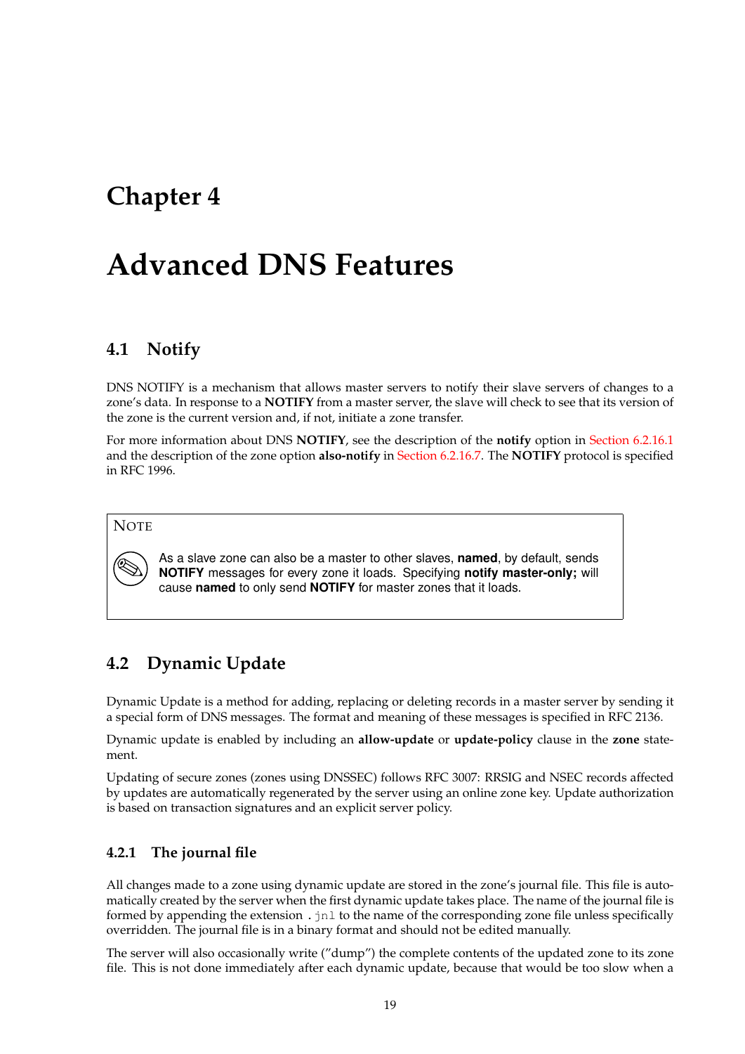# Chapter 4

# Advanced DNS Features

## 4.1 Notify

DNS NOTIFY is a mechanism that allows master servers to notify their slave servers of changes to a zone's data. In response to a **NOTIFY** from a master server, the slave will check to see that its version of the zone is the current version and, if not, initiate a zone transfer.

For more information about DNS **NOTIFY**, see the description of the **notify** option in Section 6.2.16.1 and the description of the zone option **also-notify** in Section 6.2.16.7. The **NOTIFY** protocol is specified in RFC 1996.

> NOTE
>
> As a slave zone can also be a master to other slaves, **named**, by default, sends **NOTIFY** messages for every zone it loads. Specifying **notify master-only;** will cause **named** to only send **NOTIFY** for master zones that it loads.

## 4.2 Dynamic Update

Dynamic Update is a method for adding, replacing or deleting records in a master server by sending it a special form of DNS messages. The format and meaning of these messages is specified in RFC 2136.

Dynamic update is enabled by including an **allow-update** or **update-policy** clause in the **zone** statement.

Updating of secure zones (zones using DNSSEC) follows RFC 3007: RRSIG and NSEC records affected by updates are automatically regenerated by the server using an online zone key. Update authorization is based on transaction signatures and an explicit server policy.

### 4.2.1 The journal file

All changes made to a zone using dynamic update are stored in the zone's journal file. This file is automatically created by the server when the first dynamic update takes place. The name of the journal file is formed by appending the extension `.jnl` to the name of the corresponding zone file unless specifically overridden. The journal file is in a binary format and should not be edited manually.

The server will also occasionally write ("dump") the complete contents of the updated zone to its zone file. This is not done immediately after each dynamic update, because that would be too slow when a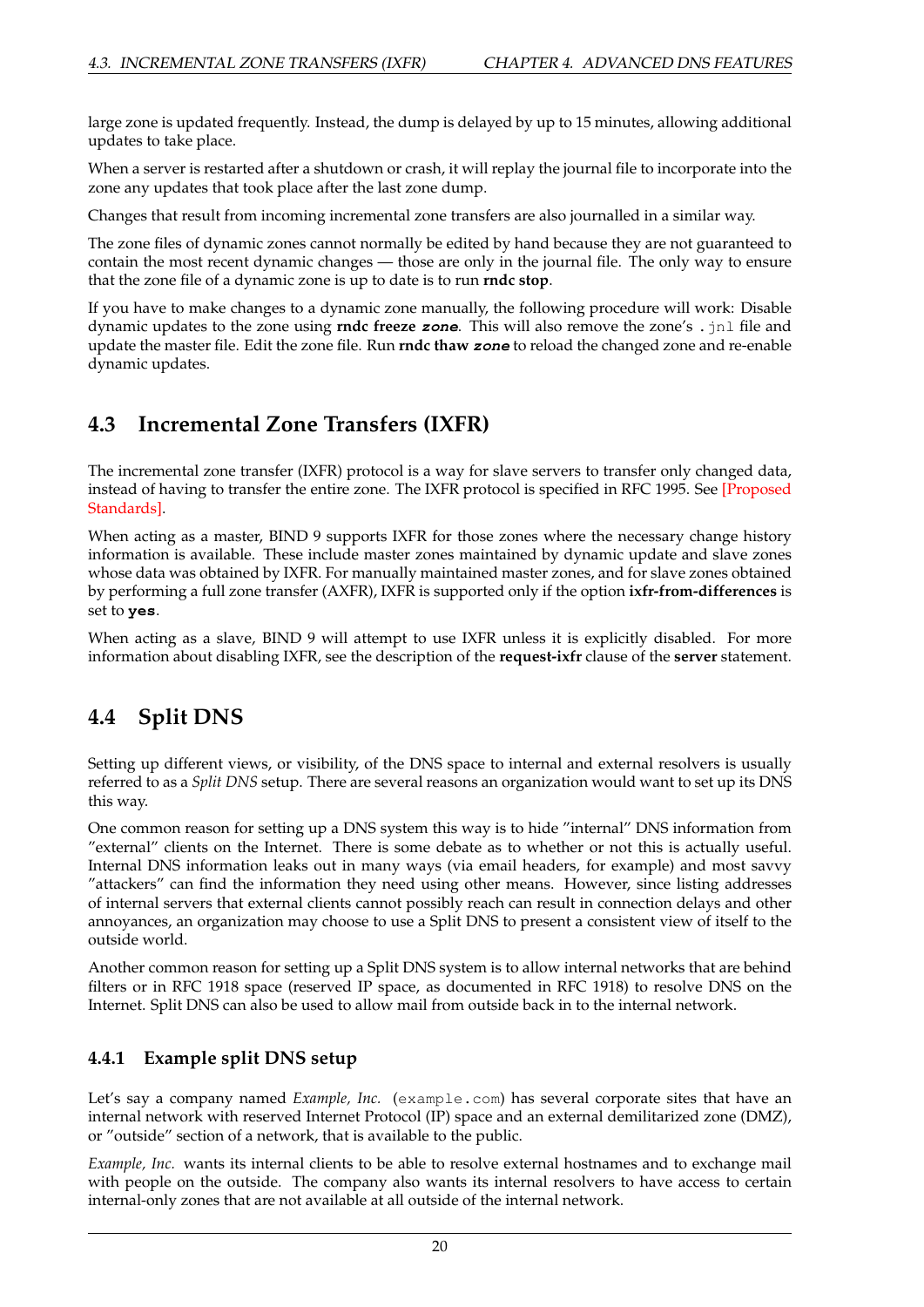large zone is updated frequently. Instead, the dump is delayed by up to 15 minutes, allowing additional updates to take place.

When a server is restarted after a shutdown or crash, it will replay the journal file to incorporate into the zone any updates that took place after the last zone dump.

Changes that result from incoming incremental zone transfers are also journalled in a similar way.

The zone files of dynamic zones cannot normally be edited by hand because they are not guaranteed to contain the most recent dynamic changes — those are only in the journal file. The only way to ensure that the zone file of a dynamic zone is up to date is to run **rndc stop**.

If you have to make changes to a dynamic zone manually, the following procedure will work: Disable dynamic updates to the zone using **rndc freeze *zone***. This will also remove the zone's `.jnl` file and update the master file. Edit the zone file. Run **rndc thaw *zone*** to reload the changed zone and re-enable dynamic updates.

## 4.3 Incremental Zone Transfers (IXFR)

The incremental zone transfer (IXFR) protocol is a way for slave servers to transfer only changed data, instead of having to transfer the entire zone. The IXFR protocol is specified in RFC 1995. See [Proposed Standards].

When acting as a master, BIND 9 supports IXFR for those zones where the necessary change history information is available. These include master zones maintained by dynamic update and slave zones whose data was obtained by IXFR. For manually maintained master zones, and for slave zones obtained by performing a full zone transfer (AXFR), IXFR is supported only if the option **ixfr-from-differences** is set to **yes**.

When acting as a slave, BIND 9 will attempt to use IXFR unless it is explicitly disabled. For more information about disabling IXFR, see the description of the **request-ixfr** clause of the **server** statement.

## 4.4 Split DNS

Setting up different views, or visibility, of the DNS space to internal and external resolvers is usually referred to as a *Split DNS* setup. There are several reasons an organization would want to set up its DNS this way.

One common reason for setting up a DNS system this way is to hide "internal" DNS information from "external" clients on the Internet. There is some debate as to whether or not this is actually useful. Internal DNS information leaks out in many ways (via email headers, for example) and most savvy "attackers" can find the information they need using other means. However, since listing addresses of internal servers that external clients cannot possibly reach can result in connection delays and other annoyances, an organization may choose to use a Split DNS to present a consistent view of itself to the outside world.

Another common reason for setting up a Split DNS system is to allow internal networks that are behind filters or in RFC 1918 space (reserved IP space, as documented in RFC 1918) to resolve DNS on the Internet. Split DNS can also be used to allow mail from outside back in to the internal network.

### 4.4.1 Example split DNS setup

Let's say a company named *Example, Inc.* (`example.com`) has several corporate sites that have an internal network with reserved Internet Protocol (IP) space and an external demilitarized zone (DMZ), or "outside" section of a network, that is available to the public.

*Example, Inc.* wants its internal clients to be able to resolve external hostnames and to exchange mail with people on the outside. The company also wants its internal resolvers to have access to certain internal-only zones that are not available at all outside of the internal network.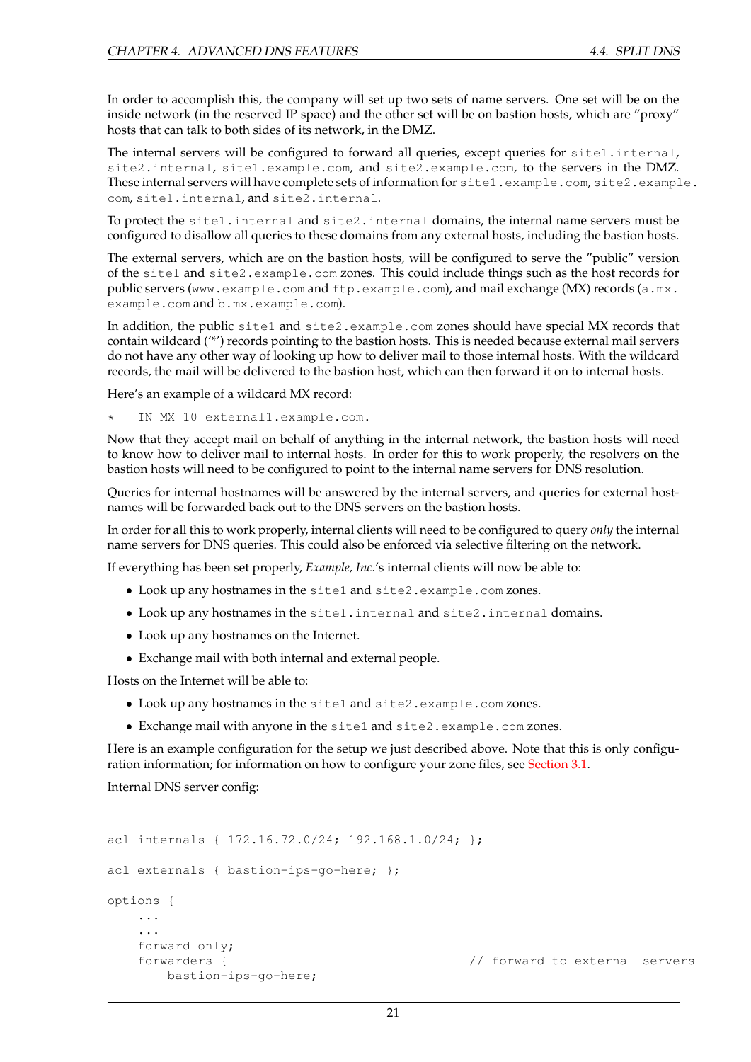In order to accomplish this, the company will set up two sets of name servers. One set will be on the inside network (in the reserved IP space) and the other set will be on bastion hosts, which are "proxy" hosts that can talk to both sides of its network, in the DMZ.

The internal servers will be configured to forward all queries, except queries for `site1.internal`, `site2.internal`, `site1.example.com`, and `site2.example.com`, to the servers in the DMZ. These internal servers will have complete sets of information for `site1.example.com`, `site2.example.com`, `site1.internal`, and `site2.internal`.

To protect the `site1.internal` and `site2.internal` domains, the internal name servers must be configured to disallow all queries to these domains from any external hosts, including the bastion hosts.

The external servers, which are on the bastion hosts, will be configured to serve the "public" version of the `site1` and `site2.example.com` zones. This could include things such as the host records for public servers (`www.example.com` and `ftp.example.com`), and mail exchange (MX) records (`a.mx.example.com` and `b.mx.example.com`).

In addition, the public `site1` and `site2.example.com` zones should have special MX records that contain wildcard ('*') records pointing to the bastion hosts. This is needed because external mail servers do not have any other way of looking up how to deliver mail to those internal hosts. With the wildcard records, the mail will be delivered to the bastion host, which can then forward it on to internal hosts.

Here's an example of a wildcard MX record:

```
*    IN MX 10 external1.example.com.
```

Now that they accept mail on behalf of anything in the internal network, the bastion hosts will need to know how to deliver mail to internal hosts. In order for this to work properly, the resolvers on the bastion hosts will need to be configured to point to the internal name servers for DNS resolution.

Queries for internal hostnames will be answered by the internal servers, and queries for external hostnames will be forwarded back out to the DNS servers on the bastion hosts.

In order for all this to work properly, internal clients will need to be configured to query *only* the internal name servers for DNS queries. This could also be enforced via selective filtering on the network.

If everything has been set properly, *Example, Inc.*'s internal clients will now be able to:

- Look up any hostnames in the `site1` and `site2.example.com` zones.
- Look up any hostnames in the `site1.internal` and `site2.internal` domains.
- Look up any hostnames on the Internet.
- Exchange mail with both internal and external people.

Hosts on the Internet will be able to:

- Look up any hostnames in the `site1` and `site2.example.com` zones.
- Exchange mail with anyone in the `site1` and `site2.example.com` zones.

Here is an example configuration for the setup we just described above. Note that this is only configuration information; for information on how to configure your zone files, see Section 3.1.

Internal DNS server config:

```
acl internals { 172.16.72.0/24; 192.168.1.0/24; };

acl externals { bastion-ips-go-here; };

options {
    ...
    ...
    forward only;
    forwarders {                              // forward to external servers
        bastion-ips-go-here;
```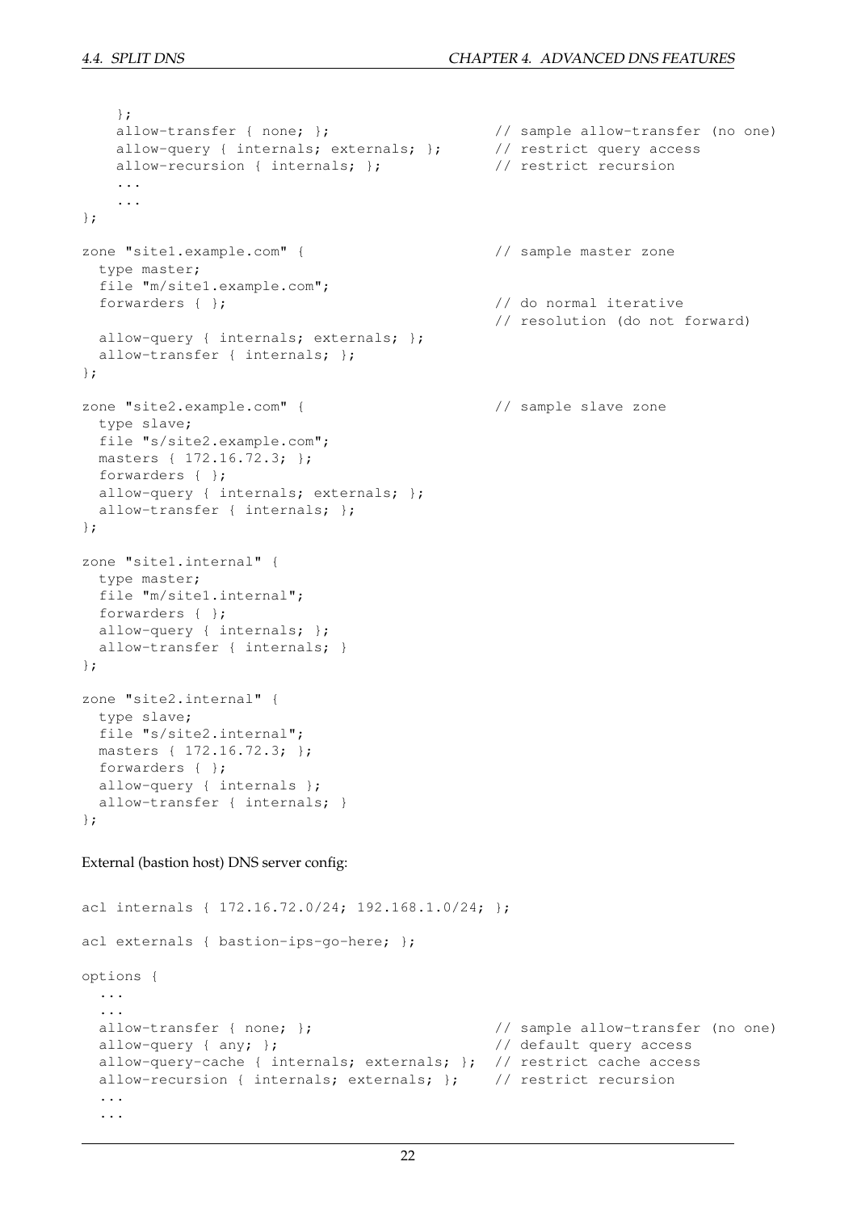```
    };
    allow-transfer { none; };                   // sample allow-transfer (no one)
    allow-query { internals; externals; };      // restrict query access
    allow-recursion { internals; };             // restrict recursion
    ...
    ...
};

zone "site1.example.com" {                      // sample master zone
  type master;
  file "m/site1.example.com";
  forwarders { };                               // do normal iterative
                                                // resolution (do not forward)
  allow-query { internals; externals; };
  allow-transfer { internals; };
};

zone "site2.example.com" {                      // sample slave zone
  type slave;
  file "s/site2.example.com";
  masters { 172.16.72.3; };
  forwarders { };
  allow-query { internals; externals; };
  allow-transfer { internals; };
};

zone "site1.internal" {
  type master;
  file "m/site1.internal";
  forwarders { };
  allow-query { internals; };
  allow-transfer { internals; }
};

zone "site2.internal" {
  type slave;
  file "s/site2.internal";
  masters { 172.16.72.3; };
  forwarders { };
  allow-query { internals };
  allow-transfer { internals; }
};
```

External (bastion host) DNS server config:

```
acl internals { 172.16.72.0/24; 192.168.1.0/24; };

acl externals { bastion-ips-go-here; };

options {
  ...
  ...
  allow-transfer { none; };                     // sample allow-transfer (no one)
  allow-query { any; };                         // default query access
  allow-query-cache { internals; externals; };  // restrict cache access
  allow-recursion { internals; externals; };    // restrict recursion
  ...
  ...
```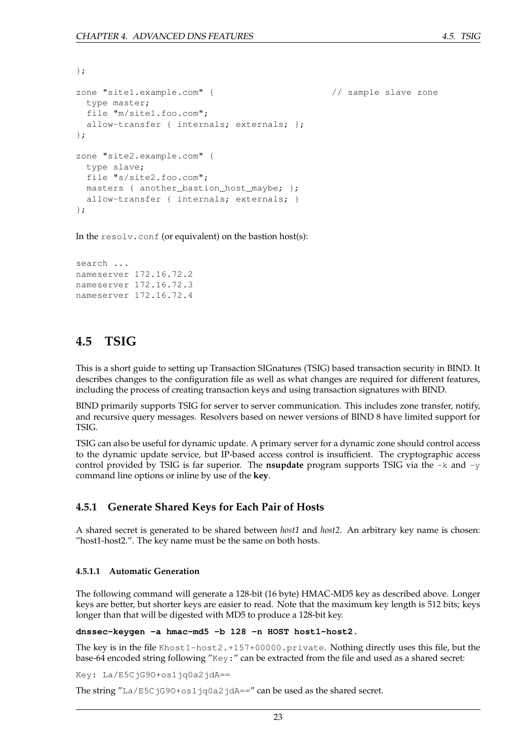```
};

zone "site1.example.com" {                        // sample slave zone
  type master;
  file "m/site1.foo.com";
  allow-transfer { internals; externals; };
};

zone "site2.example.com" {
  type slave;
  file "s/site2.foo.com";
  masters { another_bastion_host_maybe; };
  allow-transfer { internals; externals; }
};
```

In the `resolv.conf` (or equivalent) on the bastion host(s):

```
search ...
nameserver 172.16.72.2
nameserver 172.16.72.3
nameserver 172.16.72.4
```

## 4.5 TSIG

This is a short guide to setting up Transaction SIGnatures (TSIG) based transaction security in BIND. It describes changes to the configuration file as well as what changes are required for different features, including the process of creating transaction keys and using transaction signatures with BIND.

BIND primarily supports TSIG for server to server communication. This includes zone transfer, notify, and recursive query messages. Resolvers based on newer versions of BIND 8 have limited support for TSIG.

TSIG can also be useful for dynamic update. A primary server for a dynamic zone should control access to the dynamic update service, but IP-based access control is insufficient. The cryptographic access control provided by TSIG is far superior. The **nsupdate** program supports TSIG via the `-k` and `-y` command line options or inline by use of the **key**.

### 4.5.1 Generate Shared Keys for Each Pair of Hosts

A shared secret is generated to be shared between *host1* and *host2*. An arbitrary key name is chosen: "host1-host2.". The key name must be the same on both hosts.

#### 4.5.1.1 Automatic Generation

The following command will generate a 128-bit (16 byte) HMAC-MD5 key as described above. Longer keys are better, but shorter keys are easier to read. Note that the maximum key length is 512 bits; keys longer than that will be digested with MD5 to produce a 128-bit key.

**`dnssec-keygen -a hmac-md5 -b 128 -n HOST host1-host2.`**

The key is in the file `Khost1-host2.+157+00000.private`. Nothing directly uses this file, but the base-64 encoded string following "`Key:`" can be extracted from the file and used as a shared secret:

```
Key: La/E5CjG9O+os1jq0a2jdA==
```

The string "`La/E5CjG9O+os1jq0a2jdA==`" can be used as the shared secret.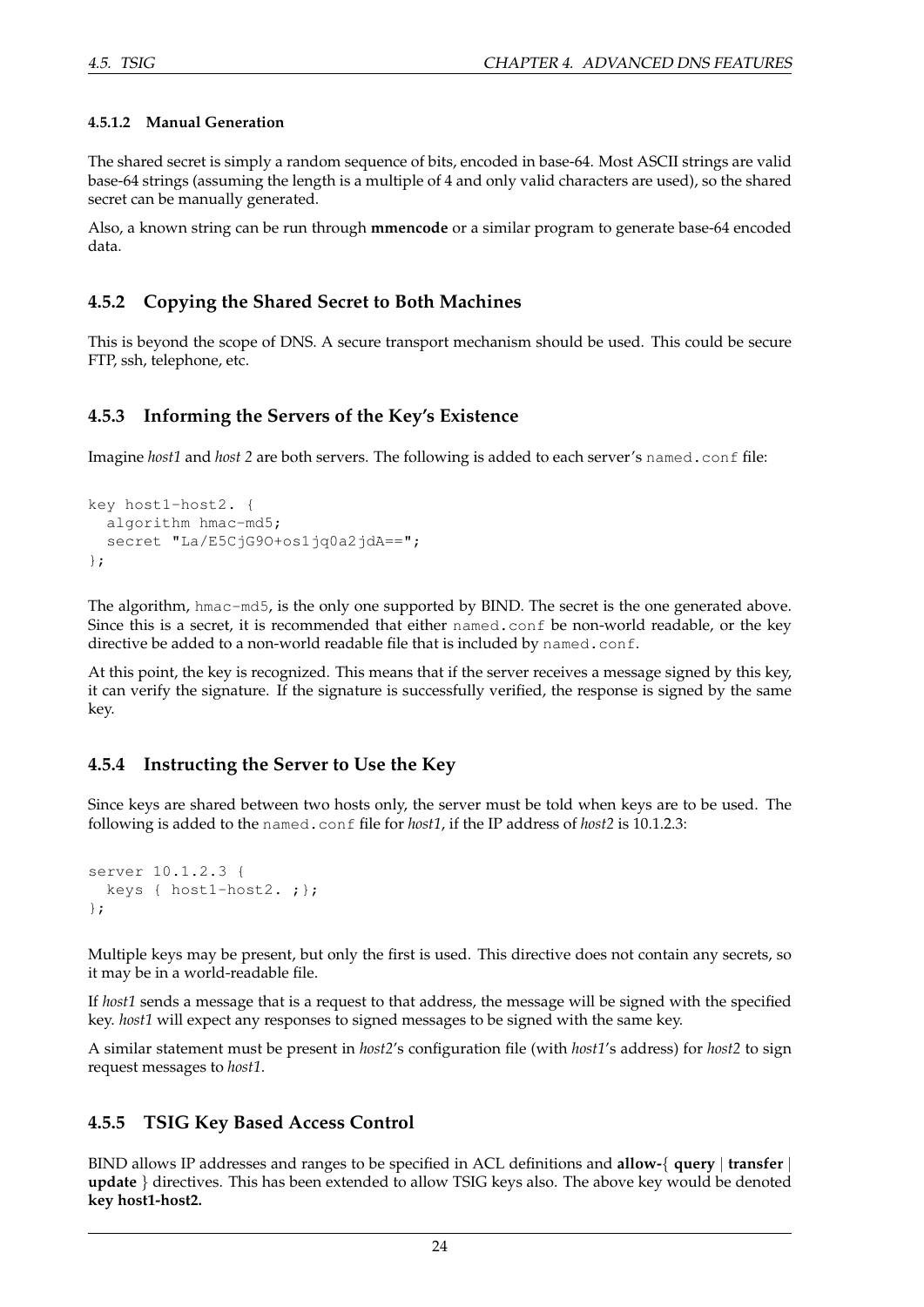#### 4.5.1.2 Manual Generation

The shared secret is simply a random sequence of bits, encoded in base-64. Most ASCII strings are valid base-64 strings (assuming the length is a multiple of 4 and only valid characters are used), so the shared secret can be manually generated.

Also, a known string can be run through **mmencode** or a similar program to generate base-64 encoded data.

### 4.5.2 Copying the Shared Secret to Both Machines

This is beyond the scope of DNS. A secure transport mechanism should be used. This could be secure FTP, ssh, telephone, etc.

### 4.5.3 Informing the Servers of the Key's Existence

Imagine *host1* and *host 2* are both servers. The following is added to each server's `named.conf` file:

```
key host1-host2. {
  algorithm hmac-md5;
  secret "La/E5CjG9O+os1jq0a2jdA==";
};
```

The algorithm, `hmac-md5`, is the only one supported by BIND. The secret is the one generated above. Since this is a secret, it is recommended that either `named.conf` be non-world readable, or the key directive be added to a non-world readable file that is included by `named.conf`.

At this point, the key is recognized. This means that if the server receives a message signed by this key, it can verify the signature. If the signature is successfully verified, the response is signed by the same key.

### 4.5.4 Instructing the Server to Use the Key

Since keys are shared between two hosts only, the server must be told when keys are to be used. The following is added to the `named.conf` file for *host1*, if the IP address of *host2* is 10.1.2.3:

```
server 10.1.2.3 {
  keys { host1-host2. ;};
};
```

Multiple keys may be present, but only the first is used. This directive does not contain any secrets, so it may be in a world-readable file.

If *host1* sends a message that is a request to that address, the message will be signed with the specified key. *host1* will expect any responses to signed messages to be signed with the same key.

A similar statement must be present in *host2*'s configuration file (with *host1*'s address) for *host2* to sign request messages to *host1*.

### 4.5.5 TSIG Key Based Access Control

BIND allows IP addresses and ranges to be specified in ACL definitions and **allow-**{ **query** | **transfer** | **update** } directives. This has been extended to allow TSIG keys also. The above key would be denoted **key host1-host2.**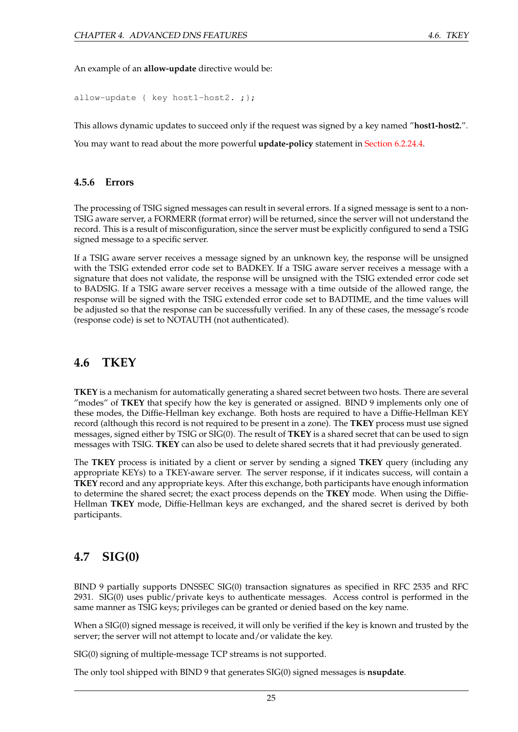An example of an **allow-update** directive would be:

```
allow-update { key host1-host2. ;};
```

This allows dynamic updates to succeed only if the request was signed by a key named "**host1-host2.**".

You may want to read about the more powerful **update-policy** statement in Section 6.2.24.4.

### 4.5.6 Errors

The processing of TSIG signed messages can result in several errors. If a signed message is sent to a non-TSIG aware server, a FORMERR (format error) will be returned, since the server will not understand the record. This is a result of misconfiguration, since the server must be explicitly configured to send a TSIG signed message to a specific server.

If a TSIG aware server receives a message signed by an unknown key, the response will be unsigned with the TSIG extended error code set to BADKEY. If a TSIG aware server receives a message with a signature that does not validate, the response will be unsigned with the TSIG extended error code set to BADSIG. If a TSIG aware server receives a message with a time outside of the allowed range, the response will be signed with the TSIG extended error code set to BADTIME, and the time values will be adjusted so that the response can be successfully verified. In any of these cases, the message's rcode (response code) is set to NOTAUTH (not authenticated).

## 4.6 TKEY

**TKEY** is a mechanism for automatically generating a shared secret between two hosts. There are several "modes" of **TKEY** that specify how the key is generated or assigned. BIND 9 implements only one of these modes, the Diffie-Hellman key exchange. Both hosts are required to have a Diffie-Hellman KEY record (although this record is not required to be present in a zone). The **TKEY** process must use signed messages, signed either by TSIG or SIG(0). The result of **TKEY** is a shared secret that can be used to sign messages with TSIG. **TKEY** can also be used to delete shared secrets that it had previously generated.

The **TKEY** process is initiated by a client or server by sending a signed **TKEY** query (including any appropriate KEYs) to a TKEY-aware server. The server response, if it indicates success, will contain a **TKEY** record and any appropriate keys. After this exchange, both participants have enough information to determine the shared secret; the exact process depends on the **TKEY** mode. When using the Diffie-Hellman **TKEY** mode, Diffie-Hellman keys are exchanged, and the shared secret is derived by both participants.

## 4.7 SIG(0)

BIND 9 partially supports DNSSEC SIG(0) transaction signatures as specified in RFC 2535 and RFC 2931. SIG(0) uses public/private keys to authenticate messages. Access control is performed in the same manner as TSIG keys; privileges can be granted or denied based on the key name.

When a SIG(0) signed message is received, it will only be verified if the key is known and trusted by the server; the server will not attempt to locate and/or validate the key.

SIG(0) signing of multiple-message TCP streams is not supported.

The only tool shipped with BIND 9 that generates SIG(0) signed messages is **nsupdate**.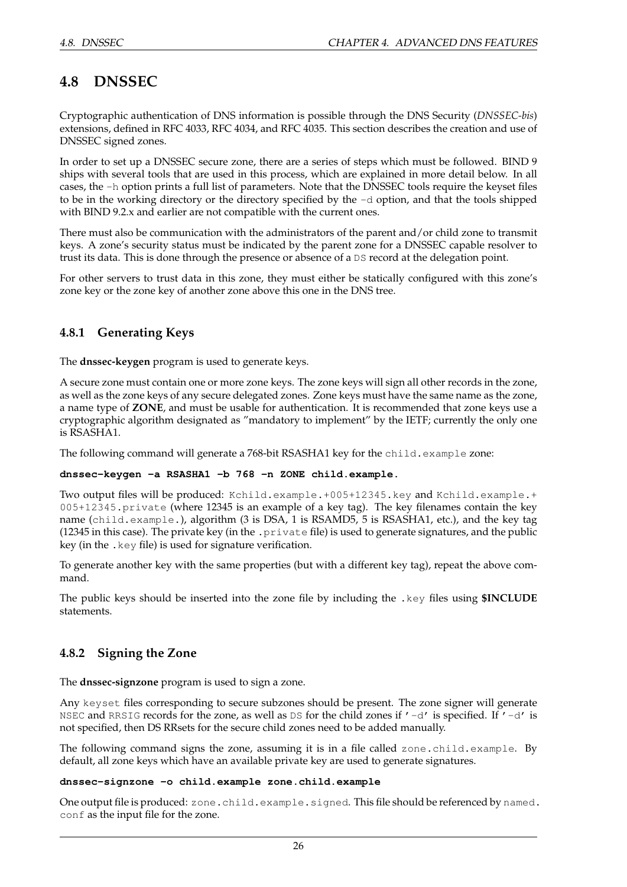## 4.8 DNSSEC

Cryptographic authentication of DNS information is possible through the DNS Security (*DNSSEC-bis*) extensions, defined in RFC 4033, RFC 4034, and RFC 4035. This section describes the creation and use of DNSSEC signed zones.

In order to set up a DNSSEC secure zone, there are a series of steps which must be followed. BIND 9 ships with several tools that are used in this process, which are explained in more detail below. In all cases, the `-h` option prints a full list of parameters. Note that the DNSSEC tools require the keyset files to be in the working directory or the directory specified by the `-d` option, and that the tools shipped with BIND 9.2.x and earlier are not compatible with the current ones.

There must also be communication with the administrators of the parent and/or child zone to transmit keys. A zone's security status must be indicated by the parent zone for a DNSSEC capable resolver to trust its data. This is done through the presence or absence of a `DS` record at the delegation point.

For other servers to trust data in this zone, they must either be statically configured with this zone's zone key or the zone key of another zone above this one in the DNS tree.

### 4.8.1 Generating Keys

The **dnssec-keygen** program is used to generate keys.

A secure zone must contain one or more zone keys. The zone keys will sign all other records in the zone, as well as the zone keys of any secure delegated zones. Zone keys must have the same name as the zone, a name type of **ZONE**, and must be usable for authentication. It is recommended that zone keys use a cryptographic algorithm designated as "mandatory to implement" by the IETF; currently the only one is RSASHA1.

The following command will generate a 768-bit RSASHA1 key for the `child.example` zone:

```
dnssec-keygen -a RSASHA1 -b 768 -n ZONE child.example.
```

Two output files will be produced: `Kchild.example.+005+12345.key` and `Kchild.example.+005+12345.private` (where 12345 is an example of a key tag). The key filenames contain the key name (`child.example.`), algorithm (3 is DSA, 1 is RSAMD5, 5 is RSASHA1, etc.), and the key tag (12345 in this case). The private key (in the `.private` file) is used to generate signatures, and the public key (in the `.key` file) is used for signature verification.

To generate another key with the same properties (but with a different key tag), repeat the above command.

The public keys should be inserted into the zone file by including the `.key` files using **$INCLUDE** statements.

### 4.8.2 Signing the Zone

The **dnssec-signzone** program is used to sign a zone.

Any `keyset` files corresponding to secure subzones should be present. The zone signer will generate `NSEC` and `RRSIG` records for the zone, as well as `DS` for the child zones if `'-d'` is specified. If `'-d'` is not specified, then DS RRsets for the secure child zones need to be added manually.

The following command signs the zone, assuming it is in a file called `zone.child.example`. By default, all zone keys which have an available private key are used to generate signatures.

```
dnssec-signzone -o child.example zone.child.example
```

One output file is produced: `zone.child.example.signed`. This file should be referenced by `named.conf` as the input file for the zone.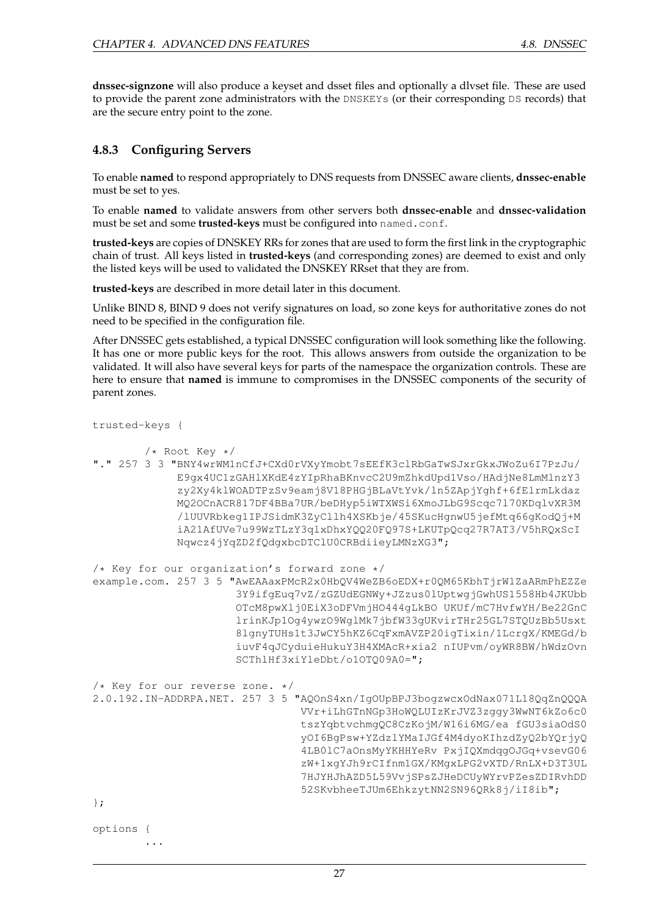**dnssec-signzone** will also produce a keyset and dsset files and optionally a dlvset file. These are used to provide the parent zone administrators with the `DNSKEYs` (or their corresponding `DS` records) that are the secure entry point to the zone.

### 4.8.3 Configuring Servers

To enable **named** to respond appropriately to DNS requests from DNSSEC aware clients, **dnssec-enable** must be set to yes.

To enable **named** to validate answers from other servers both **dnssec-enable** and **dnssec-validation** must be set and some **trusted-keys** must be configured into `named.conf`.

**trusted-keys** are copies of DNSKEY RRs for zones that are used to form the first link in the cryptographic chain of trust. All keys listed in **trusted-keys** (and corresponding zones) are deemed to exist and only the listed keys will be used to validated the DNSKEY RRset that they are from.

**trusted-keys** are described in more detail later in this document.

Unlike BIND 8, BIND 9 does not verify signatures on load, so zone keys for authoritative zones do not need to be specified in the configuration file.

After DNSSEC gets established, a typical DNSSEC configuration will look something like the following. It has one or more public keys for the root. This allows answers from outside the organization to be validated. It will also have several keys for parts of the namespace the organization controls. These are here to ensure that **named** is immune to compromises in the DNSSEC components of the security of parent zones.

```
trusted-keys {

        /* Root Key */
"." 257 3 3 "BNY4wrWM1nCfJ+CXd0rVXyYmobt7sEEfK3clRbGaTwSJxrGkxJWoZu6I7PzJu/
             E9gx4UC1zGAHlXKdE4zYIpRhaBKnvcC2U9mZhkdUpd1Vso/HAdjNe8LmMlnzY3
             zy2Xy4klWOADTPzSv9eamj8V18PHGjBLaVtYvk/ln5ZApjYghf+6fElrmLkdaz
             MQ2OCnACR817DF4BBa7UR/beDHyp5iWTXWSi6XmoJLbG9Scqc7l70KDqlvXR3M
             /lUUVRbkeg1IPJSidmK3ZyCllh4XSKbje/45SKucHgnwU5jefMtq66gKodQj+M
             iA21AfUVe7u99WzTLzY3qlxDhxYQQ20FQ97S+LKUTpQcq27R7AT3/V5hRQxScI
             Nqwcz4jYqZD2fQdgxbcDTClU0CRBdiieyLMNzXG3";

/* Key for our organization's forward zone */
example.com. 257 3 5 "AwEAAaxPMcR2x0HbQV4WeZB6oEDX+r0QM65KbhTjrW1ZaARmPhEZZe
                      3Y9ifgEuq7vZ/zGZUdEGNWy+JZzus0lUptwgjGwhUS1558Hb4JKUbb
                      OTcM8pwXlj0EiX3oDFVmjHO444gLkBO UKUf/mC7HvfwYH/Be22GnC
                      lrinKJp1Og4ywzO9WglMk7jbfW33gUKvirTHr25GL7STQUzBb5Usxt
                      8lgnyTUHs1t3JwCY5hKZ6CqFxmAVZP20igTixin/1LcrgX/KMEGd/b
                      iuvF4qJCyduieHukuY3H4XMAcR+xia2 nIUPvm/oyWR8BW/hWdzOvn
                      SCThlHf3xiYleDbt/o1OTQ09A0=";

/* Key for our reverse zone. */
2.0.192.IN-ADDRPA.NET. 257 3 5 "AQOnS4xn/IgOUpBPJ3bogzwcxOdNax071L18QqZnQQQA
                                VVr+iLhGTnNGp3HoWQLUIzKrJVZ3zggy3WwNT6kZo6c0
                                tszYqbtvchmgQC8CzKojM/W16i6MG/ea fGU3siaOdS0
                                yOI6BgPsw+YZdzlYMaIJGf4M4dyoKIhzdZyQ2bYQrjyQ
                                4LB0lC7aOnsMyYKHHYeRv PxjIQXmdqgOJGq+vsevG06
                                zW+1xgYJh9rCIfnm1GX/KMgxLPG2vXTD/RnLX+D3T3UL
                                7HJYHJhAZD5L59VvjSPsZJHeDCUyWYrvPZesZDIRvhDD
                                52SKvbheeTJUm6EhkzytNN2SN96QRk8j/iI8ib";
};

options {
        ...
```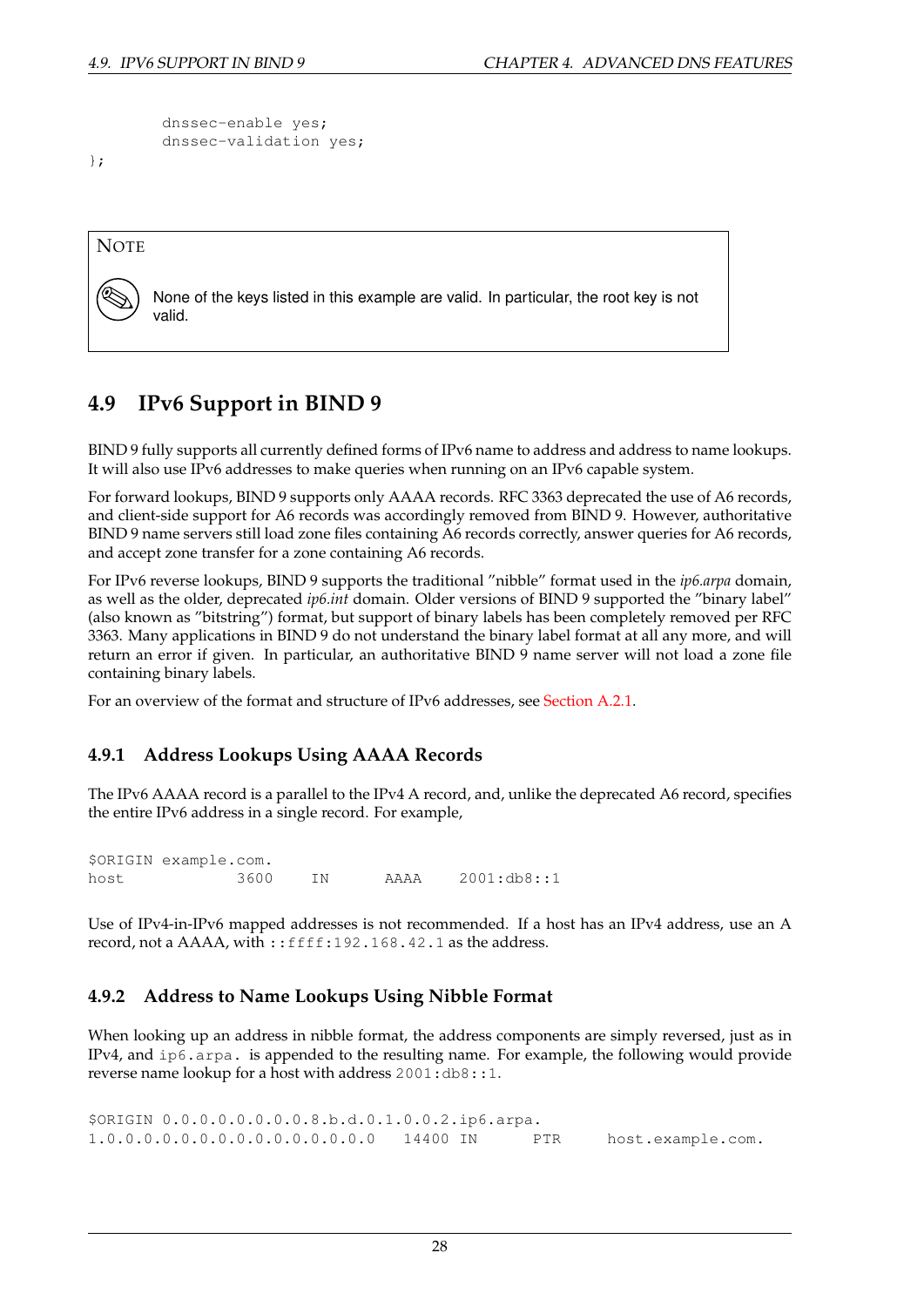```
        dnssec-enable yes;
        dnssec-validation yes;
};
```

> **NOTE**
>
> None of the keys listed in this example are valid. In particular, the root key is not valid.

## 4.9 IPv6 Support in BIND 9

BIND 9 fully supports all currently defined forms of IPv6 name to address and address to name lookups. It will also use IPv6 addresses to make queries when running on an IPv6 capable system.

For forward lookups, BIND 9 supports only AAAA records. RFC 3363 deprecated the use of A6 records, and client-side support for A6 records was accordingly removed from BIND 9. However, authoritative BIND 9 name servers still load zone files containing A6 records correctly, answer queries for A6 records, and accept zone transfer for a zone containing A6 records.

For IPv6 reverse lookups, BIND 9 supports the traditional "nibble" format used in the *ip6.arpa* domain, as well as the older, deprecated *ip6.int* domain. Older versions of BIND 9 supported the "binary label" (also known as "bitstring") format, but support of binary labels has been completely removed per RFC 3363. Many applications in BIND 9 do not understand the binary label format at all any more, and will return an error if given. In particular, an authoritative BIND 9 name server will not load a zone file containing binary labels.

For an overview of the format and structure of IPv6 addresses, see Section A.2.1.

### 4.9.1 Address Lookups Using AAAA Records

The IPv6 AAAA record is a parallel to the IPv4 A record, and, unlike the deprecated A6 record, specifies the entire IPv6 address in a single record. For example,

```
$ORIGIN example.com.
host            3600    IN      AAAA    2001:db8::1
```

Use of IPv4-in-IPv6 mapped addresses is not recommended. If a host has an IPv4 address, use an A record, not a AAAA, with `::ffff:192.168.42.1` as the address.

### 4.9.2 Address to Name Lookups Using Nibble Format

When looking up an address in nibble format, the address components are simply reversed, just as in IPv4, and `ip6.arpa.` is appended to the resulting name. For example, the following would provide reverse name lookup for a host with address `2001:db8::1`.

```
$ORIGIN 0.0.0.0.0.0.0.0.8.b.d.0.1.0.0.2.ip6.arpa.
1.0.0.0.0.0.0.0.0.0.0.0.0.0.0.0    14400  IN      PTR     host.example.com.
```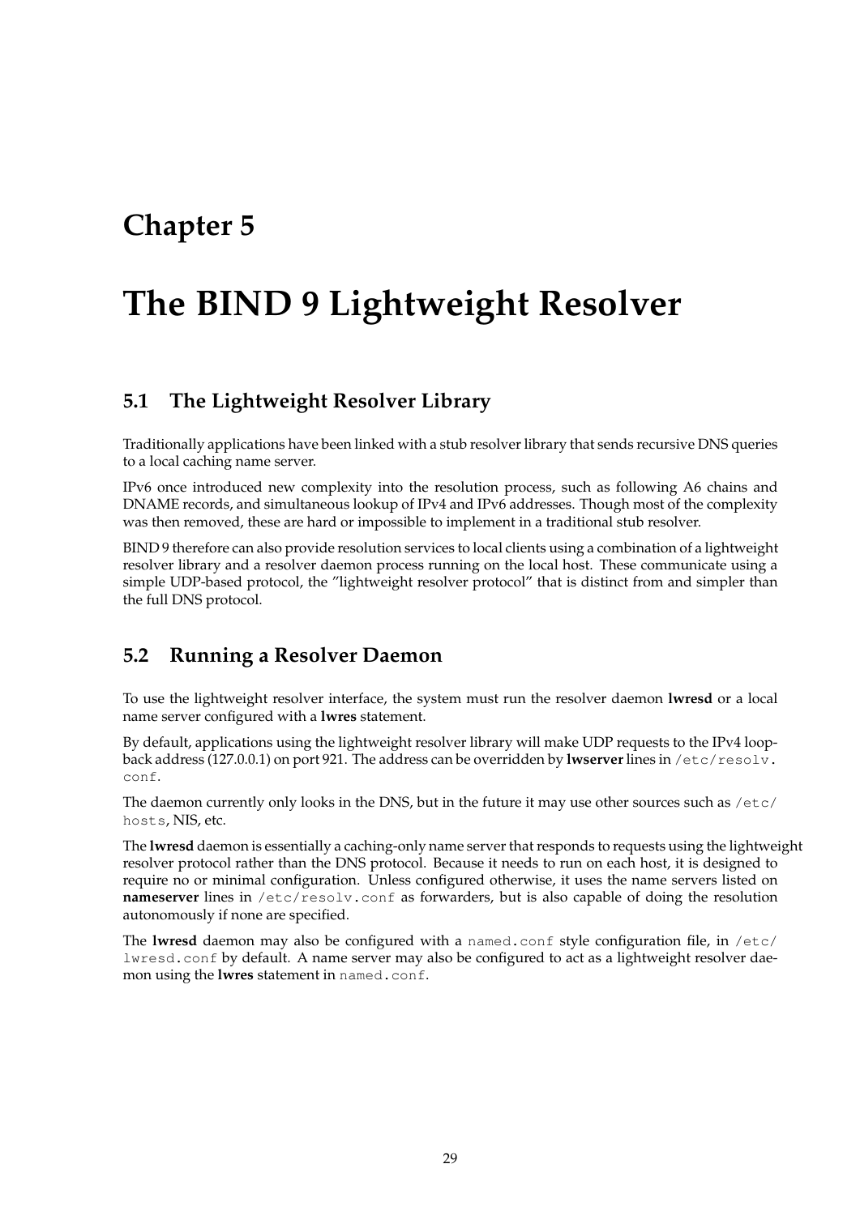# Chapter 5

# The BIND 9 Lightweight Resolver

## 5.1 The Lightweight Resolver Library

Traditionally applications have been linked with a stub resolver library that sends recursive DNS queries to a local caching name server.

IPv6 once introduced new complexity into the resolution process, such as following A6 chains and DNAME records, and simultaneous lookup of IPv4 and IPv6 addresses. Though most of the complexity was then removed, these are hard or impossible to implement in a traditional stub resolver.

BIND 9 therefore can also provide resolution services to local clients using a combination of a lightweight resolver library and a resolver daemon process running on the local host. These communicate using a simple UDP-based protocol, the "lightweight resolver protocol" that is distinct from and simpler than the full DNS protocol.

## 5.2 Running a Resolver Daemon

To use the lightweight resolver interface, the system must run the resolver daemon **lwresd** or a local name server configured with a **lwres** statement.

By default, applications using the lightweight resolver library will make UDP requests to the IPv4 loopback address (127.0.0.1) on port 921. The address can be overridden by **lwserver** lines in `/etc/resolv.conf`.

The daemon currently only looks in the DNS, but in the future it may use other sources such as `/etc/hosts`, NIS, etc.

The **lwresd** daemon is essentially a caching-only name server that responds to requests using the lightweight resolver protocol rather than the DNS protocol. Because it needs to run on each host, it is designed to require no or minimal configuration. Unless configured otherwise, it uses the name servers listed on **nameserver** lines in `/etc/resolv.conf` as forwarders, but is also capable of doing the resolution autonomously if none are specified.

The **lwresd** daemon may also be configured with a `named.conf` style configuration file, in `/etc/lwresd.conf` by default. A name server may also be configured to act as a lightweight resolver daemon using the **lwres** statement in `named.conf`.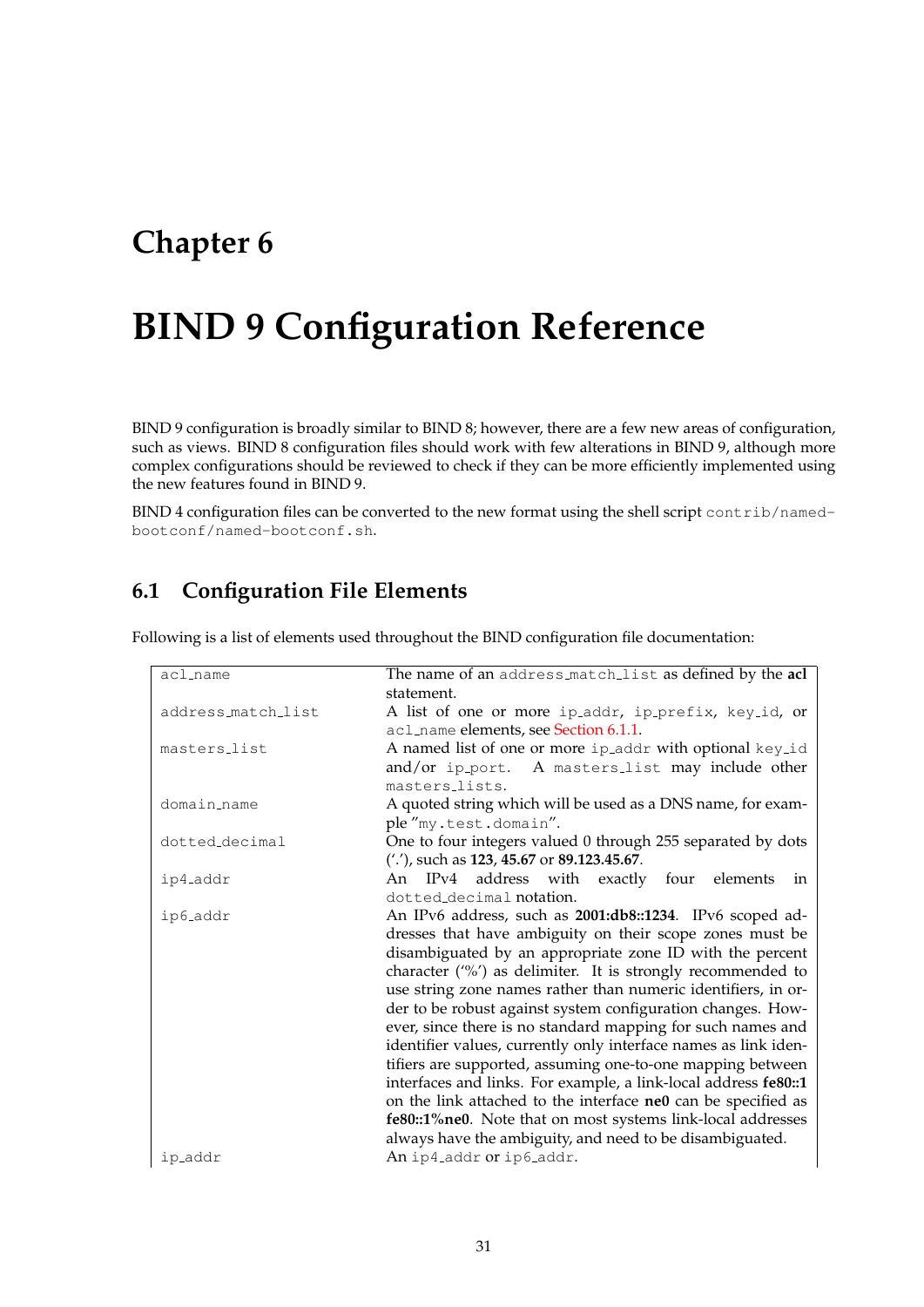# Chapter 6

# BIND 9 Configuration Reference

BIND 9 configuration is broadly similar to BIND 8; however, there are a few new areas of configuration, such as views. BIND 8 configuration files should work with few alterations in BIND 9, although more complex configurations should be reviewed to check if they can be more efficiently implemented using the new features found in BIND 9.

BIND 4 configuration files can be converted to the new format using the shell script `contrib/named-bootconf/named-bootconf.sh`.

## 6.1 Configuration File Elements

Following is a list of elements used throughout the BIND configuration file documentation:

| | |
|---|---|
| `acl_name` | The name of an `address_match_list` as defined by the **acl** statement. |
| `address_match_list` | A list of one or more `ip_addr`, `ip_prefix`, `key_id`, or `acl_name` elements, see Section 6.1.1. |
| `masters_list` | A named list of one or more `ip_addr` with optional `key_id` and/or `ip_port`. A `masters_list` may include other `masters_lists`. |
| `domain_name` | A quoted string which will be used as a DNS name, for example "`my.test.domain`". |
| `dotted_decimal` | One to four integers valued 0 through 255 separated by dots ('.'), such as **123**, **45.67** or **89.123.45.67**. |
| `ip4_addr` | An IPv4 address with exactly four elements in `dotted_decimal` notation. |
| `ip6_addr` | An IPv6 address, such as **2001:db8::1234**. IPv6 scoped addresses that have ambiguity on their scope zones must be disambiguated by an appropriate zone ID with the percent character ('%') as delimiter. It is strongly recommended to use string zone names rather than numeric identifiers, in order to be robust against system configuration changes. However, since there is no standard mapping for such names and identifier values, currently only interface names as link identifiers are supported, assuming one-to-one mapping between interfaces and links. For example, a link-local address **fe80::1** on the link attached to the interface **ne0** can be specified as **fe80::1%ne0**. Note that on most systems link-local addresses always have the ambiguity, and need to be disambiguated. |
| `ip_addr` | An `ip4_addr` or `ip6_addr`. |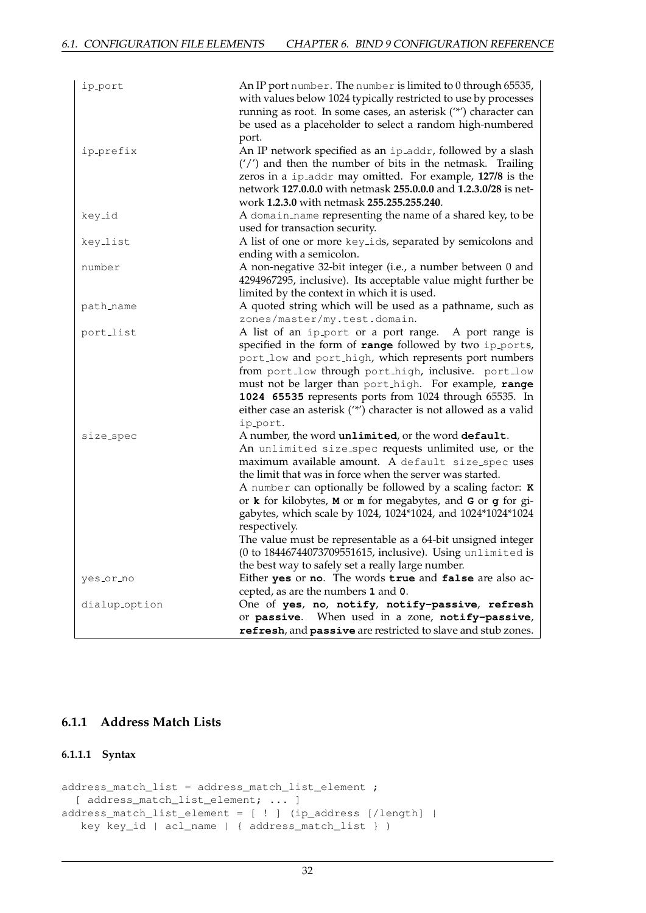| | |
|---|---|
| ip_port | An IP port `number`. The `number` is limited to 0 through 65535, with values below 1024 typically restricted to use by processes running as root. In some cases, an asterisk ('*') character can be used as a placeholder to select a random high-numbered port. |
| ip_prefix | An IP network specified as an `ip_addr`, followed by a slash ('/') and then the number of bits in the netmask. Trailing zeros in a `ip_addr` may omitted. For example, **127/8** is the network **127.0.0.0** with netmask **255.0.0.0** and **1.2.3.0/28** is network **1.2.3.0** with netmask **255.255.255.240**. |
| key_id | A `domain_name` representing the name of a shared key, to be used for transaction security. |
| key_list | A list of one or more `key_id`s, separated by semicolons and ending with a semicolon. |
| number | A non-negative 32-bit integer (i.e., a number between 0 and 4294967295, inclusive). Its acceptable value might further be limited by the context in which it is used. |
| path_name | A quoted string which will be used as a pathname, such as `zones/master/my.test.domain`. |
| port_list | A list of an `ip_port` or a port range. A port range is specified in the form of **range** followed by two `ip_port`s, `port_low` and `port_high`, which represents port numbers from `port_low` through `port_high`, inclusive. `port_low` must not be larger than `port_high`. For example, **range 1024 65535** represents ports from 1024 through 65535. In either case an asterisk ('*') character is not allowed as a valid `ip_port`. |
| size_spec | A number, the word **unlimited**, or the word **default**. An `unlimited size_spec` requests unlimited use, or the maximum available amount. A `default size_spec` uses the limit that was in force when the server was started. A `number` can optionally be followed by a scaling factor: **K** or **k** for kilobytes, **M** or **m** for megabytes, and **G** or **g** for gigabytes, which scale by 1024, 1024*1024, and 1024*1024*1024 respectively. The value must be representable as a 64-bit unsigned integer (0 to 18446744073709551615, inclusive). Using `unlimited` is the best way to safely set a really large number. |
| yes_or_no | Either **yes** or **no**. The words **true** and **false** are also accepted, as are the numbers **1** and **0**. |
| dialup_option | One of **yes**, **no**, **notify**, **notify-passive**, **refresh** or **passive**. When used in a zone, **notify-passive**, **refresh**, and **passive** are restricted to slave and stub zones. |

### 6.1.1 Address Match Lists

#### 6.1.1.1 Syntax

```
address_match_list = address_match_list_element ;
  [ address_match_list_element; ... ]
address_match_list_element = [ ! ] (ip_address [/length] |
   key key_id | acl_name | { address_match_list } )
```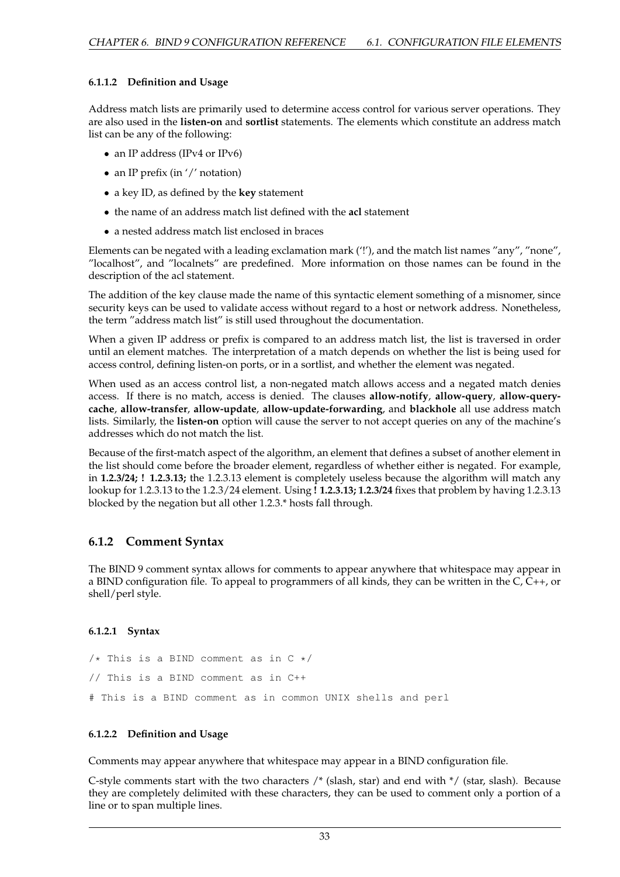#### 6.1.1.2 Definition and Usage

Address match lists are primarily used to determine access control for various server operations. They are also used in the **listen-on** and **sortlist** statements. The elements which constitute an address match list can be any of the following:

- an IP address (IPv4 or IPv6)
- an IP prefix (in '/' notation)
- a key ID, as defined by the **key** statement
- the name of an address match list defined with the **acl** statement
- a nested address match list enclosed in braces

Elements can be negated with a leading exclamation mark ('!'), and the match list names "any", "none", "localhost", and "localnets" are predefined. More information on those names can be found in the description of the acl statement.

The addition of the key clause made the name of this syntactic element something of a misnomer, since security keys can be used to validate access without regard to a host or network address. Nonetheless, the term "address match list" is still used throughout the documentation.

When a given IP address or prefix is compared to an address match list, the list is traversed in order until an element matches. The interpretation of a match depends on whether the list is being used for access control, defining listen-on ports, or in a sortlist, and whether the element was negated.

When used as an access control list, a non-negated match allows access and a negated match denies access. If there is no match, access is denied. The clauses **allow-notify**, **allow-query**, **allow-query-cache**, **allow-transfer**, **allow-update**, **allow-update-forwarding**, and **blackhole** all use address match lists. Similarly, the **listen-on** option will cause the server to not accept queries on any of the machine's addresses which do not match the list.

Because of the first-match aspect of the algorithm, an element that defines a subset of another element in the list should come before the broader element, regardless of whether either is negated. For example, in **1.2.3/24; ! 1.2.3.13;** the 1.2.3.13 element is completely useless because the algorithm will match any lookup for 1.2.3.13 to the 1.2.3/24 element. Using **! 1.2.3.13; 1.2.3/24** fixes that problem by having 1.2.3.13 blocked by the negation but all other 1.2.3.* hosts fall through.

### 6.1.2 Comment Syntax

The BIND 9 comment syntax allows for comments to appear anywhere that whitespace may appear in a BIND configuration file. To appeal to programmers of all kinds, they can be written in the C, C++, or shell/perl style.

#### 6.1.2.1 Syntax

```
/* This is a BIND comment as in C */

// This is a BIND comment as in C++

# This is a BIND comment as in common UNIX shells and perl
```

#### 6.1.2.2 Definition and Usage

Comments may appear anywhere that whitespace may appear in a BIND configuration file.

C-style comments start with the two characters /* (slash, star) and end with */ (star, slash). Because they are completely delimited with these characters, they can be used to comment only a portion of a line or to span multiple lines.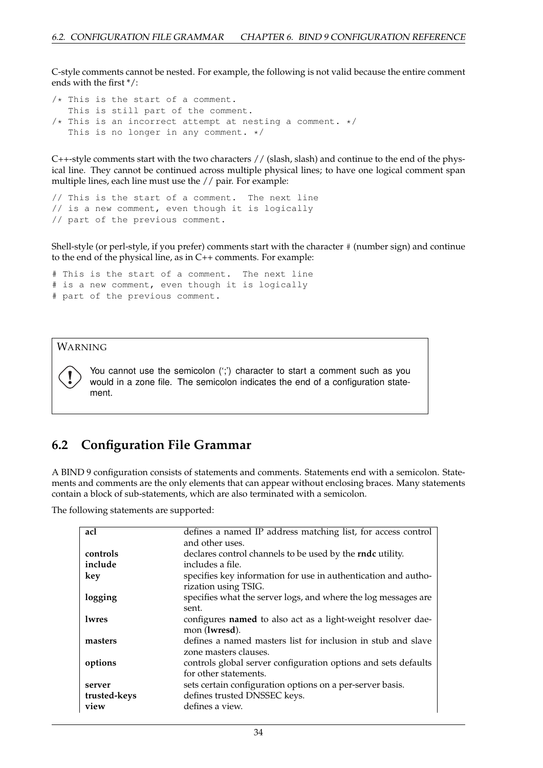C-style comments cannot be nested. For example, the following is not valid because the entire comment ends with the first */:

```
/* This is the start of a comment.
   This is still part of the comment.
/* This is an incorrect attempt at nesting a comment. */
   This is no longer in any comment. */
```

C++-style comments start with the two characters // (slash, slash) and continue to the end of the physical line. They cannot be continued across multiple physical lines; to have one logical comment span multiple lines, each line must use the // pair. For example:

```
// This is the start of a comment.  The next line
// is a new comment, even though it is logically
// part of the previous comment.
```

Shell-style (or perl-style, if you prefer) comments start with the character # (number sign) and continue to the end of the physical line, as in C++ comments. For example:

```
# This is the start of a comment.  The next line
# is a new comment, even though it is logically
# part of the previous comment.
```

> WARNING
>
> You cannot use the semicolon (';') character to start a comment such as you would in a zone file. The semicolon indicates the end of a configuration statement.

## 6.2 Configuration File Grammar

A BIND 9 configuration consists of statements and comments. Statements end with a semicolon. Statements and comments are the only elements that can appear without enclosing braces. Many statements contain a block of sub-statements, which are also terminated with a semicolon.

The following statements are supported:

| | |
|---|---|
| **acl** | defines a named IP address matching list, for access control and other uses. |
| **controls** | declares control channels to be used by the **rndc** utility. |
| **include** | includes a file. |
| **key** | specifies key information for use in authentication and authorization using TSIG. |
| **logging** | specifies what the server logs, and where the log messages are sent. |
| **lwres** | configures **named** to also act as a light-weight resolver daemon (**lwresd**). |
| **masters** | defines a named masters list for inclusion in stub and slave zone masters clauses. |
| **options** | controls global server configuration options and sets defaults for other statements. |
| **server** | sets certain configuration options on a per-server basis. |
| **trusted-keys** | defines trusted DNSSEC keys. |
| **view** | defines a view. |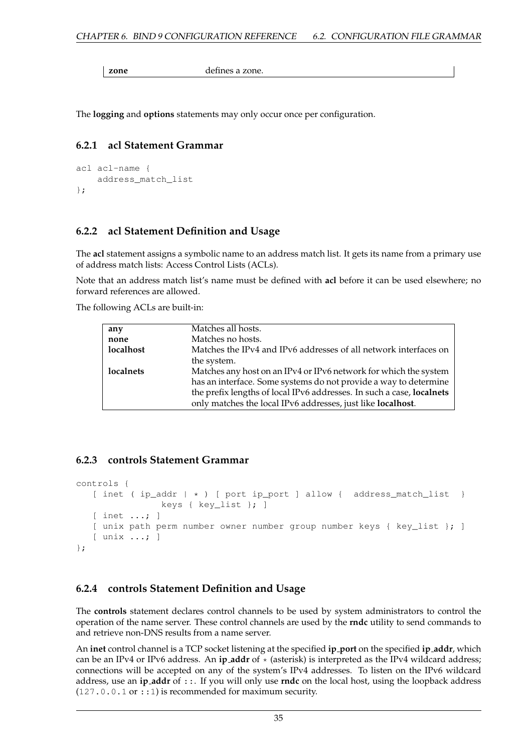| | |
|---|---|
| **zone** | defines a zone. |

The **logging** and **options** statements may only occur once per configuration.

### 6.2.1 acl Statement Grammar

```
acl acl-name {
    address_match_list
};
```

### 6.2.2 acl Statement Definition and Usage

The **acl** statement assigns a symbolic name to an address match list. It gets its name from a primary use of address match lists: Access Control Lists (ACLs).

Note that an address match list's name must be defined with **acl** before it can be used elsewhere; no forward references are allowed.

The following ACLs are built-in:

| | |
|---|---|
| **any** | Matches all hosts. |
| **none** | Matches no hosts. |
| **localhost** | Matches the IPv4 and IPv6 addresses of all network interfaces on the system. |
| **localnets** | Matches any host on an IPv4 or IPv6 network for which the system has an interface. Some systems do not provide a way to determine the prefix lengths of local IPv6 addresses. In such a case, **localnets** only matches the local IPv6 addresses, just like **localhost**. |

### 6.2.3 controls Statement Grammar

```
controls {
   [ inet ( ip_addr | * ) [ port ip_port ] allow {  address_match_list  }
               keys { key_list }; ]
   [ inet ...; ]
   [ unix path perm number owner number group number keys { key_list }; ]
   [ unix ...; ]
};
```

### 6.2.4 controls Statement Definition and Usage

The **controls** statement declares control channels to be used by system administrators to control the operation of the name server. These control channels are used by the **rndc** utility to send commands to and retrieve non-DNS results from a name server.

An **inet** control channel is a TCP socket listening at the specified **ip_port** on the specified **ip_addr**, which can be an IPv4 or IPv6 address. An **ip_addr** of `*` (asterisk) is interpreted as the IPv4 wildcard address; connections will be accepted on any of the system's IPv4 addresses. To listen on the IPv6 wildcard address, use an **ip_addr** of `::`. If you will only use **rndc** on the local host, using the loopback address (`127.0.0.1` or `::1`) is recommended for maximum security.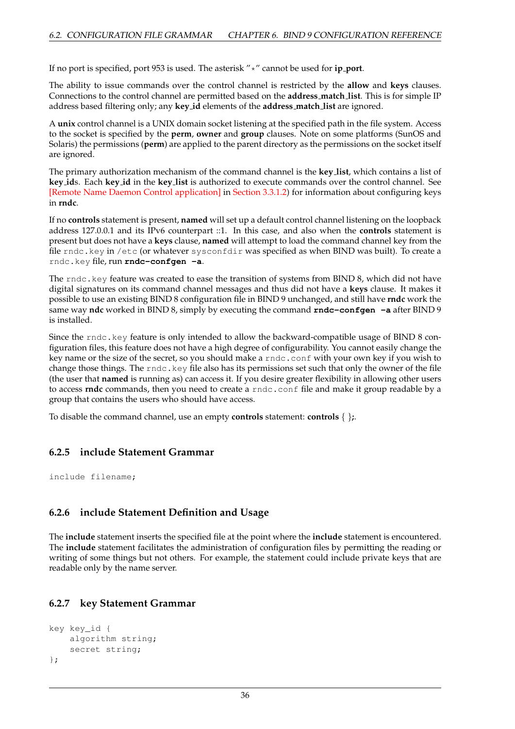If no port is specified, port 953 is used. The asterisk "*" cannot be used for **ip_port**.

The ability to issue commands over the control channel is restricted by the **allow** and **keys** clauses. Connections to the control channel are permitted based on the **address_match_list**. This is for simple IP address based filtering only; any **key_id** elements of the **address_match_list** are ignored.

A **unix** control channel is a UNIX domain socket listening at the specified path in the file system. Access to the socket is specified by the **perm**, **owner** and **group** clauses. Note on some platforms (SunOS and Solaris) the permissions (**perm**) are applied to the parent directory as the permissions on the socket itself are ignored.

The primary authorization mechanism of the command channel is the **key_list**, which contains a list of **key_id**s. Each **key_id** in the **key_list** is authorized to execute commands over the control channel. See [Remote Name Daemon Control application] in Section 3.3.1.2) for information about configuring keys in **rndc**.

If no **controls** statement is present, **named** will set up a default control channel listening on the loopback address 127.0.0.1 and its IPv6 counterpart ::1. In this case, and also when the **controls** statement is present but does not have a **keys** clause, **named** will attempt to load the command channel key from the file `rndc.key` in `/etc` (or whatever `sysconfdir` was specified as when BIND was built). To create a `rndc.key` file, run **`rndc-confgen -a`**.

The `rndc.key` feature was created to ease the transition of systems from BIND 8, which did not have digital signatures on its command channel messages and thus did not have a **keys** clause. It makes it possible to use an existing BIND 8 configuration file in BIND 9 unchanged, and still have **rndc** work the same way **ndc** worked in BIND 8, simply by executing the command **`rndc-confgen -a`** after BIND 9 is installed.

Since the `rndc.key` feature is only intended to allow the backward-compatible usage of BIND 8 configuration files, this feature does not have a high degree of configurability. You cannot easily change the key name or the size of the secret, so you should make a `rndc.conf` with your own key if you wish to change those things. The `rndc.key` file also has its permissions set such that only the owner of the file (the user that **named** is running as) can access it. If you desire greater flexibility in allowing other users to access **rndc** commands, then you need to create a `rndc.conf` file and make it group readable by a group that contains the users who should have access.

To disable the command channel, use an empty **controls** statement: **controls** { };.

### 6.2.5 include Statement Grammar

```
include filename;
```

### 6.2.6 include Statement Definition and Usage

The **include** statement inserts the specified file at the point where the **include** statement is encountered. The **include** statement facilitates the administration of configuration files by permitting the reading or writing of some things but not others. For example, the statement could include private keys that are readable only by the name server.

### 6.2.7 key Statement Grammar

```
key key_id {
    algorithm string;
    secret string;
};
```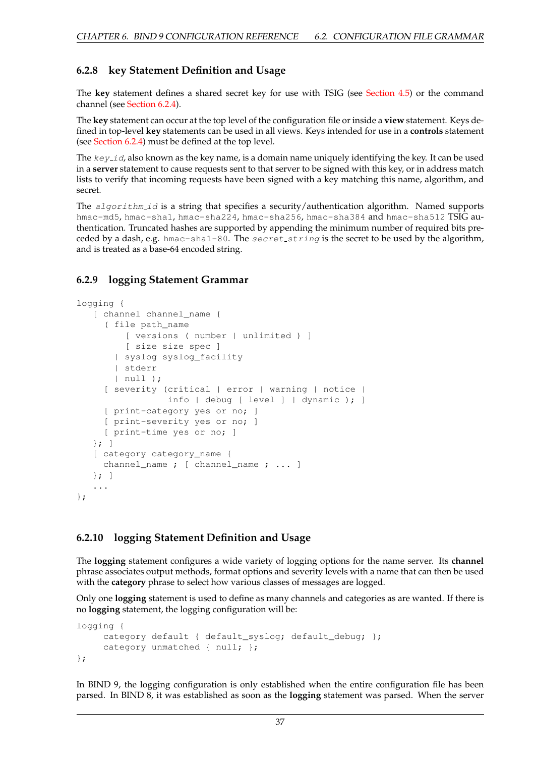### 6.2.8 key Statement Definition and Usage

The **key** statement defines a shared secret key for use with TSIG (see Section 4.5) or the command channel (see Section 6.2.4).

The **key** statement can occur at the top level of the configuration file or inside a **view** statement. Keys defined in top-level **key** statements can be used in all views. Keys intended for use in a **controls** statement (see Section 6.2.4) must be defined at the top level.

The *key_id*, also known as the key name, is a domain name uniquely identifying the key. It can be used in a **server** statement to cause requests sent to that server to be signed with this key, or in address match lists to verify that incoming requests have been signed with a key matching this name, algorithm, and secret.

The *algorithm_id* is a string that specifies a security/authentication algorithm. Named supports `hmac-md5`, `hmac-sha1`, `hmac-sha224`, `hmac-sha256`, `hmac-sha384` and `hmac-sha512` TSIG authentication. Truncated hashes are supported by appending the minimum number of required bits preceded by a dash, e.g. `hmac-sha1-80`. The *secret_string* is the secret to be used by the algorithm, and is treated as a base-64 encoded string.

### 6.2.9 logging Statement Grammar

```
logging {
   [ channel channel_name {
     ( file path_name
         [ versions ( number | unlimited ) ]
         [ size size spec ]
       | syslog syslog_facility
       | stderr
       | null );
     [ severity (critical | error | warning | notice |
                 info | debug [ level ] | dynamic ); ]
     [ print-category yes or no; ]
     [ print-severity yes or no; ]
     [ print-time yes or no; ]
   }; ]
   [ category category_name {
     channel_name ; [ channel_name ; ... ]
   }; ]
   ...
};
```

### 6.2.10 logging Statement Definition and Usage

The **logging** statement configures a wide variety of logging options for the name server. Its **channel** phrase associates output methods, format options and severity levels with a name that can then be used with the **category** phrase to select how various classes of messages are logged.

Only one **logging** statement is used to define as many channels and categories as are wanted. If there is no **logging** statement, the logging configuration will be:

```
logging {
     category default { default_syslog; default_debug; };
     category unmatched { null; };
};
```

In BIND 9, the logging configuration is only established when the entire configuration file has been parsed. In BIND 8, it was established as soon as the **logging** statement was parsed. When the server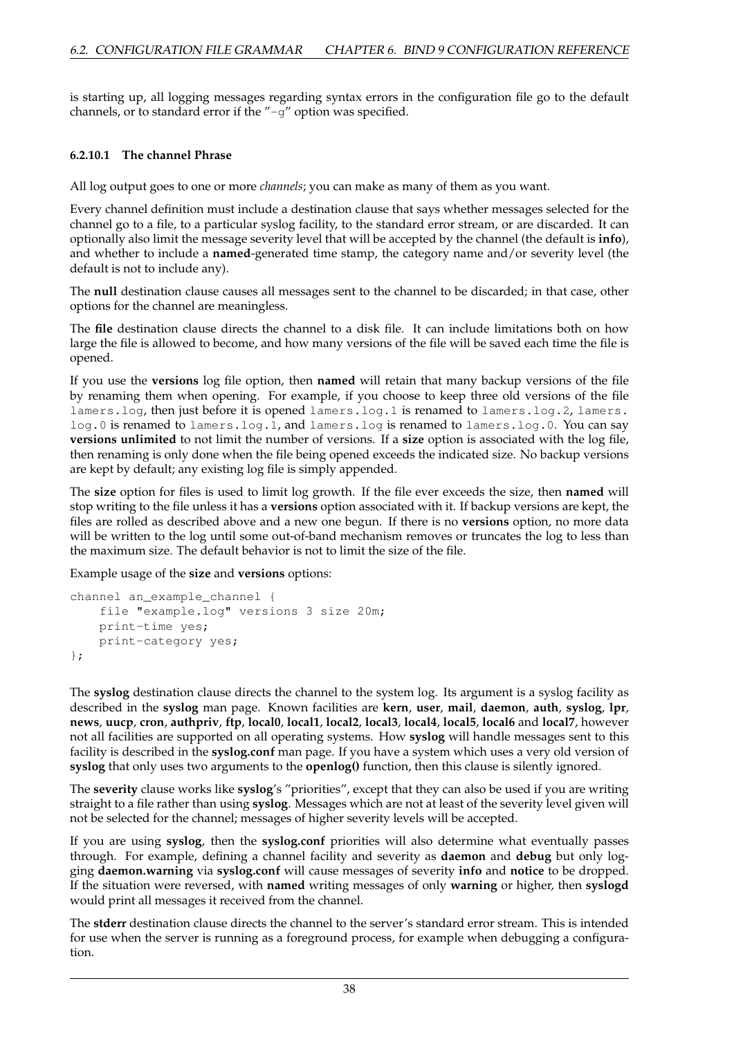is starting up, all logging messages regarding syntax errors in the configuration file go to the default channels, or to standard error if the "-g" option was specified.

#### 6.2.10.1 The channel Phrase

All log output goes to one or more *channels*; you can make as many of them as you want.

Every channel definition must include a destination clause that says whether messages selected for the channel go to a file, to a particular syslog facility, to the standard error stream, or are discarded. It can optionally also limit the message severity level that will be accepted by the channel (the default is **info**), and whether to include a **named**-generated time stamp, the category name and/or severity level (the default is not to include any).

The **null** destination clause causes all messages sent to the channel to be discarded; in that case, other options for the channel are meaningless.

The **file** destination clause directs the channel to a disk file. It can include limitations both on how large the file is allowed to become, and how many versions of the file will be saved each time the file is opened.

If you use the **versions** log file option, then **named** will retain that many backup versions of the file by renaming them when opening. For example, if you choose to keep three old versions of the file `lamers.log`, then just before it is opened `lamers.log.1` is renamed to `lamers.log.2`, `lamers.log.0` is renamed to `lamers.log.1`, and `lamers.log` is renamed to `lamers.log.0`. You can say **versions unlimited** to not limit the number of versions. If a **size** option is associated with the log file, then renaming is only done when the file being opened exceeds the indicated size. No backup versions are kept by default; any existing log file is simply appended.

The **size** option for files is used to limit log growth. If the file ever exceeds the size, then **named** will stop writing to the file unless it has a **versions** option associated with it. If backup versions are kept, the files are rolled as described above and a new one begun. If there is no **versions** option, no more data will be written to the log until some out-of-band mechanism removes or truncates the log to less than the maximum size. The default behavior is not to limit the size of the file.

Example usage of the **size** and **versions** options:

```
channel an_example_channel {
    file "example.log" versions 3 size 20m;
    print-time yes;
    print-category yes;
};
```

The **syslog** destination clause directs the channel to the system log. Its argument is a syslog facility as described in the **syslog** man page. Known facilities are **kern**, **user**, **mail**, **daemon**, **auth**, **syslog**, **lpr**, **news**, **uucp**, **cron**, **authpriv**, **ftp**, **local0**, **local1**, **local2**, **local3**, **local4**, **local5**, **local6** and **local7**, however not all facilities are supported on all operating systems. How **syslog** will handle messages sent to this facility is described in the **syslog.conf** man page. If you have a system which uses a very old version of **syslog** that only uses two arguments to the **openlog()** function, then this clause is silently ignored.

The **severity** clause works like **syslog**'s "priorities", except that they can also be used if you are writing straight to a file rather than using **syslog**. Messages which are not at least of the severity level given will not be selected for the channel; messages of higher severity levels will be accepted.

If you are using **syslog**, then the **syslog.conf** priorities will also determine what eventually passes through. For example, defining a channel facility and severity as **daemon** and **debug** but only logging **daemon.warning** via **syslog.conf** will cause messages of severity **info** and **notice** to be dropped. If the situation were reversed, with **named** writing messages of only **warning** or higher, then **syslogd** would print all messages it received from the channel.

The **stderr** destination clause directs the channel to the server's standard error stream. This is intended for use when the server is running as a foreground process, for example when debugging a configuration.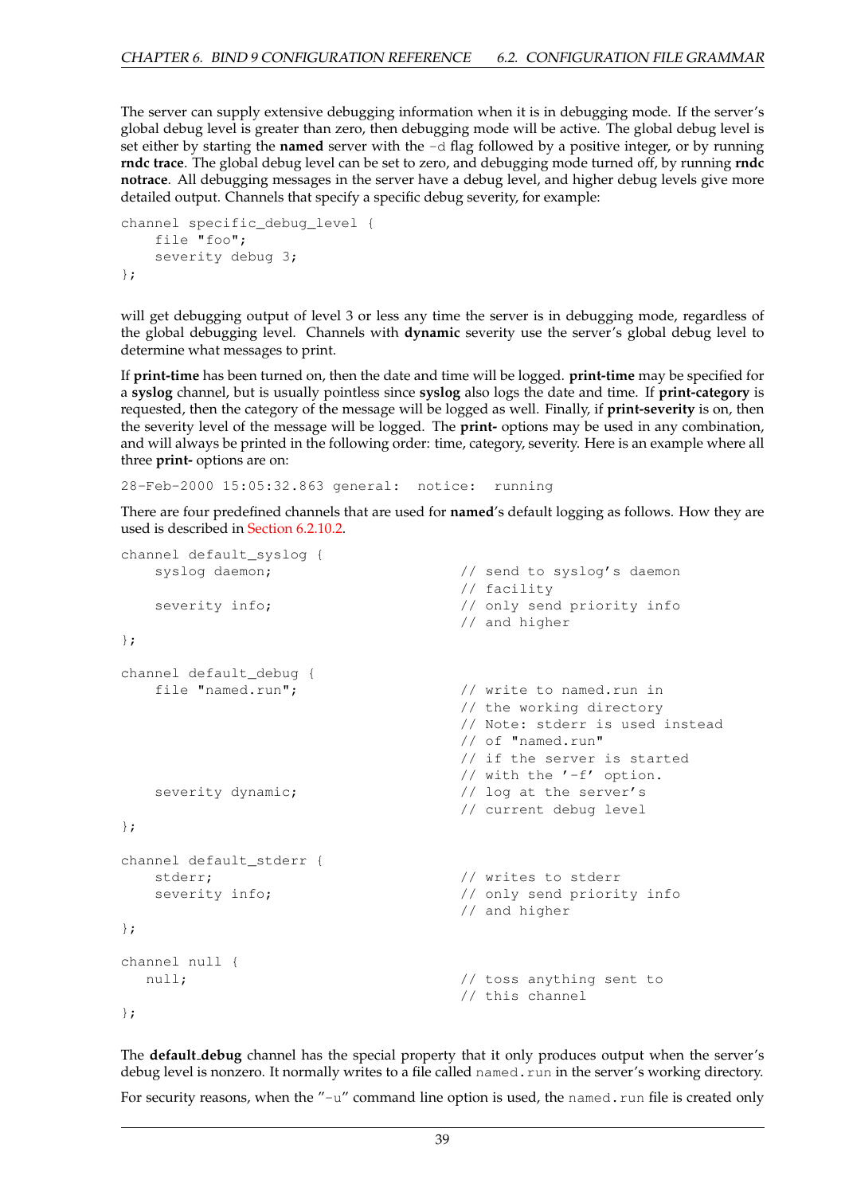The server can supply extensive debugging information when it is in debugging mode. If the server's global debug level is greater than zero, then debugging mode will be active. The global debug level is set either by starting the **named** server with the -d flag followed by a positive integer, or by running **rndc trace**. The global debug level can be set to zero, and debugging mode turned off, by running **rndc notrace**. All debugging messages in the server have a debug level, and higher debug levels give more detailed output. Channels that specify a specific debug severity, for example:

```
channel specific_debug_level {
    file "foo";
    severity debug 3;
};
```

will get debugging output of level 3 or less any time the server is in debugging mode, regardless of the global debugging level. Channels with **dynamic** severity use the server's global debug level to determine what messages to print.

If **print-time** has been turned on, then the date and time will be logged. **print-time** may be specified for a **syslog** channel, but is usually pointless since **syslog** also logs the date and time. If **print-category** is requested, then the category of the message will be logged as well. Finally, if **print-severity** is on, then the severity level of the message will be logged. The **print-** options may be used in any combination, and will always be printed in the following order: time, category, severity. Here is an example where all three **print-** options are on:

```
28-Feb-2000 15:05:32.863 general:  notice:  running
```

There are four predefined channels that are used for **named**'s default logging as follows. How they are used is described in Section 6.2.10.2.

```
channel default_syslog {
    syslog daemon;                      // send to syslog's daemon
                                        // facility
    severity info;                      // only send priority info
                                        // and higher
};

channel default_debug {
    file "named.run";                   // write to named.run in
                                        // the working directory
                                        // Note: stderr is used instead
                                        // of "named.run"
                                        // if the server is started
                                        // with the '-f' option.
    severity dynamic;                   // log at the server's
                                        // current debug level
};

channel default_stderr {
    stderr;                             // writes to stderr
    severity info;                      // only send priority info
                                        // and higher
};

channel null {
   null;                                // toss anything sent to
                                        // this channel
};
```

The **default_debug** channel has the special property that it only produces output when the server's debug level is nonzero. It normally writes to a file called named.run in the server's working directory.

For security reasons, when the "-u" command line option is used, the named.run file is created only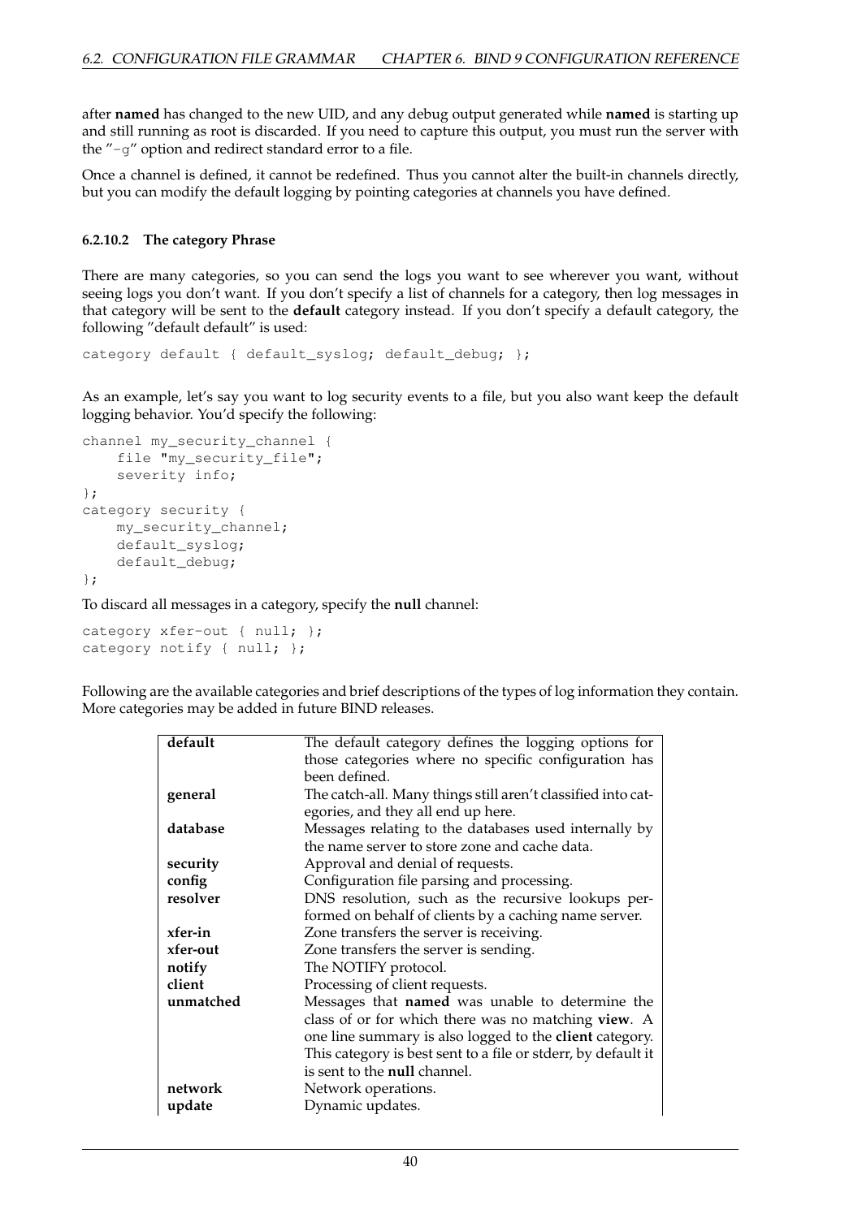after **named** has changed to the new UID, and any debug output generated while **named** is starting up and still running as root is discarded. If you need to capture this output, you must run the server with the "-g" option and redirect standard error to a file.

Once a channel is defined, it cannot be redefined. Thus you cannot alter the built-in channels directly, but you can modify the default logging by pointing categories at channels you have defined.

#### 6.2.10.2 The category Phrase

There are many categories, so you can send the logs you want to see wherever you want, without seeing logs you don't want. If you don't specify a list of channels for a category, then log messages in that category will be sent to the **default** category instead. If you don't specify a default category, the following "default default" is used:

```
category default { default_syslog; default_debug; };
```

As an example, let's say you want to log security events to a file, but you also want keep the default logging behavior. You'd specify the following:

```
channel my_security_channel {
    file "my_security_file";
    severity info;
};
category security {
    my_security_channel;
    default_syslog;
    default_debug;
};
```

To discard all messages in a category, specify the **null** channel:

```
category xfer-out { null; };
category notify { null; };
```

Following are the available categories and brief descriptions of the types of log information they contain. More categories may be added in future BIND releases.

| | |
|---|---|
| **default** | The default category defines the logging options for those categories where no specific configuration has been defined. |
| **general** | The catch-all. Many things still aren't classified into categories, and they all end up here. |
| **database** | Messages relating to the databases used internally by the name server to store zone and cache data. |
| **security** | Approval and denial of requests. |
| **config** | Configuration file parsing and processing. |
| **resolver** | DNS resolution, such as the recursive lookups performed on behalf of clients by a caching name server. |
| **xfer-in** | Zone transfers the server is receiving. |
| **xfer-out** | Zone transfers the server is sending. |
| **notify** | The NOTIFY protocol. |
| **client** | Processing of client requests. |
| **unmatched** | Messages that **named** was unable to determine the class of or for which there was no matching **view**. A one line summary is also logged to the **client** category. This category is best sent to a file or stderr, by default it is sent to the **null** channel. |
| **network** | Network operations. |
| **update** | Dynamic updates. |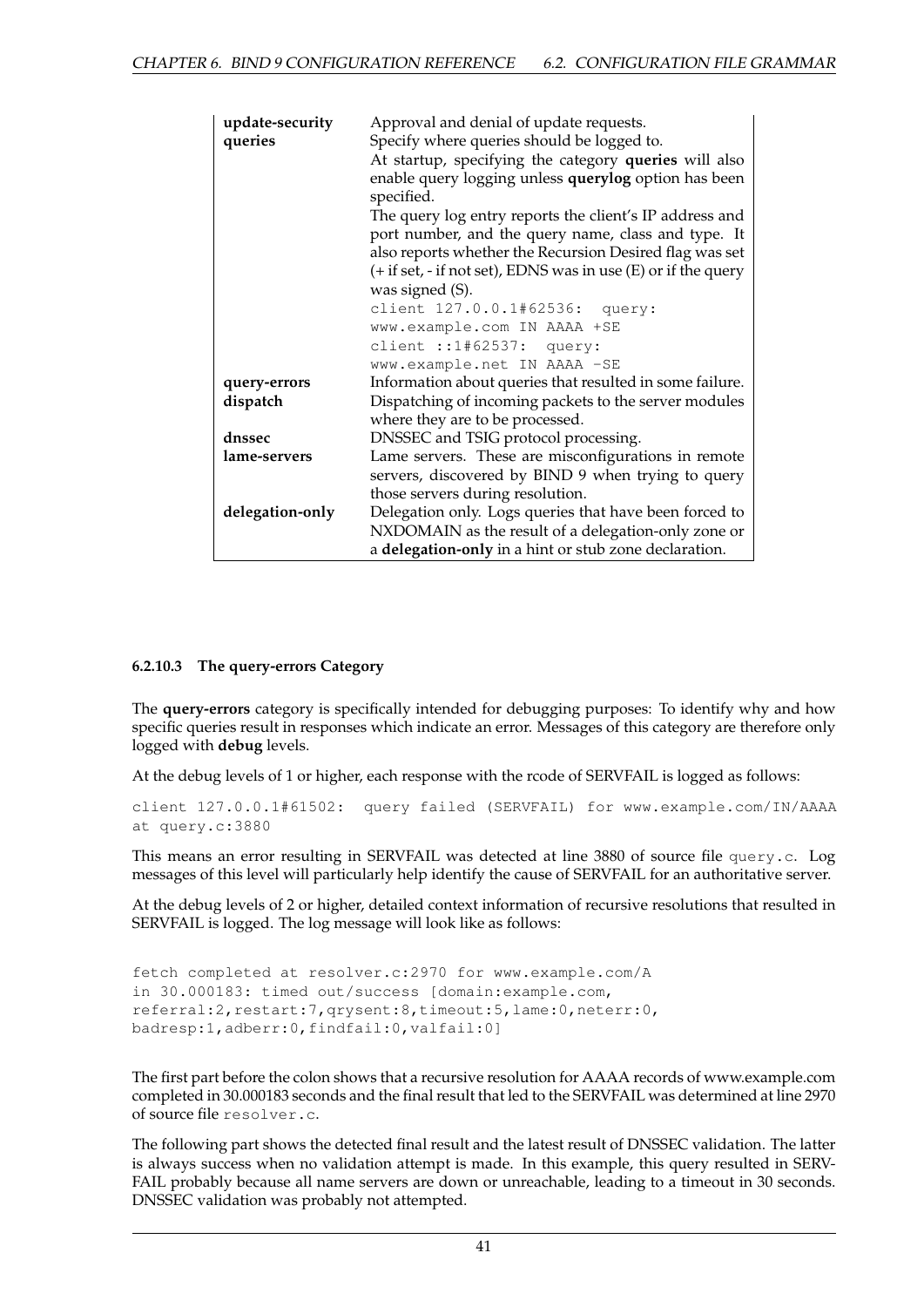| | |
|---|---|
| **update-security** | Approval and denial of update requests. |
| **queries** | Specify where queries should be logged to. At startup, specifying the category **queries** will also enable query logging unless **querylog** option has been specified. The query log entry reports the client's IP address and port number, and the query name, class and type. It also reports whether the Recursion Desired flag was set (+ if set, - if not set), EDNS was in use (E) or if the query was signed (S). `client 127.0.0.1#62536: query: www.example.com IN AAAA +SE` `client ::1#62537: query: www.example.net IN AAAA -SE` |
| **query-errors** | Information about queries that resulted in some failure. |
| **dispatch** | Dispatching of incoming packets to the server modules where they are to be processed. |
| **dnssec** | DNSSEC and TSIG protocol processing. |
| **lame-servers** | Lame servers. These are misconfigurations in remote servers, discovered by BIND 9 when trying to query those servers during resolution. |
| **delegation-only** | Delegation only. Logs queries that have been forced to NXDOMAIN as the result of a delegation-only zone or a **delegation-only** in a hint or stub zone declaration. |

#### 6.2.10.3 The query-errors Category

The **query-errors** category is specifically intended for debugging purposes: To identify why and how specific queries result in responses which indicate an error. Messages of this category are therefore only logged with **debug** levels.

At the debug levels of 1 or higher, each response with the rcode of SERVFAIL is logged as follows:

```
client 127.0.0.1#61502:  query failed (SERVFAIL) for www.example.com/IN/AAAA
at query.c:3880
```

This means an error resulting in SERVFAIL was detected at line 3880 of source file `query.c`. Log messages of this level will particularly help identify the cause of SERVFAIL for an authoritative server.

At the debug levels of 2 or higher, detailed context information of recursive resolutions that resulted in SERVFAIL is logged. The log message will look like as follows:

```
fetch completed at resolver.c:2970 for www.example.com/A
in 30.000183: timed out/success [domain:example.com,
referral:2,restart:7,qrysent:8,timeout:5,lame:0,neterr:0,
badresp:1,adberr:0,findfail:0,valfail:0]
```

The first part before the colon shows that a recursive resolution for AAAA records of www.example.com completed in 30.000183 seconds and the final result that led to the SERVFAIL was determined at line 2970 of source file `resolver.c`.

The following part shows the detected final result and the latest result of DNSSEC validation. The latter is always success when no validation attempt is made. In this example, this query resulted in SERVFAIL probably because all name servers are down or unreachable, leading to a timeout in 30 seconds. DNSSEC validation was probably not attempted.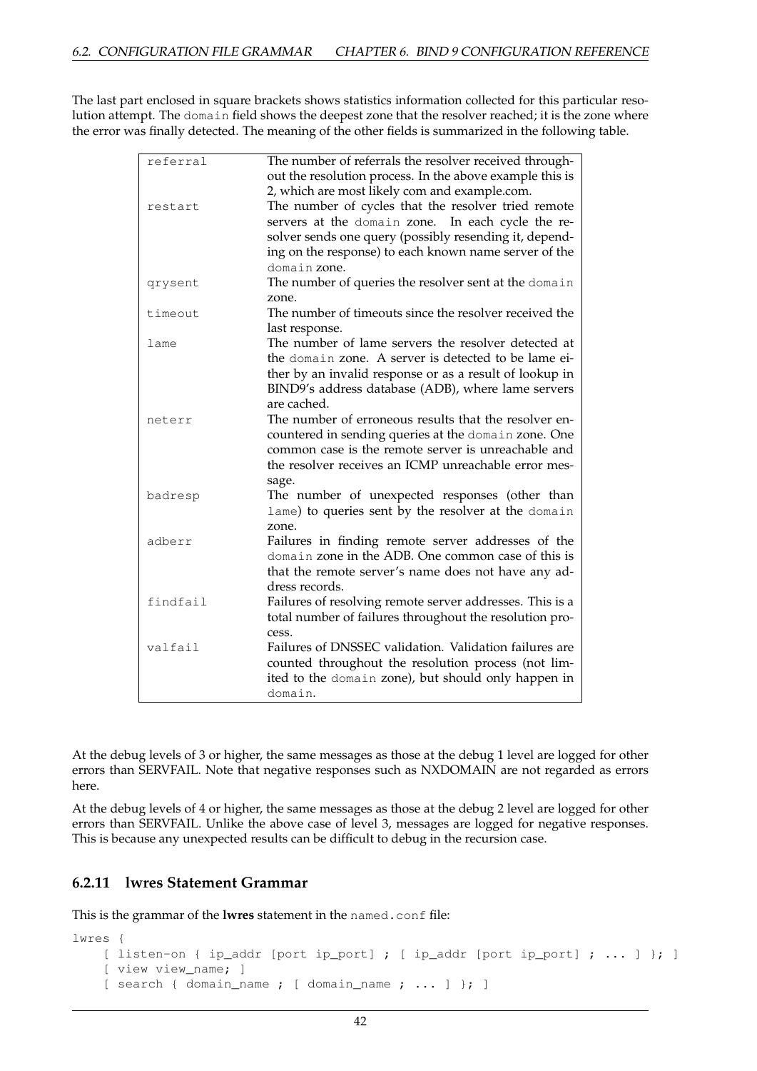The last part enclosed in square brackets shows statistics information collected for this particular resolution attempt. The `domain` field shows the deepest zone that the resolver reached; it is the zone where the error was finally detected. The meaning of the other fields is summarized in the following table.

| | |
|---|---|
| `referral` | The number of referrals the resolver received throughout the resolution process. In the above example this is 2, which are most likely com and example.com. |
| `restart` | The number of cycles that the resolver tried remote servers at the `domain` zone. In each cycle the resolver sends one query (possibly resending it, depending on the response) to each known name server of the `domain` zone. |
| `qrysent` | The number of queries the resolver sent at the `domain` zone. |
| `timeout` | The number of timeouts since the resolver received the last response. |
| `lame` | The number of lame servers the resolver detected at the `domain` zone. A server is detected to be lame either by an invalid response or as a result of lookup in BIND9's address database (ADB), where lame servers are cached. |
| `neterr` | The number of erroneous results that the resolver encountered in sending queries at the `domain` zone. One common case is the remote server is unreachable and the resolver receives an ICMP unreachable error message. |
| `badresp` | The number of unexpected responses (other than `lame`) to queries sent by the resolver at the `domain` zone. |
| `adberr` | Failures in finding remote server addresses of the `domain` zone in the ADB. One common case of this is that the remote server's name does not have any address records. |
| `findfail` | Failures of resolving remote server addresses. This is a total number of failures throughout the resolution process. |
| `valfail` | Failures of DNSSEC validation. Validation failures are counted throughout the resolution process (not limited to the `domain` zone), but should only happen in `domain`. |

At the debug levels of 3 or higher, the same messages as those at the debug 1 level are logged for other errors than SERVFAIL. Note that negative responses such as NXDOMAIN are not regarded as errors here.

At the debug levels of 4 or higher, the same messages as those at the debug 2 level are logged for other errors than SERVFAIL. Unlike the above case of level 3, messages are logged for negative responses. This is because any unexpected results can be difficult to debug in the recursion case.

### 6.2.11 lwres Statement Grammar

This is the grammar of the **lwres** statement in the `named.conf` file:

```
lwres {
    [ listen-on { ip_addr [port ip_port] ; [ ip_addr [port ip_port] ; ... ] }; ]
    [ view view_name; ]
    [ search { domain_name ; [ domain_name ; ... ] }; ]
```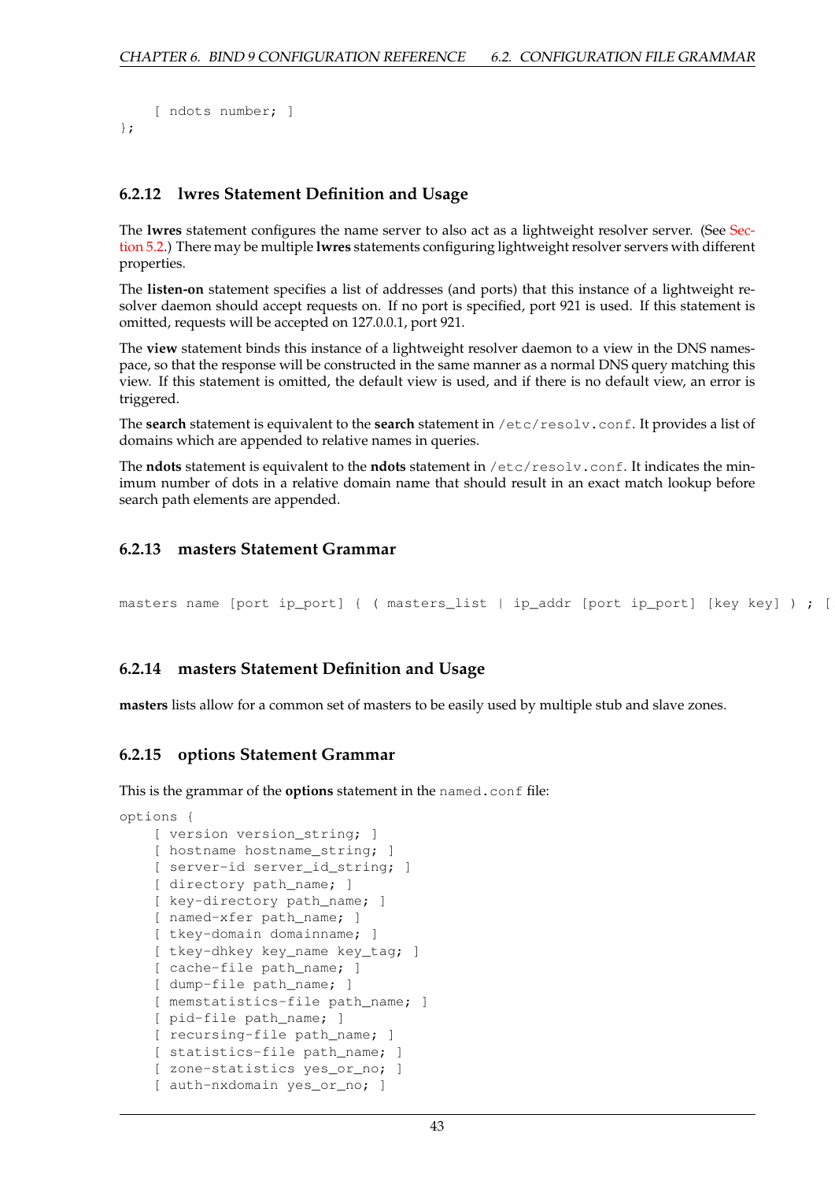```
    [ ndots number; ]
};
```

### 6.2.12 lwres Statement Definition and Usage

The **lwres** statement configures the name server to also act as a lightweight resolver server. (See Section 5.2.) There may be multiple **lwres** statements configuring lightweight resolver servers with different properties.

The **listen-on** statement specifies a list of addresses (and ports) that this instance of a lightweight resolver daemon should accept requests on. If no port is specified, port 921 is used. If this statement is omitted, requests will be accepted on 127.0.0.1, port 921.

The **view** statement binds this instance of a lightweight resolver daemon to a view in the DNS namespace, so that the response will be constructed in the same manner as a normal DNS query matching this view. If this statement is omitted, the default view is used, and if there is no default view, an error is triggered.

The **search** statement is equivalent to the **search** statement in `/etc/resolv.conf`. It provides a list of domains which are appended to relative names in queries.

The **ndots** statement is equivalent to the **ndots** statement in `/etc/resolv.conf`. It indicates the minimum number of dots in a relative domain name that should result in an exact match lookup before search path elements are appended.

### 6.2.13 masters Statement Grammar

```
masters name [port ip_port] { ( masters_list | ip_addr [port ip_port] [key key] ) ; [
```

### 6.2.14 masters Statement Definition and Usage

**masters** lists allow for a common set of masters to be easily used by multiple stub and slave zones.

### 6.2.15 options Statement Grammar

This is the grammar of the **options** statement in the `named.conf` file:

```
options {
    [ version version_string; ]
    [ hostname hostname_string; ]
    [ server-id server_id_string; ]
    [ directory path_name; ]
    [ key-directory path_name; ]
    [ named-xfer path_name; ]
    [ tkey-domain domainname; ]
    [ tkey-dhkey key_name key_tag; ]
    [ cache-file path_name; ]
    [ dump-file path_name; ]
    [ memstatistics-file path_name; ]
    [ pid-file path_name; ]
    [ recursing-file path_name; ]
    [ statistics-file path_name; ]
    [ zone-statistics yes_or_no; ]
    [ auth-nxdomain yes_or_no; ]
```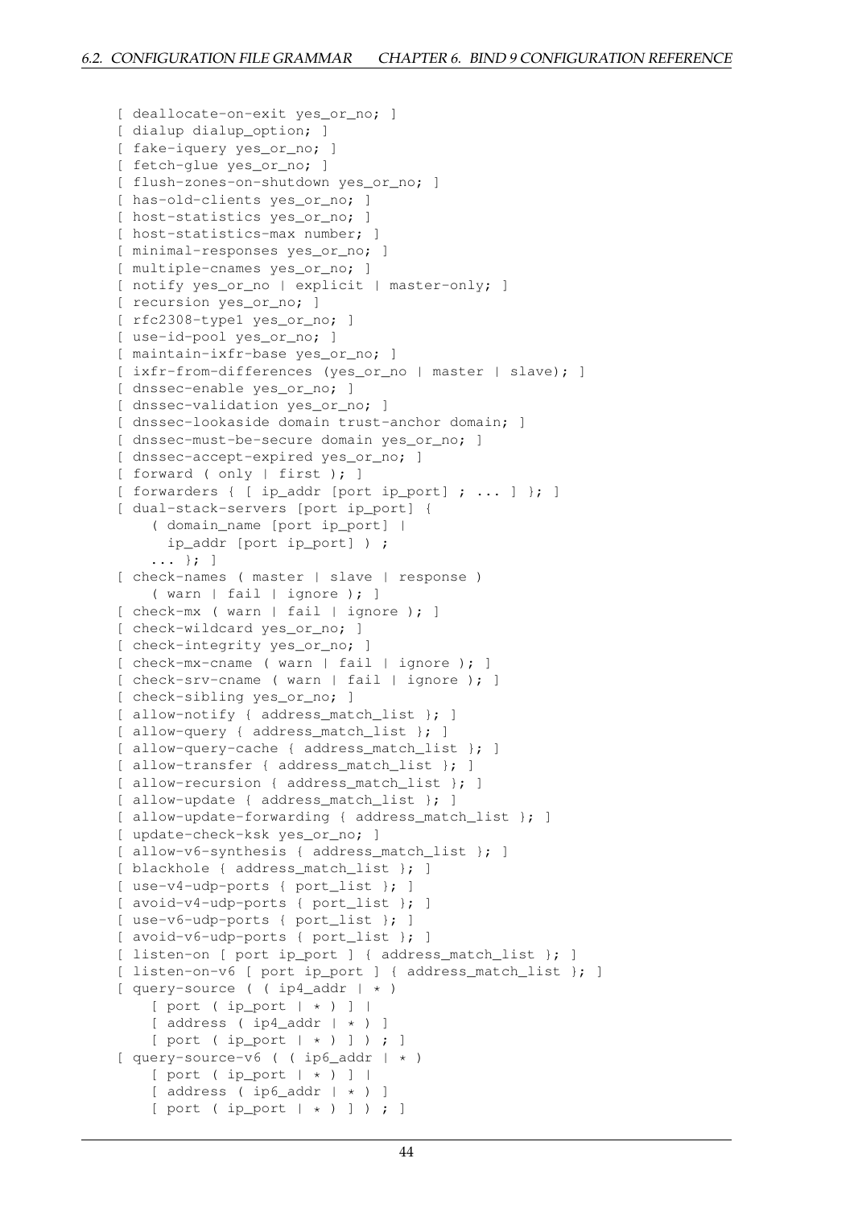```
[ deallocate-on-exit yes_or_no; ]
[ dialup dialup_option; ]
[ fake-iquery yes_or_no; ]
[ fetch-glue yes_or_no; ]
[ flush-zones-on-shutdown yes_or_no; ]
[ has-old-clients yes_or_no; ]
[ host-statistics yes_or_no; ]
[ host-statistics-max number; ]
[ minimal-responses yes_or_no; ]
[ multiple-cnames yes_or_no; ]
[ notify yes_or_no | explicit | master-only; ]
[ recursion yes_or_no; ]
[ rfc2308-type1 yes_or_no; ]
[ use-id-pool yes_or_no; ]
[ maintain-ixfr-base yes_or_no; ]
[ ixfr-from-differences (yes_or_no | master | slave); ]
[ dnssec-enable yes_or_no; ]
[ dnssec-validation yes_or_no; ]
[ dnssec-lookaside domain trust-anchor domain; ]
[ dnssec-must-be-secure domain yes_or_no; ]
[ dnssec-accept-expired yes_or_no; ]
[ forward ( only | first ); ]
[ forwarders { [ ip_addr [port ip_port] ; ... ] }; ]
[ dual-stack-servers [port ip_port] {
    ( domain_name [port ip_port] |
      ip_addr [port ip_port] ) ;
    ... }; ]
[ check-names ( master | slave | response )
    ( warn | fail | ignore ); ]
[ check-mx ( warn | fail | ignore ); ]
[ check-wildcard yes_or_no; ]
[ check-integrity yes_or_no; ]
[ check-mx-cname ( warn | fail | ignore ); ]
[ check-srv-cname ( warn | fail | ignore ); ]
[ check-sibling yes_or_no; ]
[ allow-notify { address_match_list }; ]
[ allow-query { address_match_list }; ]
[ allow-query-cache { address_match_list }; ]
[ allow-transfer { address_match_list }; ]
[ allow-recursion { address_match_list }; ]
[ allow-update { address_match_list }; ]
[ allow-update-forwarding { address_match_list }; ]
[ update-check-ksk yes_or_no; ]
[ allow-v6-synthesis { address_match_list }; ]
[ blackhole { address_match_list }; ]
[ use-v4-udp-ports { port_list }; ]
[ avoid-v4-udp-ports { port_list }; ]
[ use-v6-udp-ports { port_list }; ]
[ avoid-v6-udp-ports { port_list }; ]
[ listen-on [ port ip_port ] { address_match_list }; ]
[ listen-on-v6 [ port ip_port ] { address_match_list }; ]
[ query-source ( ( ip4_addr | * )
    [ port ( ip_port | * ) ] |
    [ address ( ip4_addr | * ) ]
    [ port ( ip_port | * ) ] ) ; ]
[ query-source-v6 ( ( ip6_addr | * )
    [ port ( ip_port | * ) ] |
    [ address ( ip6_addr | * ) ]
    [ port ( ip_port | * ) ] ) ; ]
```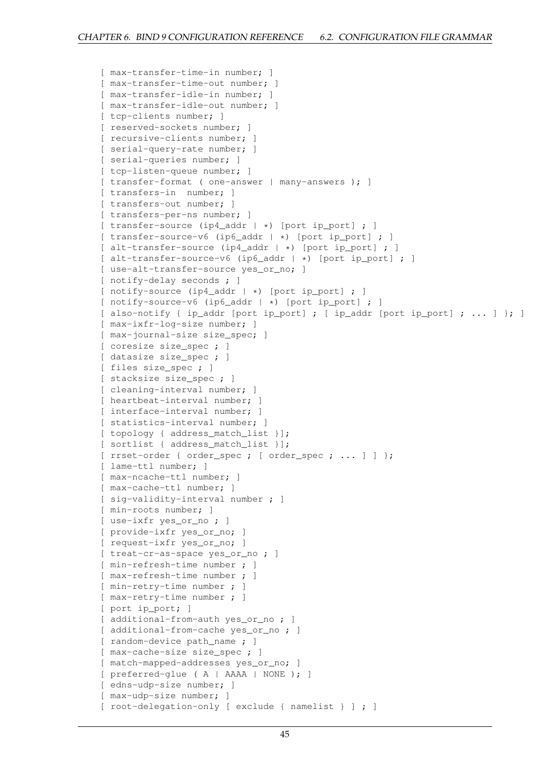```
[ max-transfer-time-in number; ]
[ max-transfer-time-out number; ]
[ max-transfer-idle-in number; ]
[ max-transfer-idle-out number; ]
[ tcp-clients number; ]
[ reserved-sockets number; ]
[ recursive-clients number; ]
[ serial-query-rate number; ]
[ serial-queries number; ]
[ tcp-listen-queue number; ]
[ transfer-format ( one-answer | many-answers ); ]
[ transfers-in  number; ]
[ transfers-out number; ]
[ transfers-per-ns number; ]
[ transfer-source (ip4_addr | *) [port ip_port] ; ]
[ transfer-source-v6 (ip6_addr | *) [port ip_port] ; ]
[ alt-transfer-source (ip4_addr | *) [port ip_port] ; ]
[ alt-transfer-source-v6 (ip6_addr | *) [port ip_port] ; ]
[ use-alt-transfer-source yes_or_no; ]
[ notify-delay seconds ; ]
[ notify-source (ip4_addr | *) [port ip_port] ; ]
[ notify-source-v6 (ip6_addr | *) [port ip_port] ; ]
[ also-notify { ip_addr [port ip_port] ; [ ip_addr [port ip_port] ; ... ] }; ]
[ max-ixfr-log-size number; ]
[ max-journal-size size_spec; ]
[ coresize size_spec ; ]
[ datasize size_spec ; ]
[ files size_spec ; ]
[ stacksize size_spec ; ]
[ cleaning-interval number; ]
[ heartbeat-interval number; ]
[ interface-interval number; ]
[ statistics-interval number; ]
[ topology { address_match_list }];
[ sortlist { address_match_list }];
[ rrset-order { order_spec ; [ order_spec ; ... ] ] };
[ lame-ttl number; ]
[ max-ncache-ttl number; ]
[ max-cache-ttl number; ]
[ sig-validity-interval number ; ]
[ min-roots number; ]
[ use-ixfr yes_or_no ; ]
[ provide-ixfr yes_or_no; ]
[ request-ixfr yes_or_no; ]
[ treat-cr-as-space yes_or_no ; ]
[ min-refresh-time number ; ]
[ max-refresh-time number ; ]
[ min-retry-time number ; ]
[ max-retry-time number ; ]
[ port ip_port; ]
[ additional-from-auth yes_or_no ; ]
[ additional-from-cache yes_or_no ; ]
[ random-device path_name ; ]
[ max-cache-size size_spec ; ]
[ match-mapped-addresses yes_or_no; ]
[ preferred-glue ( A | AAAA | NONE ); ]
[ edns-udp-size number; ]
[ max-udp-size number; ]
[ root-delegation-only [ exclude { namelist } ] ; ]
```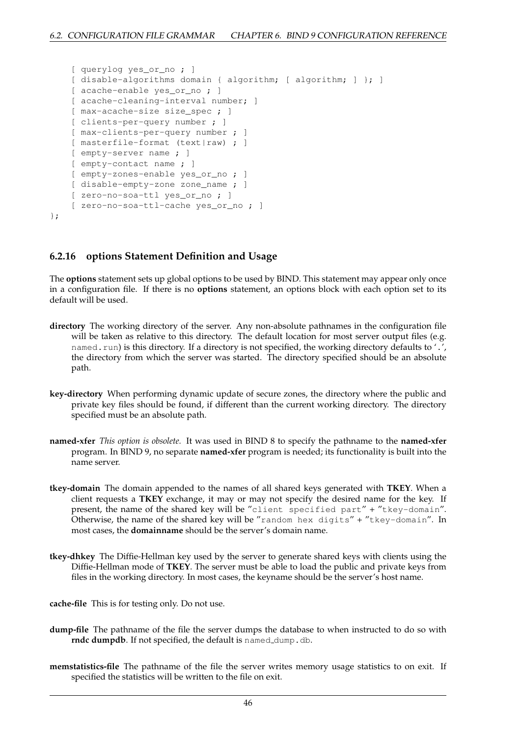```
    [ querylog yes_or_no ; ]
    [ disable-algorithms domain { algorithm; [ algorithm; ] }; ]
    [ acache-enable yes_or_no ; ]
    [ acache-cleaning-interval number; ]
    [ max-acache-size size_spec ; ]
    [ clients-per-query number ; ]
    [ max-clients-per-query number ; ]
    [ masterfile-format (text|raw) ; ]
    [ empty-server name ; ]
    [ empty-contact name ; ]
    [ empty-zones-enable yes_or_no ; ]
    [ disable-empty-zone zone_name ; ]
    [ zero-no-soa-ttl yes_or_no ; ]
    [ zero-no-soa-ttl-cache yes_or_no ; ]
};
```

### 6.2.16 options Statement Definition and Usage

The **options** statement sets up global options to be used by BIND. This statement may appear only once in a configuration file. If there is no **options** statement, an options block with each option set to its default will be used.

**directory** The working directory of the server. Any non-absolute pathnames in the configuration file will be taken as relative to this directory. The default location for most server output files (e.g. `named.run`) is this directory. If a directory is not specified, the working directory defaults to `'.'`, the directory from which the server was started. The directory specified should be an absolute path.

**key-directory** When performing dynamic update of secure zones, the directory where the public and private key files should be found, if different than the current working directory. The directory specified must be an absolute path.

**named-xfer** *This option is obsolete.* It was used in BIND 8 to specify the pathname to the **named-xfer** program. In BIND 9, no separate **named-xfer** program is needed; its functionality is built into the name server.

**tkey-domain** The domain appended to the names of all shared keys generated with **TKEY**. When a client requests a **TKEY** exchange, it may or may not specify the desired name for the key. If present, the name of the shared key will be "`client specified part`" + "`tkey-domain`". Otherwise, the name of the shared key will be "`random hex digits`" + "`tkey-domain`". In most cases, the **domainname** should be the server's domain name.

**tkey-dhkey** The Diffie-Hellman key used by the server to generate shared keys with clients using the Diffie-Hellman mode of **TKEY**. The server must be able to load the public and private keys from files in the working directory. In most cases, the keyname should be the server's host name.

**cache-file** This is for testing only. Do not use.

**dump-file** The pathname of the file the server dumps the database to when instructed to do so with **rndc dumpdb**. If not specified, the default is `named_dump.db`.

**memstatistics-file** The pathname of the file the server writes memory usage statistics to on exit. If specified the statistics will be written to the file on exit.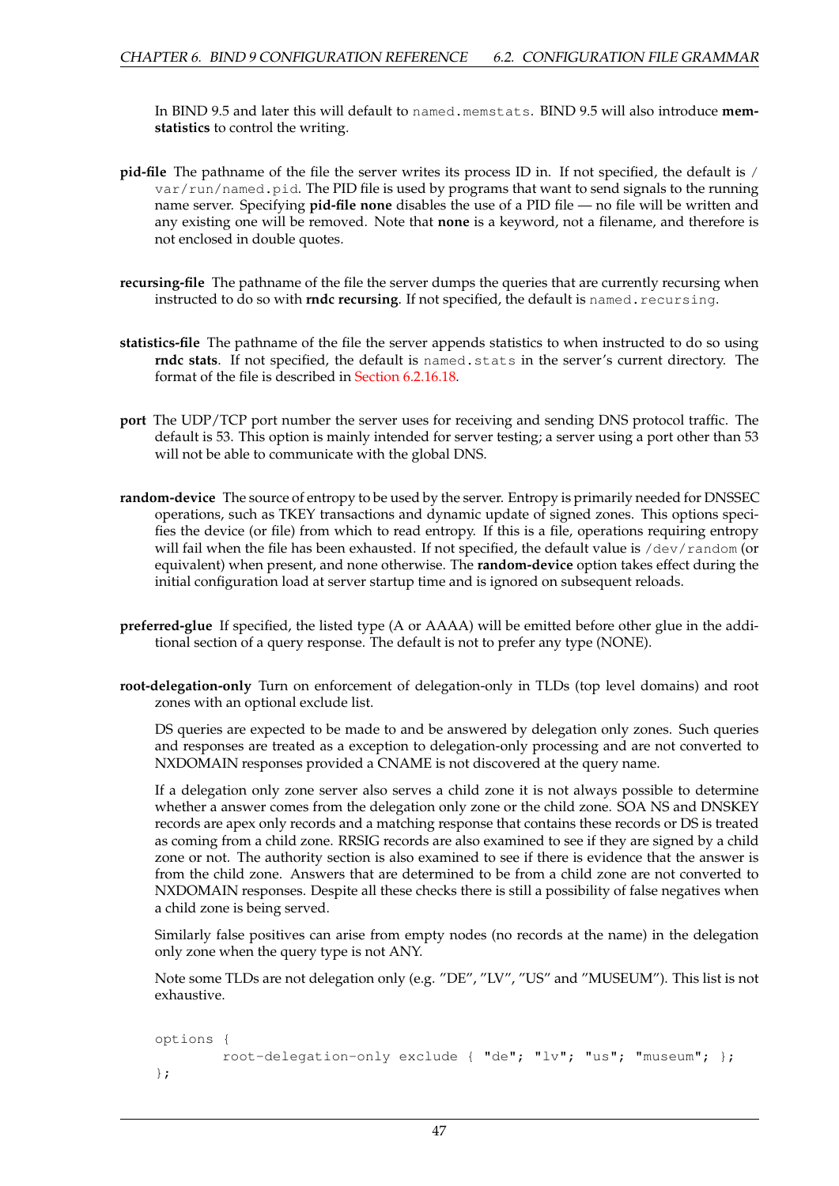In BIND 9.5 and later this will default to `named.memstats`. BIND 9.5 will also introduce **memstatistics** to control the writing.

**pid-file** The pathname of the file the server writes its process ID in. If not specified, the default is `/var/run/named.pid`. The PID file is used by programs that want to send signals to the running name server. Specifying **pid-file none** disables the use of a PID file — no file will be written and any existing one will be removed. Note that **none** is a keyword, not a filename, and therefore is not enclosed in double quotes.

**recursing-file** The pathname of the file the server dumps the queries that are currently recursing when instructed to do so with **rndc recursing**. If not specified, the default is `named.recursing`.

**statistics-file** The pathname of the file the server appends statistics to when instructed to do so using **rndc stats**. If not specified, the default is `named.stats` in the server's current directory. The format of the file is described in Section 6.2.16.18.

**port** The UDP/TCP port number the server uses for receiving and sending DNS protocol traffic. The default is 53. This option is mainly intended for server testing; a server using a port other than 53 will not be able to communicate with the global DNS.

**random-device** The source of entropy to be used by the server. Entropy is primarily needed for DNSSEC operations, such as TKEY transactions and dynamic update of signed zones. This options specifies the device (or file) from which to read entropy. If this is a file, operations requiring entropy will fail when the file has been exhausted. If not specified, the default value is `/dev/random` (or equivalent) when present, and none otherwise. The **random-device** option takes effect during the initial configuration load at server startup time and is ignored on subsequent reloads.

**preferred-glue** If specified, the listed type (A or AAAA) will be emitted before other glue in the additional section of a query response. The default is not to prefer any type (NONE).

**root-delegation-only** Turn on enforcement of delegation-only in TLDs (top level domains) and root zones with an optional exclude list.

DS queries are expected to be made to and be answered by delegation only zones. Such queries and responses are treated as a exception to delegation-only processing and are not converted to NXDOMAIN responses provided a CNAME is not discovered at the query name.

If a delegation only zone server also serves a child zone it is not always possible to determine whether a answer comes from the delegation only zone or the child zone. SOA NS and DNSKEY records are apex only records and a matching response that contains these records or DS is treated as coming from a child zone. RRSIG records are also examined to see if they are signed by a child zone or not. The authority section is also examined to see if there is evidence that the answer is from the child zone. Answers that are determined to be from a child zone are not converted to NXDOMAIN responses. Despite all these checks there is still a possibility of false negatives when a child zone is being served.

Similarly false positives can arise from empty nodes (no records at the name) in the delegation only zone when the query type is not ANY.

Note some TLDs are not delegation only (e.g. "DE", "LV", "US" and "MUSEUM"). This list is not exhaustive.

```
options {
        root-delegation-only exclude { "de"; "lv"; "us"; "museum"; };
};
```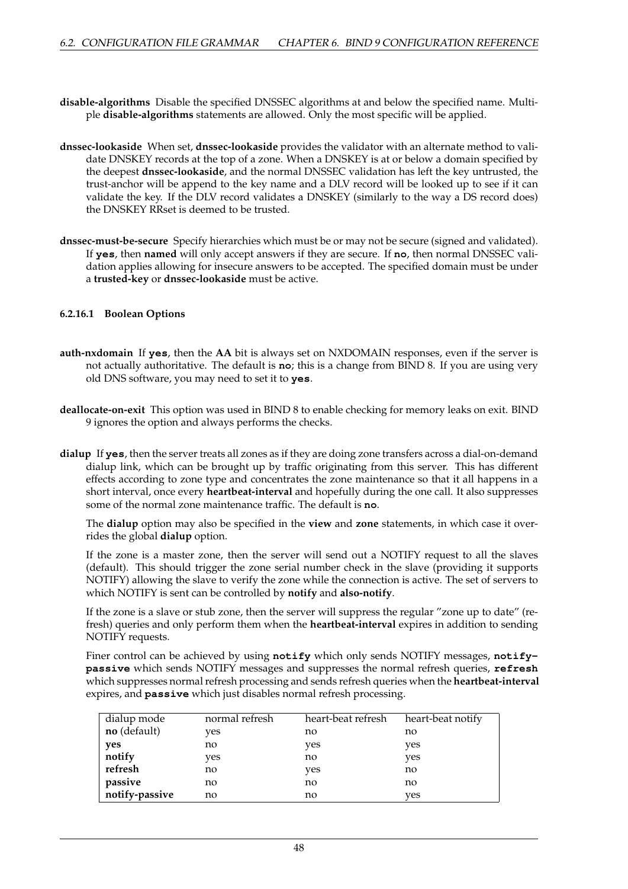**disable-algorithms** Disable the specified DNSSEC algorithms at and below the specified name. Multiple **disable-algorithms** statements are allowed. Only the most specific will be applied.

**dnssec-lookaside** When set, **dnssec-lookaside** provides the validator with an alternate method to validate DNSKEY records at the top of a zone. When a DNSKEY is at or below a domain specified by the deepest **dnssec-lookaside**, and the normal DNSSEC validation has left the key untrusted, the trust-anchor will be append to the key name and a DLV record will be looked up to see if it can validate the key. If the DLV record validates a DNSKEY (similarly to the way a DS record does) the DNSKEY RRset is deemed to be trusted.

**dnssec-must-be-secure** Specify hierarchies which must be or may not be secure (signed and validated). If **yes**, then **named** will only accept answers if they are secure. If **no**, then normal DNSSEC validation applies allowing for insecure answers to be accepted. The specified domain must be under a **trusted-key** or **dnssec-lookaside** must be active.

#### 6.2.16.1 Boolean Options

**auth-nxdomain** If **yes**, then the **AA** bit is always set on NXDOMAIN responses, even if the server is not actually authoritative. The default is **no**; this is a change from BIND 8. If you are using very old DNS software, you may need to set it to **yes**.

**deallocate-on-exit** This option was used in BIND 8 to enable checking for memory leaks on exit. BIND 9 ignores the option and always performs the checks.

**dialup** If **yes**, then the server treats all zones as if they are doing zone transfers across a dial-on-demand dialup link, which can be brought up by traffic originating from this server. This has different effects according to zone type and concentrates the zone maintenance so that it all happens in a short interval, once every **heartbeat-interval** and hopefully during the one call. It also suppresses some of the normal zone maintenance traffic. The default is **no**.

The **dialup** option may also be specified in the **view** and **zone** statements, in which case it overrides the global **dialup** option.

If the zone is a master zone, then the server will send out a NOTIFY request to all the slaves (default). This should trigger the zone serial number check in the slave (providing it supports NOTIFY) allowing the slave to verify the zone while the connection is active. The set of servers to which NOTIFY is sent can be controlled by **notify** and **also-notify**.

If the zone is a slave or stub zone, then the server will suppress the regular "zone up to date" (refresh) queries and only perform them when the **heartbeat-interval** expires in addition to sending NOTIFY requests.

Finer control can be achieved by using **notify** which only sends NOTIFY messages, **notify-passive** which sends NOTIFY messages and suppresses the normal refresh queries, **refresh** which suppresses normal refresh processing and sends refresh queries when the **heartbeat-interval** expires, and **passive** which just disables normal refresh processing.

| dialup mode | normal refresh | heart-beat refresh | heart-beat notify |
|---|---|---|---|
| **no** (default) | yes | no | no |
| **yes** | no | yes | yes |
| **notify** | yes | no | yes |
| **refresh** | no | yes | no |
| **passive** | no | no | no |
| **notify-passive** | no | no | yes |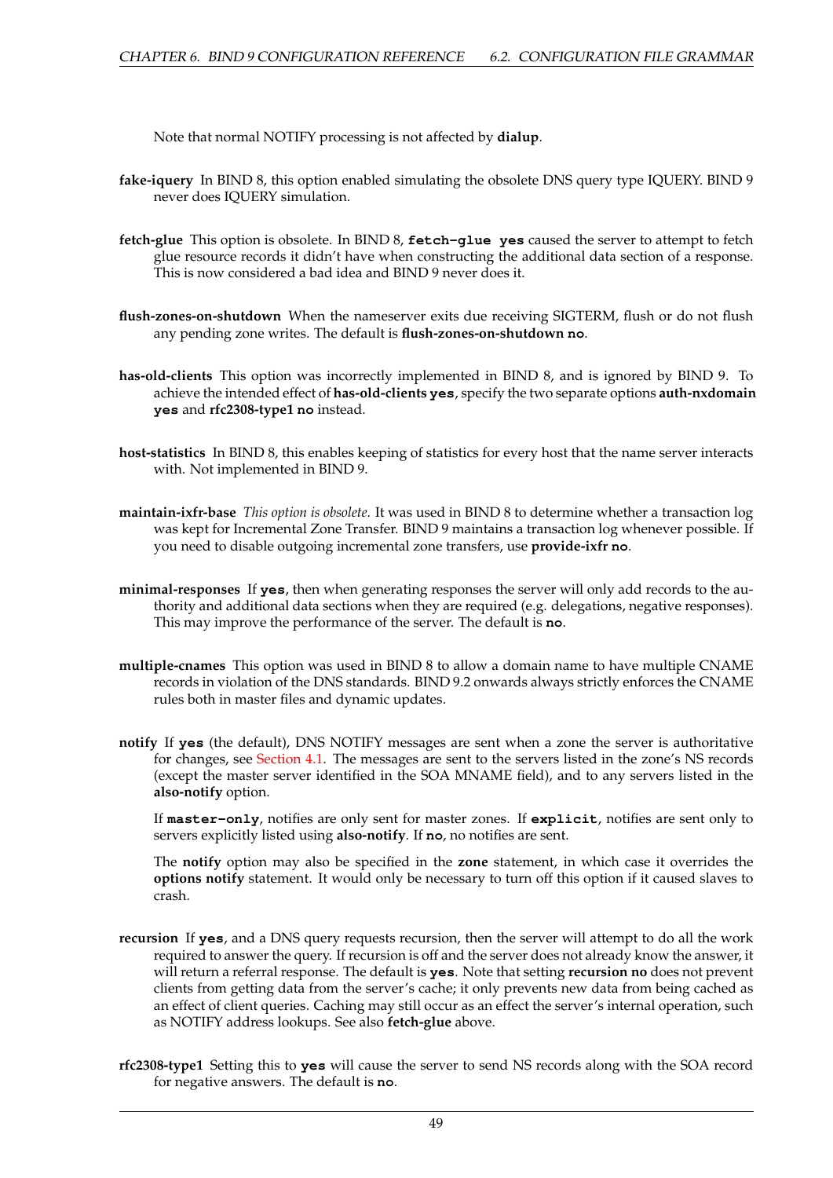Note that normal NOTIFY processing is not affected by **dialup**.

**fake-iquery** In BIND 8, this option enabled simulating the obsolete DNS query type IQUERY. BIND 9 never does IQUERY simulation.

**fetch-glue** This option is obsolete. In BIND 8, **`fetch-glue yes`** caused the server to attempt to fetch glue resource records it didn't have when constructing the additional data section of a response. This is now considered a bad idea and BIND 9 never does it.

**flush-zones-on-shutdown** When the nameserver exits due receiving SIGTERM, flush or do not flush any pending zone writes. The default is **flush-zones-on-shutdown `no`**.

**has-old-clients** This option was incorrectly implemented in BIND 8, and is ignored by BIND 9. To achieve the intended effect of **has-old-clients `yes`**, specify the two separate options **auth-nxdomain `yes`** and **rfc2308-type1 `no`** instead.

**host-statistics** In BIND 8, this enables keeping of statistics for every host that the name server interacts with. Not implemented in BIND 9.

**maintain-ixfr-base** *This option is obsolete.* It was used in BIND 8 to determine whether a transaction log was kept for Incremental Zone Transfer. BIND 9 maintains a transaction log whenever possible. If you need to disable outgoing incremental zone transfers, use **provide-ixfr `no`**.

**minimal-responses** If **`yes`**, then when generating responses the server will only add records to the authority and additional data sections when they are required (e.g. delegations, negative responses). This may improve the performance of the server. The default is **`no`**.

**multiple-cnames** This option was used in BIND 8 to allow a domain name to have multiple CNAME records in violation of the DNS standards. BIND 9.2 onwards always strictly enforces the CNAME rules both in master files and dynamic updates.

**notify** If **`yes`** (the default), DNS NOTIFY messages are sent when a zone the server is authoritative for changes, see Section 4.1. The messages are sent to the servers listed in the zone's NS records (except the master server identified in the SOA MNAME field), and to any servers listed in the **also-notify** option.

If **`master-only`**, notifies are only sent for master zones. If **`explicit`**, notifies are sent only to servers explicitly listed using **also-notify**. If **`no`**, no notifies are sent.

The **notify** option may also be specified in the **zone** statement, in which case it overrides the **options notify** statement. It would only be necessary to turn off this option if it caused slaves to crash.

**recursion** If **`yes`**, and a DNS query requests recursion, then the server will attempt to do all the work required to answer the query. If recursion is off and the server does not already know the answer, it will return a referral response. The default is **`yes`**. Note that setting **recursion no** does not prevent clients from getting data from the server's cache; it only prevents new data from being cached as an effect of client queries. Caching may still occur as an effect the server's internal operation, such as NOTIFY address lookups. See also **fetch-glue** above.

**rfc2308-type1** Setting this to **`yes`** will cause the server to send NS records along with the SOA record for negative answers. The default is **`no`**.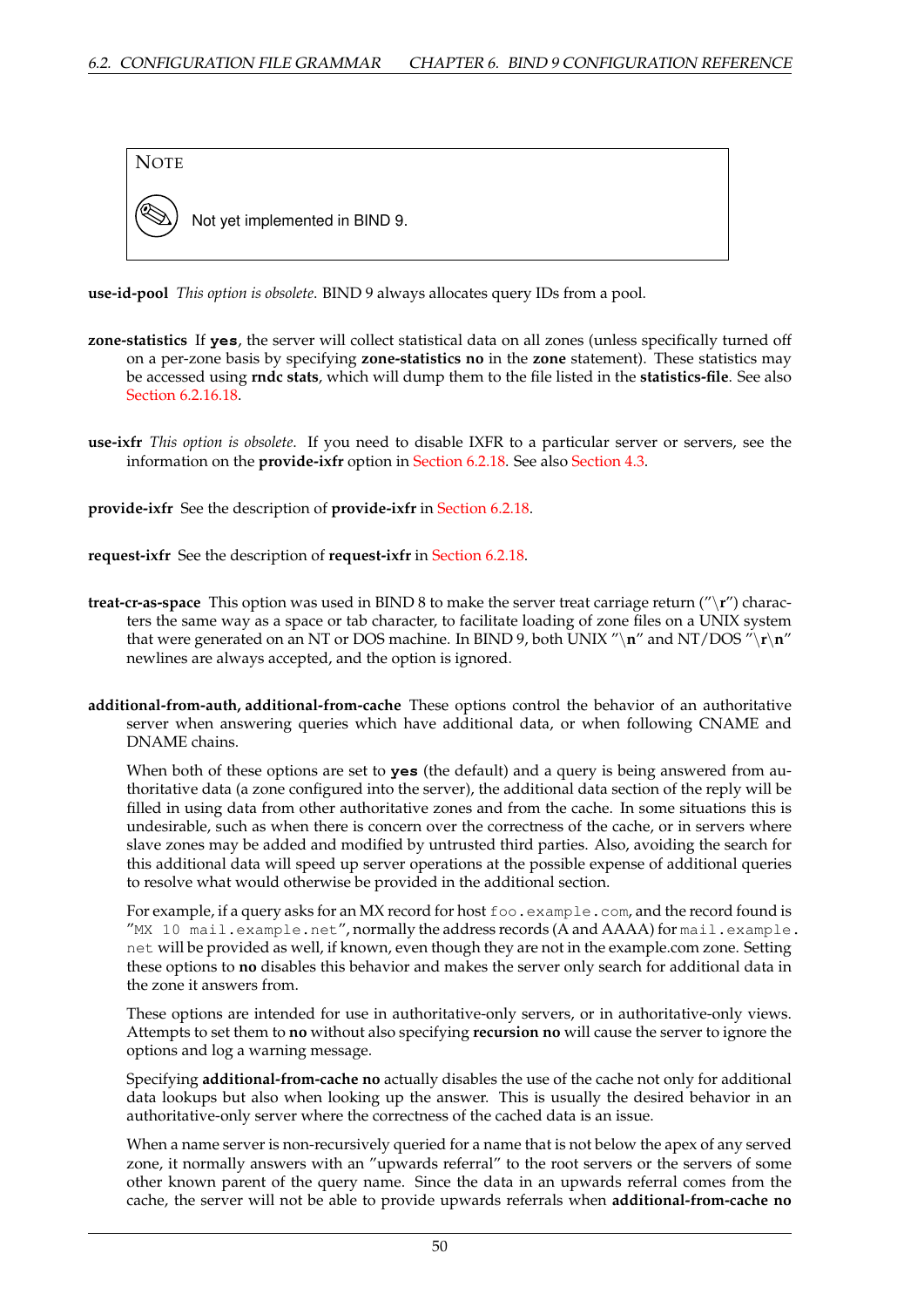> **NOTE**
>
> Not yet implemented in BIND 9.

**use-id-pool** *This option is obsolete.* BIND 9 always allocates query IDs from a pool.

**zone-statistics** If **yes**, the server will collect statistical data on all zones (unless specifically turned off on a per-zone basis by specifying **zone-statistics no** in the **zone** statement). These statistics may be accessed using **rndc stats**, which will dump them to the file listed in the **statistics-file**. See also Section 6.2.16.18.

**use-ixfr** *This option is obsolete.* If you need to disable IXFR to a particular server or servers, see the information on the **provide-ixfr** option in Section 6.2.18. See also Section 4.3.

**provide-ixfr** See the description of **provide-ixfr** in Section 6.2.18.

**request-ixfr** See the description of **request-ixfr** in Section 6.2.18.

**treat-cr-as-space** This option was used in BIND 8 to make the server treat carriage return ("\r") characters the same way as a space or tab character, to facilitate loading of zone files on a UNIX system that were generated on an NT or DOS machine. In BIND 9, both UNIX "\n" and NT/DOS "\r\n" newlines are always accepted, and the option is ignored.

**additional-from-auth, additional-from-cache** These options control the behavior of an authoritative server when answering queries which have additional data, or when following CNAME and DNAME chains.

When both of these options are set to **yes** (the default) and a query is being answered from authoritative data (a zone configured into the server), the additional data section of the reply will be filled in using data from other authoritative zones and from the cache. In some situations this is undesirable, such as when there is concern over the correctness of the cache, or in servers where slave zones may be added and modified by untrusted third parties. Also, avoiding the search for this additional data will speed up server operations at the possible expense of additional queries to resolve what would otherwise be provided in the additional section.

For example, if a query asks for an MX record for host `foo.example.com`, and the record found is "`MX 10 mail.example.net`", normally the address records (A and AAAA) for `mail.example.net` will be provided as well, if known, even though they are not in the example.com zone. Setting these options to **no** disables this behavior and makes the server only search for additional data in the zone it answers from.

These options are intended for use in authoritative-only servers, or in authoritative-only views. Attempts to set them to **no** without also specifying **recursion no** will cause the server to ignore the options and log a warning message.

Specifying **additional-from-cache no** actually disables the use of the cache not only for additional data lookups but also when looking up the answer. This is usually the desired behavior in an authoritative-only server where the correctness of the cached data is an issue.

When a name server is non-recursively queried for a name that is not below the apex of any served zone, it normally answers with an "upwards referral" to the root servers or the servers of some other known parent of the query name. Since the data in an upwards referral comes from the cache, the server will not be able to provide upwards referrals when **additional-from-cache no**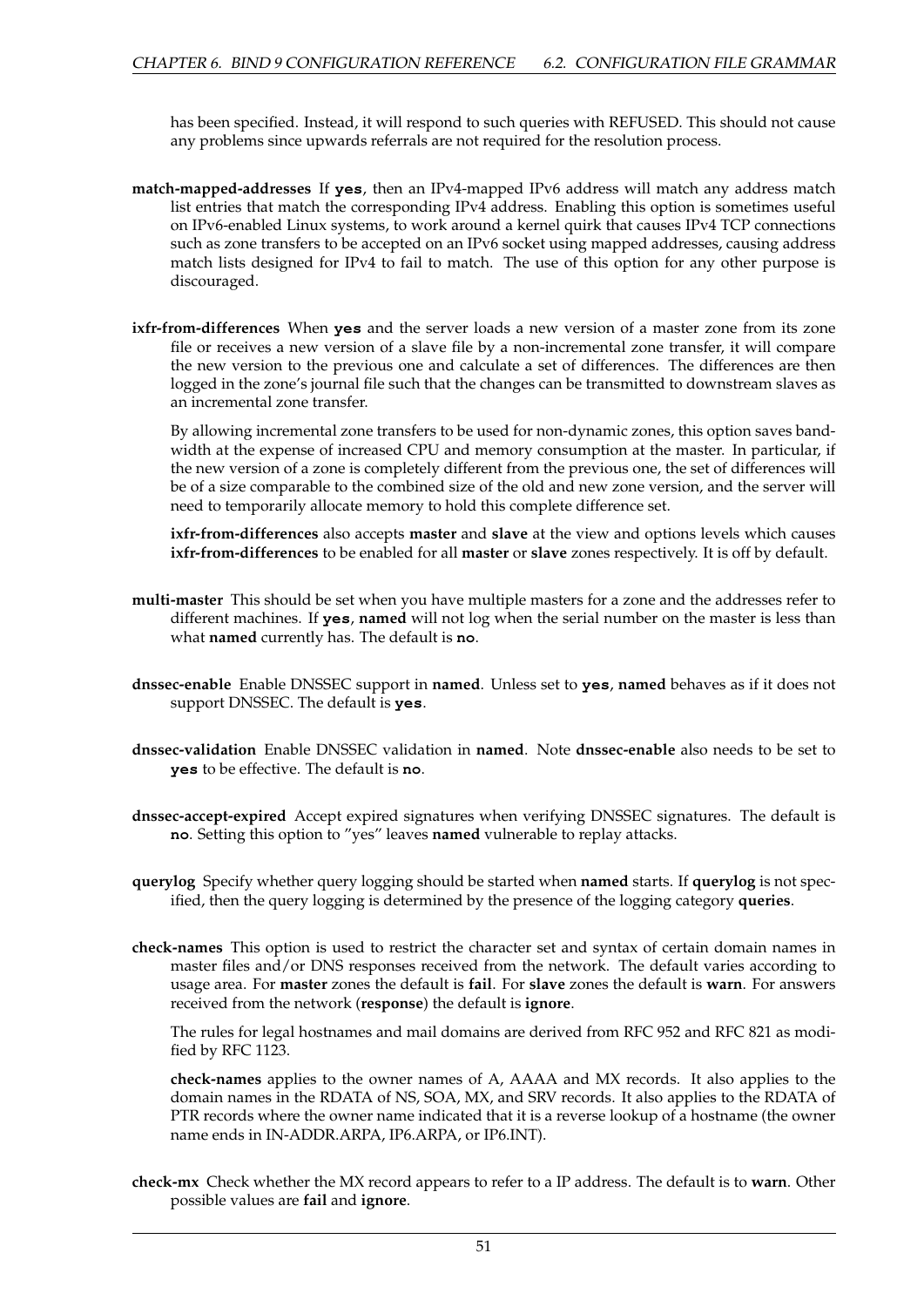has been specified. Instead, it will respond to such queries with REFUSED. This should not cause any problems since upwards referrals are not required for the resolution process.

**match-mapped-addresses** If **yes**, then an IPv4-mapped IPv6 address will match any address match list entries that match the corresponding IPv4 address. Enabling this option is sometimes useful on IPv6-enabled Linux systems, to work around a kernel quirk that causes IPv4 TCP connections such as zone transfers to be accepted on an IPv6 socket using mapped addresses, causing address match lists designed for IPv4 to fail to match. The use of this option for any other purpose is discouraged.

**ixfr-from-differences** When **yes** and the server loads a new version of a master zone from its zone file or receives a new version of a slave file by a non-incremental zone transfer, it will compare the new version to the previous one and calculate a set of differences. The differences are then logged in the zone's journal file such that the changes can be transmitted to downstream slaves as an incremental zone transfer.

By allowing incremental zone transfers to be used for non-dynamic zones, this option saves bandwidth at the expense of increased CPU and memory consumption at the master. In particular, if the new version of a zone is completely different from the previous one, the set of differences will be of a size comparable to the combined size of the old and new zone version, and the server will need to temporarily allocate memory to hold this complete difference set.

**ixfr-from-differences** also accepts **master** and **slave** at the view and options levels which causes **ixfr-from-differences** to be enabled for all **master** or **slave** zones respectively. It is off by default.

**multi-master** This should be set when you have multiple masters for a zone and the addresses refer to different machines. If **yes**, **named** will not log when the serial number on the master is less than what **named** currently has. The default is **no**.

**dnssec-enable** Enable DNSSEC support in **named**. Unless set to **yes**, **named** behaves as if it does not support DNSSEC. The default is **yes**.

**dnssec-validation** Enable DNSSEC validation in **named**. Note **dnssec-enable** also needs to be set to **yes** to be effective. The default is **no**.

**dnssec-accept-expired** Accept expired signatures when verifying DNSSEC signatures. The default is **no**. Setting this option to "yes" leaves **named** vulnerable to replay attacks.

**querylog** Specify whether query logging should be started when **named** starts. If **querylog** is not specified, then the query logging is determined by the presence of the logging category **queries**.

**check-names** This option is used to restrict the character set and syntax of certain domain names in master files and/or DNS responses received from the network. The default varies according to usage area. For **master** zones the default is **fail**. For **slave** zones the default is **warn**. For answers received from the network (**response**) the default is **ignore**.

The rules for legal hostnames and mail domains are derived from RFC 952 and RFC 821 as modified by RFC 1123.

**check-names** applies to the owner names of A, AAAA and MX records. It also applies to the domain names in the RDATA of NS, SOA, MX, and SRV records. It also applies to the RDATA of PTR records where the owner name indicated that it is a reverse lookup of a hostname (the owner name ends in IN-ADDR.ARPA, IP6.ARPA, or IP6.INT).

**check-mx** Check whether the MX record appears to refer to a IP address. The default is to **warn**. Other possible values are **fail** and **ignore**.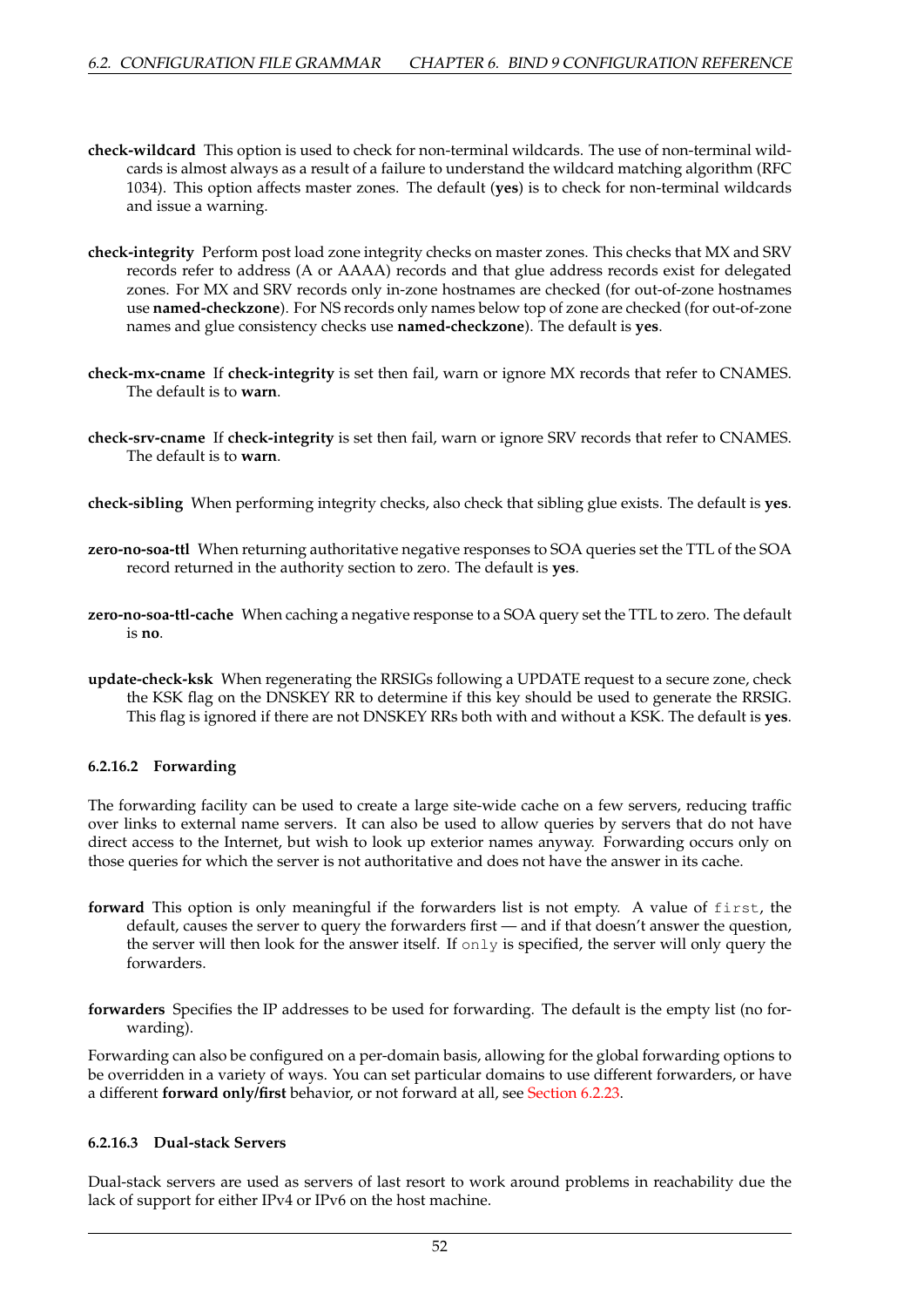**check-wildcard** This option is used to check for non-terminal wildcards. The use of non-terminal wildcards is almost always as a result of a failure to understand the wildcard matching algorithm (RFC 1034). This option affects master zones. The default (**yes**) is to check for non-terminal wildcards and issue a warning.

**check-integrity** Perform post load zone integrity checks on master zones. This checks that MX and SRV records refer to address (A or AAAA) records and that glue address records exist for delegated zones. For MX and SRV records only in-zone hostnames are checked (for out-of-zone hostnames use **named-checkzone**). For NS records only names below top of zone are checked (for out-of-zone names and glue consistency checks use **named-checkzone**). The default is **yes**.

**check-mx-cname** If **check-integrity** is set then fail, warn or ignore MX records that refer to CNAMES. The default is to **warn**.

**check-srv-cname** If **check-integrity** is set then fail, warn or ignore SRV records that refer to CNAMES. The default is to **warn**.

**check-sibling** When performing integrity checks, also check that sibling glue exists. The default is **yes**.

**zero-no-soa-ttl** When returning authoritative negative responses to SOA queries set the TTL of the SOA record returned in the authority section to zero. The default is **yes**.

**zero-no-soa-ttl-cache** When caching a negative response to a SOA query set the TTL to zero. The default is **no**.

**update-check-ksk** When regenerating the RRSIGs following a UPDATE request to a secure zone, check the KSK flag on the DNSKEY RR to determine if this key should be used to generate the RRSIG. This flag is ignored if there are not DNSKEY RRs both with and without a KSK. The default is **yes**.

#### 6.2.16.2 Forwarding

The forwarding facility can be used to create a large site-wide cache on a few servers, reducing traffic over links to external name servers. It can also be used to allow queries by servers that do not have direct access to the Internet, but wish to look up exterior names anyway. Forwarding occurs only on those queries for which the server is not authoritative and does not have the answer in its cache.

**forward** This option is only meaningful if the forwarders list is not empty. A value of `first`, the default, causes the server to query the forwarders first — and if that doesn't answer the question, the server will then look for the answer itself. If `only` is specified, the server will only query the forwarders.

**forwarders** Specifies the IP addresses to be used for forwarding. The default is the empty list (no forwarding).

Forwarding can also be configured on a per-domain basis, allowing for the global forwarding options to be overridden in a variety of ways. You can set particular domains to use different forwarders, or have a different **forward only/first** behavior, or not forward at all, see Section 6.2.23.

#### 6.2.16.3 Dual-stack Servers

Dual-stack servers are used as servers of last resort to work around problems in reachability due the lack of support for either IPv4 or IPv6 on the host machine.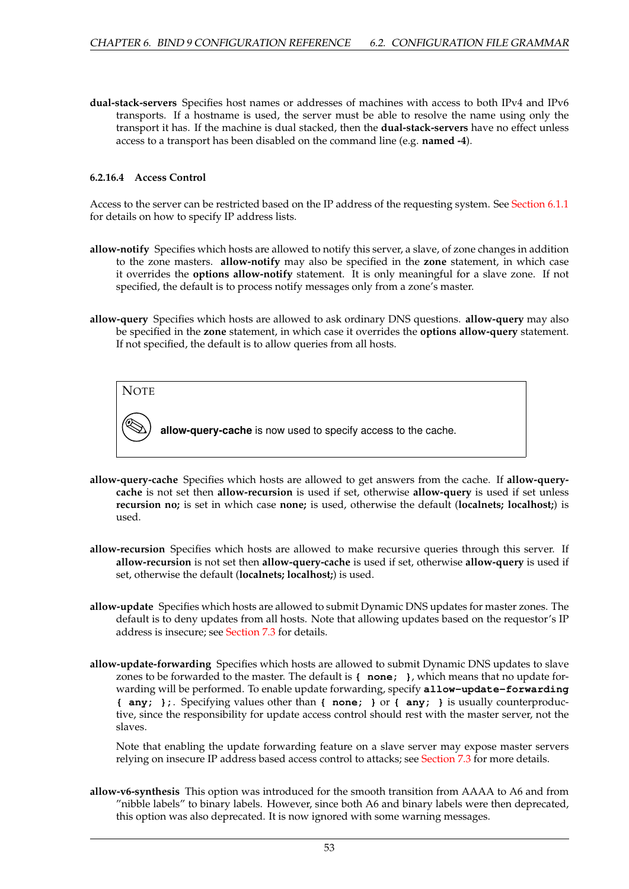**dual-stack-servers** Specifies host names or addresses of machines with access to both IPv4 and IPv6 transports. If a hostname is used, the server must be able to resolve the name using only the transport it has. If the machine is dual stacked, then the **dual-stack-servers** have no effect unless access to a transport has been disabled on the command line (e.g. **named -4**).

#### 6.2.16.4 Access Control

Access to the server can be restricted based on the IP address of the requesting system. See Section 6.1.1 for details on how to specify IP address lists.

**allow-notify** Specifies which hosts are allowed to notify this server, a slave, of zone changes in addition to the zone masters. **allow-notify** may also be specified in the **zone** statement, in which case it overrides the **options allow-notify** statement. It is only meaningful for a slave zone. If not specified, the default is to process notify messages only from a zone's master.

**allow-query** Specifies which hosts are allowed to ask ordinary DNS questions. **allow-query** may also be specified in the **zone** statement, in which case it overrides the **options allow-query** statement. If not specified, the default is to allow queries from all hosts.

> **NOTE**
>
> **allow-query-cache** is now used to specify access to the cache.

**allow-query-cache** Specifies which hosts are allowed to get answers from the cache. If **allow-query-cache** is not set then **allow-recursion** is used if set, otherwise **allow-query** is used if set unless **recursion no;** is set in which case **none;** is used, otherwise the default (**localnets; localhost;**) is used.

**allow-recursion** Specifies which hosts are allowed to make recursive queries through this server. If **allow-recursion** is not set then **allow-query-cache** is used if set, otherwise **allow-query** is used if set, otherwise the default (**localnets; localhost;**) is used.

**allow-update** Specifies which hosts are allowed to submit Dynamic DNS updates for master zones. The default is to deny updates from all hosts. Note that allowing updates based on the requestor's IP address is insecure; see Section 7.3 for details.

**allow-update-forwarding** Specifies which hosts are allowed to submit Dynamic DNS updates to slave zones to be forwarded to the master. The default is `{ none; }`, which means that no update forwarding will be performed. To enable update forwarding, specify `allow-update-forwarding { any; };`. Specifying values other than `{ none; }` or `{ any; }` is usually counterproductive, since the responsibility for update access control should rest with the master server, not the slaves.

Note that enabling the update forwarding feature on a slave server may expose master servers relying on insecure IP address based access control to attacks; see Section 7.3 for more details.

**allow-v6-synthesis** This option was introduced for the smooth transition from AAAA to A6 and from "nibble labels" to binary labels. However, since both A6 and binary labels were then deprecated, this option was also deprecated. It is now ignored with some warning messages.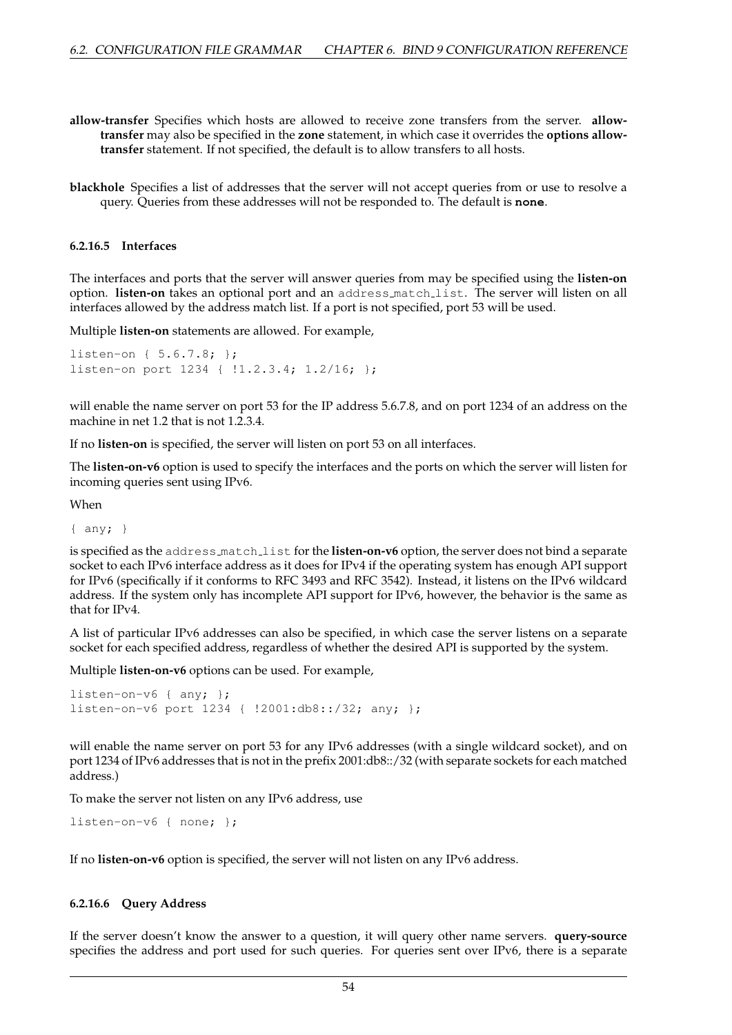**allow-transfer** Specifies which hosts are allowed to receive zone transfers from the server. **allow-transfer** may also be specified in the **zone** statement, in which case it overrides the **options allow-transfer** statement. If not specified, the default is to allow transfers to all hosts.

**blackhole** Specifies a list of addresses that the server will not accept queries from or use to resolve a query. Queries from these addresses will not be responded to. The default is **none**.

#### 6.2.16.5 Interfaces

The interfaces and ports that the server will answer queries from may be specified using the **listen-on** option. **listen-on** takes an optional port and an `address_match_list`. The server will listen on all interfaces allowed by the address match list. If a port is not specified, port 53 will be used.

Multiple **listen-on** statements are allowed. For example,

```
listen-on { 5.6.7.8; };
listen-on port 1234 { !1.2.3.4; 1.2/16; };
```

will enable the name server on port 53 for the IP address 5.6.7.8, and on port 1234 of an address on the machine in net 1.2 that is not 1.2.3.4.

If no **listen-on** is specified, the server will listen on port 53 on all interfaces.

The **listen-on-v6** option is used to specify the interfaces and the ports on which the server will listen for incoming queries sent using IPv6.

When

```
{ any; }
```

is specified as the `address_match_list` for the **listen-on-v6** option, the server does not bind a separate socket to each IPv6 interface address as it does for IPv4 if the operating system has enough API support for IPv6 (specifically if it conforms to RFC 3493 and RFC 3542). Instead, it listens on the IPv6 wildcard address. If the system only has incomplete API support for IPv6, however, the behavior is the same as that for IPv4.

A list of particular IPv6 addresses can also be specified, in which case the server listens on a separate socket for each specified address, regardless of whether the desired API is supported by the system.

Multiple **listen-on-v6** options can be used. For example,

```
listen-on-v6 { any; };
listen-on-v6 port 1234 { !2001:db8::/32; any; };
```

will enable the name server on port 53 for any IPv6 addresses (with a single wildcard socket), and on port 1234 of IPv6 addresses that is not in the prefix 2001:db8::/32 (with separate sockets for each matched address.)

To make the server not listen on any IPv6 address, use

```
listen-on-v6 { none; };
```

If no **listen-on-v6** option is specified, the server will not listen on any IPv6 address.

#### 6.2.16.6 Query Address

If the server doesn't know the answer to a question, it will query other name servers. **query-source** specifies the address and port used for such queries. For queries sent over IPv6, there is a separate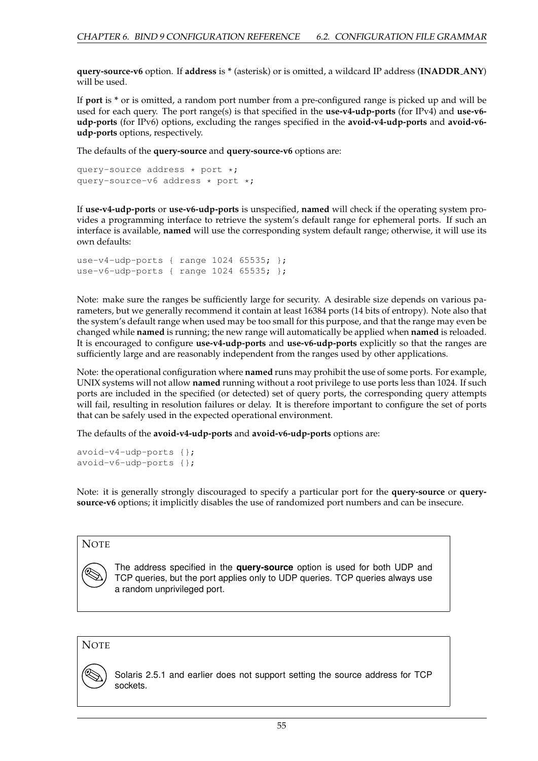**query-source-v6** option. If **address** is * (asterisk) or is omitted, a wildcard IP address (**INADDR_ANY**) will be used.

If **port** is * or is omitted, a random port number from a pre-configured range is picked up and will be used for each query. The port range(s) is that specified in the **use-v4-udp-ports** (for IPv4) and **use-v6-udp-ports** (for IPv6) options, excluding the ranges specified in the **avoid-v4-udp-ports** and **avoid-v6-udp-ports** options, respectively.

The defaults of the **query-source** and **query-source-v6** options are:

```
query-source address * port *;
query-source-v6 address * port *;
```

If **use-v4-udp-ports** or **use-v6-udp-ports** is unspecified, **named** will check if the operating system provides a programming interface to retrieve the system's default range for ephemeral ports. If such an interface is available, **named** will use the corresponding system default range; otherwise, it will use its own defaults:

```
use-v4-udp-ports { range 1024 65535; };
use-v6-udp-ports { range 1024 65535; };
```

Note: make sure the ranges be sufficiently large for security. A desirable size depends on various parameters, but we generally recommend it contain at least 16384 ports (14 bits of entropy). Note also that the system's default range when used may be too small for this purpose, and that the range may even be changed while **named** is running; the new range will automatically be applied when **named** is reloaded. It is encouraged to configure **use-v4-udp-ports** and **use-v6-udp-ports** explicitly so that the ranges are sufficiently large and are reasonably independent from the ranges used by other applications.

Note: the operational configuration where **named** runs may prohibit the use of some ports. For example, UNIX systems will not allow **named** running without a root privilege to use ports less than 1024. If such ports are included in the specified (or detected) set of query ports, the corresponding query attempts will fail, resulting in resolution failures or delay. It is therefore important to configure the set of ports that can be safely used in the expected operational environment.

The defaults of the **avoid-v4-udp-ports** and **avoid-v6-udp-ports** options are:

```
avoid-v4-udp-ports {};
avoid-v6-udp-ports {};
```

Note: it is generally strongly discouraged to specify a particular port for the **query-source** or **query-source-v6** options; it implicitly disables the use of randomized port numbers and can be insecure.

> **NOTE**
>
> The address specified in the **query-source** option is used for both UDP and TCP queries, but the port applies only to UDP queries. TCP queries always use a random unprivileged port.

> **NOTE**
>
> Solaris 2.5.1 and earlier does not support setting the source address for TCP sockets.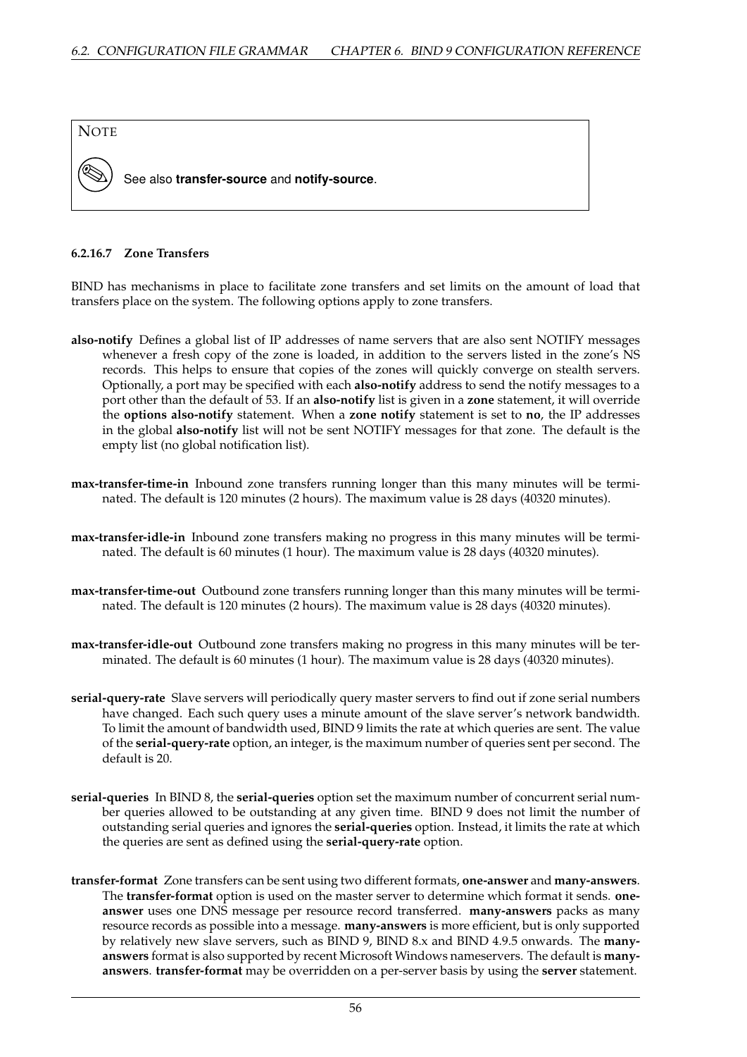> **NOTE**
>
> See also **transfer-source** and **notify-source**.

#### 6.2.16.7 Zone Transfers

BIND has mechanisms in place to facilitate zone transfers and set limits on the amount of load that transfers place on the system. The following options apply to zone transfers.

**also-notify** Defines a global list of IP addresses of name servers that are also sent NOTIFY messages whenever a fresh copy of the zone is loaded, in addition to the servers listed in the zone's NS records. This helps to ensure that copies of the zones will quickly converge on stealth servers. Optionally, a port may be specified with each **also-notify** address to send the notify messages to a port other than the default of 53. If an **also-notify** list is given in a **zone** statement, it will override the **options also-notify** statement. When a **zone notify** statement is set to **no**, the IP addresses in the global **also-notify** list will not be sent NOTIFY messages for that zone. The default is the empty list (no global notification list).

**max-transfer-time-in** Inbound zone transfers running longer than this many minutes will be terminated. The default is 120 minutes (2 hours). The maximum value is 28 days (40320 minutes).

**max-transfer-idle-in** Inbound zone transfers making no progress in this many minutes will be terminated. The default is 60 minutes (1 hour). The maximum value is 28 days (40320 minutes).

**max-transfer-time-out** Outbound zone transfers running longer than this many minutes will be terminated. The default is 120 minutes (2 hours). The maximum value is 28 days (40320 minutes).

**max-transfer-idle-out** Outbound zone transfers making no progress in this many minutes will be terminated. The default is 60 minutes (1 hour). The maximum value is 28 days (40320 minutes).

**serial-query-rate** Slave servers will periodically query master servers to find out if zone serial numbers have changed. Each such query uses a minute amount of the slave server's network bandwidth. To limit the amount of bandwidth used, BIND 9 limits the rate at which queries are sent. The value of the **serial-query-rate** option, an integer, is the maximum number of queries sent per second. The default is 20.

**serial-queries** In BIND 8, the **serial-queries** option set the maximum number of concurrent serial number queries allowed to be outstanding at any given time. BIND 9 does not limit the number of outstanding serial queries and ignores the **serial-queries** option. Instead, it limits the rate at which the queries are sent as defined using the **serial-query-rate** option.

**transfer-format** Zone transfers can be sent using two different formats, **one-answer** and **many-answers**. The **transfer-format** option is used on the master server to determine which format it sends. **one-answer** uses one DNS message per resource record transferred. **many-answers** packs as many resource records as possible into a message. **many-answers** is more efficient, but is only supported by relatively new slave servers, such as BIND 9, BIND 8.x and BIND 4.9.5 onwards. The **many-answers** format is also supported by recent Microsoft Windows nameservers. The default is **many-answers**. **transfer-format** may be overridden on a per-server basis by using the **server** statement.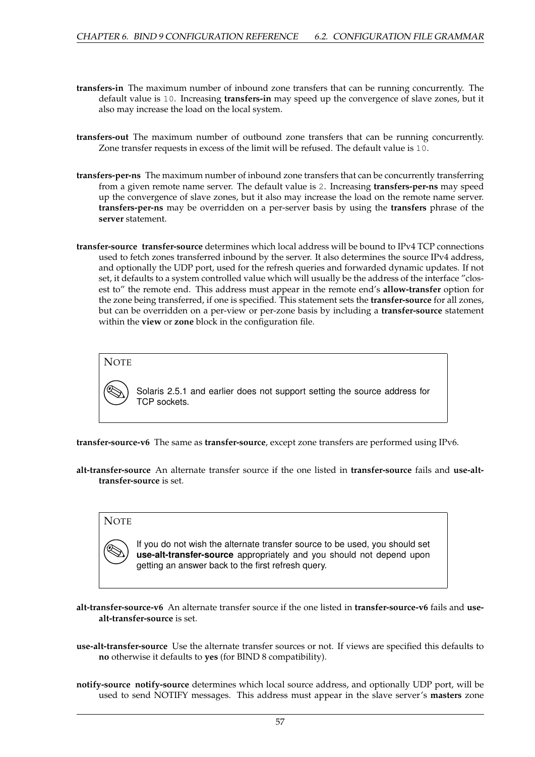**transfers-in** The maximum number of inbound zone transfers that can be running concurrently. The default value is `10`. Increasing **transfers-in** may speed up the convergence of slave zones, but it also may increase the load on the local system.

**transfers-out** The maximum number of outbound zone transfers that can be running concurrently. Zone transfer requests in excess of the limit will be refused. The default value is `10`.

**transfers-per-ns** The maximum number of inbound zone transfers that can be concurrently transferring from a given remote name server. The default value is `2`. Increasing **transfers-per-ns** may speed up the convergence of slave zones, but it also may increase the load on the remote name server. **transfers-per-ns** may be overridden on a per-server basis by using the **transfers** phrase of the **server** statement.

**transfer-source** **transfer-source** determines which local address will be bound to IPv4 TCP connections used to fetch zones transferred inbound by the server. It also determines the source IPv4 address, and optionally the UDP port, used for the refresh queries and forwarded dynamic updates. If not set, it defaults to a system controlled value which will usually be the address of the interface "closest to" the remote end. This address must appear in the remote end's **allow-transfer** option for the zone being transferred, if one is specified. This statement sets the **transfer-source** for all zones, but can be overridden on a per-view or per-zone basis by including a **transfer-source** statement within the **view** or **zone** block in the configuration file.

> **NOTE**
>
> Solaris 2.5.1 and earlier does not support setting the source address for TCP sockets.

**transfer-source-v6** The same as **transfer-source**, except zone transfers are performed using IPv6.

**alt-transfer-source** An alternate transfer source if the one listed in **transfer-source** fails and **use-alt-transfer-source** is set.

> **NOTE**
>
> If you do not wish the alternate transfer source to be used, you should set **use-alt-transfer-source** appropriately and you should not depend upon getting an answer back to the first refresh query.

**alt-transfer-source-v6** An alternate transfer source if the one listed in **transfer-source-v6** fails and **use-alt-transfer-source** is set.

**use-alt-transfer-source** Use the alternate transfer sources or not. If views are specified this defaults to **no** otherwise it defaults to **yes** (for BIND 8 compatibility).

**notify-source** **notify-source** determines which local source address, and optionally UDP port, will be used to send NOTIFY messages. This address must appear in the slave server's **masters** zone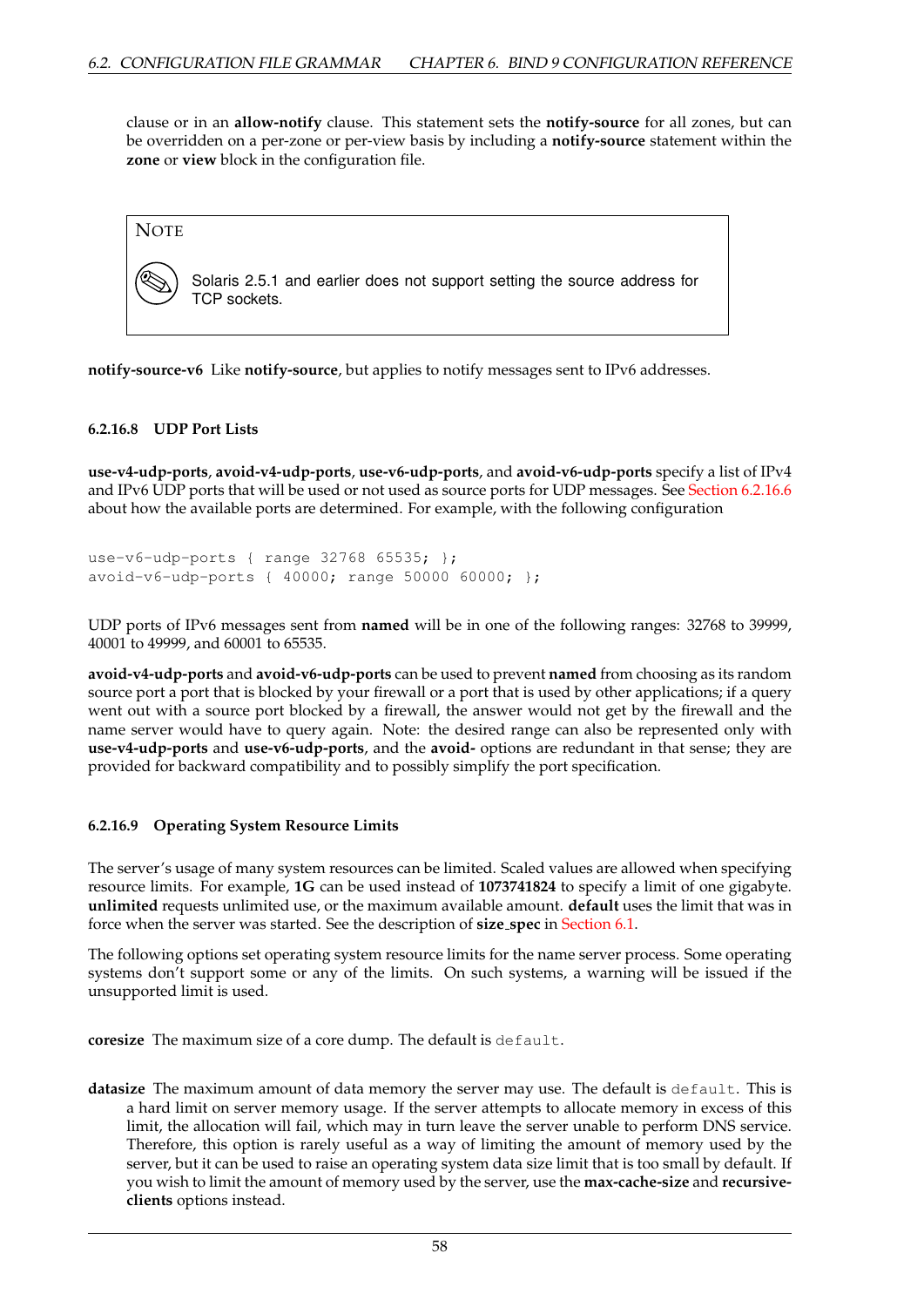clause or in an **allow-notify** clause. This statement sets the **notify-source** for all zones, but can be overridden on a per-zone or per-view basis by including a **notify-source** statement within the **zone** or **view** block in the configuration file.

> **NOTE**
>
> Solaris 2.5.1 and earlier does not support setting the source address for TCP sockets.

**notify-source-v6** Like **notify-source**, but applies to notify messages sent to IPv6 addresses.

#### 6.2.16.8 UDP Port Lists

**use-v4-udp-ports**, **avoid-v4-udp-ports**, **use-v6-udp-ports**, and **avoid-v6-udp-ports** specify a list of IPv4 and IPv6 UDP ports that will be used or not used as source ports for UDP messages. See Section 6.2.16.6 about how the available ports are determined. For example, with the following configuration

```
use-v6-udp-ports { range 32768 65535; };
avoid-v6-udp-ports { 40000; range 50000 60000; };
```

UDP ports of IPv6 messages sent from **named** will be in one of the following ranges: 32768 to 39999, 40001 to 49999, and 60001 to 65535.

**avoid-v4-udp-ports** and **avoid-v6-udp-ports** can be used to prevent **named** from choosing as its random source port a port that is blocked by your firewall or a port that is used by other applications; if a query went out with a source port blocked by a firewall, the answer would not get by the firewall and the name server would have to query again. Note: the desired range can also be represented only with **use-v4-udp-ports** and **use-v6-udp-ports**, and the **avoid-** options are redundant in that sense; they are provided for backward compatibility and to possibly simplify the port specification.

#### 6.2.16.9 Operating System Resource Limits

The server's usage of many system resources can be limited. Scaled values are allowed when specifying resource limits. For example, **1G** can be used instead of **1073741824** to specify a limit of one gigabyte. **unlimited** requests unlimited use, or the maximum available amount. **default** uses the limit that was in force when the server was started. See the description of **size_spec** in Section 6.1.

The following options set operating system resource limits for the name server process. Some operating systems don't support some or any of the limits. On such systems, a warning will be issued if the unsupported limit is used.

**coresize** The maximum size of a core dump. The default is `default`.

**datasize** The maximum amount of data memory the server may use. The default is `default`. This is a hard limit on server memory usage. If the server attempts to allocate memory in excess of this limit, the allocation will fail, which may in turn leave the server unable to perform DNS service. Therefore, this option is rarely useful as a way of limiting the amount of memory used by the server, but it can be used to raise an operating system data size limit that is too small by default. If you wish to limit the amount of memory used by the server, use the **max-cache-size** and **recursive-clients** options instead.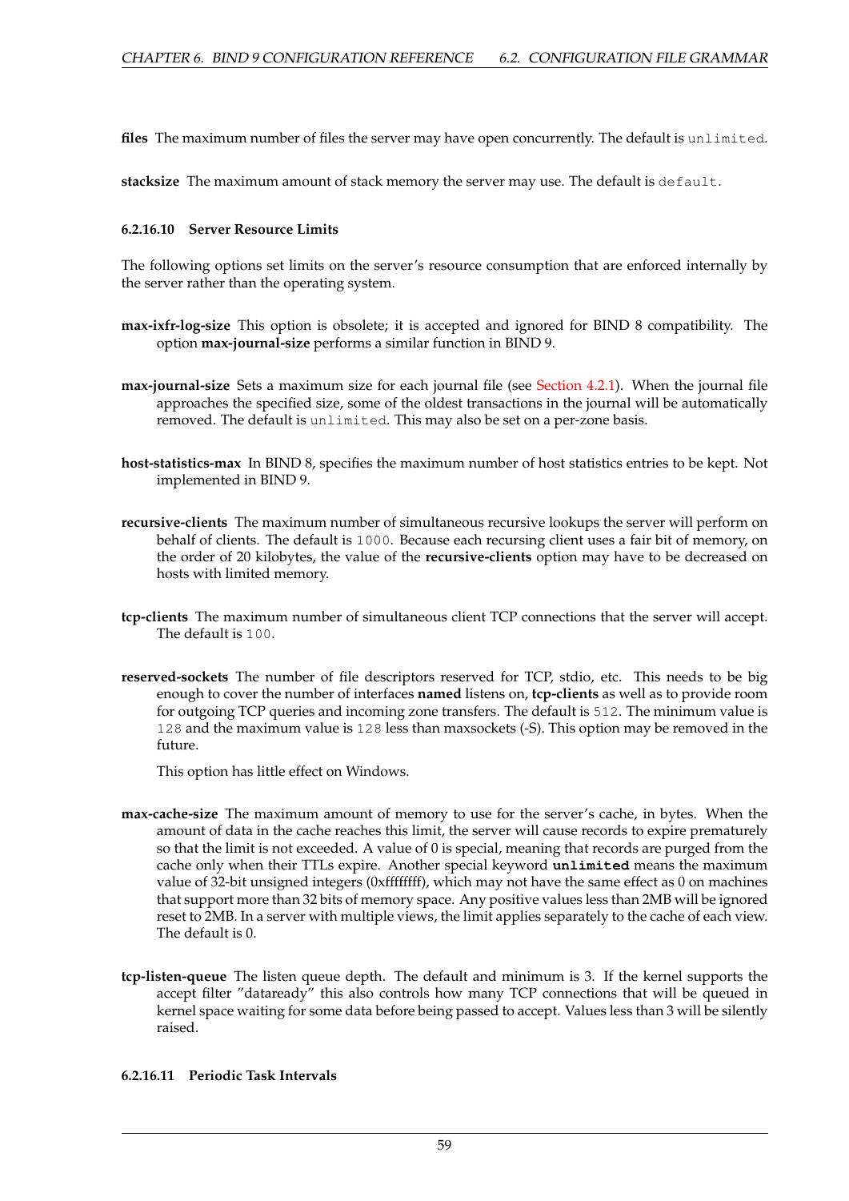**files** The maximum number of files the server may have open concurrently. The default is `unlimited`.

**stacksize** The maximum amount of stack memory the server may use. The default is `default`.

#### 6.2.16.10 Server Resource Limits

The following options set limits on the server's resource consumption that are enforced internally by the server rather than the operating system.

**max-ixfr-log-size** This option is obsolete; it is accepted and ignored for BIND 8 compatibility. The option **max-journal-size** performs a similar function in BIND 9.

**max-journal-size** Sets a maximum size for each journal file (see Section 4.2.1). When the journal file approaches the specified size, some of the oldest transactions in the journal will be automatically removed. The default is `unlimited`. This may also be set on a per-zone basis.

**host-statistics-max** In BIND 8, specifies the maximum number of host statistics entries to be kept. Not implemented in BIND 9.

**recursive-clients** The maximum number of simultaneous recursive lookups the server will perform on behalf of clients. The default is `1000`. Because each recursing client uses a fair bit of memory, on the order of 20 kilobytes, the value of the **recursive-clients** option may have to be decreased on hosts with limited memory.

**tcp-clients** The maximum number of simultaneous client TCP connections that the server will accept. The default is `100`.

**reserved-sockets** The number of file descriptors reserved for TCP, stdio, etc. This needs to be big enough to cover the number of interfaces **named** listens on, **tcp-clients** as well as to provide room for outgoing TCP queries and incoming zone transfers. The default is `512`. The minimum value is `128` and the maximum value is `128` less than maxsockets (-S). This option may be removed in the future.

This option has little effect on Windows.

**max-cache-size** The maximum amount of memory to use for the server's cache, in bytes. When the amount of data in the cache reaches this limit, the server will cause records to expire prematurely so that the limit is not exceeded. A value of 0 is special, meaning that records are purged from the cache only when their TTLs expire. Another special keyword **`unlimited`** means the maximum value of 32-bit unsigned integers (0xffffffff), which may not have the same effect as 0 on machines that support more than 32 bits of memory space. Any positive values less than 2MB will be ignored reset to 2MB. In a server with multiple views, the limit applies separately to the cache of each view. The default is 0.

**tcp-listen-queue** The listen queue depth. The default and minimum is 3. If the kernel supports the accept filter "dataready" this also controls how many TCP connections that will be queued in kernel space waiting for some data before being passed to accept. Values less than 3 will be silently raised.

#### 6.2.16.11 Periodic Task Intervals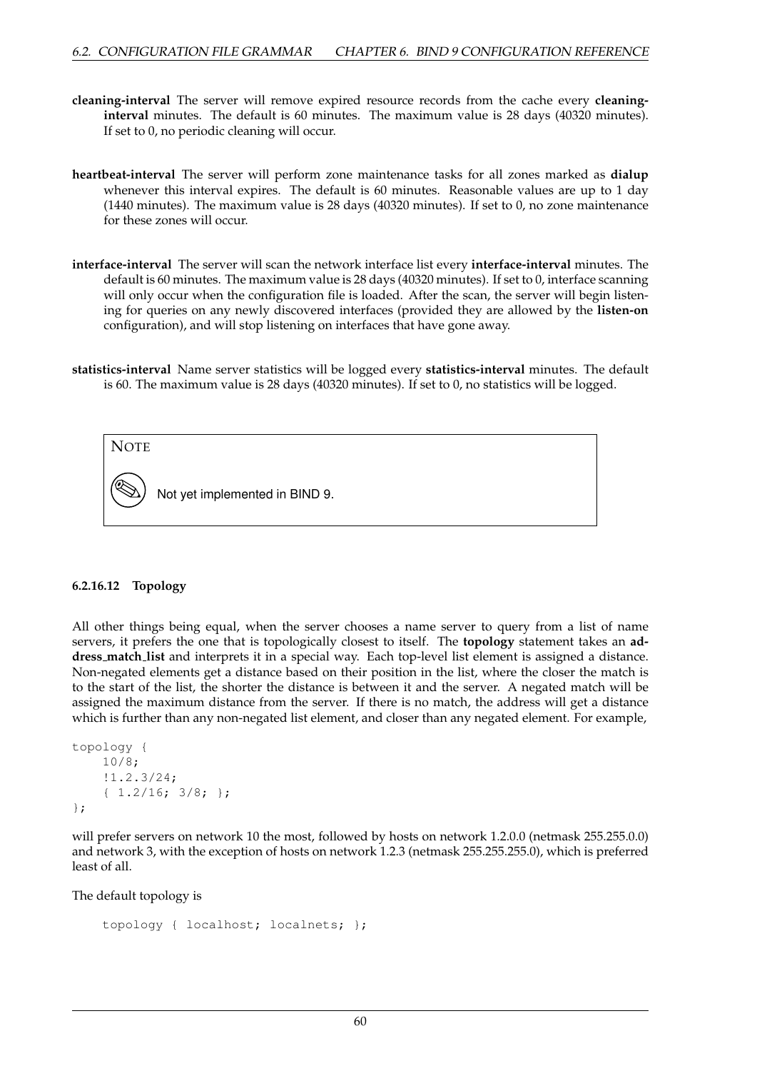**cleaning-interval** The server will remove expired resource records from the cache every **cleaning-interval** minutes. The default is 60 minutes. The maximum value is 28 days (40320 minutes). If set to 0, no periodic cleaning will occur.

**heartbeat-interval** The server will perform zone maintenance tasks for all zones marked as **dialup** whenever this interval expires. The default is 60 minutes. Reasonable values are up to 1 day (1440 minutes). The maximum value is 28 days (40320 minutes). If set to 0, no zone maintenance for these zones will occur.

**interface-interval** The server will scan the network interface list every **interface-interval** minutes. The default is 60 minutes. The maximum value is 28 days (40320 minutes). If set to 0, interface scanning will only occur when the configuration file is loaded. After the scan, the server will begin listening for queries on any newly discovered interfaces (provided they are allowed by the **listen-on** configuration), and will stop listening on interfaces that have gone away.

**statistics-interval** Name server statistics will be logged every **statistics-interval** minutes. The default is 60. The maximum value is 28 days (40320 minutes). If set to 0, no statistics will be logged.

> NOTE
>
> Not yet implemented in BIND 9.

#### 6.2.16.12 Topology

All other things being equal, when the server chooses a name server to query from a list of name servers, it prefers the one that is topologically closest to itself. The **topology** statement takes an **address_match_list** and interprets it in a special way. Each top-level list element is assigned a distance. Non-negated elements get a distance based on their position in the list, where the closer the match is to the start of the list, the shorter the distance is between it and the server. A negated match will be assigned the maximum distance from the server. If there is no match, the address will get a distance which is further than any non-negated list element, and closer than any negated element. For example,

```
topology {
    10/8;
    !1.2.3/24;
    { 1.2/16; 3/8; };
};
```

will prefer servers on network 10 the most, followed by hosts on network 1.2.0.0 (netmask 255.255.0.0) and network 3, with the exception of hosts on network 1.2.3 (netmask 255.255.255.0), which is preferred least of all.

The default topology is

```
topology { localhost; localnets; };
```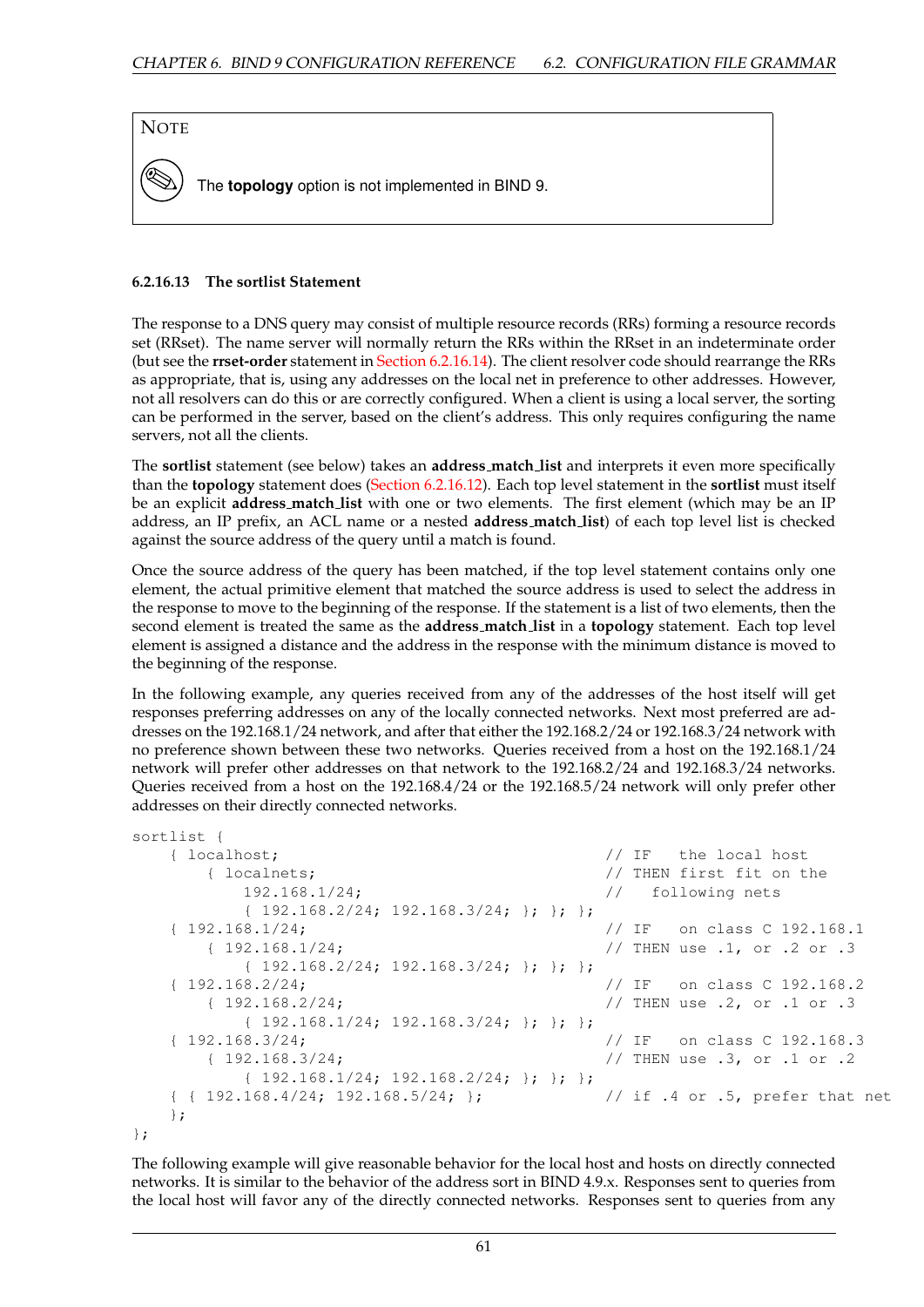**NOTE**

The **topology** option is not implemented in BIND 9.

#### 6.2.16.13 The sortlist Statement

The response to a DNS query may consist of multiple resource records (RRs) forming a resource records set (RRset). The name server will normally return the RRs within the RRset in an indeterminate order (but see the **rrset-order** statement in Section 6.2.16.14). The client resolver code should rearrange the RRs as appropriate, that is, using any addresses on the local net in preference to other addresses. However, not all resolvers can do this or are correctly configured. When a client is using a local server, the sorting can be performed in the server, based on the client's address. This only requires configuring the name servers, not all the clients.

The **sortlist** statement (see below) takes an **address_match_list** and interprets it even more specifically than the **topology** statement does (Section 6.2.16.12). Each top level statement in the **sortlist** must itself be an explicit **address_match_list** with one or two elements. The first element (which may be an IP address, an IP prefix, an ACL name or a nested **address_match_list**) of each top level list is checked against the source address of the query until a match is found.

Once the source address of the query has been matched, if the top level statement contains only one element, the actual primitive element that matched the source address is used to select the address in the response to move to the beginning of the response. If the statement is a list of two elements, then the second element is treated the same as the **address_match_list** in a **topology** statement. Each top level element is assigned a distance and the address in the response with the minimum distance is moved to the beginning of the response.

In the following example, any queries received from any of the addresses of the host itself will get responses preferring addresses on any of the locally connected networks. Next most preferred are addresses on the 192.168.1/24 network, and after that either the 192.168.2/24 or 192.168.3/24 network with no preference shown between these two networks. Queries received from a host on the 192.168.1/24 network will prefer other addresses on that network to the 192.168.2/24 and 192.168.3/24 networks. Queries received from a host on the 192.168.4/24 or the 192.168.5/24 network will only prefer other addresses on their directly connected networks.

```
sortlist {
    { localhost;                                    // IF   the local host
        { localnets;                                // THEN first fit on the
            192.168.1/24;                           //   following nets
            { 192.168.2/24; 192.168.3/24; }; }; };
    { 192.168.1/24;                                 // IF   on class C 192.168.1
        { 192.168.1/24;                             // THEN use .1, or .2 or .3
            { 192.168.2/24; 192.168.3/24; }; }; };
    { 192.168.2/24;                                 // IF   on class C 192.168.2
        { 192.168.2/24;                             // THEN use .2, or .1 or .3
            { 192.168.1/24; 192.168.3/24; }; }; };
    { 192.168.3/24;                                 // IF   on class C 192.168.3
        { 192.168.3/24;                             // THEN use .3, or .1 or .2
            { 192.168.1/24; 192.168.2/24; }; }; };
    { { 192.168.4/24; 192.168.5/24; };              // if .4 or .5, prefer that net
    };
};
```

The following example will give reasonable behavior for the local host and hosts on directly connected networks. It is similar to the behavior of the address sort in BIND 4.9.x. Responses sent to queries from the local host will favor any of the directly connected networks. Responses sent to queries from any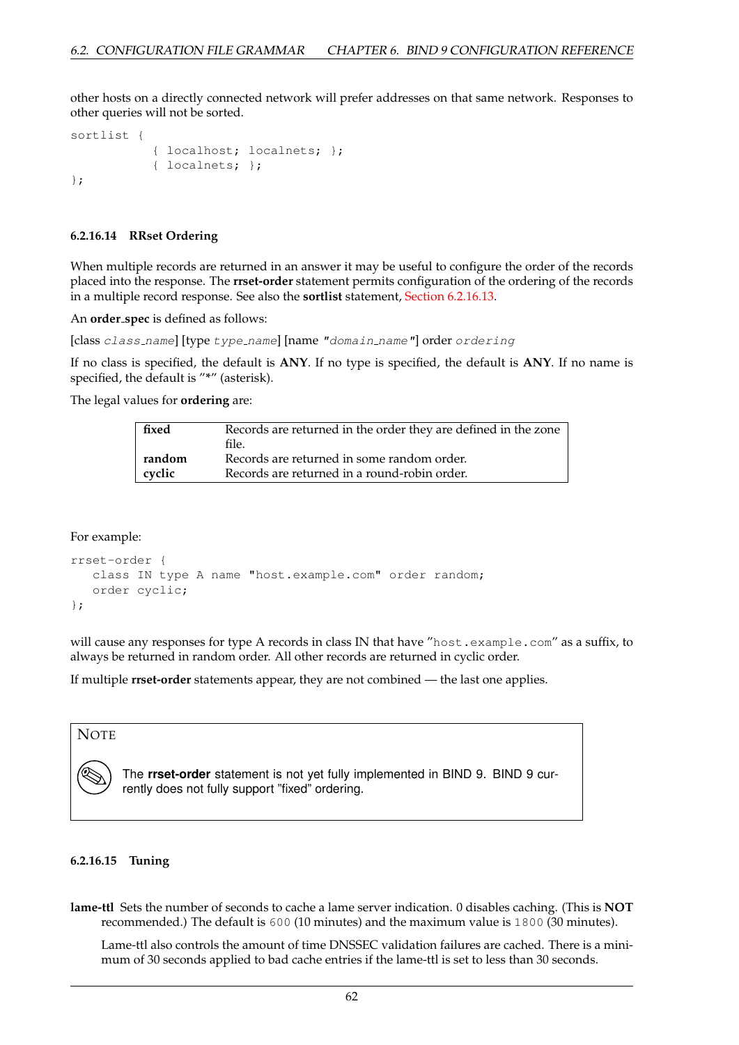other hosts on a directly connected network will prefer addresses on that same network. Responses to other queries will not be sorted.

```
sortlist {
          { localhost; localnets; };
          { localnets; };
};
```

#### 6.2.16.14 RRset Ordering

When multiple records are returned in an answer it may be useful to configure the order of the records placed into the response. The **rrset-order** statement permits configuration of the ordering of the records in a multiple record response. See also the **sortlist** statement, Section 6.2.16.13.

An **order_spec** is defined as follows:

[class *class_name*] [type *type_name*] [name "*domain_name*"] order *ordering*

If no class is specified, the default is **ANY**. If no type is specified, the default is **ANY**. If no name is specified, the default is "*" (asterisk).

The legal values for **ordering** are:

| | |
|---|---|
| **fixed** | Records are returned in the order they are defined in the zone file. |
| **random** | Records are returned in some random order. |
| **cyclic** | Records are returned in a round-robin order. |

For example:

```
rrset-order {
   class IN type A name "host.example.com" order random;
   order cyclic;
};
```

will cause any responses for type A records in class IN that have "`host.example.com`" as a suffix, to always be returned in random order. All other records are returned in cyclic order.

If multiple **rrset-order** statements appear, they are not combined — the last one applies.

> **NOTE**
>
> The **rrset-order** statement is not yet fully implemented in BIND 9. BIND 9 currently does not fully support "fixed" ordering.

#### 6.2.16.15 Tuning

**lame-ttl** Sets the number of seconds to cache a lame server indication. 0 disables caching. (This is **NOT** recommended.) The default is `600` (10 minutes) and the maximum value is `1800` (30 minutes).

Lame-ttl also controls the amount of time DNSSEC validation failures are cached. There is a minimum of 30 seconds applied to bad cache entries if the lame-ttl is set to less than 30 seconds.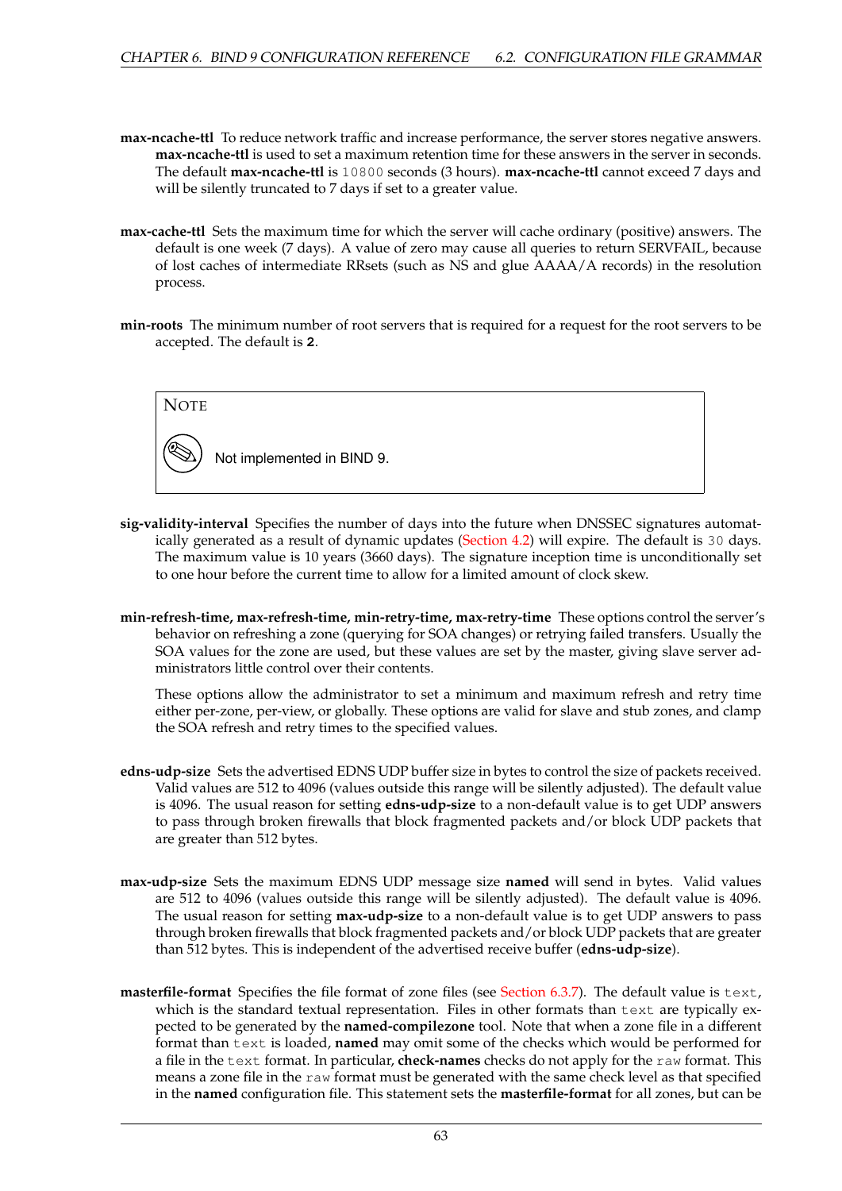**max-ncache-ttl** To reduce network traffic and increase performance, the server stores negative answers. **max-ncache-ttl** is used to set a maximum retention time for these answers in the server in seconds. The default **max-ncache-ttl** is `10800` seconds (3 hours). **max-ncache-ttl** cannot exceed 7 days and will be silently truncated to 7 days if set to a greater value.

**max-cache-ttl** Sets the maximum time for which the server will cache ordinary (positive) answers. The default is one week (7 days). A value of zero may cause all queries to return SERVFAIL, because of lost caches of intermediate RRsets (such as NS and glue AAAA/A records) in the resolution process.

**min-roots** The minimum number of root servers that is required for a request for the root servers to be accepted. The default is **2**.

> NOTE
>
> Not implemented in BIND 9.

**sig-validity-interval** Specifies the number of days into the future when DNSSEC signatures automatically generated as a result of dynamic updates (Section 4.2) will expire. The default is `30` days. The maximum value is 10 years (3660 days). The signature inception time is unconditionally set to one hour before the current time to allow for a limited amount of clock skew.

**min-refresh-time, max-refresh-time, min-retry-time, max-retry-time** These options control the server's behavior on refreshing a zone (querying for SOA changes) or retrying failed transfers. Usually the SOA values for the zone are used, but these values are set by the master, giving slave server administrators little control over their contents.

These options allow the administrator to set a minimum and maximum refresh and retry time either per-zone, per-view, or globally. These options are valid for slave and stub zones, and clamp the SOA refresh and retry times to the specified values.

**edns-udp-size** Sets the advertised EDNS UDP buffer size in bytes to control the size of packets received. Valid values are 512 to 4096 (values outside this range will be silently adjusted). The default value is 4096. The usual reason for setting **edns-udp-size** to a non-default value is to get UDP answers to pass through broken firewalls that block fragmented packets and/or block UDP packets that are greater than 512 bytes.

**max-udp-size** Sets the maximum EDNS UDP message size **named** will send in bytes. Valid values are 512 to 4096 (values outside this range will be silently adjusted). The default value is 4096. The usual reason for setting **max-udp-size** to a non-default value is to get UDP answers to pass through broken firewalls that block fragmented packets and/or block UDP packets that are greater than 512 bytes. This is independent of the advertised receive buffer (**edns-udp-size**).

**masterfile-format** Specifies the file format of zone files (see Section 6.3.7). The default value is `text`, which is the standard textual representation. Files in other formats than `text` are typically expected to be generated by the **named-compilezone** tool. Note that when a zone file in a different format than `text` is loaded, **named** may omit some of the checks which would be performed for a file in the `text` format. In particular, **check-names** checks do not apply for the `raw` format. This means a zone file in the `raw` format must be generated with the same check level as that specified in the **named** configuration file. This statement sets the **masterfile-format** for all zones, but can be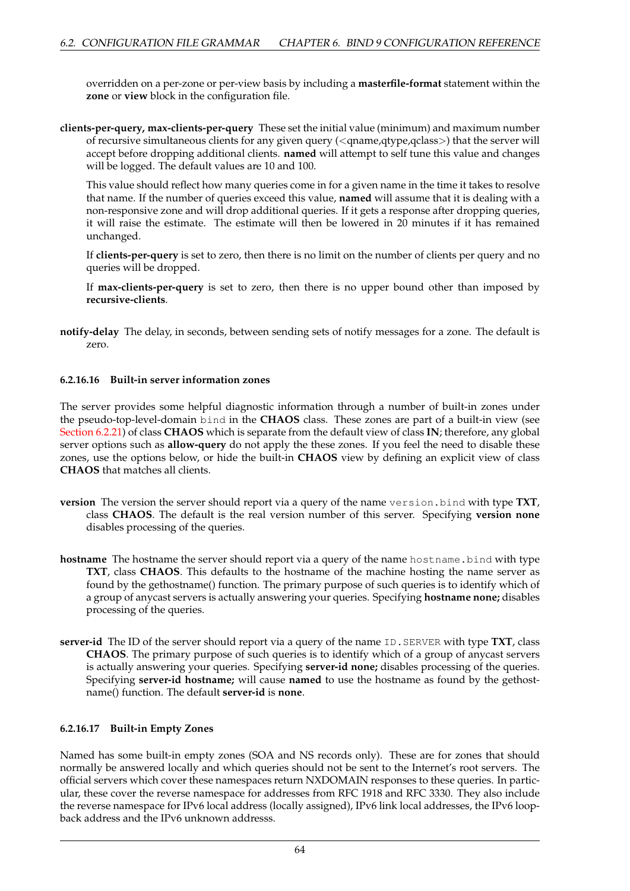overridden on a per-zone or per-view basis by including a **masterfile-format** statement within the **zone** or **view** block in the configuration file.

**clients-per-query, max-clients-per-query** These set the initial value (minimum) and maximum number of recursive simultaneous clients for any given query (<qname,qtype,qclass>) that the server will accept before dropping additional clients. **named** will attempt to self tune this value and changes will be logged. The default values are 10 and 100.

This value should reflect how many queries come in for a given name in the time it takes to resolve that name. If the number of queries exceed this value, **named** will assume that it is dealing with a non-responsive zone and will drop additional queries. If it gets a response after dropping queries, it will raise the estimate. The estimate will then be lowered in 20 minutes if it has remained unchanged.

If **clients-per-query** is set to zero, then there is no limit on the number of clients per query and no queries will be dropped.

If **max-clients-per-query** is set to zero, then there is no upper bound other than imposed by **recursive-clients**.

**notify-delay** The delay, in seconds, between sending sets of notify messages for a zone. The default is zero.

#### 6.2.16.16 Built-in server information zones

The server provides some helpful diagnostic information through a number of built-in zones under the pseudo-top-level-domain `bind` in the **CHAOS** class. These zones are part of a built-in view (see Section 6.2.21) of class **CHAOS** which is separate from the default view of class **IN**; therefore, any global server options such as **allow-query** do not apply the these zones. If you feel the need to disable these zones, use the options below, or hide the built-in **CHAOS** view by defining an explicit view of class **CHAOS** that matches all clients.

**version** The version the server should report via a query of the name `version.bind` with type **TXT**, class **CHAOS**. The default is the real version number of this server. Specifying **version none** disables processing of the queries.

**hostname** The hostname the server should report via a query of the name `hostname.bind` with type **TXT**, class **CHAOS**. This defaults to the hostname of the machine hosting the name server as found by the gethostname() function. The primary purpose of such queries is to identify which of a group of anycast servers is actually answering your queries. Specifying **hostname none;** disables processing of the queries.

**server-id** The ID of the server should report via a query of the name `ID.SERVER` with type **TXT**, class **CHAOS**. The primary purpose of such queries is to identify which of a group of anycast servers is actually answering your queries. Specifying **server-id none;** disables processing of the queries. Specifying **server-id hostname;** will cause **named** to use the hostname as found by the gethostname() function. The default **server-id** is **none**.

#### 6.2.16.17 Built-in Empty Zones

Named has some built-in empty zones (SOA and NS records only). These are for zones that should normally be answered locally and which queries should not be sent to the Internet's root servers. The official servers which cover these namespaces return NXDOMAIN responses to these queries. In particular, these cover the reverse namespace for addresses from RFC 1918 and RFC 3330. They also include the reverse namespace for IPv6 local address (locally assigned), IPv6 link local addresses, the IPv6 loopback address and the IPv6 unknown addresss.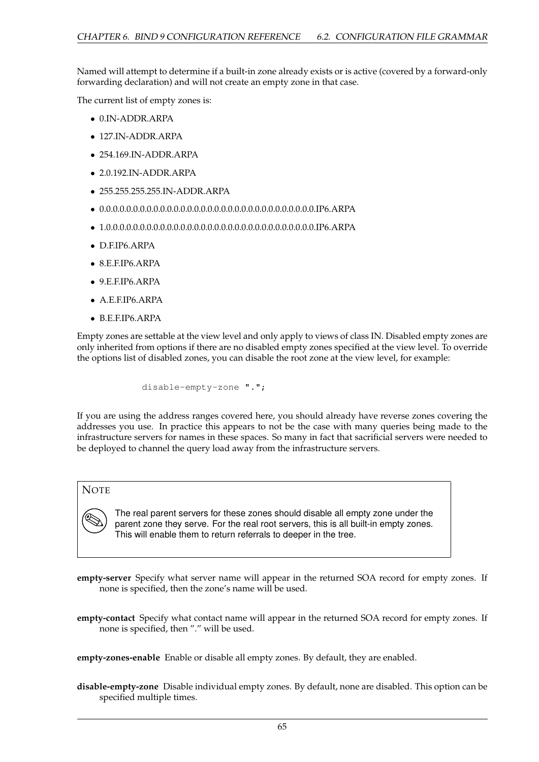Named will attempt to determine if a built-in zone already exists or is active (covered by a forward-only forwarding declaration) and will not create an empty zone in that case.

The current list of empty zones is:

- 0.IN-ADDR.ARPA
- 127.IN-ADDR.ARPA
- 254.169.IN-ADDR.ARPA
- 2.0.192.IN-ADDR.ARPA
- 255.255.255.255.IN-ADDR.ARPA
- 0.0.0.0.0.0.0.0.0.0.0.0.0.0.0.0.0.0.0.0.0.0.0.0.0.0.0.0.0.0.0.0.IP6.ARPA
- 1.0.0.0.0.0.0.0.0.0.0.0.0.0.0.0.0.0.0.0.0.0.0.0.0.0.0.0.0.0.0.0.IP6.ARPA
- D.F.IP6.ARPA
- 8.E.F.IP6.ARPA
- 9.E.F.IP6.ARPA
- A.E.F.IP6.ARPA
- B.E.F.IP6.ARPA

Empty zones are settable at the view level and only apply to views of class IN. Disabled empty zones are only inherited from options if there are no disabled empty zones specified at the view level. To override the options list of disabled zones, you can disable the root zone at the view level, for example:

```
disable-empty-zone ".";
```

If you are using the address ranges covered here, you should already have reverse zones covering the addresses you use. In practice this appears to not be the case with many queries being made to the infrastructure servers for names in these spaces. So many in fact that sacrificial servers were needed to be deployed to channel the query load away from the infrastructure servers.

> **NOTE**
>
> The real parent servers for these zones should disable all empty zone under the parent zone they serve. For the real root servers, this is all built-in empty zones. This will enable them to return referrals to deeper in the tree.

**empty-server** Specify what server name will appear in the returned SOA record for empty zones. If none is specified, then the zone's name will be used.

**empty-contact** Specify what contact name will appear in the returned SOA record for empty zones. If none is specified, then "." will be used.

**empty-zones-enable** Enable or disable all empty zones. By default, they are enabled.

**disable-empty-zone** Disable individual empty zones. By default, none are disabled. This option can be specified multiple times.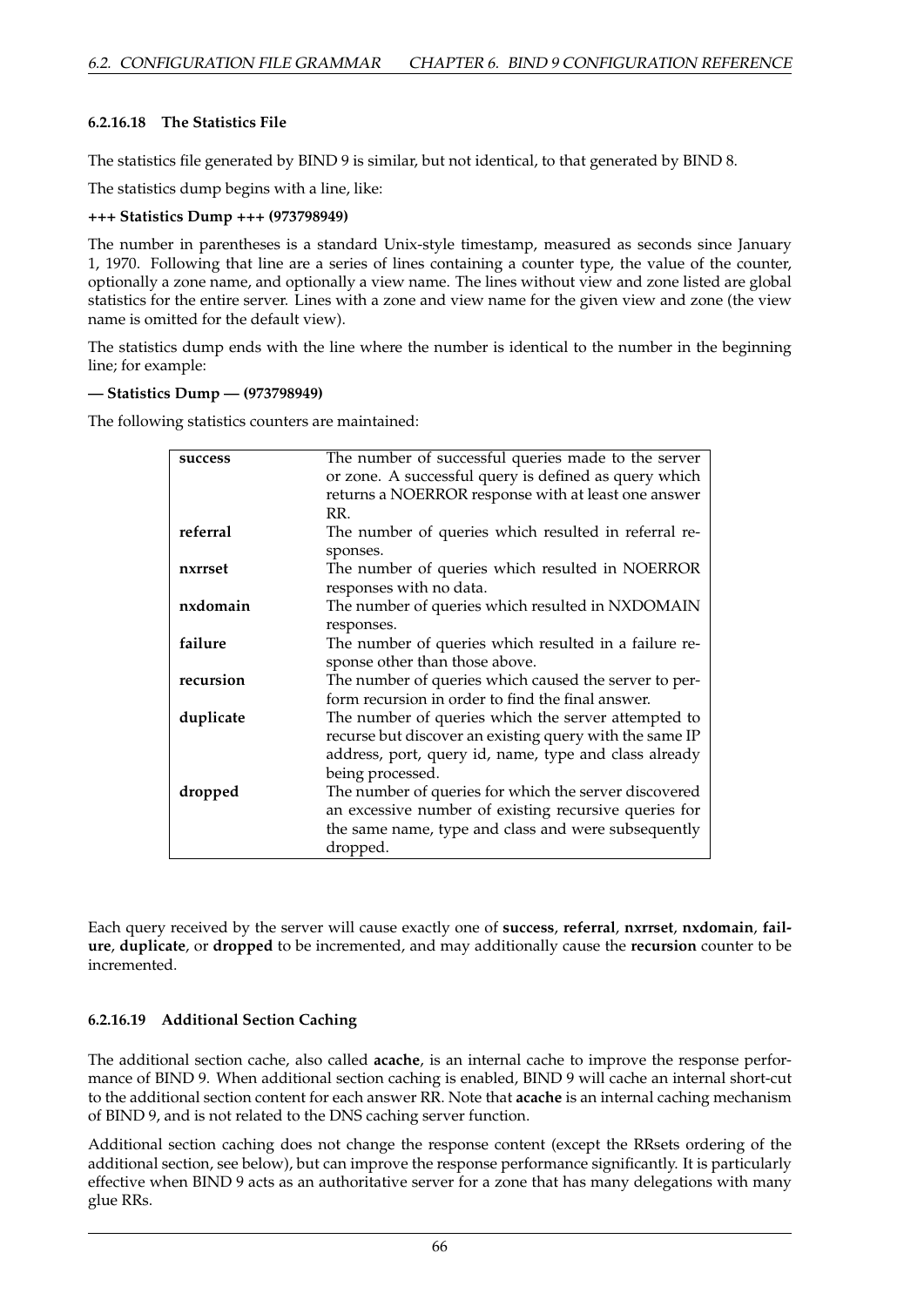#### 6.2.16.18 The Statistics File

The statistics file generated by BIND 9 is similar, but not identical, to that generated by BIND 8.

The statistics dump begins with a line, like:

**+++ Statistics Dump +++ (973798949)**

The number in parentheses is a standard Unix-style timestamp, measured as seconds since January 1, 1970. Following that line are a series of lines containing a counter type, the value of the counter, optionally a zone name, and optionally a view name. The lines without view and zone listed are global statistics for the entire server. Lines with a zone and view name for the given view and zone (the view name is omitted for the default view).

The statistics dump ends with the line where the number is identical to the number in the beginning line; for example:

**— Statistics Dump — (973798949)**

The following statistics counters are maintained:

| | |
|---|---|
| **success** | The number of successful queries made to the server or zone. A successful query is defined as query which returns a NOERROR response with at least one answer RR. |
| **referral** | The number of queries which resulted in referral responses. |
| **nxrrset** | The number of queries which resulted in NOERROR responses with no data. |
| **nxdomain** | The number of queries which resulted in NXDOMAIN responses. |
| **failure** | The number of queries which resulted in a failure response other than those above. |
| **recursion** | The number of queries which caused the server to perform recursion in order to find the final answer. |
| **duplicate** | The number of queries which the server attempted to recurse but discover an existing query with the same IP address, port, query id, name, type and class already being processed. |
| **dropped** | The number of queries for which the server discovered an excessive number of existing recursive queries for the same name, type and class and were subsequently dropped. |

Each query received by the server will cause exactly one of **success**, **referral**, **nxrrset**, **nxdomain**, **failure**, **duplicate**, or **dropped** to be incremented, and may additionally cause the **recursion** counter to be incremented.

#### 6.2.16.19 Additional Section Caching

The additional section cache, also called **acache**, is an internal cache to improve the response performance of BIND 9. When additional section caching is enabled, BIND 9 will cache an internal short-cut to the additional section content for each answer RR. Note that **acache** is an internal caching mechanism of BIND 9, and is not related to the DNS caching server function.

Additional section caching does not change the response content (except the RRsets ordering of the additional section, see below), but can improve the response performance significantly. It is particularly effective when BIND 9 acts as an authoritative server for a zone that has many delegations with many glue RRs.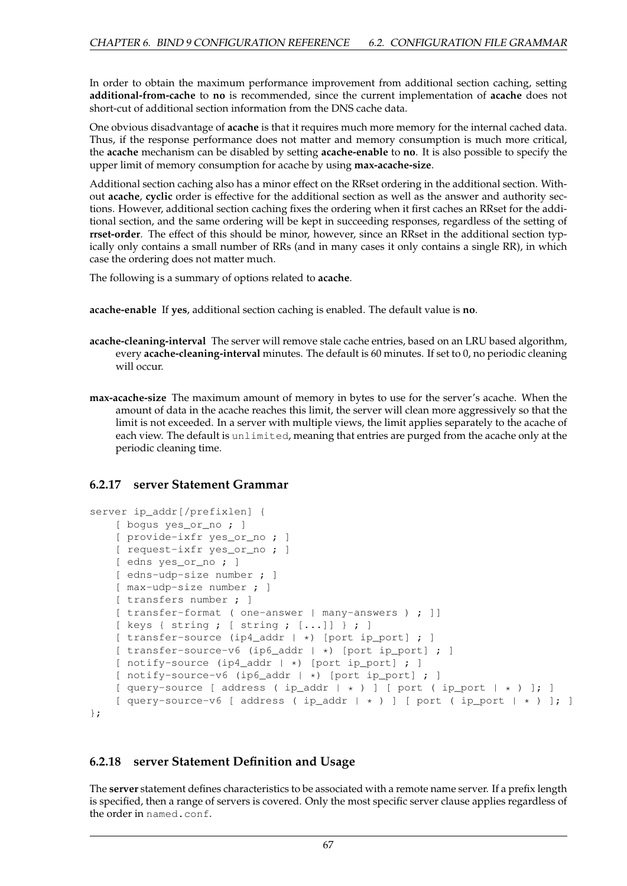In order to obtain the maximum performance improvement from additional section caching, setting **additional-from-cache** to **no** is recommended, since the current implementation of **acache** does not short-cut of additional section information from the DNS cache data.

One obvious disadvantage of **acache** is that it requires much more memory for the internal cached data. Thus, if the response performance does not matter and memory consumption is much more critical, the **acache** mechanism can be disabled by setting **acache-enable** to **no**. It is also possible to specify the upper limit of memory consumption for acache by using **max-acache-size**.

Additional section caching also has a minor effect on the RRset ordering in the additional section. Without **acache**, **cyclic** order is effective for the additional section as well as the answer and authority sections. However, additional section caching fixes the ordering when it first caches an RRset for the additional section, and the same ordering will be kept in succeeding responses, regardless of the setting of **rrset-order**. The effect of this should be minor, however, since an RRset in the additional section typically only contains a small number of RRs (and in many cases it only contains a single RR), in which case the ordering does not matter much.

The following is a summary of options related to **acache**.

**acache-enable** If **yes**, additional section caching is enabled. The default value is **no**.

**acache-cleaning-interval** The server will remove stale cache entries, based on an LRU based algorithm, every **acache-cleaning-interval** minutes. The default is 60 minutes. If set to 0, no periodic cleaning will occur.

**max-acache-size** The maximum amount of memory in bytes to use for the server's acache. When the amount of data in the acache reaches this limit, the server will clean more aggressively so that the limit is not exceeded. In a server with multiple views, the limit applies separately to the acache of each view. The default is `unlimited`, meaning that entries are purged from the acache only at the periodic cleaning time.

### 6.2.17 server Statement Grammar

```
server ip_addr[/prefixlen] {
    [ bogus yes_or_no ; ]
    [ provide-ixfr yes_or_no ; ]
    [ request-ixfr yes_or_no ; ]
    [ edns yes_or_no ; ]
    [ edns-udp-size number ; ]
    [ max-udp-size number ; ]
    [ transfers number ; ]
    [ transfer-format ( one-answer | many-answers ) ; ]]
    [ keys { string ; [ string ; [...]] } ; ]
    [ transfer-source (ip4_addr | *) [port ip_port] ; ]
    [ transfer-source-v6 (ip6_addr | *) [port ip_port] ; ]
    [ notify-source (ip4_addr | *) [port ip_port] ; ]
    [ notify-source-v6 (ip6_addr | *) [port ip_port] ; ]
    [ query-source [ address ( ip_addr | * ) ] [ port ( ip_port | * ) ]; ]
    [ query-source-v6 [ address ( ip_addr | * ) ] [ port ( ip_port | * ) ]; ]
};
```

### 6.2.18 server Statement Definition and Usage

The **server** statement defines characteristics to be associated with a remote name server. If a prefix length is specified, then a range of servers is covered. Only the most specific server clause applies regardless of the order in `named.conf`.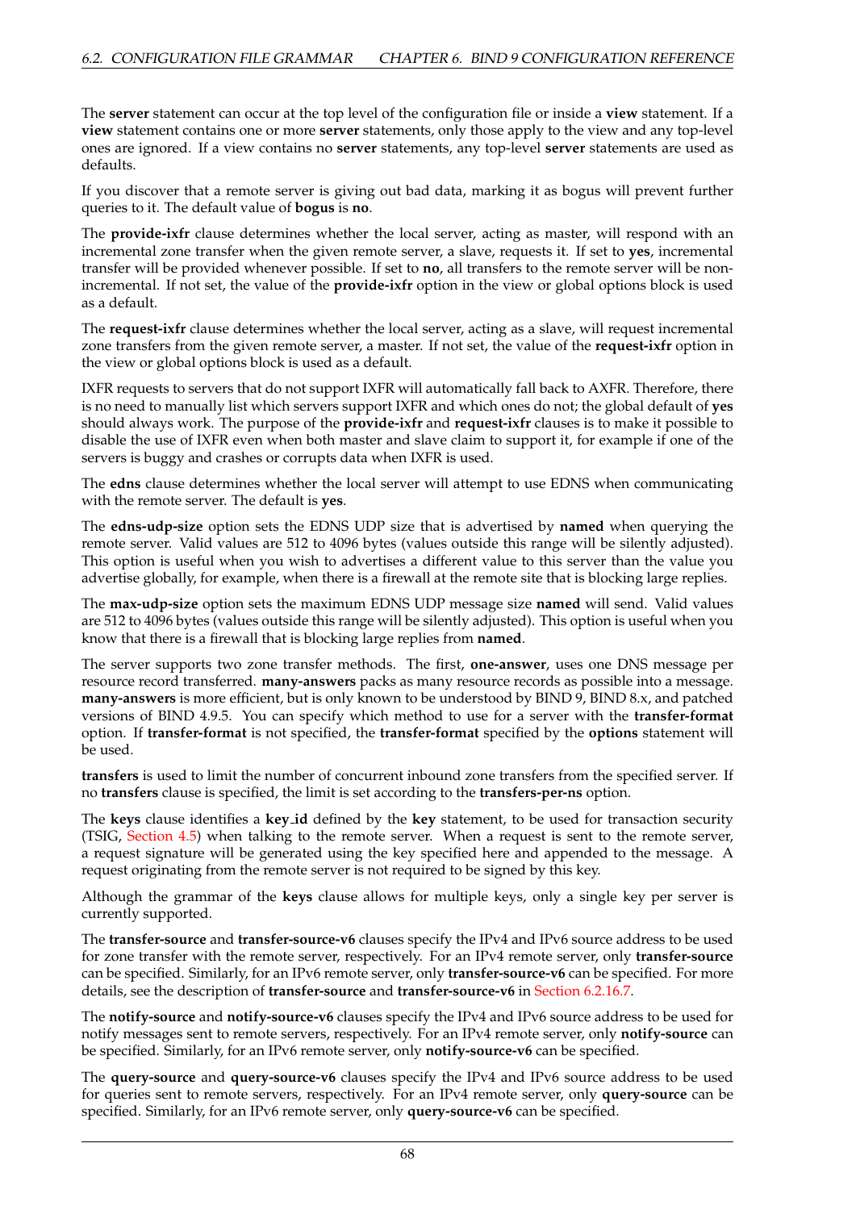The **server** statement can occur at the top level of the configuration file or inside a **view** statement. If a **view** statement contains one or more **server** statements, only those apply to the view and any top-level ones are ignored. If a view contains no **server** statements, any top-level **server** statements are used as defaults.

If you discover that a remote server is giving out bad data, marking it as bogus will prevent further queries to it. The default value of **bogus** is **no**.

The **provide-ixfr** clause determines whether the local server, acting as master, will respond with an incremental zone transfer when the given remote server, a slave, requests it. If set to **yes**, incremental transfer will be provided whenever possible. If set to **no**, all transfers to the remote server will be non-incremental. If not set, the value of the **provide-ixfr** option in the view or global options block is used as a default.

The **request-ixfr** clause determines whether the local server, acting as a slave, will request incremental zone transfers from the given remote server, a master. If not set, the value of the **request-ixfr** option in the view or global options block is used as a default.

IXFR requests to servers that do not support IXFR will automatically fall back to AXFR. Therefore, there is no need to manually list which servers support IXFR and which ones do not; the global default of **yes** should always work. The purpose of the **provide-ixfr** and **request-ixfr** clauses is to make it possible to disable the use of IXFR even when both master and slave claim to support it, for example if one of the servers is buggy and crashes or corrupts data when IXFR is used.

The **edns** clause determines whether the local server will attempt to use EDNS when communicating with the remote server. The default is **yes**.

The **edns-udp-size** option sets the EDNS UDP size that is advertised by **named** when querying the remote server. Valid values are 512 to 4096 bytes (values outside this range will be silently adjusted). This option is useful when you wish to advertises a different value to this server than the value you advertise globally, for example, when there is a firewall at the remote site that is blocking large replies.

The **max-udp-size** option sets the maximum EDNS UDP message size **named** will send. Valid values are 512 to 4096 bytes (values outside this range will be silently adjusted). This option is useful when you know that there is a firewall that is blocking large replies from **named**.

The server supports two zone transfer methods. The first, **one-answer**, uses one DNS message per resource record transferred. **many-answers** packs as many resource records as possible into a message. **many-answers** is more efficient, but is only known to be understood by BIND 9, BIND 8.x, and patched versions of BIND 4.9.5. You can specify which method to use for a server with the **transfer-format** option. If **transfer-format** is not specified, the **transfer-format** specified by the **options** statement will be used.

**transfers** is used to limit the number of concurrent inbound zone transfers from the specified server. If no **transfers** clause is specified, the limit is set according to the **transfers-per-ns** option.

The **keys** clause identifies a **key_id** defined by the **key** statement, to be used for transaction security (TSIG, Section 4.5) when talking to the remote server. When a request is sent to the remote server, a request signature will be generated using the key specified here and appended to the message. A request originating from the remote server is not required to be signed by this key.

Although the grammar of the **keys** clause allows for multiple keys, only a single key per server is currently supported.

The **transfer-source** and **transfer-source-v6** clauses specify the IPv4 and IPv6 source address to be used for zone transfer with the remote server, respectively. For an IPv4 remote server, only **transfer-source** can be specified. Similarly, for an IPv6 remote server, only **transfer-source-v6** can be specified. For more details, see the description of **transfer-source** and **transfer-source-v6** in Section 6.2.16.7.

The **notify-source** and **notify-source-v6** clauses specify the IPv4 and IPv6 source address to be used for notify messages sent to remote servers, respectively. For an IPv4 remote server, only **notify-source** can be specified. Similarly, for an IPv6 remote server, only **notify-source-v6** can be specified.

The **query-source** and **query-source-v6** clauses specify the IPv4 and IPv6 source address to be used for queries sent to remote servers, respectively. For an IPv4 remote server, only **query-source** can be specified. Similarly, for an IPv6 remote server, only **query-source-v6** can be specified.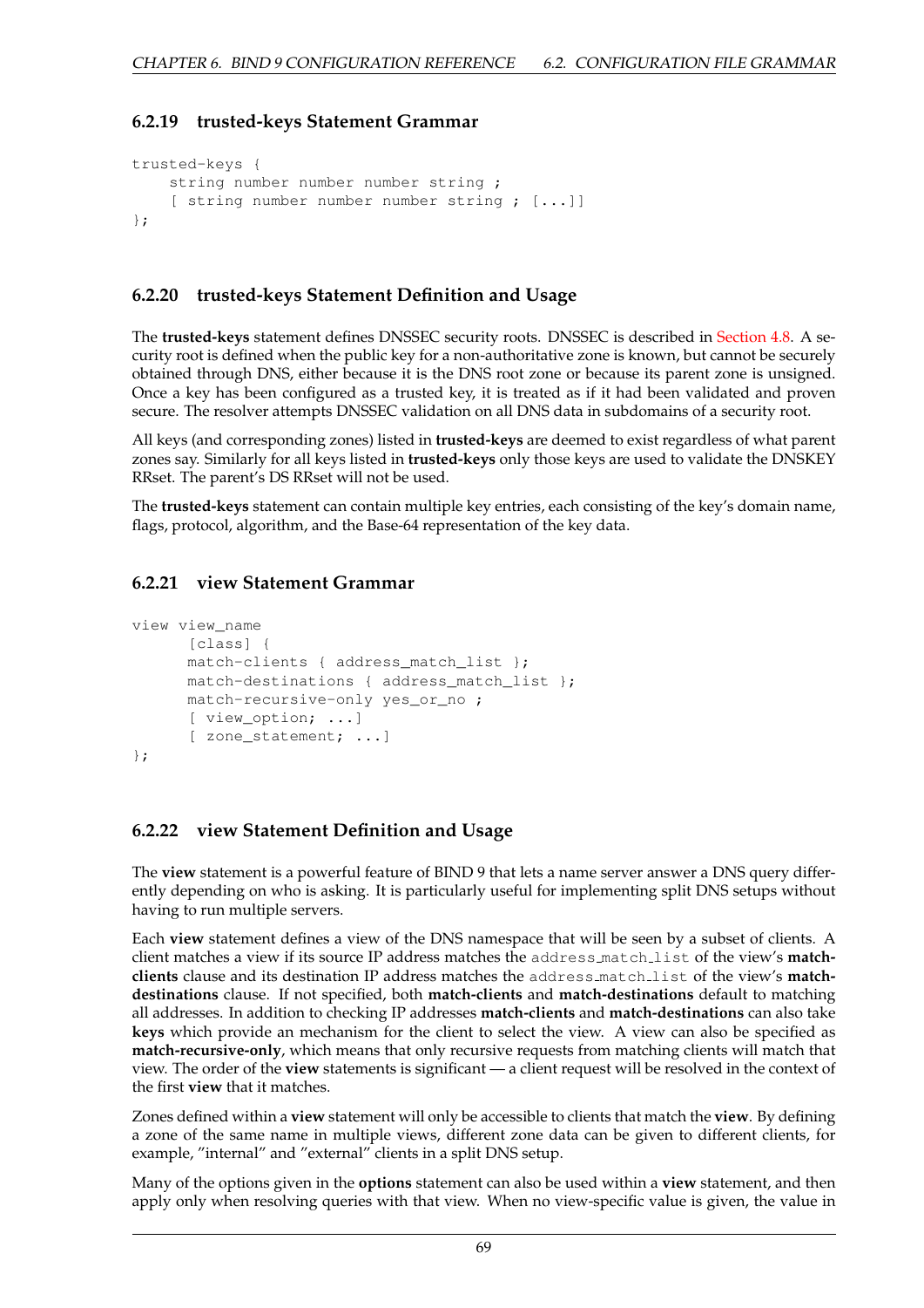### 6.2.19 trusted-keys Statement Grammar

```
trusted-keys {
    string number number number string ;
    [ string number number number string ; [...]]
};
```

### 6.2.20 trusted-keys Statement Definition and Usage

The **trusted-keys** statement defines DNSSEC security roots. DNSSEC is described in Section 4.8. A security root is defined when the public key for a non-authoritative zone is known, but cannot be securely obtained through DNS, either because it is the DNS root zone or because its parent zone is unsigned. Once a key has been configured as a trusted key, it is treated as if it had been validated and proven secure. The resolver attempts DNSSEC validation on all DNS data in subdomains of a security root.

All keys (and corresponding zones) listed in **trusted-keys** are deemed to exist regardless of what parent zones say. Similarly for all keys listed in **trusted-keys** only those keys are used to validate the DNSKEY RRset. The parent's DS RRset will not be used.

The **trusted-keys** statement can contain multiple key entries, each consisting of the key's domain name, flags, protocol, algorithm, and the Base-64 representation of the key data.

### 6.2.21 view Statement Grammar

```
view view_name
      [class] {
      match-clients { address_match_list };
      match-destinations { address_match_list };
      match-recursive-only yes_or_no ;
      [ view_option; ...]
      [ zone_statement; ...]
};
```

### 6.2.22 view Statement Definition and Usage

The **view** statement is a powerful feature of BIND 9 that lets a name server answer a DNS query differently depending on who is asking. It is particularly useful for implementing split DNS setups without having to run multiple servers.

Each **view** statement defines a view of the DNS namespace that will be seen by a subset of clients. A client matches a view if its source IP address matches the `address_match_list` of the view's **match-clients** clause and its destination IP address matches the `address_match_list` of the view's **match-destinations** clause. If not specified, both **match-clients** and **match-destinations** default to matching all addresses. In addition to checking IP addresses **match-clients** and **match-destinations** can also take **keys** which provide an mechanism for the client to select the view. A view can also be specified as **match-recursive-only**, which means that only recursive requests from matching clients will match that view. The order of the **view** statements is significant — a client request will be resolved in the context of the first **view** that it matches.

Zones defined within a **view** statement will only be accessible to clients that match the **view**. By defining a zone of the same name in multiple views, different zone data can be given to different clients, for example, "internal" and "external" clients in a split DNS setup.

Many of the options given in the **options** statement can also be used within a **view** statement, and then apply only when resolving queries with that view. When no view-specific value is given, the value in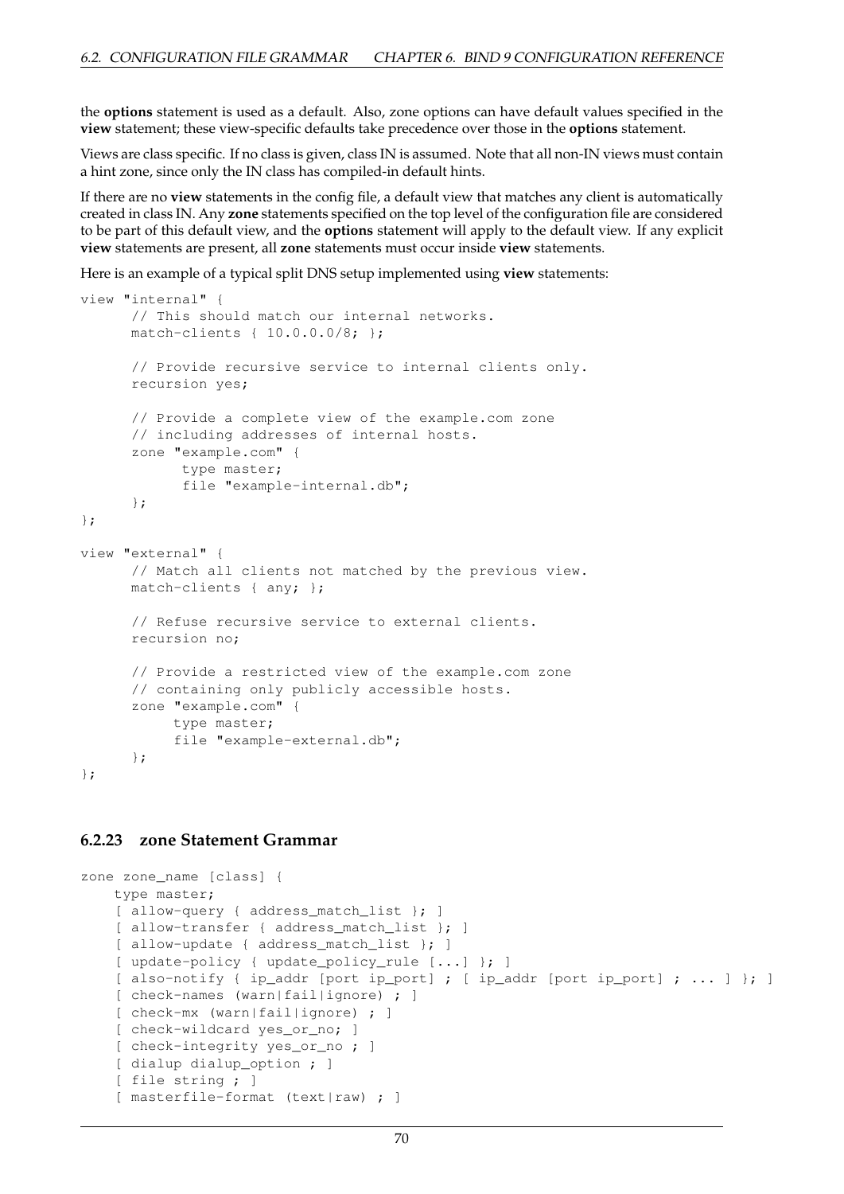the **options** statement is used as a default. Also, zone options can have default values specified in the **view** statement; these view-specific defaults take precedence over those in the **options** statement.

Views are class specific. If no class is given, class IN is assumed. Note that all non-IN views must contain a hint zone, since only the IN class has compiled-in default hints.

If there are no **view** statements in the config file, a default view that matches any client is automatically created in class IN. Any **zone** statements specified on the top level of the configuration file are considered to be part of this default view, and the **options** statement will apply to the default view. If any explicit **view** statements are present, all **zone** statements must occur inside **view** statements.

Here is an example of a typical split DNS setup implemented using **view** statements:

```
view "internal" {
      // This should match our internal networks.
      match-clients { 10.0.0.0/8; };

      // Provide recursive service to internal clients only.
      recursion yes;

      // Provide a complete view of the example.com zone
      // including addresses of internal hosts.
      zone "example.com" {
            type master;
            file "example-internal.db";
      };
};

view "external" {
      // Match all clients not matched by the previous view.
      match-clients { any; };

      // Refuse recursive service to external clients.
      recursion no;

      // Provide a restricted view of the example.com zone
      // containing only publicly accessible hosts.
      zone "example.com" {
           type master;
           file "example-external.db";
      };
};
```

### 6.2.23 zone Statement Grammar

```
zone zone_name [class] {
    type master;
    [ allow-query { address_match_list }; ]
    [ allow-transfer { address_match_list }; ]
    [ allow-update { address_match_list }; ]
    [ update-policy { update_policy_rule [...] }; ]
    [ also-notify { ip_addr [port ip_port] ; [ ip_addr [port ip_port] ; ... ] }; ]
    [ check-names (warn|fail|ignore) ; ]
    [ check-mx (warn|fail|ignore) ; ]
    [ check-wildcard yes_or_no; ]
    [ check-integrity yes_or_no ; ]
    [ dialup dialup_option ; ]
    [ file string ; ]
    [ masterfile-format (text|raw) ; ]
```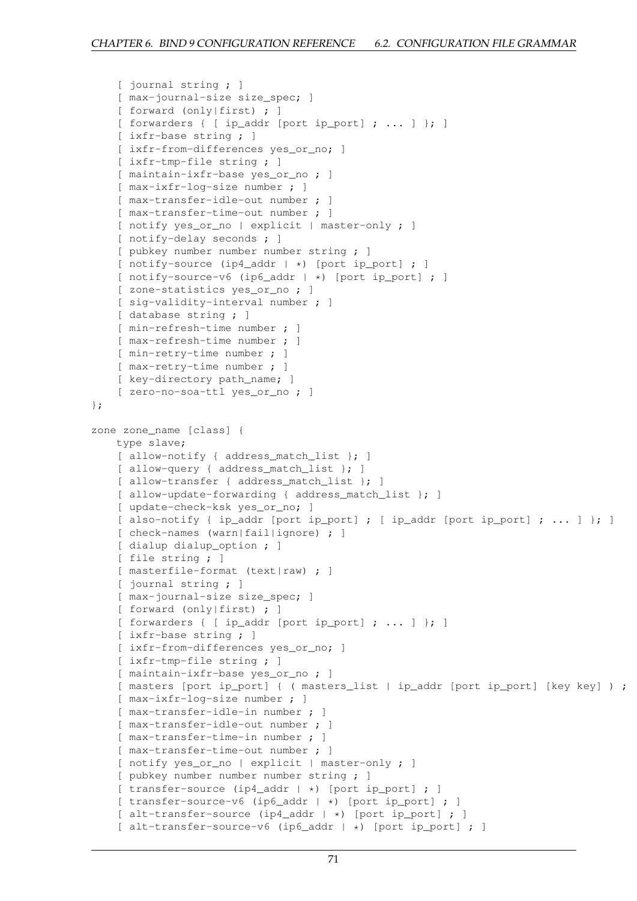```
    [ journal string ; ]
    [ max-journal-size size_spec; ]
    [ forward (only|first) ; ]
    [ forwarders { [ ip_addr [port ip_port] ; ... ] }; ]
    [ ixfr-base string ; ]
    [ ixfr-from-differences yes_or_no; ]
    [ ixfr-tmp-file string ; ]
    [ maintain-ixfr-base yes_or_no ; ]
    [ max-ixfr-log-size number ; ]
    [ max-transfer-idle-out number ; ]
    [ max-transfer-time-out number ; ]
    [ notify yes_or_no | explicit | master-only ; ]
    [ notify-delay seconds ; ]
    [ pubkey number number number string ; ]
    [ notify-source (ip4_addr | *) [port ip_port] ; ]
    [ notify-source-v6 (ip6_addr | *) [port ip_port] ; ]
    [ zone-statistics yes_or_no ; ]
    [ sig-validity-interval number ; ]
    [ database string ; ]
    [ min-refresh-time number ; ]
    [ max-refresh-time number ; ]
    [ min-retry-time number ; ]
    [ max-retry-time number ; ]
    [ key-directory path_name; ]
    [ zero-no-soa-ttl yes_or_no ; ]
};

zone zone_name [class] {
    type slave;
    [ allow-notify { address_match_list }; ]
    [ allow-query { address_match_list }; ]
    [ allow-transfer { address_match_list }; ]
    [ allow-update-forwarding { address_match_list }; ]
    [ update-check-ksk yes_or_no; ]
    [ also-notify { ip_addr [port ip_port] ; [ ip_addr [port ip_port] ; ... ] }; ]
    [ check-names (warn|fail|ignore) ; ]
    [ dialup dialup_option ; ]
    [ file string ; ]
    [ masterfile-format (text|raw) ; ]
    [ journal string ; ]
    [ max-journal-size size_spec; ]
    [ forward (only|first) ; ]
    [ forwarders { [ ip_addr [port ip_port] ; ... ] }; ]
    [ ixfr-base string ; ]
    [ ixfr-from-differences yes_or_no; ]
    [ ixfr-tmp-file string ; ]
    [ maintain-ixfr-base yes_or_no ; ]
    [ masters [port ip_port] { ( masters_list | ip_addr [port ip_port] [key key] ) ;
    [ max-ixfr-log-size number ; ]
    [ max-transfer-idle-in number ; ]
    [ max-transfer-idle-out number ; ]
    [ max-transfer-time-in number ; ]
    [ max-transfer-time-out number ; ]
    [ notify yes_or_no | explicit | master-only ; ]
    [ pubkey number number number string ; ]
    [ transfer-source (ip4_addr | *) [port ip_port] ; ]
    [ transfer-source-v6 (ip6_addr | *) [port ip_port] ; ]
    [ alt-transfer-source (ip4_addr | *) [port ip_port] ; ]
    [ alt-transfer-source-v6 (ip6_addr | *) [port ip_port] ; ]
```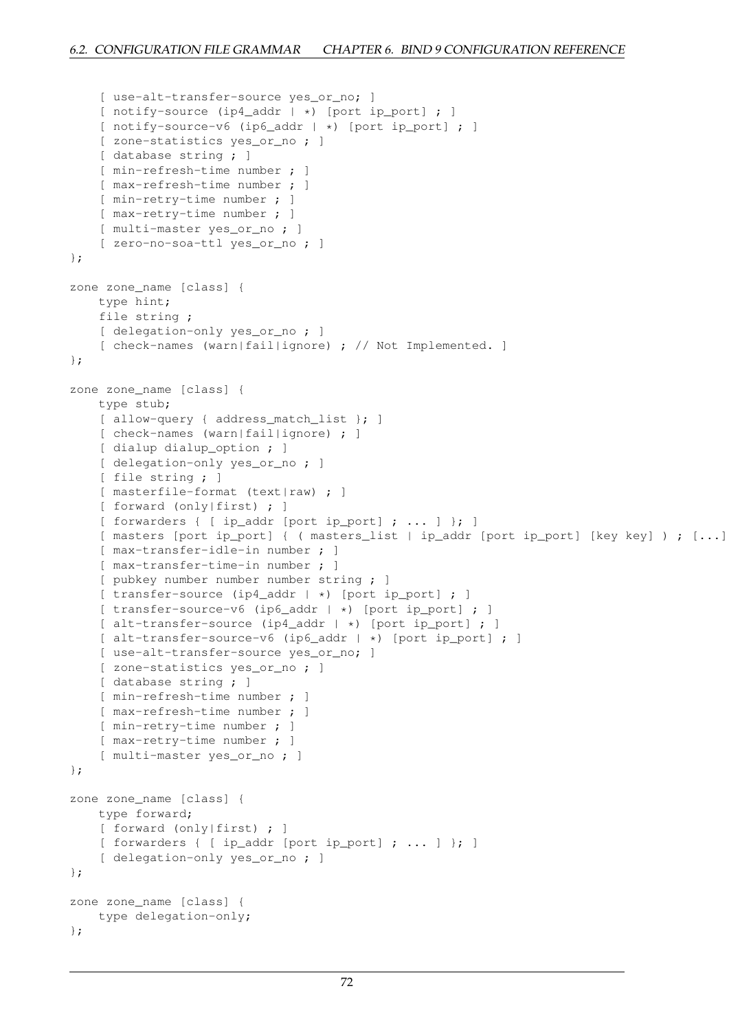```
    [ use-alt-transfer-source yes_or_no; ]
    [ notify-source (ip4_addr | *) [port ip_port] ; ]
    [ notify-source-v6 (ip6_addr | *) [port ip_port] ; ]
    [ zone-statistics yes_or_no ; ]
    [ database string ; ]
    [ min-refresh-time number ; ]
    [ max-refresh-time number ; ]
    [ min-retry-time number ; ]
    [ max-retry-time number ; ]
    [ multi-master yes_or_no ; ]
    [ zero-no-soa-ttl yes_or_no ; ]
};

zone zone_name [class] {
    type hint;
    file string ;
    [ delegation-only yes_or_no ; ]
    [ check-names (warn|fail|ignore) ; // Not Implemented. ]
};

zone zone_name [class] {
    type stub;
    [ allow-query { address_match_list }; ]
    [ check-names (warn|fail|ignore) ; ]
    [ dialup dialup_option ; ]
    [ delegation-only yes_or_no ; ]
    [ file string ; ]
    [ masterfile-format (text|raw) ; ]
    [ forward (only|first) ; ]
    [ forwarders { [ ip_addr [port ip_port] ; ... ] }; ]
    [ masters [port ip_port] { ( masters_list | ip_addr [port ip_port] [key key] ) ; [...]
    [ max-transfer-idle-in number ; ]
    [ max-transfer-time-in number ; ]
    [ pubkey number number number string ; ]
    [ transfer-source (ip4_addr | *) [port ip_port] ; ]
    [ transfer-source-v6 (ip6_addr | *) [port ip_port] ; ]
    [ alt-transfer-source (ip4_addr | *) [port ip_port] ; ]
    [ alt-transfer-source-v6 (ip6_addr | *) [port ip_port] ; ]
    [ use-alt-transfer-source yes_or_no; ]
    [ zone-statistics yes_or_no ; ]
    [ database string ; ]
    [ min-refresh-time number ; ]
    [ max-refresh-time number ; ]
    [ min-retry-time number ; ]
    [ max-retry-time number ; ]
    [ multi-master yes_or_no ; ]
};

zone zone_name [class] {
    type forward;
    [ forward (only|first) ; ]
    [ forwarders { [ ip_addr [port ip_port] ; ... ] }; ]
    [ delegation-only yes_or_no ; ]
};

zone zone_name [class] {
    type delegation-only;
};
```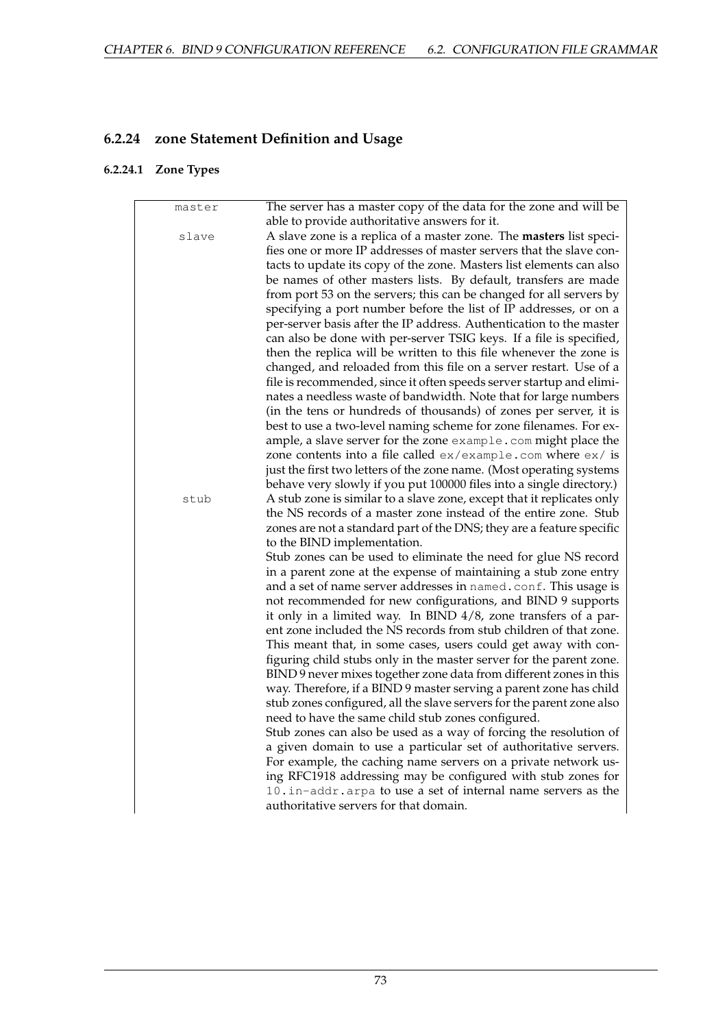### 6.2.24 zone Statement Definition and Usage

#### 6.2.24.1 Zone Types

| | |
|---|---|
| `master` | The server has a master copy of the data for the zone and will be able to provide authoritative answers for it. |
| `slave` | A slave zone is a replica of a master zone. The **masters** list specifies one or more IP addresses of master servers that the slave contacts to update its copy of the zone. Masters list elements can also be names of other masters lists. By default, transfers are made from port 53 on the servers; this can be changed for all servers by specifying a port number before the list of IP addresses, or on a per-server basis after the IP address. Authentication to the master can also be done with per-server TSIG keys. If a file is specified, then the replica will be written to this file whenever the zone is changed, and reloaded from this file on a server restart. Use of a file is recommended, since it often speeds server startup and eliminates a needless waste of bandwidth. Note that for large numbers (in the tens or hundreds of thousands) of zones per server, it is best to use a two-level naming scheme for zone filenames. For example, a slave server for the zone `example.com` might place the zone contents into a file called `ex/example.com` where `ex/` is just the first two letters of the zone name. (Most operating systems behave very slowly if you put 100000 files into a single directory.) |
| `stub` | A stub zone is similar to a slave zone, except that it replicates only the NS records of a master zone instead of the entire zone. Stub zones are not a standard part of the DNS; they are a feature specific to the BIND implementation.<br>Stub zones can be used to eliminate the need for glue NS record in a parent zone at the expense of maintaining a stub zone entry and a set of name server addresses in `named.conf`. This usage is not recommended for new configurations, and BIND 9 supports it only in a limited way. In BIND 4/8, zone transfers of a parent zone included the NS records from stub children of that zone. This meant that, in some cases, users could get away with configuring child stubs only in the master server for the parent zone. BIND 9 never mixes together zone data from different zones in this way. Therefore, if a BIND 9 master serving a parent zone has child stub zones configured, all the slave servers for the parent zone also need to have the same child stub zones configured.<br>Stub zones can also be used as a way of forcing the resolution of a given domain to use a particular set of authoritative servers. For example, the caching name servers on a private network using RFC1918 addressing may be configured with stub zones for `10.in-addr.arpa` to use a set of internal name servers as the authoritative servers for that domain. |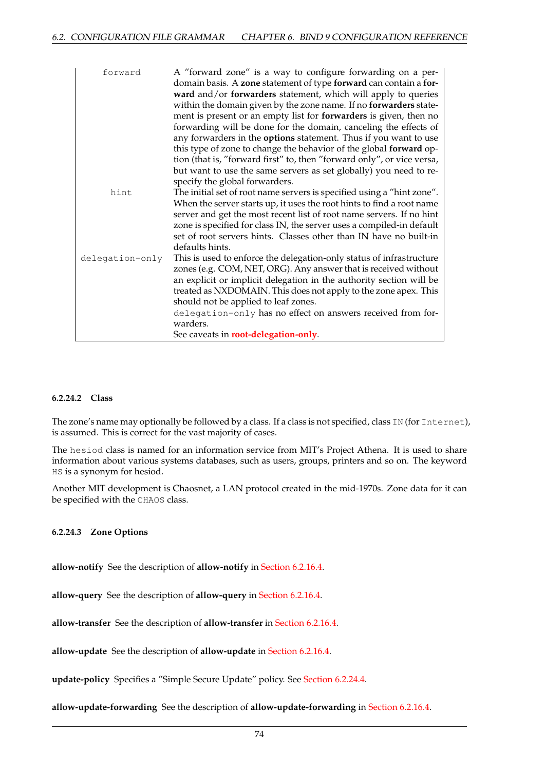| | |
|---|---|
| `forward` | A "forward zone" is a way to configure forwarding on a per-domain basis. A **zone** statement of type **forward** can contain a **forward** and/or **forwarders** statement, which will apply to queries within the domain given by the zone name. If no **forwarders** statement is present or an empty list for **forwarders** is given, then no forwarding will be done for the domain, canceling the effects of any forwarders in the **options** statement. Thus if you want to use this type of zone to change the behavior of the global **forward** option (that is, "forward first" to, then "forward only", or vice versa, but want to use the same servers as set globally) you need to re-specify the global forwarders. |
| `hint` | The initial set of root name servers is specified using a "hint zone". When the server starts up, it uses the root hints to find a root name server and get the most recent list of root name servers. If no hint zone is specified for class IN, the server uses a compiled-in default set of root servers hints. Classes other than IN have no built-in defaults hints. |
| `delegation-only` | This is used to enforce the delegation-only status of infrastructure zones (e.g. COM, NET, ORG). Any answer that is received without an explicit or implicit delegation in the authority section will be treated as NXDOMAIN. This does not apply to the zone apex. This should not be applied to leaf zones. `delegation-only` has no effect on answers received from forwarders. See caveats in **root-delegation-only**. |

#### 6.2.24.2 Class

The zone's name may optionally be followed by a class. If a class is not specified, class `IN` (for `Internet`), is assumed. This is correct for the vast majority of cases.

The `hesiod` class is named for an information service from MIT's Project Athena. It is used to share information about various systems databases, such as users, groups, printers and so on. The keyword `HS` is a synonym for hesiod.

Another MIT development is Chaosnet, a LAN protocol created in the mid-1970s. Zone data for it can be specified with the `CHAOS` class.

#### 6.2.24.3 Zone Options

**allow-notify** See the description of **allow-notify** in Section 6.2.16.4.

**allow-query** See the description of **allow-query** in Section 6.2.16.4.

**allow-transfer** See the description of **allow-transfer** in Section 6.2.16.4.

**allow-update** See the description of **allow-update** in Section 6.2.16.4.

**update-policy** Specifies a "Simple Secure Update" policy. See Section 6.2.24.4.

**allow-update-forwarding** See the description of **allow-update-forwarding** in Section 6.2.16.4.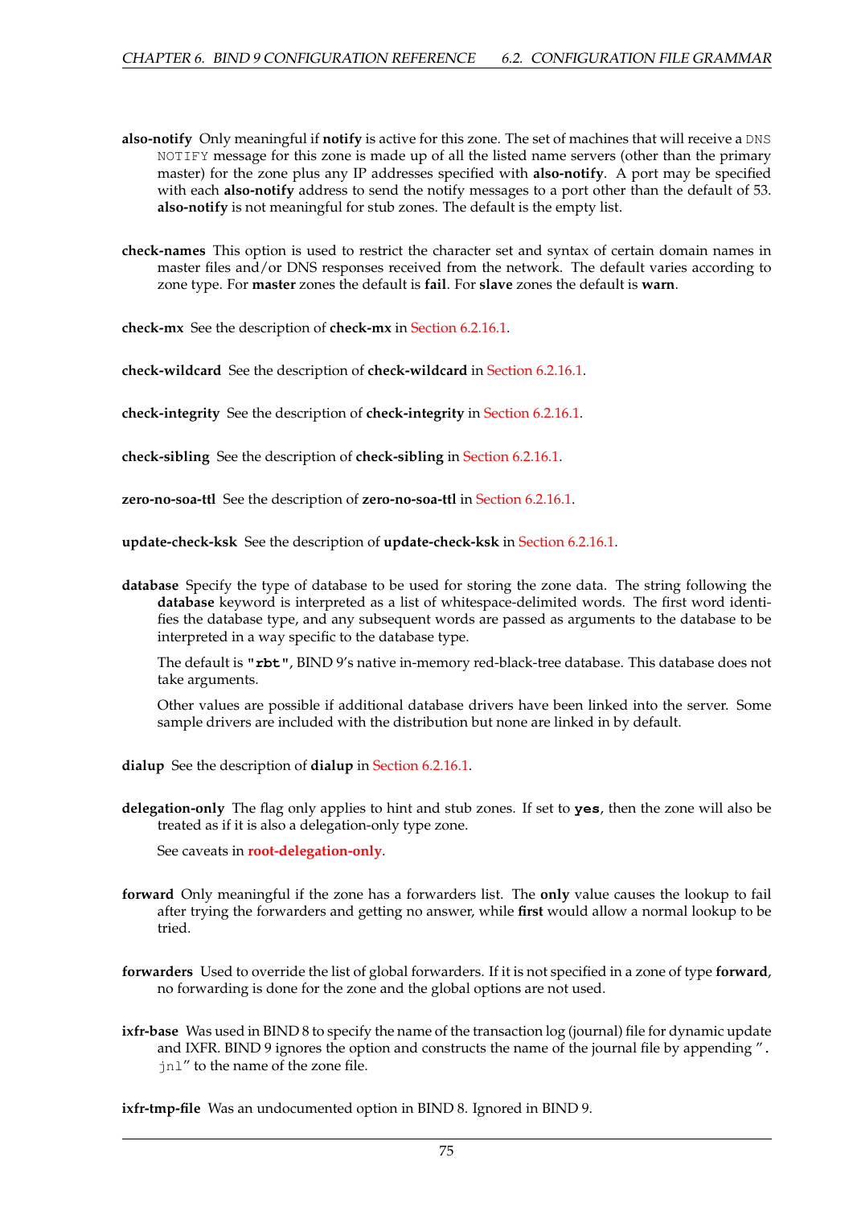**also-notify** Only meaningful if **notify** is active for this zone. The set of machines that will receive a DNS NOTIFY message for this zone is made up of all the listed name servers (other than the primary master) for the zone plus any IP addresses specified with **also-notify**. A port may be specified with each **also-notify** address to send the notify messages to a port other than the default of 53. **also-notify** is not meaningful for stub zones. The default is the empty list.

**check-names** This option is used to restrict the character set and syntax of certain domain names in master files and/or DNS responses received from the network. The default varies according to zone type. For **master** zones the default is **fail**. For **slave** zones the default is **warn**.

**check-mx** See the description of **check-mx** in Section 6.2.16.1.

**check-wildcard** See the description of **check-wildcard** in Section 6.2.16.1.

**check-integrity** See the description of **check-integrity** in Section 6.2.16.1.

**check-sibling** See the description of **check-sibling** in Section 6.2.16.1.

**zero-no-soa-ttl** See the description of **zero-no-soa-ttl** in Section 6.2.16.1.

**update-check-ksk** See the description of **update-check-ksk** in Section 6.2.16.1.

**database** Specify the type of database to be used for storing the zone data. The string following the **database** keyword is interpreted as a list of whitespace-delimited words. The first word identifies the database type, and any subsequent words are passed as arguments to the database to be interpreted in a way specific to the database type.

The default is `"rbt"`, BIND 9's native in-memory red-black-tree database. This database does not take arguments.

Other values are possible if additional database drivers have been linked into the server. Some sample drivers are included with the distribution but none are linked in by default.

**dialup** See the description of **dialup** in Section 6.2.16.1.

**delegation-only** The flag only applies to hint and stub zones. If set to `yes`, then the zone will also be treated as if it is also a delegation-only type zone.

See caveats in **root-delegation-only**.

**forward** Only meaningful if the zone has a forwarders list. The **only** value causes the lookup to fail after trying the forwarders and getting no answer, while **first** would allow a normal lookup to be tried.

**forwarders** Used to override the list of global forwarders. If it is not specified in a zone of type **forward**, no forwarding is done for the zone and the global options are not used.

**ixfr-base** Was used in BIND 8 to specify the name of the transaction log (journal) file for dynamic update and IXFR. BIND 9 ignores the option and constructs the name of the journal file by appending "`.jnl`" to the name of the zone file.

**ixfr-tmp-file** Was an undocumented option in BIND 8. Ignored in BIND 9.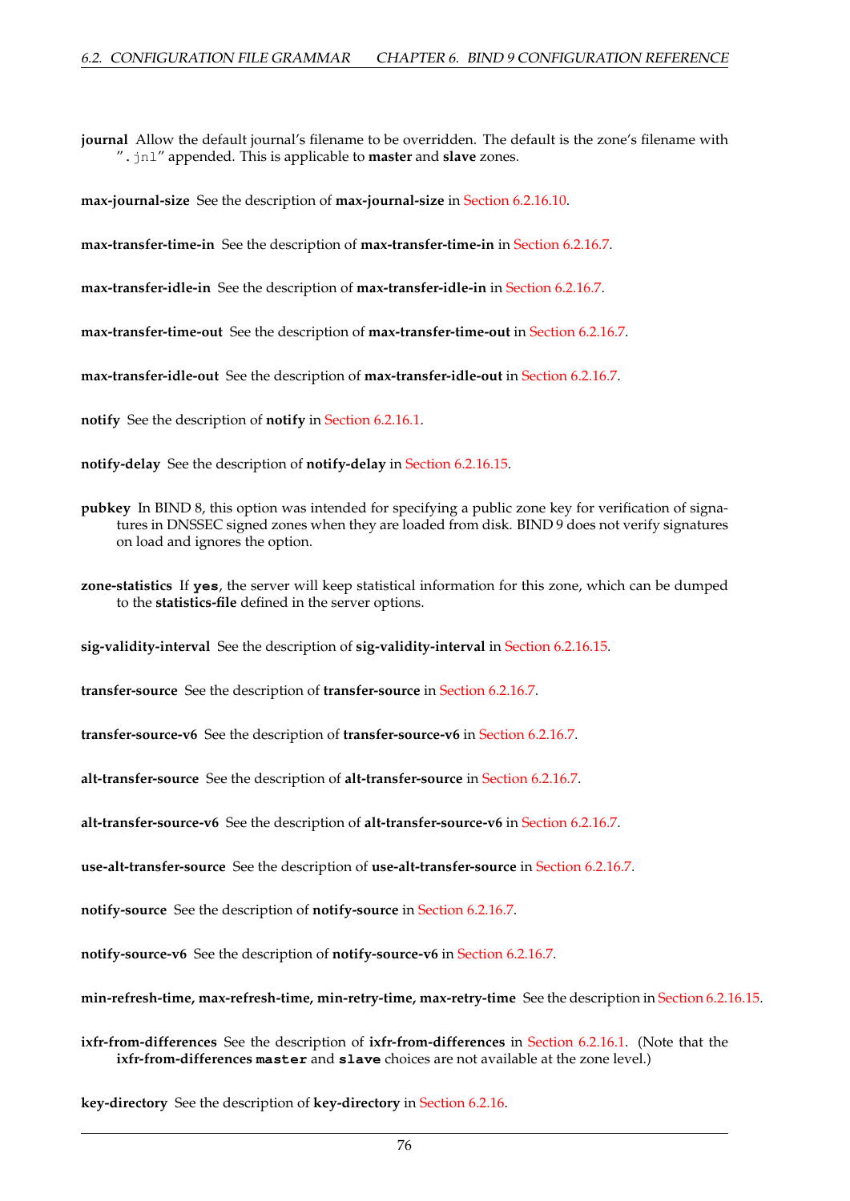**journal** Allow the default journal's filename to be overridden. The default is the zone's filename with "`.jnl`" appended. This is applicable to **master** and **slave** zones.

**max-journal-size** See the description of **max-journal-size** in Section 6.2.16.10.

**max-transfer-time-in** See the description of **max-transfer-time-in** in Section 6.2.16.7.

**max-transfer-idle-in** See the description of **max-transfer-idle-in** in Section 6.2.16.7.

**max-transfer-time-out** See the description of **max-transfer-time-out** in Section 6.2.16.7.

**max-transfer-idle-out** See the description of **max-transfer-idle-out** in Section 6.2.16.7.

**notify** See the description of **notify** in Section 6.2.16.1.

**notify-delay** See the description of **notify-delay** in Section 6.2.16.15.

**pubkey** In BIND 8, this option was intended for specifying a public zone key for verification of signatures in DNSSEC signed zones when they are loaded from disk. BIND 9 does not verify signatures on load and ignores the option.

**zone-statistics** If **`yes`**, the server will keep statistical information for this zone, which can be dumped to the **statistics-file** defined in the server options.

**sig-validity-interval** See the description of **sig-validity-interval** in Section 6.2.16.15.

**transfer-source** See the description of **transfer-source** in Section 6.2.16.7.

**transfer-source-v6** See the description of **transfer-source-v6** in Section 6.2.16.7.

**alt-transfer-source** See the description of **alt-transfer-source** in Section 6.2.16.7.

**alt-transfer-source-v6** See the description of **alt-transfer-source-v6** in Section 6.2.16.7.

**use-alt-transfer-source** See the description of **use-alt-transfer-source** in Section 6.2.16.7.

**notify-source** See the description of **notify-source** in Section 6.2.16.7.

**notify-source-v6** See the description of **notify-source-v6** in Section 6.2.16.7.

**min-refresh-time, max-refresh-time, min-retry-time, max-retry-time** See the description in Section 6.2.16.15.

**ixfr-from-differences** See the description of **ixfr-from-differences** in Section 6.2.16.1. (Note that the **ixfr-from-differences** **`master`** and **`slave`** choices are not available at the zone level.)

**key-directory** See the description of **key-directory** in Section 6.2.16.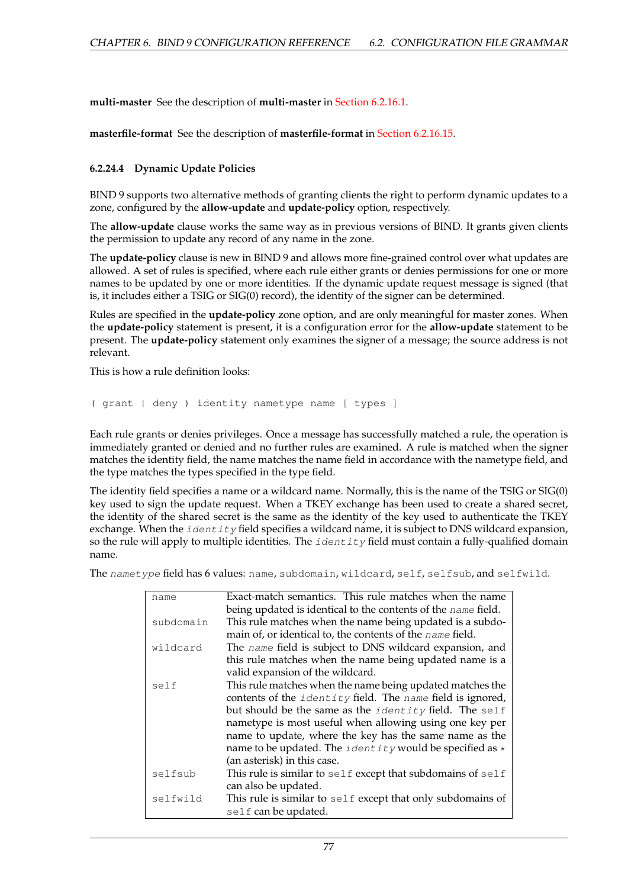**multi-master** See the description of **multi-master** in Section 6.2.16.1.

**masterfile-format** See the description of **masterfile-format** in Section 6.2.16.15.

#### 6.2.24.4 Dynamic Update Policies

BIND 9 supports two alternative methods of granting clients the right to perform dynamic updates to a zone, configured by the **allow-update** and **update-policy** option, respectively.

The **allow-update** clause works the same way as in previous versions of BIND. It grants given clients the permission to update any record of any name in the zone.

The **update-policy** clause is new in BIND 9 and allows more fine-grained control over what updates are allowed. A set of rules is specified, where each rule either grants or denies permissions for one or more names to be updated by one or more identities. If the dynamic update request message is signed (that is, it includes either a TSIG or SIG(0) record), the identity of the signer can be determined.

Rules are specified in the **update-policy** zone option, and are only meaningful for master zones. When the **update-policy** statement is present, it is a configuration error for the **allow-update** statement to be present. The **update-policy** statement only examines the signer of a message; the source address is not relevant.

This is how a rule definition looks:

```
( grant | deny ) identity nametype name [ types ]
```

Each rule grants or denies privileges. Once a message has successfully matched a rule, the operation is immediately granted or denied and no further rules are examined. A rule is matched when the signer matches the identity field, the name matches the name field in accordance with the nametype field, and the type matches the types specified in the type field.

The identity field specifies a name or a wildcard name. Normally, this is the name of the TSIG or SIG(0) key used to sign the update request. When a TKEY exchange has been used to create a shared secret, the identity of the shared secret is the same as the identity of the key used to authenticate the TKEY exchange. When the *identity* field specifies a wildcard name, it is subject to DNS wildcard expansion, so the rule will apply to multiple identities. The *identity* field must contain a fully-qualified domain name.

The *nametype* field has 6 values: `name`, `subdomain`, `wildcard`, `self`, `selfsub`, and `selfwild`.

| | |
|---|---|
| `name` | Exact-match semantics. This rule matches when the name being updated is identical to the contents of the *name* field. |
| `subdomain` | This rule matches when the name being updated is a subdomain of, or identical to, the contents of the *name* field. |
| `wildcard` | The *name* field is subject to DNS wildcard expansion, and this rule matches when the name being updated name is a valid expansion of the wildcard. |
| `self` | This rule matches when the name being updated matches the contents of the *identity* field. The *name* field is ignored, but should be the same as the *identity* field. The `self` nametype is most useful when allowing using one key per name to update, where the key has the same name as the name to be updated. The *identity* would be specified as `*` (an asterisk) in this case. |
| `selfsub` | This rule is similar to `self` except that subdomains of `self` can also be updated. |
| `selfwild` | This rule is similar to `self` except that only subdomains of `self` can be updated. |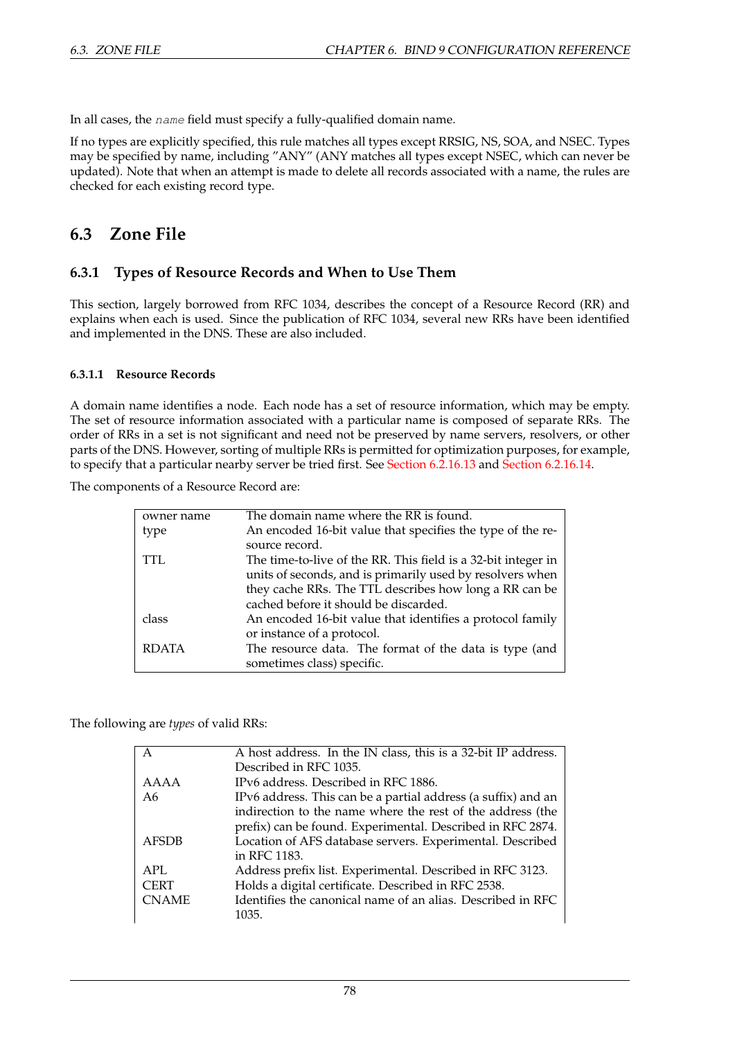In all cases, the `name` field must specify a fully-qualified domain name.

If no types are explicitly specified, this rule matches all types except RRSIG, NS, SOA, and NSEC. Types may be specified by name, including "ANY" (ANY matches all types except NSEC, which can never be updated). Note that when an attempt is made to delete all records associated with a name, the rules are checked for each existing record type.

# 6.3 Zone File

## 6.3.1 Types of Resource Records and When to Use Them

This section, largely borrowed from RFC 1034, describes the concept of a Resource Record (RR) and explains when each is used. Since the publication of RFC 1034, several new RRs have been identified and implemented in the DNS. These are also included.

### 6.3.1.1 Resource Records

A domain name identifies a node. Each node has a set of resource information, which may be empty. The set of resource information associated with a particular name is composed of separate RRs. The order of RRs in a set is not significant and need not be preserved by name servers, resolvers, or other parts of the DNS. However, sorting of multiple RRs is permitted for optimization purposes, for example, to specify that a particular nearby server be tried first. See Section 6.2.16.13 and Section 6.2.16.14.

The components of a Resource Record are:

| | |
|---|---|
| owner name | The domain name where the RR is found. |
| type | An encoded 16-bit value that specifies the type of the resource record. |
| TTL | The time-to-live of the RR. This field is a 32-bit integer in units of seconds, and is primarily used by resolvers when they cache RRs. The TTL describes how long a RR can be cached before it should be discarded. |
| class | An encoded 16-bit value that identifies a protocol family or instance of a protocol. |
| RDATA | The resource data. The format of the data is type (and sometimes class) specific. |

The following are *types* of valid RRs:

| | |
|---|---|
| A | A host address. In the IN class, this is a 32-bit IP address. Described in RFC 1035. |
| AAAA | IPv6 address. Described in RFC 1886. |
| A6 | IPv6 address. This can be a partial address (a suffix) and an indirection to the name where the rest of the address (the prefix) can be found. Experimental. Described in RFC 2874. |
| AFSDB | Location of AFS database servers. Experimental. Described in RFC 1183. |
| APL | Address prefix list. Experimental. Described in RFC 3123. |
| CERT | Holds a digital certificate. Described in RFC 2538. |
| CNAME | Identifies the canonical name of an alias. Described in RFC 1035. |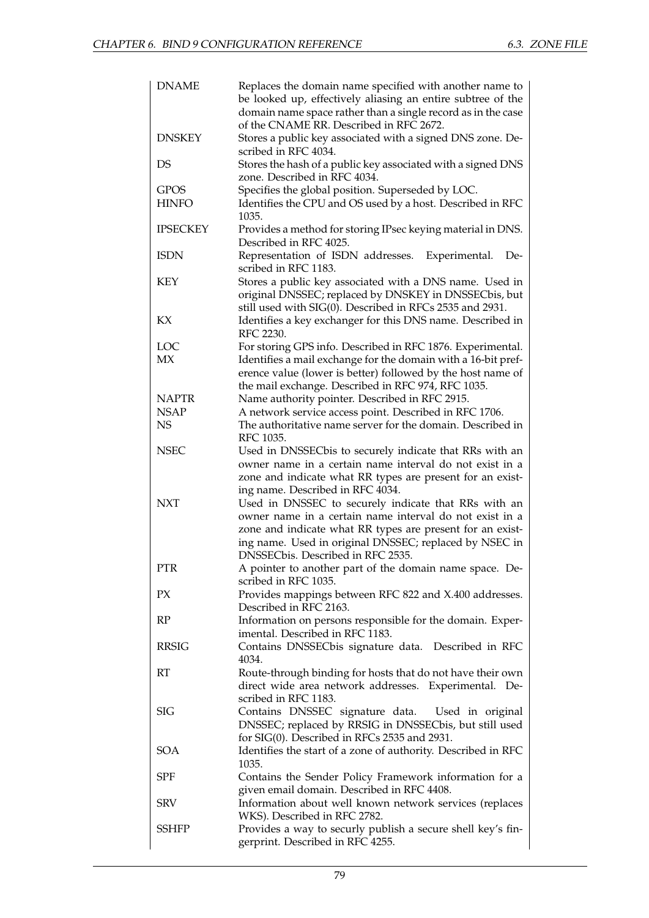| | |
|---|---|
| DNAME | Replaces the domain name specified with another name to be looked up, effectively aliasing an entire subtree of the domain name space rather than a single record as in the case of the CNAME RR. Described in RFC 2672. |
| DNSKEY | Stores a public key associated with a signed DNS zone. Described in RFC 4034. |
| DS | Stores the hash of a public key associated with a signed DNS zone. Described in RFC 4034. |
| GPOS | Specifies the global position. Superseded by LOC. |
| HINFO | Identifies the CPU and OS used by a host. Described in RFC 1035. |
| IPSECKEY | Provides a method for storing IPsec keying material in DNS. Described in RFC 4025. |
| ISDN | Representation of ISDN addresses. Experimental. Described in RFC 1183. |
| KEY | Stores a public key associated with a DNS name. Used in original DNSSEC; replaced by DNSKEY in DNSSECbis, but still used with SIG(0). Described in RFCs 2535 and 2931. |
| KX | Identifies a key exchanger for this DNS name. Described in RFC 2230. |
| LOC | For storing GPS info. Described in RFC 1876. Experimental. |
| MX | Identifies a mail exchange for the domain with a 16-bit preference value (lower is better) followed by the host name of the mail exchange. Described in RFC 974, RFC 1035. |
| NAPTR | Name authority pointer. Described in RFC 2915. |
| NSAP | A network service access point. Described in RFC 1706. |
| NS | The authoritative name server for the domain. Described in RFC 1035. |
| NSEC | Used in DNSSECbis to securely indicate that RRs with an owner name in a certain name interval do not exist in a zone and indicate what RR types are present for an existing name. Described in RFC 4034. |
| NXT | Used in DNSSEC to securely indicate that RRs with an owner name in a certain name interval do not exist in a zone and indicate what RR types are present for an existing name. Used in original DNSSEC; replaced by NSEC in DNSSECbis. Described in RFC 2535. |
| PTR | A pointer to another part of the domain name space. Described in RFC 1035. |
| PX | Provides mappings between RFC 822 and X.400 addresses. Described in RFC 2163. |
| RP | Information on persons responsible for the domain. Experimental. Described in RFC 1183. |
| RRSIG | Contains DNSSECbis signature data. Described in RFC 4034. |
| RT | Route-through binding for hosts that do not have their own direct wide area network addresses. Experimental. Described in RFC 1183. |
| SIG | Contains DNSSEC signature data. Used in original DNSSEC; replaced by RRSIG in DNSSECbis, but still used for SIG(0). Described in RFCs 2535 and 2931. |
| SOA | Identifies the start of a zone of authority. Described in RFC 1035. |
| SPF | Contains the Sender Policy Framework information for a given email domain. Described in RFC 4408. |
| SRV | Information about well known network services (replaces WKS). Described in RFC 2782. |
| SSHFP | Provides a way to securly publish a secure shell key's fingerprint. Described in RFC 4255. |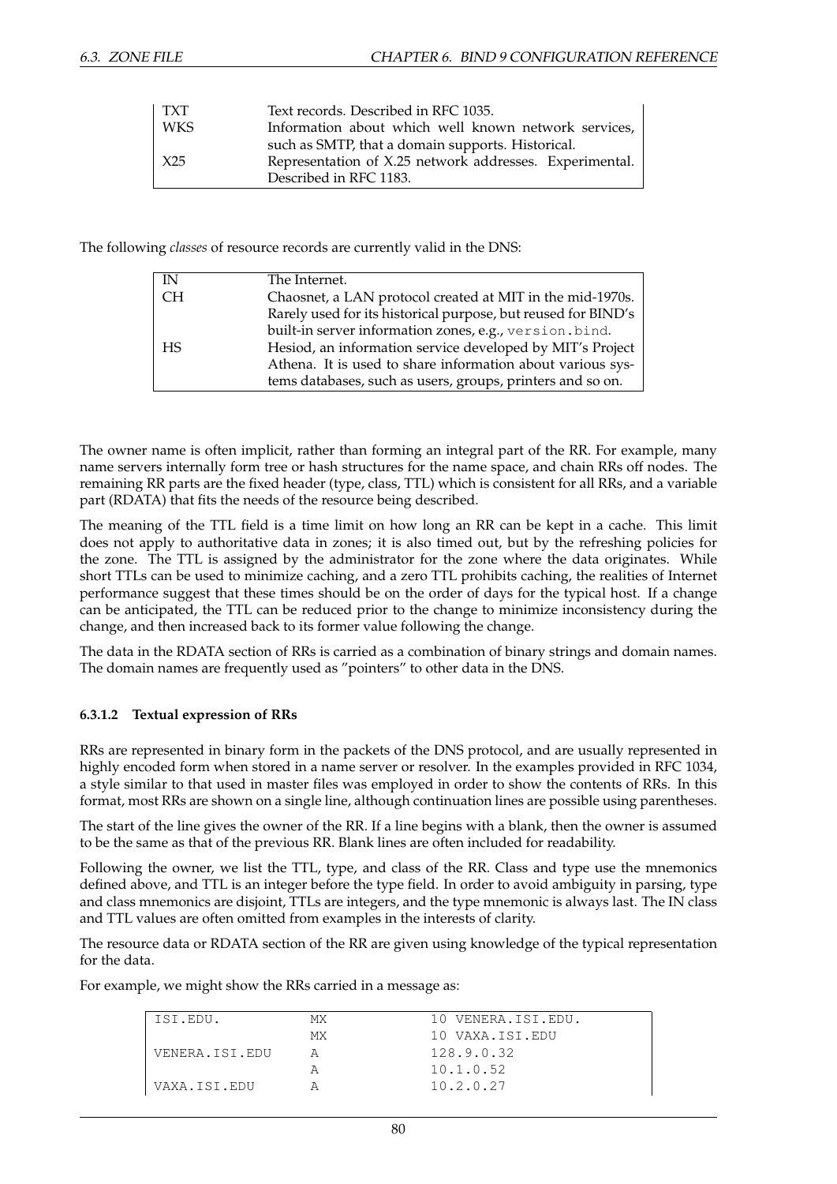| | |
|---|---|
| TXT | Text records. Described in RFC 1035. |
| WKS | Information about which well known network services, such as SMTP, that a domain supports. Historical. |
| X25 | Representation of X.25 network addresses. Experimental. Described in RFC 1183. |

The following *classes* of resource records are currently valid in the DNS:

| | |
|---|---|
| IN | The Internet. |
| CH | Chaosnet, a LAN protocol created at MIT in the mid-1970s. Rarely used for its historical purpose, but reused for BIND's built-in server information zones, e.g., `version.bind`. |
| HS | Hesiod, an information service developed by MIT's Project Athena. It is used to share information about various systems databases, such as users, groups, printers and so on. |

The owner name is often implicit, rather than forming an integral part of the RR. For example, many name servers internally form tree or hash structures for the name space, and chain RRs off nodes. The remaining RR parts are the fixed header (type, class, TTL) which is consistent for all RRs, and a variable part (RDATA) that fits the needs of the resource being described.

The meaning of the TTL field is a time limit on how long an RR can be kept in a cache. This limit does not apply to authoritative data in zones; it is also timed out, but by the refreshing policies for the zone. The TTL is assigned by the administrator for the zone where the data originates. While short TTLs can be used to minimize caching, and a zero TTL prohibits caching, the realities of Internet performance suggest that these times should be on the order of days for the typical host. If a change can be anticipated, the TTL can be reduced prior to the change to minimize inconsistency during the change, and then increased back to its former value following the change.

The data in the RDATA section of RRs is carried as a combination of binary strings and domain names. The domain names are frequently used as "pointers" to other data in the DNS.

#### 6.3.1.2 Textual expression of RRs

RRs are represented in binary form in the packets of the DNS protocol, and are usually represented in highly encoded form when stored in a name server or resolver. In the examples provided in RFC 1034, a style similar to that used in master files was employed in order to show the contents of RRs. In this format, most RRs are shown on a single line, although continuation lines are possible using parentheses.

The start of the line gives the owner of the RR. If a line begins with a blank, then the owner is assumed to be the same as that of the previous RR. Blank lines are often included for readability.

Following the owner, we list the TTL, type, and class of the RR. Class and type use the mnemonics defined above, and TTL is an integer before the type field. In order to avoid ambiguity in parsing, type and class mnemonics are disjoint, TTLs are integers, and the type mnemonic is always last. The IN class and TTL values are often omitted from examples in the interests of clarity.

The resource data or RDATA section of the RR are given using knowledge of the typical representation for the data.

For example, we might show the RRs carried in a message as:

```
ISI.EDU.          MX          10 VENERA.ISI.EDU.
                  MX          10 VAXA.ISI.EDU
VENERA.ISI.EDU    A           128.9.0.32
                  A           10.1.0.52
VAXA.ISI.EDU      A           10.2.0.27
```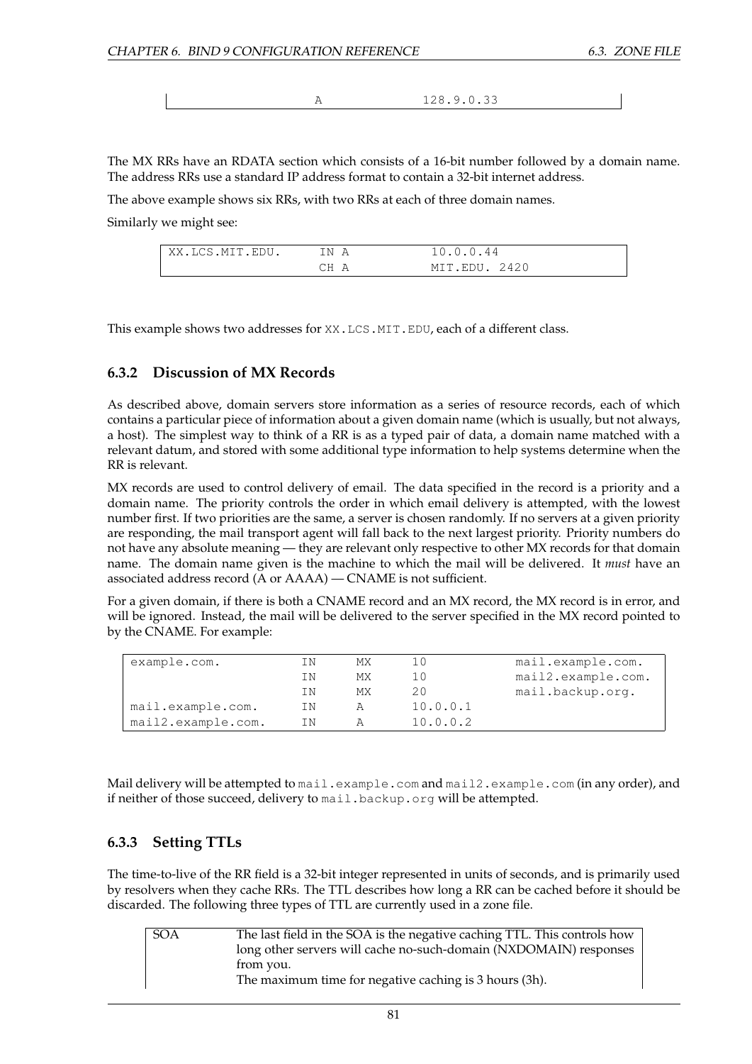```
                    A               128.9.0.33
```

The MX RRs have an RDATA section which consists of a 16-bit number followed by a domain name. The address RRs use a standard IP address format to contain a 32-bit internet address.

The above example shows six RRs, with two RRs at each of three domain names.

Similarly we might see:

```
XX.LCS.MIT.EDU.     IN A            10.0.0.44
                    CH A            MIT.EDU. 2420
```

This example shows two addresses for `XX.LCS.MIT.EDU`, each of a different class.

### 6.3.2 Discussion of MX Records

As described above, domain servers store information as a series of resource records, each of which contains a particular piece of information about a given domain name (which is usually, but not always, a host). The simplest way to think of a RR is as a typed pair of data, a domain name matched with a relevant datum, and stored with some additional type information to help systems determine when the RR is relevant.

MX records are used to control delivery of email. The data specified in the record is a priority and a domain name. The priority controls the order in which email delivery is attempted, with the lowest number first. If two priorities are the same, a server is chosen randomly. If no servers at a given priority are responding, the mail transport agent will fall back to the next largest priority. Priority numbers do not have any absolute meaning — they are relevant only respective to other MX records for that domain name. The domain name given is the machine to which the mail will be delivered. It *must* have an associated address record (A or AAAA) — CNAME is not sufficient.

For a given domain, if there is both a CNAME record and an MX record, the MX record is in error, and will be ignored. Instead, the mail will be delivered to the server specified in the MX record pointed to by the CNAME. For example:

```
example.com.        IN    MX    10          mail.example.com.
                    IN    MX    10          mail2.example.com.
                    IN    MX    20          mail.backup.org.
mail.example.com.   IN    A     10.0.0.1
mail2.example.com.  IN    A     10.0.0.2
```

Mail delivery will be attempted to `mail.example.com` and `mail2.example.com` (in any order), and if neither of those succeed, delivery to `mail.backup.org` will be attempted.

### 6.3.3 Setting TTLs

The time-to-live of the RR field is a 32-bit integer represented in units of seconds, and is primarily used by resolvers when they cache RRs. The TTL describes how long a RR can be cached before it should be discarded. The following three types of TTL are currently used in a zone file.

| | |
|---|---|
| SOA | The last field in the SOA is the negative caching TTL. This controls how long other servers will cache no-such-domain (NXDOMAIN) responses from you.<br>The maximum time for negative caching is 3 hours (3h). |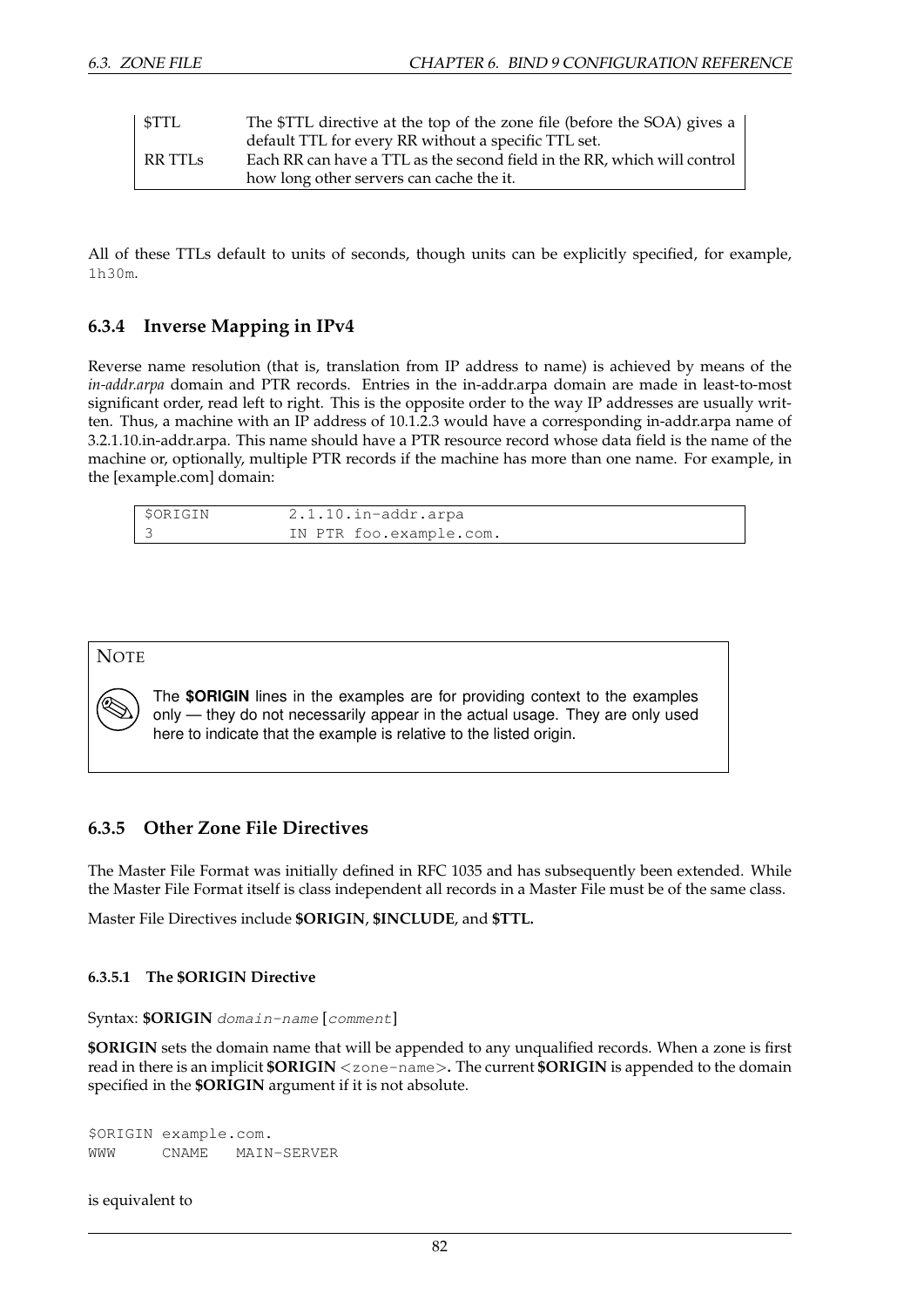| | |
|---|---|
| $TTL | The $TTL directive at the top of the zone file (before the SOA) gives a default TTL for every RR without a specific TTL set. |
| RR TTLs | Each RR can have a TTL as the second field in the RR, which will control how long other servers can cache the it. |

All of these TTLs default to units of seconds, though units can be explicitly specified, for example, `1h30m`.

### 6.3.4 Inverse Mapping in IPv4

Reverse name resolution (that is, translation from IP address to name) is achieved by means of the *in-addr.arpa* domain and PTR records. Entries in the in-addr.arpa domain are made in least-to-most significant order, read left to right. This is the opposite order to the way IP addresses are usually written. Thus, a machine with an IP address of 10.1.2.3 would have a corresponding in-addr.arpa name of 3.2.1.10.in-addr.arpa. This name should have a PTR resource record whose data field is the name of the machine or, optionally, multiple PTR records if the machine has more than one name. For example, in the [example.com] domain:

```
$ORIGIN         2.1.10.in-addr.arpa
3               IN PTR foo.example.com.
```

> **NOTE**
>
> The **$ORIGIN** lines in the examples are for providing context to the examples only — they do not necessarily appear in the actual usage. They are only used here to indicate that the example is relative to the listed origin.

### 6.3.5 Other Zone File Directives

The Master File Format was initially defined in RFC 1035 and has subsequently been extended. While the Master File Format itself is class independent all records in a Master File must be of the same class.

Master File Directives include **$ORIGIN**, **$INCLUDE**, and **$TTL.**

#### 6.3.5.1 The $ORIGIN Directive

Syntax: **$ORIGIN** *domain-name* [*comment*]

**$ORIGIN** sets the domain name that will be appended to any unqualified records. When a zone is first read in there is an implicit **$ORIGIN** `<zone-name>`**.** The current **$ORIGIN** is appended to the domain specified in the **$ORIGIN** argument if it is not absolute.

```
$ORIGIN example.com.
WWW     CNAME   MAIN-SERVER
```

is equivalent to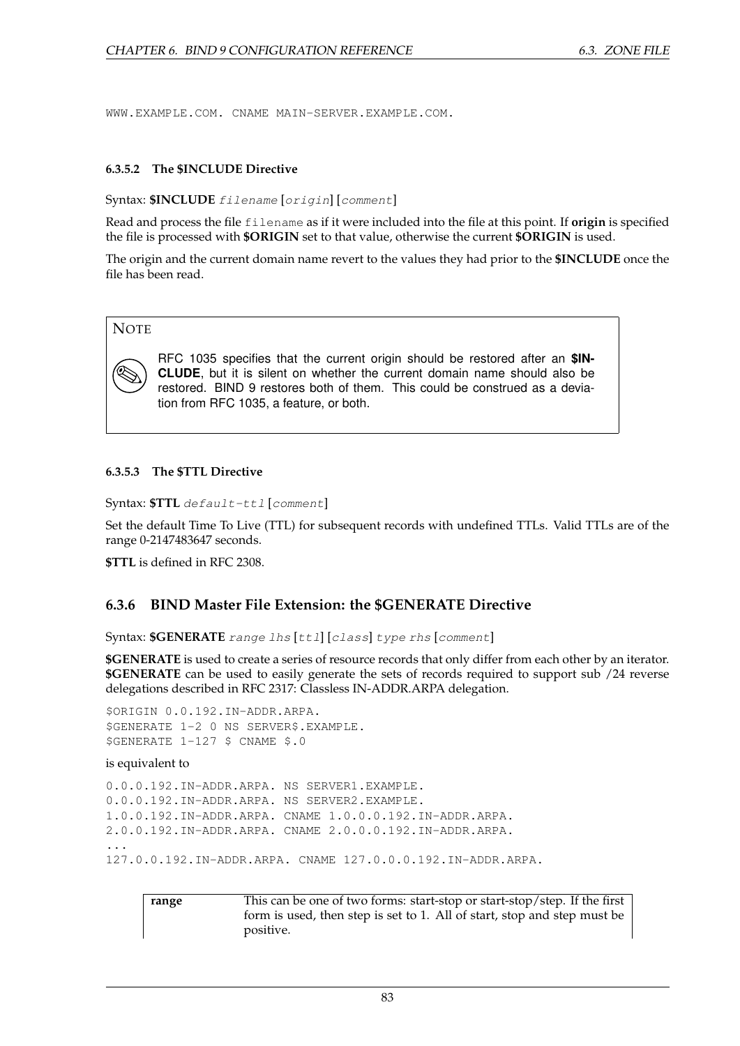```
WWW.EXAMPLE.COM. CNAME MAIN-SERVER.EXAMPLE.COM.
```

#### 6.3.5.2 The $INCLUDE Directive

Syntax: **$INCLUDE** `filename` [`origin`] [`comment`]

Read and process the file `filename` as if it were included into the file at this point. If **origin** is specified the file is processed with **$ORIGIN** set to that value, otherwise the current **$ORIGIN** is used.

The origin and the current domain name revert to the values they had prior to the **$INCLUDE** once the file has been read.

> **NOTE**
>
> RFC 1035 specifies that the current origin should be restored after an **$INCLUDE**, but it is silent on whether the current domain name should also be restored. BIND 9 restores both of them. This could be construed as a deviation from RFC 1035, a feature, or both.

#### 6.3.5.3 The $TTL Directive

Syntax: **$TTL** `default-ttl` [`comment`]

Set the default Time To Live (TTL) for subsequent records with undefined TTLs. Valid TTLs are of the range 0-2147483647 seconds.

**$TTL** is defined in RFC 2308.

### 6.3.6 BIND Master File Extension: the $GENERATE Directive

Syntax: **$GENERATE** `range` `lhs` [`ttl`] [`class`] `type` `rhs` [`comment`]

**$GENERATE** is used to create a series of resource records that only differ from each other by an iterator. **$GENERATE** can be used to easily generate the sets of records required to support sub /24 reverse delegations described in RFC 2317: Classless IN-ADDR.ARPA delegation.

```
$ORIGIN 0.0.192.IN-ADDR.ARPA.
$GENERATE 1-2 0 NS SERVER$.EXAMPLE.
$GENERATE 1-127 $ CNAME $.0
```

is equivalent to

```
0.0.0.192.IN-ADDR.ARPA. NS SERVER1.EXAMPLE.
0.0.0.192.IN-ADDR.ARPA. NS SERVER2.EXAMPLE.
1.0.0.192.IN-ADDR.ARPA. CNAME 1.0.0.0.192.IN-ADDR.ARPA.
2.0.0.192.IN-ADDR.ARPA. CNAME 2.0.0.0.192.IN-ADDR.ARPA.
...
127.0.0.192.IN-ADDR.ARPA. CNAME 127.0.0.0.192.IN-ADDR.ARPA.
```

| | |
|---|---|
| **range** | This can be one of two forms: start-stop or start-stop/step. If the first form is used, then step is set to 1. All of start, stop and step must be positive. |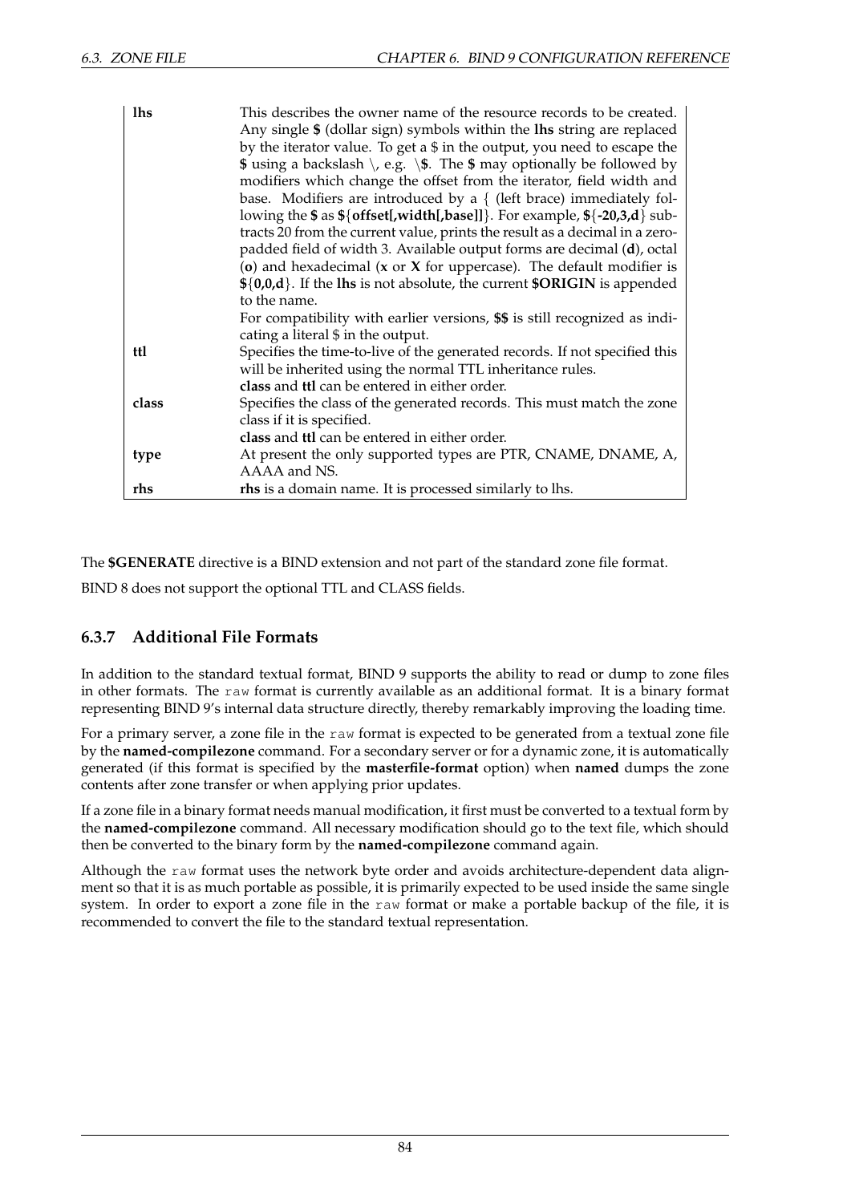| | |
|---|---|
| **lhs** | This describes the owner name of the resource records to be created. Any single **$** (dollar sign) symbols within the **lhs** string are replaced by the iterator value. To get a $ in the output, you need to escape the **$** using a backslash \, e.g. \**$**. The **$** may optionally be followed by modifiers which change the offset from the iterator, field width and base. Modifiers are introduced by a { (left brace) immediately following the **$** as **$**{**offset[,width[,base]]**}. For example, **$**{**-20,3,d**} subtracts 20 from the current value, prints the result as a decimal in a zero-padded field of width 3. Available output forms are decimal (**d**), octal (**o**) and hexadecimal (**x** or **X** for uppercase). The default modifier is **$**{**0,0,d**}. If the **lhs** is not absolute, the current **$ORIGIN** is appended to the name. For compatibility with earlier versions, **$$** is still recognized as indicating a literal $ in the output. |
| **ttl** | Specifies the time-to-live of the generated records. If not specified this will be inherited using the normal TTL inheritance rules. **class** and **ttl** can be entered in either order. |
| **class** | Specifies the class of the generated records. This must match the zone class if it is specified. **class** and **ttl** can be entered in either order. |
| **type** | At present the only supported types are PTR, CNAME, DNAME, A, AAAA and NS. |
| **rhs** | **rhs** is a domain name. It is processed similarly to lhs. |

The **$GENERATE** directive is a BIND extension and not part of the standard zone file format.

BIND 8 does not support the optional TTL and CLASS fields.

### 6.3.7 Additional File Formats

In addition to the standard textual format, BIND 9 supports the ability to read or dump to zone files in other formats. The `raw` format is currently available as an additional format. It is a binary format representing BIND 9's internal data structure directly, thereby remarkably improving the loading time.

For a primary server, a zone file in the `raw` format is expected to be generated from a textual zone file by the **named-compilezone** command. For a secondary server or for a dynamic zone, it is automatically generated (if this format is specified by the **masterfile-format** option) when **named** dumps the zone contents after zone transfer or when applying prior updates.

If a zone file in a binary format needs manual modification, it first must be converted to a textual form by the **named-compilezone** command. All necessary modification should go to the text file, which should then be converted to the binary form by the **named-compilezone** command again.

Although the `raw` format uses the network byte order and avoids architecture-dependent data alignment so that it is as much portable as possible, it is primarily expected to be used inside the same single system. In order to export a zone file in the `raw` format or make a portable backup of the file, it is recommended to convert the file to the standard textual representation.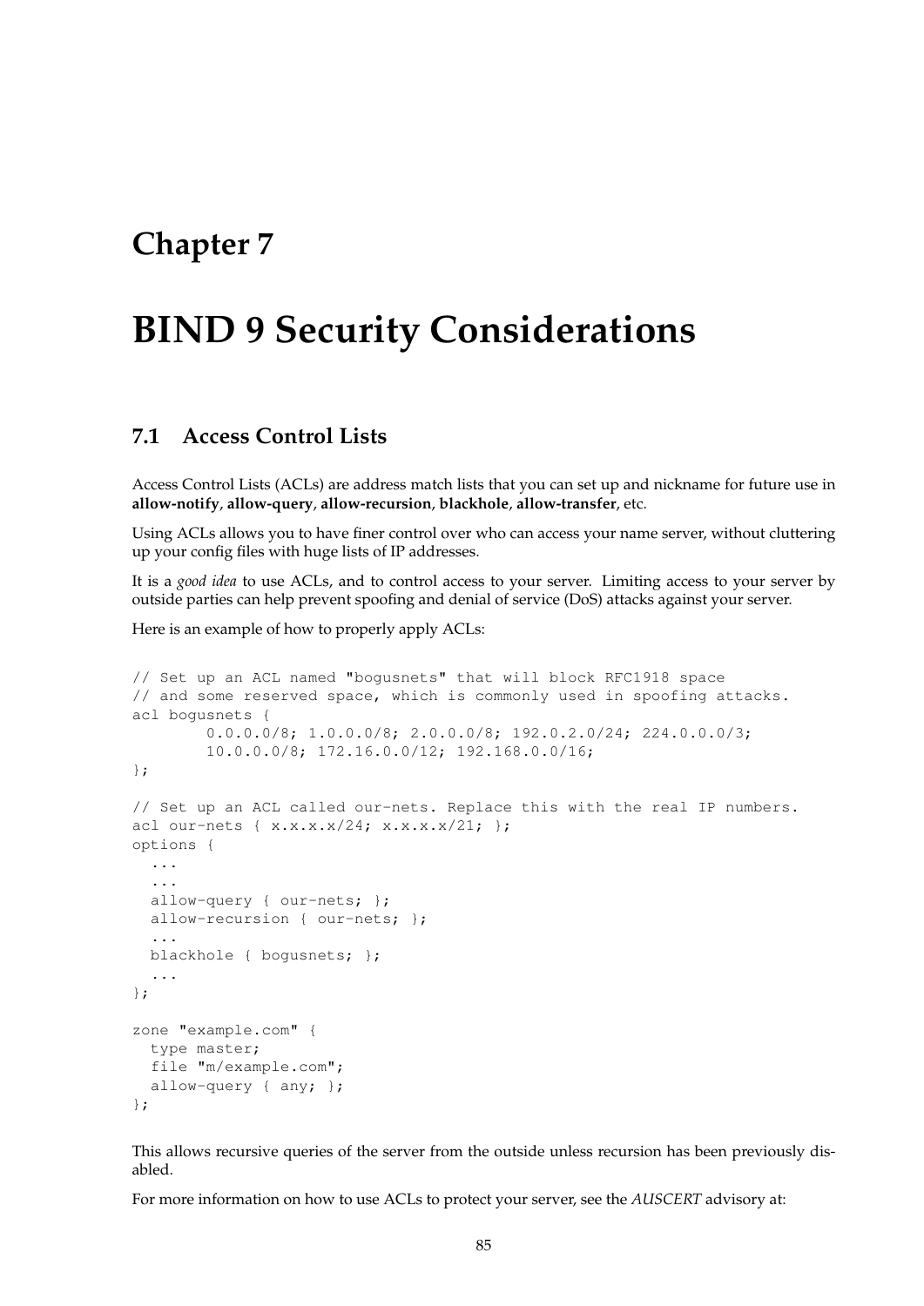# Chapter 7

# BIND 9 Security Considerations

## 7.1 Access Control Lists

Access Control Lists (ACLs) are address match lists that you can set up and nickname for future use in **allow-notify**, **allow-query**, **allow-recursion**, **blackhole**, **allow-transfer**, etc.

Using ACLs allows you to have finer control over who can access your name server, without cluttering up your config files with huge lists of IP addresses.

It is a *good idea* to use ACLs, and to control access to your server. Limiting access to your server by outside parties can help prevent spoofing and denial of service (DoS) attacks against your server.

Here is an example of how to properly apply ACLs:

```
// Set up an ACL named "bogusnets" that will block RFC1918 space
// and some reserved space, which is commonly used in spoofing attacks.
acl bogusnets {
        0.0.0.0/8; 1.0.0.0/8; 2.0.0.0/8; 192.0.2.0/24; 224.0.0.0/3;
        10.0.0.0/8; 172.16.0.0/12; 192.168.0.0/16;
};

// Set up an ACL called our-nets. Replace this with the real IP numbers.
acl our-nets { x.x.x.x/24; x.x.x.x/21; };
options {
  ...
  ...
  allow-query { our-nets; };
  allow-recursion { our-nets; };
  ...
  blackhole { bogusnets; };
  ...
};

zone "example.com" {
  type master;
  file "m/example.com";
  allow-query { any; };
};
```

This allows recursive queries of the server from the outside unless recursion has been previously disabled.

For more information on how to use ACLs to protect your server, see the *AUSCERT* advisory at: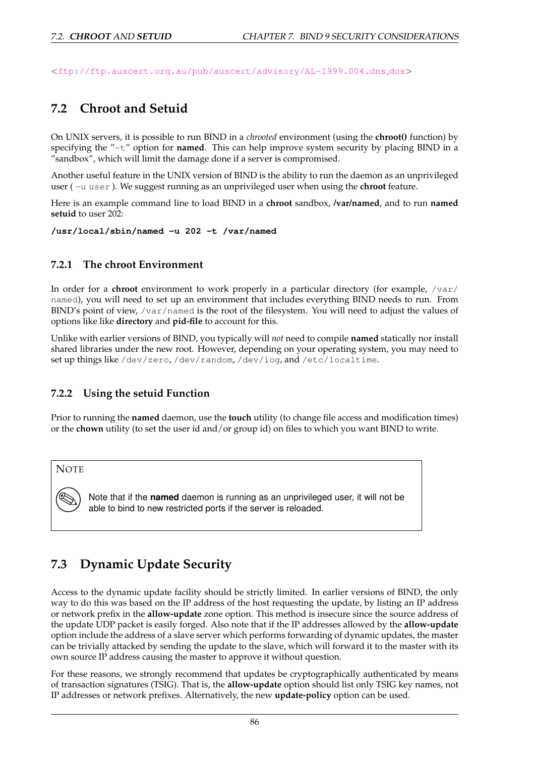<ftp://ftp.auscert.org.au/pub/auscert/advisory/AL-1999.004.dns_dos>

## 7.2 Chroot and Setuid

On UNIX servers, it is possible to run BIND in a *chrooted* environment (using the **chroot()** function) by specifying the "`-t`" option for **named**. This can help improve system security by placing BIND in a "sandbox", which will limit the damage done if a server is compromised.

Another useful feature in the UNIX version of BIND is the ability to run the daemon as an unprivileged user ( `-u` *user* ). We suggest running as an unprivileged user when using the **chroot** feature.

Here is an example command line to load BIND in a **chroot** sandbox, **/var/named**, and to run **named setuid** to user 202:

```
/usr/local/sbin/named -u 202 -t /var/named
```

### 7.2.1 The chroot Environment

In order for a **chroot** environment to work properly in a particular directory (for example, `/var/named`), you will need to set up an environment that includes everything BIND needs to run. From BIND's point of view, `/var/named` is the root of the filesystem. You will need to adjust the values of options like like **directory** and **pid-file** to account for this.

Unlike with earlier versions of BIND, you typically will *not* need to compile **named** statically nor install shared libraries under the new root. However, depending on your operating system, you may need to set up things like `/dev/zero`, `/dev/random`, `/dev/log`, and `/etc/localtime`.

### 7.2.2 Using the setuid Function

Prior to running the **named** daemon, use the **touch** utility (to change file access and modification times) or the **chown** utility (to set the user id and/or group id) on files to which you want BIND to write.

> NOTE
>
> Note that if the **named** daemon is running as an unprivileged user, it will not be able to bind to new restricted ports if the server is reloaded.

## 7.3 Dynamic Update Security

Access to the dynamic update facility should be strictly limited. In earlier versions of BIND, the only way to do this was based on the IP address of the host requesting the update, by listing an IP address or network prefix in the **allow-update** zone option. This method is insecure since the source address of the update UDP packet is easily forged. Also note that if the IP addresses allowed by the **allow-update** option include the address of a slave server which performs forwarding of dynamic updates, the master can be trivially attacked by sending the update to the slave, which will forward it to the master with its own source IP address causing the master to approve it without question.

For these reasons, we strongly recommend that updates be cryptographically authenticated by means of transaction signatures (TSIG). That is, the **allow-update** option should list only TSIG key names, not IP addresses or network prefixes. Alternatively, the new **update-policy** option can be used.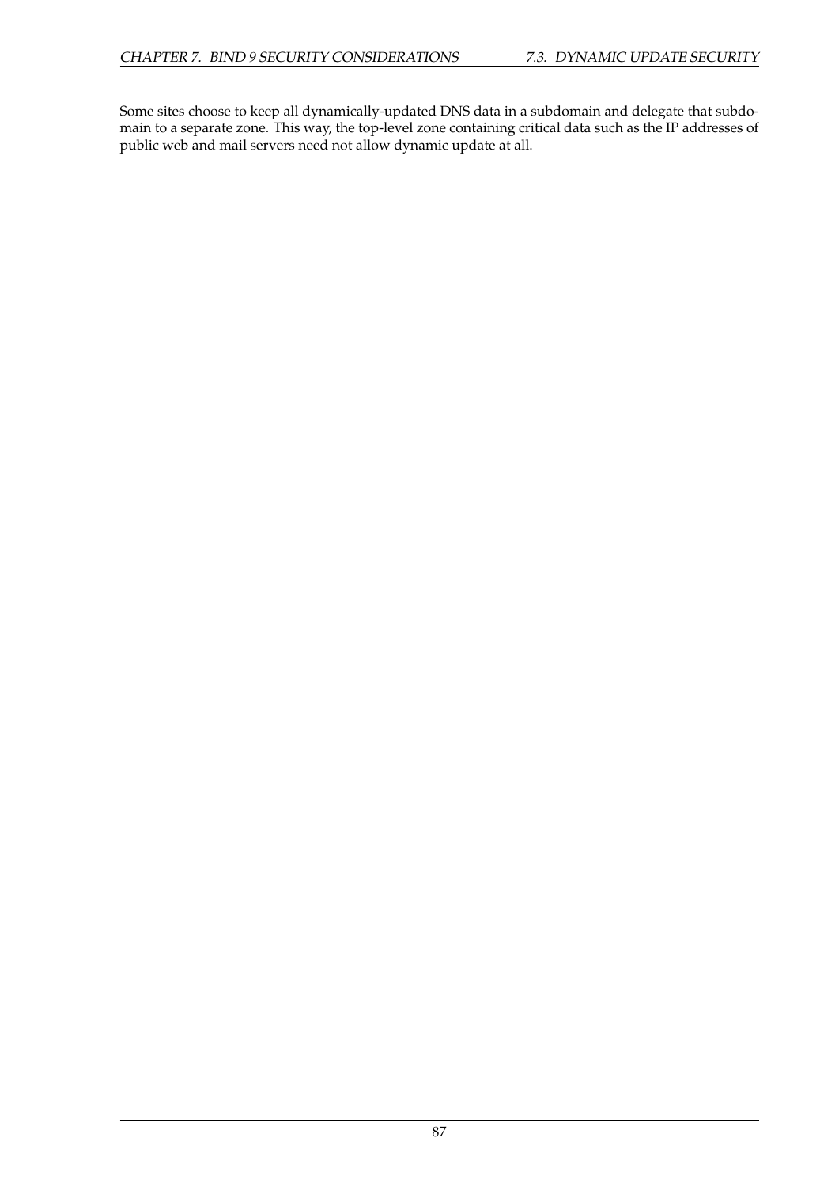Some sites choose to keep all dynamically-updated DNS data in a subdomain and delegate that subdomain to a separate zone. This way, the top-level zone containing critical data such as the IP addresses of public web and mail servers need not allow dynamic update at all.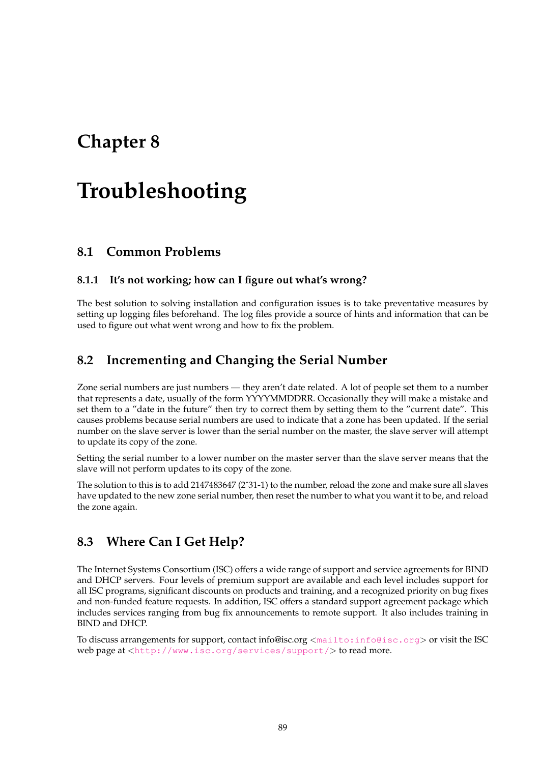# Chapter 8

# Troubleshooting

## 8.1 Common Problems

### 8.1.1 It's not working; how can I figure out what's wrong?

The best solution to solving installation and configuration issues is to take preventative measures by setting up logging files beforehand. The log files provide a source of hints and information that can be used to figure out what went wrong and how to fix the problem.

## 8.2 Incrementing and Changing the Serial Number

Zone serial numbers are just numbers — they aren't date related. A lot of people set them to a number that represents a date, usually of the form YYYYMMDDRR. Occasionally they will make a mistake and set them to a "date in the future" then try to correct them by setting them to the "current date". This causes problems because serial numbers are used to indicate that a zone has been updated. If the serial number on the slave server is lower than the serial number on the master, the slave server will attempt to update its copy of the zone.

Setting the serial number to a lower number on the master server than the slave server means that the slave will not perform updates to its copy of the zone.

The solution to this is to add 2147483647 (2^31-1) to the number, reload the zone and make sure all slaves have updated to the new zone serial number, then reset the number to what you want it to be, and reload the zone again.

## 8.3 Where Can I Get Help?

The Internet Systems Consortium (ISC) offers a wide range of support and service agreements for BIND and DHCP servers. Four levels of premium support are available and each level includes support for all ISC programs, significant discounts on products and training, and a recognized priority on bug fixes and non-funded feature requests. In addition, ISC offers a standard support agreement package which includes services ranging from bug fix announcements to remote support. It also includes training in BIND and DHCP.

To discuss arrangements for support, contact info@isc.org <mailto:info@isc.org> or visit the ISC web page at <http://www.isc.org/services/support/> to read more.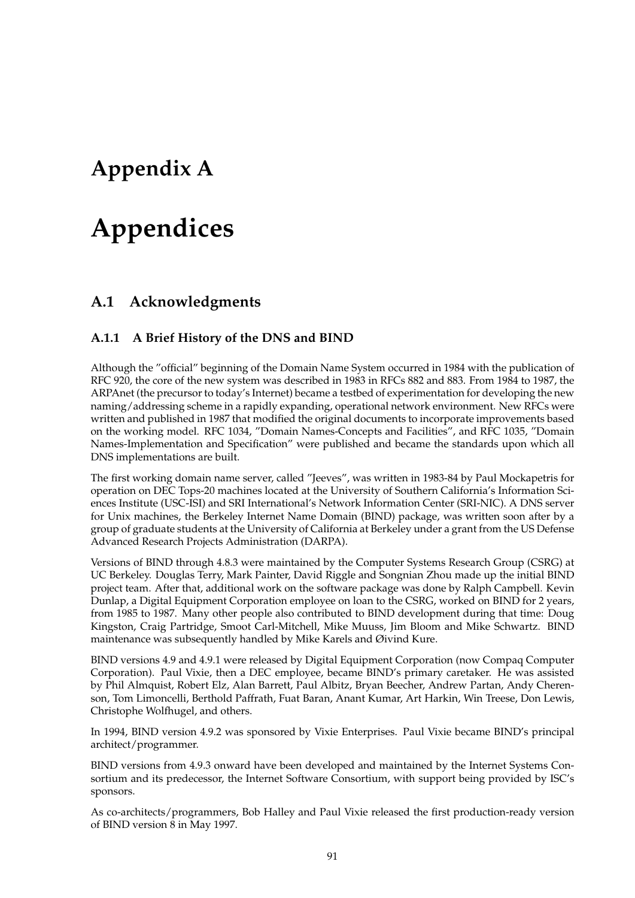# Appendix A

# Appendices

## A.1 Acknowledgments

### A.1.1 A Brief History of the DNS and BIND

Although the ”official” beginning of the Domain Name System occurred in 1984 with the publication of RFC 920, the core of the new system was described in 1983 in RFCs 882 and 883. From 1984 to 1987, the ARPAnet (the precursor to today’s Internet) became a testbed of experimentation for developing the new naming/addressing scheme in a rapidly expanding, operational network environment. New RFCs were written and published in 1987 that modified the original documents to incorporate improvements based on the working model. RFC 1034, ”Domain Names-Concepts and Facilities”, and RFC 1035, ”Domain Names-Implementation and Specification” were published and became the standards upon which all DNS implementations are built.

The first working domain name server, called ”Jeeves”, was written in 1983-84 by Paul Mockapetris for operation on DEC Tops-20 machines located at the University of Southern California’s Information Sciences Institute (USC-ISI) and SRI International’s Network Information Center (SRI-NIC). A DNS server for Unix machines, the Berkeley Internet Name Domain (BIND) package, was written soon after by a group of graduate students at the University of California at Berkeley under a grant from the US Defense Advanced Research Projects Administration (DARPA).

Versions of BIND through 4.8.3 were maintained by the Computer Systems Research Group (CSRG) at UC Berkeley. Douglas Terry, Mark Painter, David Riggle and Songnian Zhou made up the initial BIND project team. After that, additional work on the software package was done by Ralph Campbell. Kevin Dunlap, a Digital Equipment Corporation employee on loan to the CSRG, worked on BIND for 2 years, from 1985 to 1987. Many other people also contributed to BIND development during that time: Doug Kingston, Craig Partridge, Smoot Carl-Mitchell, Mike Muuss, Jim Bloom and Mike Schwartz. BIND maintenance was subsequently handled by Mike Karels and Øivind Kure.

BIND versions 4.9 and 4.9.1 were released by Digital Equipment Corporation (now Compaq Computer Corporation). Paul Vixie, then a DEC employee, became BIND’s primary caretaker. He was assisted by Phil Almquist, Robert Elz, Alan Barrett, Paul Albitz, Bryan Beecher, Andrew Partan, Andy Cherenson, Tom Limoncelli, Berthold Paffrath, Fuat Baran, Anant Kumar, Art Harkin, Win Treese, Don Lewis, Christophe Wolfhugel, and others.

In 1994, BIND version 4.9.2 was sponsored by Vixie Enterprises. Paul Vixie became BIND’s principal architect/programmer.

BIND versions from 4.9.3 onward have been developed and maintained by the Internet Systems Consortium and its predecessor, the Internet Software Consortium, with support being provided by ISC’s sponsors.

As co-architects/programmers, Bob Halley and Paul Vixie released the first production-ready version of BIND version 8 in May 1997.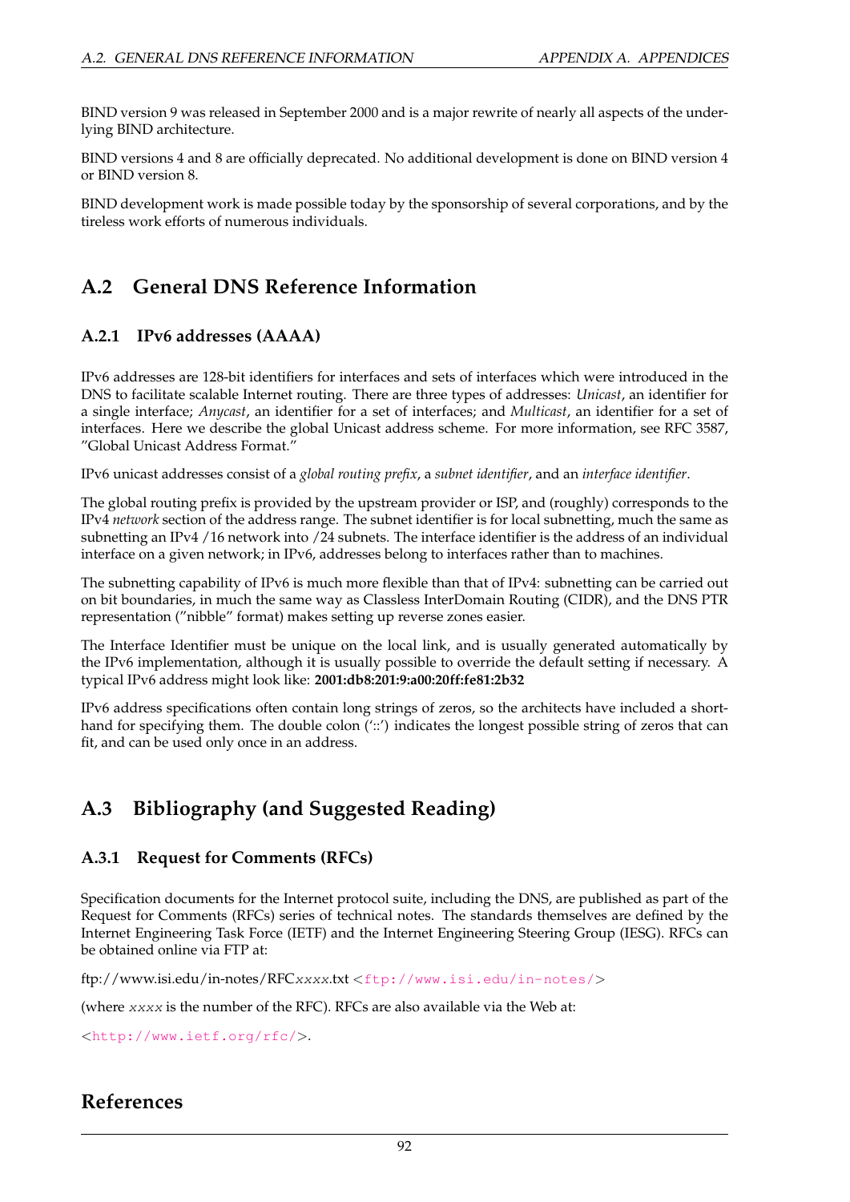BIND version 9 was released in September 2000 and is a major rewrite of nearly all aspects of the underlying BIND architecture.

BIND versions 4 and 8 are officially deprecated. No additional development is done on BIND version 4 or BIND version 8.

BIND development work is made possible today by the sponsorship of several corporations, and by the tireless work efforts of numerous individuals.

## A.2 General DNS Reference Information

### A.2.1 IPv6 addresses (AAAA)

IPv6 addresses are 128-bit identifiers for interfaces and sets of interfaces which were introduced in the DNS to facilitate scalable Internet routing. There are three types of addresses: *Unicast*, an identifier for a single interface; *Anycast*, an identifier for a set of interfaces; and *Multicast*, an identifier for a set of interfaces. Here we describe the global Unicast address scheme. For more information, see RFC 3587, "Global Unicast Address Format."

IPv6 unicast addresses consist of a *global routing prefix*, a *subnet identifier*, and an *interface identifier*.

The global routing prefix is provided by the upstream provider or ISP, and (roughly) corresponds to the IPv4 *network* section of the address range. The subnet identifier is for local subnetting, much the same as subnetting an IPv4 /16 network into /24 subnets. The interface identifier is the address of an individual interface on a given network; in IPv6, addresses belong to interfaces rather than to machines.

The subnetting capability of IPv6 is much more flexible than that of IPv4: subnetting can be carried out on bit boundaries, in much the same way as Classless InterDomain Routing (CIDR), and the DNS PTR representation ("nibble" format) makes setting up reverse zones easier.

The Interface Identifier must be unique on the local link, and is usually generated automatically by the IPv6 implementation, although it is usually possible to override the default setting if necessary. A typical IPv6 address might look like: **2001:db8:201:9:a00:20ff:fe81:2b32**

IPv6 address specifications often contain long strings of zeros, so the architects have included a shorthand for specifying them. The double colon ('::') indicates the longest possible string of zeros that can fit, and can be used only once in an address.

## A.3 Bibliography (and Suggested Reading)

### A.3.1 Request for Comments (RFCs)

Specification documents for the Internet protocol suite, including the DNS, are published as part of the Request for Comments (RFCs) series of technical notes. The standards themselves are defined by the Internet Engineering Task Force (IETF) and the Internet Engineering Steering Group (IESG). RFCs can be obtained online via FTP at:

ftp://www.isi.edu/in-notes/RFC*xxxx*.txt <ftp://www.isi.edu/in-notes/>

(where *xxxx* is the number of the RFC). RFCs are also available via the Web at:

<http://www.ietf.org/rfc/>.

## References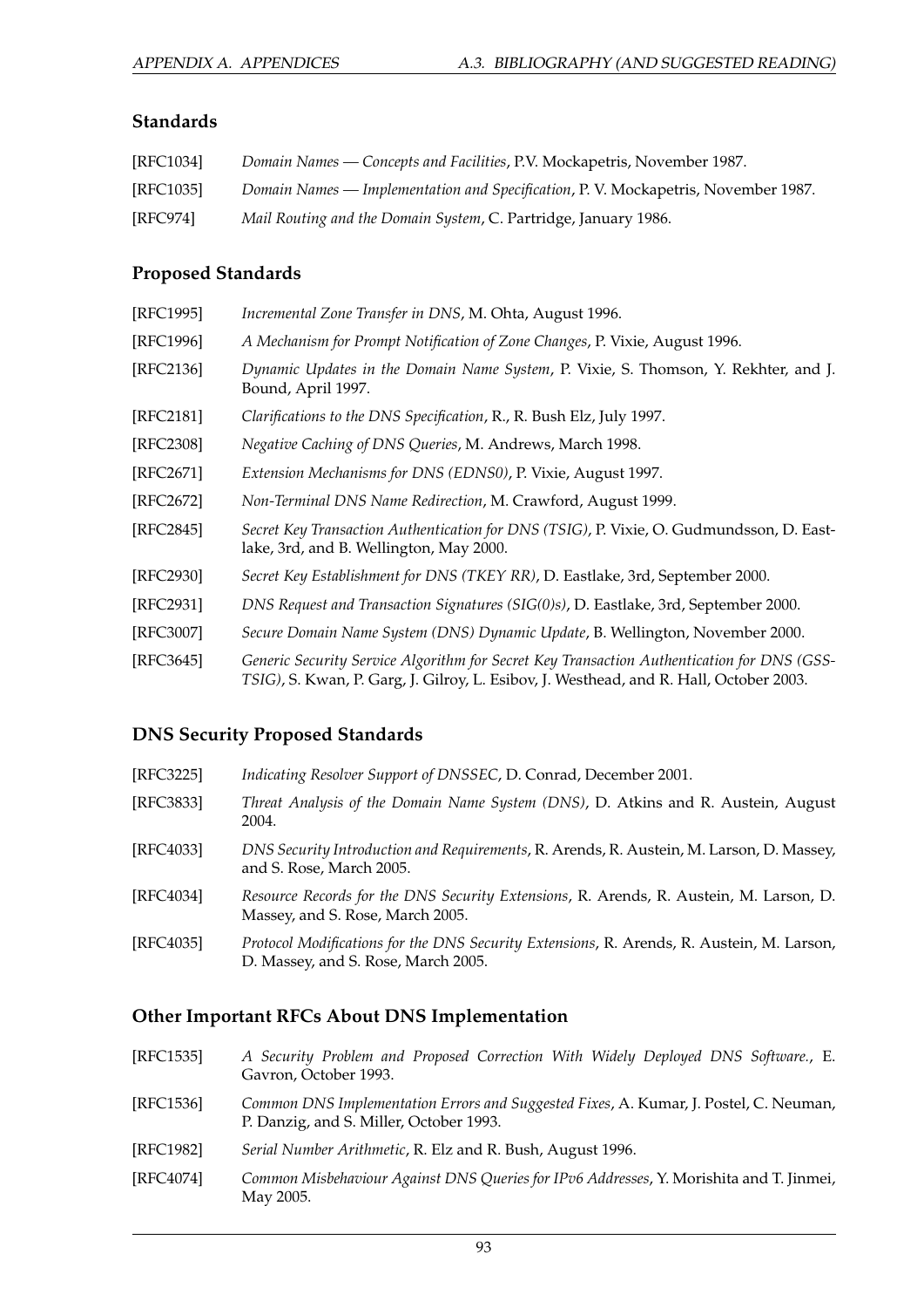## Standards

[RFC1034] *Domain Names — Concepts and Facilities*, P.V. Mockapetris, November 1987.

[RFC1035] *Domain Names — Implementation and Specification*, P. V. Mockapetris, November 1987.

[RFC974] *Mail Routing and the Domain System*, C. Partridge, January 1986.

## Proposed Standards

[RFC1995] *Incremental Zone Transfer in DNS*, M. Ohta, August 1996.

[RFC1996] *A Mechanism for Prompt Notification of Zone Changes*, P. Vixie, August 1996.

[RFC2136] *Dynamic Updates in the Domain Name System*, P. Vixie, S. Thomson, Y. Rekhter, and J. Bound, April 1997.

[RFC2181] *Clarifications to the DNS Specification*, R., R. Bush Elz, July 1997.

[RFC2308] *Negative Caching of DNS Queries*, M. Andrews, March 1998.

[RFC2671] *Extension Mechanisms for DNS (EDNS0)*, P. Vixie, August 1997.

[RFC2672] *Non-Terminal DNS Name Redirection*, M. Crawford, August 1999.

[RFC2845] *Secret Key Transaction Authentication for DNS (TSIG)*, P. Vixie, O. Gudmundsson, D. Eastlake, 3rd, and B. Wellington, May 2000.

[RFC2930] *Secret Key Establishment for DNS (TKEY RR)*, D. Eastlake, 3rd, September 2000.

[RFC2931] *DNS Request and Transaction Signatures (SIG(0)s)*, D. Eastlake, 3rd, September 2000.

[RFC3007] *Secure Domain Name System (DNS) Dynamic Update*, B. Wellington, November 2000.

[RFC3645] *Generic Security Service Algorithm for Secret Key Transaction Authentication for DNS (GSS-TSIG)*, S. Kwan, P. Garg, J. Gilroy, L. Esibov, J. Westhead, and R. Hall, October 2003.

## DNS Security Proposed Standards

[RFC3225] *Indicating Resolver Support of DNSSEC*, D. Conrad, December 2001.

[RFC3833] *Threat Analysis of the Domain Name System (DNS)*, D. Atkins and R. Austein, August 2004.

[RFC4033] *DNS Security Introduction and Requirements*, R. Arends, R. Austein, M. Larson, D. Massey, and S. Rose, March 2005.

[RFC4034] *Resource Records for the DNS Security Extensions*, R. Arends, R. Austein, M. Larson, D. Massey, and S. Rose, March 2005.

[RFC4035] *Protocol Modifications for the DNS Security Extensions*, R. Arends, R. Austein, M. Larson, D. Massey, and S. Rose, March 2005.

## Other Important RFCs About DNS Implementation

[RFC1535] *A Security Problem and Proposed Correction With Widely Deployed DNS Software.*, E. Gavron, October 1993.

[RFC1536] *Common DNS Implementation Errors and Suggested Fixes*, A. Kumar, J. Postel, C. Neuman, P. Danzig, and S. Miller, October 1993.

[RFC1982] *Serial Number Arithmetic*, R. Elz and R. Bush, August 1996.

[RFC4074] *Common Misbehaviour Against DNS Queries for IPv6 Addresses*, Y. Morishita and T. Jinmei, May 2005.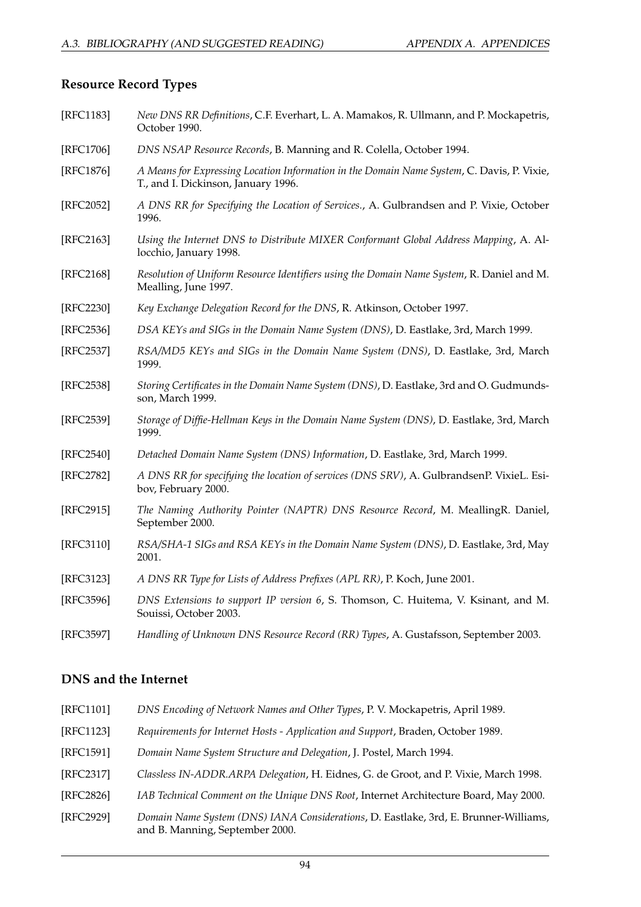### Resource Record Types

[RFC1183] *New DNS RR Definitions*, C.F. Everhart, L. A. Mamakos, R. Ullmann, and P. Mockapetris, October 1990.

[RFC1706] *DNS NSAP Resource Records*, B. Manning and R. Colella, October 1994.

[RFC1876] *A Means for Expressing Location Information in the Domain Name System*, C. Davis, P. Vixie, T., and I. Dickinson, January 1996.

[RFC2052] *A DNS RR for Specifying the Location of Services.*, A. Gulbrandsen and P. Vixie, October 1996.

[RFC2163] *Using the Internet DNS to Distribute MIXER Conformant Global Address Mapping*, A. Allocchio, January 1998.

[RFC2168] *Resolution of Uniform Resource Identifiers using the Domain Name System*, R. Daniel and M. Mealling, June 1997.

[RFC2230] *Key Exchange Delegation Record for the DNS*, R. Atkinson, October 1997.

[RFC2536] *DSA KEYs and SIGs in the Domain Name System (DNS)*, D. Eastlake, 3rd, March 1999.

[RFC2537] *RSA/MD5 KEYs and SIGs in the Domain Name System (DNS)*, D. Eastlake, 3rd, March 1999.

[RFC2538] *Storing Certificates in the Domain Name System (DNS)*, D. Eastlake, 3rd and O. Gudmundsson, March 1999.

[RFC2539] *Storage of Diffie-Hellman Keys in the Domain Name System (DNS)*, D. Eastlake, 3rd, March 1999.

[RFC2540] *Detached Domain Name System (DNS) Information*, D. Eastlake, 3rd, March 1999.

[RFC2782] *A DNS RR for specifying the location of services (DNS SRV)*, A. GulbrandsenP. VixieL. Esibov, February 2000.

[RFC2915] *The Naming Authority Pointer (NAPTR) DNS Resource Record*, M. MeallingR. Daniel, September 2000.

[RFC3110] *RSA/SHA-1 SIGs and RSA KEYs in the Domain Name System (DNS)*, D. Eastlake, 3rd, May 2001.

[RFC3123] *A DNS RR Type for Lists of Address Prefixes (APL RR)*, P. Koch, June 2001.

[RFC3596] *DNS Extensions to support IP version 6*, S. Thomson, C. Huitema, V. Ksinant, and M. Souissi, October 2003.

[RFC3597] *Handling of Unknown DNS Resource Record (RR) Types*, A. Gustafsson, September 2003.

### DNS and the Internet

[RFC1101] *DNS Encoding of Network Names and Other Types*, P. V. Mockapetris, April 1989.

[RFC1123] *Requirements for Internet Hosts - Application and Support*, Braden, October 1989.

[RFC1591] *Domain Name System Structure and Delegation*, J. Postel, March 1994.

[RFC2317] *Classless IN-ADDR.ARPA Delegation*, H. Eidnes, G. de Groot, and P. Vixie, March 1998.

[RFC2826] *IAB Technical Comment on the Unique DNS Root*, Internet Architecture Board, May 2000.

[RFC2929] *Domain Name System (DNS) IANA Considerations*, D. Eastlake, 3rd, E. Brunner-Williams, and B. Manning, September 2000.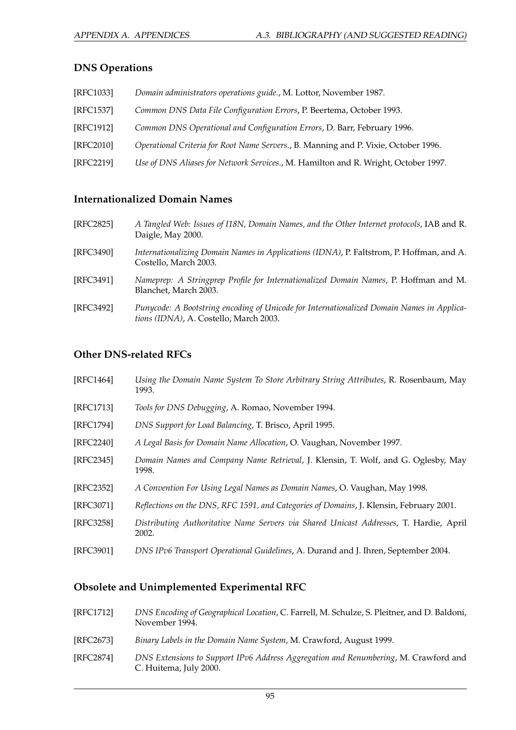## DNS Operations

[RFC1033] *Domain administrators operations guide.*, M. Lottor, November 1987.

[RFC1537] *Common DNS Data File Configuration Errors*, P. Beertema, October 1993.

[RFC1912] *Common DNS Operational and Configuration Errors*, D. Barr, February 1996.

[RFC2010] *Operational Criteria for Root Name Servers.*, B. Manning and P. Vixie, October 1996.

[RFC2219] *Use of DNS Aliases for Network Services.*, M. Hamilton and R. Wright, October 1997.

## Internationalized Domain Names

[RFC2825] *A Tangled Web: Issues of I18N, Domain Names, and the Other Internet protocols*, IAB and R. Daigle, May 2000.

[RFC3490] *Internationalizing Domain Names in Applications (IDNA)*, P. Faltstrom, P. Hoffman, and A. Costello, March 2003.

[RFC3491] *Nameprep: A Stringprep Profile for Internationalized Domain Names*, P. Hoffman and M. Blanchet, March 2003.

[RFC3492] *Punycode: A Bootstring encoding of Unicode for Internationalized Domain Names in Applications (IDNA)*, A. Costello, March 2003.

## Other DNS-related RFCs

[RFC1464] *Using the Domain Name System To Store Arbitrary String Attributes*, R. Rosenbaum, May 1993.

[RFC1713] *Tools for DNS Debugging*, A. Romao, November 1994.

[RFC1794] *DNS Support for Load Balancing*, T. Brisco, April 1995.

[RFC2240] *A Legal Basis for Domain Name Allocation*, O. Vaughan, November 1997.

[RFC2345] *Domain Names and Company Name Retrieval*, J. Klensin, T. Wolf, and G. Oglesby, May 1998.

[RFC2352] *A Convention For Using Legal Names as Domain Names*, O. Vaughan, May 1998.

[RFC3071] *Reflections on the DNS, RFC 1591, and Categories of Domains*, J. Klensin, February 2001.

[RFC3258] *Distributing Authoritative Name Servers via Shared Unicast Addresses*, T. Hardie, April 2002.

[RFC3901] *DNS IPv6 Transport Operational Guidelines*, A. Durand and J. Ihren, September 2004.

## Obsolete and Unimplemented Experimental RFC

[RFC1712] *DNS Encoding of Geographical Location*, C. Farrell, M. Schulze, S. Pleitner, and D. Baldoni, November 1994.

[RFC2673] *Binary Labels in the Domain Name System*, M. Crawford, August 1999.

[RFC2874] *DNS Extensions to Support IPv6 Address Aggregation and Renumbering*, M. Crawford and C. Huitema, July 2000.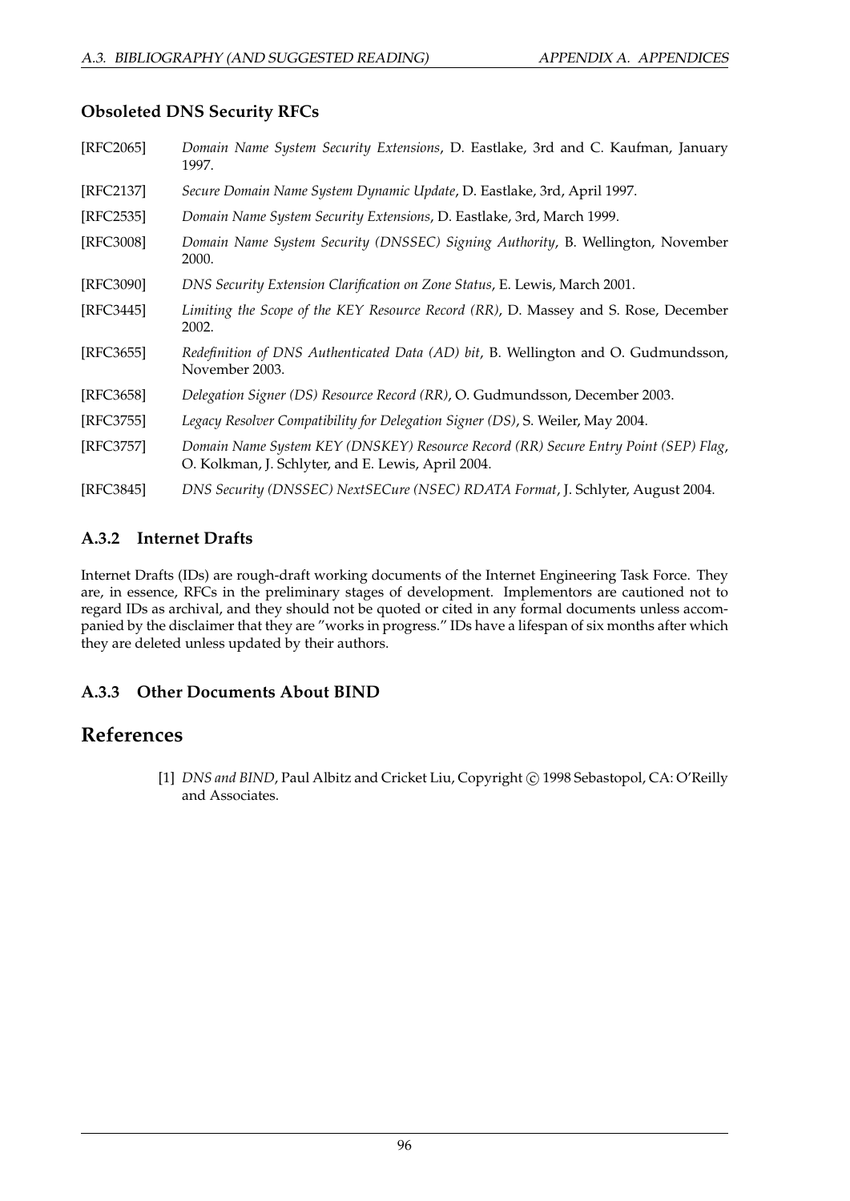### Obsoleted DNS Security RFCs

[RFC2065] *Domain Name System Security Extensions*, D. Eastlake, 3rd and C. Kaufman, January 1997.

[RFC2137] *Secure Domain Name System Dynamic Update*, D. Eastlake, 3rd, April 1997.

[RFC2535] *Domain Name System Security Extensions*, D. Eastlake, 3rd, March 1999.

[RFC3008] *Domain Name System Security (DNSSEC) Signing Authority*, B. Wellington, November 2000.

[RFC3090] *DNS Security Extension Clarification on Zone Status*, E. Lewis, March 2001.

[RFC3445] *Limiting the Scope of the KEY Resource Record (RR)*, D. Massey and S. Rose, December 2002.

[RFC3655] *Redefinition of DNS Authenticated Data (AD) bit*, B. Wellington and O. Gudmundsson, November 2003.

[RFC3658] *Delegation Signer (DS) Resource Record (RR)*, O. Gudmundsson, December 2003.

[RFC3755] *Legacy Resolver Compatibility for Delegation Signer (DS)*, S. Weiler, May 2004.

[RFC3757] *Domain Name System KEY (DNSKEY) Resource Record (RR) Secure Entry Point (SEP) Flag*, O. Kolkman, J. Schlyter, and E. Lewis, April 2004.

[RFC3845] *DNS Security (DNSSEC) NextSECure (NSEC) RDATA Format*, J. Schlyter, August 2004.

### A.3.2 Internet Drafts

Internet Drafts (IDs) are rough-draft working documents of the Internet Engineering Task Force. They are, in essence, RFCs in the preliminary stages of development. Implementors are cautioned not to regard IDs as archival, and they should not be quoted or cited in any formal documents unless accompanied by the disclaimer that they are "works in progress." IDs have a lifespan of six months after which they are deleted unless updated by their authors.

### A.3.3 Other Documents About BIND

## References

[1] *DNS and BIND*, Paul Albitz and Cricket Liu, Copyright © 1998 Sebastopol, CA: O'Reilly and Associates.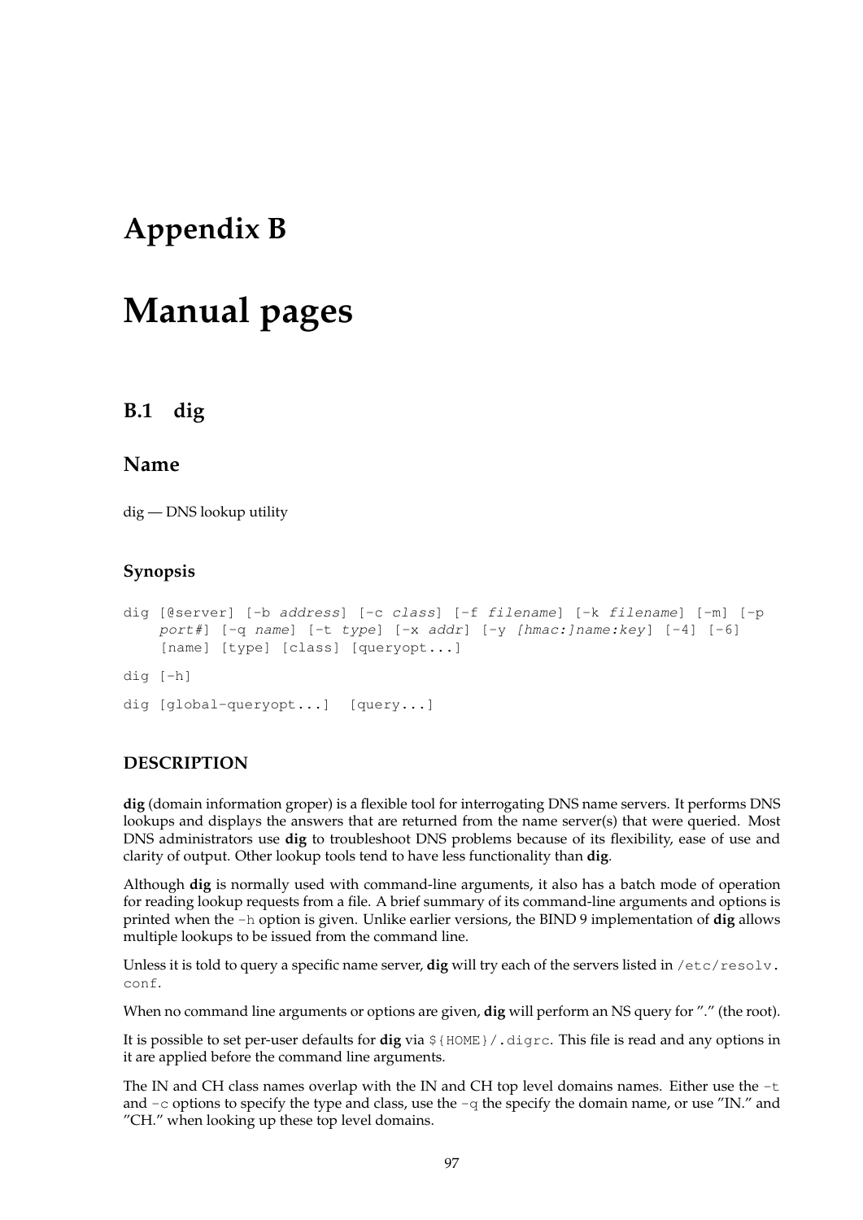# Appendix B

# Manual pages

## B.1 dig

### Name

dig — DNS lookup utility

#### Synopsis

```
dig [@server] [-b address] [-c class] [-f filename] [-k filename] [-m] [-p
    port#] [-q name] [-t type] [-x addr] [-y [hmac:]name:key] [-4] [-6]
    [name] [type] [class] [queryopt...]
```

```
dig [-h]
```

```
dig [global-queryopt...]  [query...]
```

#### DESCRIPTION

**dig** (domain information groper) is a flexible tool for interrogating DNS name servers. It performs DNS lookups and displays the answers that are returned from the name server(s) that were queried. Most DNS administrators use **dig** to troubleshoot DNS problems because of its flexibility, ease of use and clarity of output. Other lookup tools tend to have less functionality than **dig**.

Although **dig** is normally used with command-line arguments, it also has a batch mode of operation for reading lookup requests from a file. A brief summary of its command-line arguments and options is printed when the `-h` option is given. Unlike earlier versions, the BIND 9 implementation of **dig** allows multiple lookups to be issued from the command line.

Unless it is told to query a specific name server, **dig** will try each of the servers listed in `/etc/resolv.conf`.

When no command line arguments or options are given, **dig** will perform an NS query for "." (the root).

It is possible to set per-user defaults for **dig** via `${HOME}/.digrc`. This file is read and any options in it are applied before the command line arguments.

The IN and CH class names overlap with the IN and CH top level domains names. Either use the `-t` and `-c` options to specify the type and class, use the `-q` the specify the domain name, or use "IN." and "CH." when looking up these top level domains.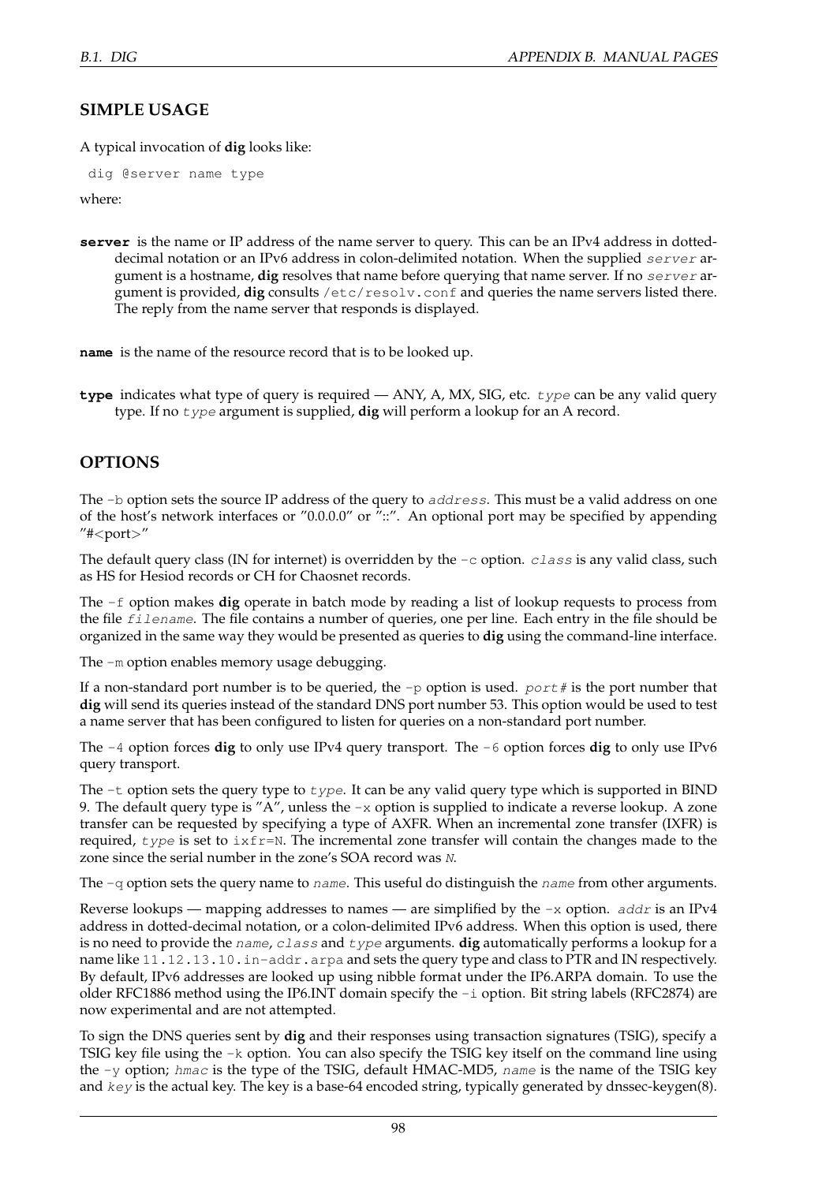## SIMPLE USAGE

A typical invocation of **dig** looks like:

```
dig @server name type
```

where:

**`server`** is the name or IP address of the name server to query. This can be an IPv4 address in dotted-decimal notation or an IPv6 address in colon-delimited notation. When the supplied *`server`* argument is a hostname, **dig** resolves that name before querying that name server. If no *`server`* argument is provided, **dig** consults `/etc/resolv.conf` and queries the name servers listed there. The reply from the name server that responds is displayed.

**`name`** is the name of the resource record that is to be looked up.

**`type`** indicates what type of query is required — ANY, A, MX, SIG, etc. *`type`* can be any valid query type. If no *`type`* argument is supplied, **dig** will perform a lookup for an A record.

## OPTIONS

The `-b` option sets the source IP address of the query to *`address`*. This must be a valid address on one of the host's network interfaces or "0.0.0.0" or "::". An optional port may be specified by appending "#<port>"

The default query class (IN for internet) is overridden by the `-c` option. *`class`* is any valid class, such as HS for Hesiod records or CH for Chaosnet records.

The `-f` option makes **dig** operate in batch mode by reading a list of lookup requests to process from the file *`filename`*. The file contains a number of queries, one per line. Each entry in the file should be organized in the same way they would be presented as queries to **dig** using the command-line interface.

The `-m` option enables memory usage debugging.

If a non-standard port number is to be queried, the `-p` option is used. *`port#`* is the port number that **dig** will send its queries instead of the standard DNS port number 53. This option would be used to test a name server that has been configured to listen for queries on a non-standard port number.

The `-4` option forces **dig** to only use IPv4 query transport. The `-6` option forces **dig** to only use IPv6 query transport.

The `-t` option sets the query type to *`type`*. It can be any valid query type which is supported in BIND 9. The default query type is "A", unless the `-x` option is supplied to indicate a reverse lookup. A zone transfer can be requested by specifying a type of AXFR. When an incremental zone transfer (IXFR) is required, *`type`* is set to `ixfr=N`. The incremental zone transfer will contain the changes made to the zone since the serial number in the zone's SOA record was *`N`*.

The `-q` option sets the query name to *`name`*. This useful do distinguish the *`name`* from other arguments.

Reverse lookups — mapping addresses to names — are simplified by the `-x` option. *`addr`* is an IPv4 address in dotted-decimal notation, or a colon-delimited IPv6 address. When this option is used, there is no need to provide the *`name`*, *`class`* and *`type`* arguments. **dig** automatically performs a lookup for a name like `11.12.13.10.in-addr.arpa` and sets the query type and class to PTR and IN respectively. By default, IPv6 addresses are looked up using nibble format under the IP6.ARPA domain. To use the older RFC1886 method using the IP6.INT domain specify the `-i` option. Bit string labels (RFC2874) are now experimental and are not attempted.

To sign the DNS queries sent by **dig** and their responses using transaction signatures (TSIG), specify a TSIG key file using the `-k` option. You can also specify the TSIG key itself on the command line using the `-y` option; *`hmac`* is the type of the TSIG, default HMAC-MD5, *`name`* is the name of the TSIG key and *`key`* is the actual key. The key is a base-64 encoded string, typically generated by dnssec-keygen(8).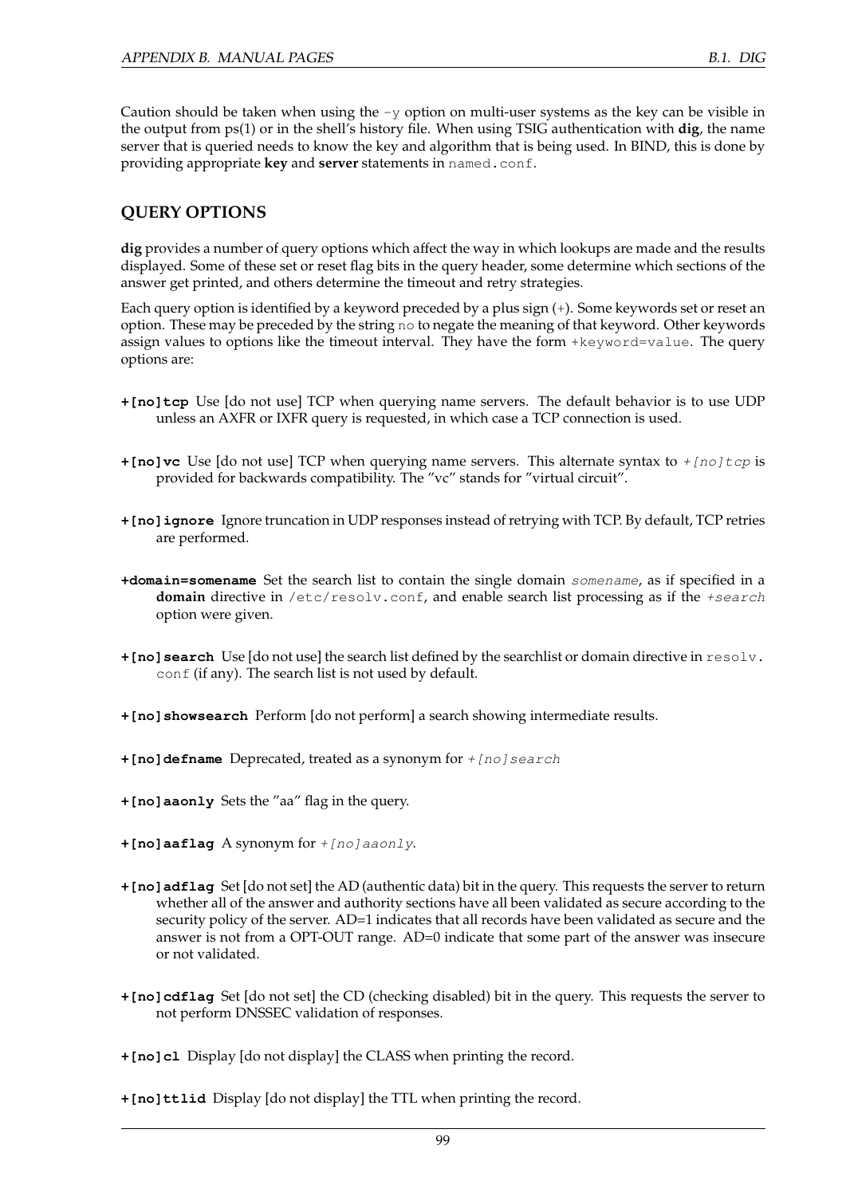Caution should be taken when using the `-y` option on multi-user systems as the key can be visible in the output from ps(1) or in the shell's history file. When using TSIG authentication with **dig**, the name server that is queried needs to know the key and algorithm that is being used. In BIND, this is done by providing appropriate **key** and **server** statements in `named.conf`.

## QUERY OPTIONS

**dig** provides a number of query options which affect the way in which lookups are made and the results displayed. Some of these set or reset flag bits in the query header, some determine which sections of the answer get printed, and others determine the timeout and retry strategies.

Each query option is identified by a keyword preceded by a plus sign (+). Some keywords set or reset an option. These may be preceded by the string `no` to negate the meaning of that keyword. Other keywords assign values to options like the timeout interval. They have the form `+keyword=value`. The query options are:

**`+[no]tcp`** Use [do not use] TCP when querying name servers. The default behavior is to use UDP unless an AXFR or IXFR query is requested, in which case a TCP connection is used.

**`+[no]vc`** Use [do not use] TCP when querying name servers. This alternate syntax to *`+[no]tcp`* is provided for backwards compatibility. The "vc" stands for "virtual circuit".

**`+[no]ignore`** Ignore truncation in UDP responses instead of retrying with TCP. By default, TCP retries are performed.

**`+domain=somename`** Set the search list to contain the single domain *`somename`*, as if specified in a **domain** directive in `/etc/resolv.conf`, and enable search list processing as if the *`+search`* option were given.

**`+[no]search`** Use [do not use] the search list defined by the searchlist or domain directive in `resolv.conf` (if any). The search list is not used by default.

**`+[no]showsearch`** Perform [do not perform] a search showing intermediate results.

**`+[no]defname`** Deprecated, treated as a synonym for *`+[no]search`*

**`+[no]aaonly`** Sets the "aa" flag in the query.

**`+[no]aaflag`** A synonym for *`+[no]aaonly`*.

**`+[no]adflag`** Set [do not set] the AD (authentic data) bit in the query. This requests the server to return whether all of the answer and authority sections have all been validated as secure according to the security policy of the server. AD=1 indicates that all records have been validated as secure and the answer is not from a OPT-OUT range. AD=0 indicate that some part of the answer was insecure or not validated.

**`+[no]cdflag`** Set [do not set] the CD (checking disabled) bit in the query. This requests the server to not perform DNSSEC validation of responses.

**`+[no]cl`** Display [do not display] the CLASS when printing the record.

**`+[no]ttlid`** Display [do not display] the TTL when printing the record.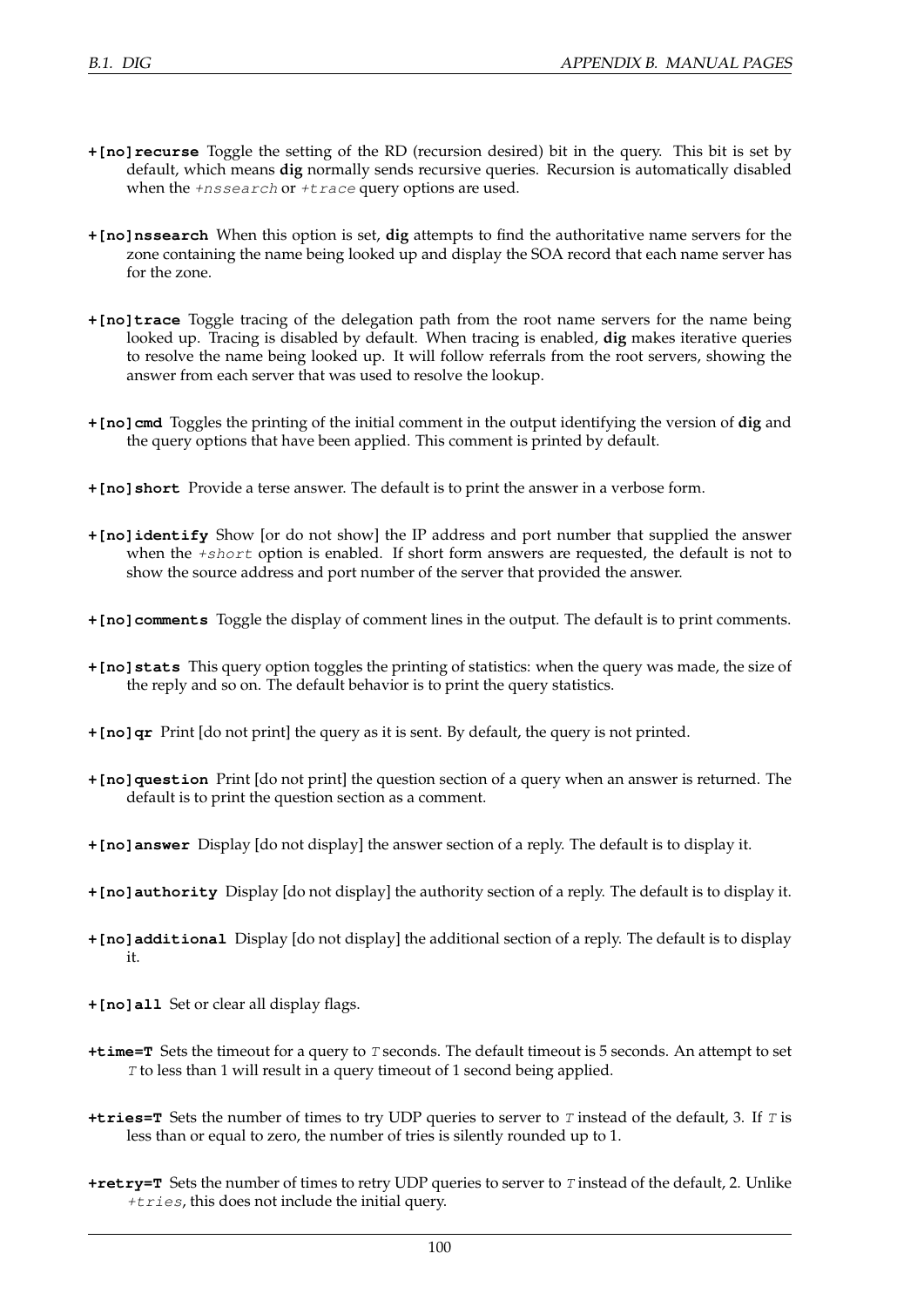**+[no]recurse** Toggle the setting of the RD (recursion desired) bit in the query. This bit is set by default, which means **dig** normally sends recursive queries. Recursion is automatically disabled when the *+nssearch* or *+trace* query options are used.

**+[no]nssearch** When this option is set, **dig** attempts to find the authoritative name servers for the zone containing the name being looked up and display the SOA record that each name server has for the zone.

**+[no]trace** Toggle tracing of the delegation path from the root name servers for the name being looked up. Tracing is disabled by default. When tracing is enabled, **dig** makes iterative queries to resolve the name being looked up. It will follow referrals from the root servers, showing the answer from each server that was used to resolve the lookup.

**+[no]cmd** Toggles the printing of the initial comment in the output identifying the version of **dig** and the query options that have been applied. This comment is printed by default.

**+[no]short** Provide a terse answer. The default is to print the answer in a verbose form.

**+[no]identify** Show [or do not show] the IP address and port number that supplied the answer when the *+short* option is enabled. If short form answers are requested, the default is not to show the source address and port number of the server that provided the answer.

**+[no]comments** Toggle the display of comment lines in the output. The default is to print comments.

**+[no]stats** This query option toggles the printing of statistics: when the query was made, the size of the reply and so on. The default behavior is to print the query statistics.

**+[no]qr** Print [do not print] the query as it is sent. By default, the query is not printed.

**+[no]question** Print [do not print] the question section of a query when an answer is returned. The default is to print the question section as a comment.

**+[no]answer** Display [do not display] the answer section of a reply. The default is to display it.

**+[no]authority** Display [do not display] the authority section of a reply. The default is to display it.

**+[no]additional** Display [do not display] the additional section of a reply. The default is to display it.

**+[no]all** Set or clear all display flags.

**+time=T** Sets the timeout for a query to *T* seconds. The default timeout is 5 seconds. An attempt to set *T* to less than 1 will result in a query timeout of 1 second being applied.

**+tries=T** Sets the number of times to try UDP queries to server to *T* instead of the default, 3. If *T* is less than or equal to zero, the number of tries is silently rounded up to 1.

**+retry=T** Sets the number of times to retry UDP queries to server to *T* instead of the default, 2. Unlike *+tries*, this does not include the initial query.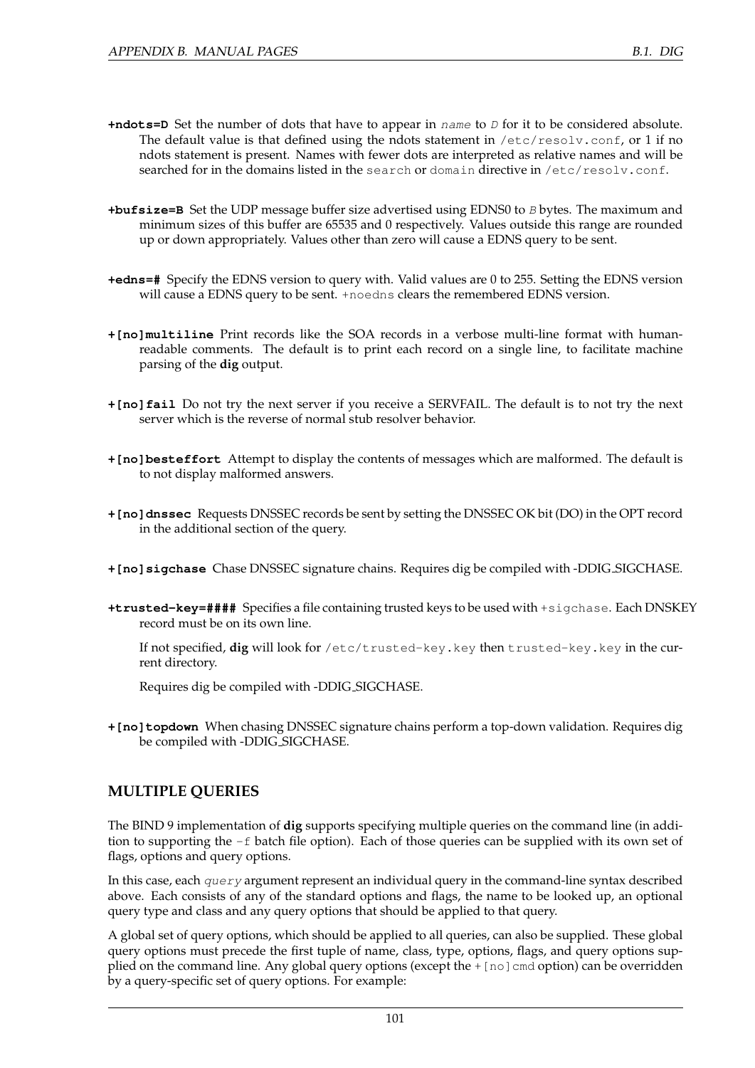**+ndots=D** Set the number of dots that have to appear in *name* to *D* for it to be considered absolute. The default value is that defined using the ndots statement in `/etc/resolv.conf`, or 1 if no ndots statement is present. Names with fewer dots are interpreted as relative names and will be searched for in the domains listed in the `search` or `domain` directive in `/etc/resolv.conf`.

**+bufsize=B** Set the UDP message buffer size advertised using EDNS0 to *B* bytes. The maximum and minimum sizes of this buffer are 65535 and 0 respectively. Values outside this range are rounded up or down appropriately. Values other than zero will cause a EDNS query to be sent.

**+edns=#** Specify the EDNS version to query with. Valid values are 0 to 255. Setting the EDNS version will cause a EDNS query to be sent. `+noedns` clears the remembered EDNS version.

**+[no]multiline** Print records like the SOA records in a verbose multi-line format with human-readable comments. The default is to print each record on a single line, to facilitate machine parsing of the **dig** output.

**+[no]fail** Do not try the next server if you receive a SERVFAIL. The default is to not try the next server which is the reverse of normal stub resolver behavior.

**+[no]besteffort** Attempt to display the contents of messages which are malformed. The default is to not display malformed answers.

**+[no]dnssec** Requests DNSSEC records be sent by setting the DNSSEC OK bit (DO) in the OPT record in the additional section of the query.

**+[no]sigchase** Chase DNSSEC signature chains. Requires dig be compiled with -DDIG_SIGCHASE.

**+trusted-key=####** Specifies a file containing trusted keys to be used with `+sigchase`. Each DNSKEY record must be on its own line.

If not specified, **dig** will look for `/etc/trusted-key.key` then `trusted-key.key` in the current directory.

Requires dig be compiled with -DDIG_SIGCHASE.

**+[no]topdown** When chasing DNSSEC signature chains perform a top-down validation. Requires dig be compiled with -DDIG_SIGCHASE.

## MULTIPLE QUERIES

The BIND 9 implementation of **dig** supports specifying multiple queries on the command line (in addition to supporting the `-f` batch file option). Each of those queries can be supplied with its own set of flags, options and query options.

In this case, each *query* argument represent an individual query in the command-line syntax described above. Each consists of any of the standard options and flags, the name to be looked up, an optional query type and class and any query options that should be applied to that query.

A global set of query options, which should be applied to all queries, can also be supplied. These global query options must precede the first tuple of name, class, type, options, flags, and query options supplied on the command line. Any global query options (except the `+[no]cmd` option) can be overridden by a query-specific set of query options. For example: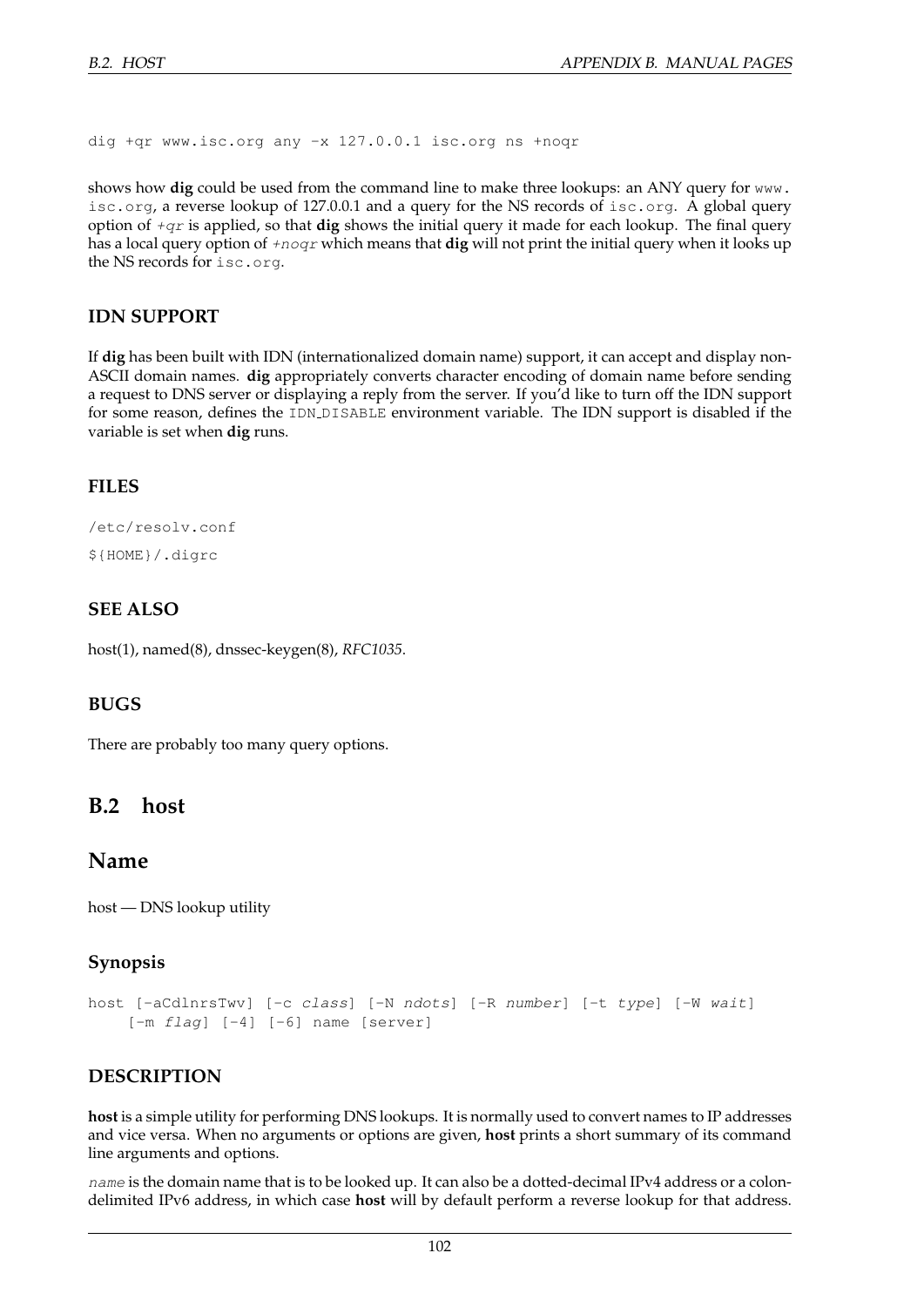```
dig +qr www.isc.org any -x 127.0.0.1 isc.org ns +noqr
```

shows how **dig** could be used from the command line to make three lookups: an ANY query for `www.isc.org`, a reverse lookup of 127.0.0.1 and a query for the NS records of `isc.org`. A global query option of *+qr* is applied, so that **dig** shows the initial query it made for each lookup. The final query has a local query option of *+noqr* which means that **dig** will not print the initial query when it looks up the NS records for `isc.org`.

### IDN SUPPORT

If **dig** has been built with IDN (internationalized domain name) support, it can accept and display non-ASCII domain names. **dig** appropriately converts character encoding of domain name before sending a request to DNS server or displaying a reply from the server. If you'd like to turn off the IDN support for some reason, defines the `IDN_DISABLE` environment variable. The IDN support is disabled if the variable is set when **dig** runs.

### FILES

`/etc/resolv.conf`

`${HOME}/.digrc`

### SEE ALSO

host(1), named(8), dnssec-keygen(8), *RFC1035*.

### BUGS

There are probably too many query options.

## B.2 host

## Name

host — DNS lookup utility

### Synopsis

```
host [-aCdlnrsTwv] [-c class] [-N ndots] [-R number] [-t type] [-W wait]
    [-m flag] [-4] [-6] name [server]
```

### DESCRIPTION

**host** is a simple utility for performing DNS lookups. It is normally used to convert names to IP addresses and vice versa. When no arguments or options are given, **host** prints a short summary of its command line arguments and options.

*name* is the domain name that is to be looked up. It can also be a dotted-decimal IPv4 address or a colon-delimited IPv6 address, in which case **host** will by default perform a reverse lookup for that address.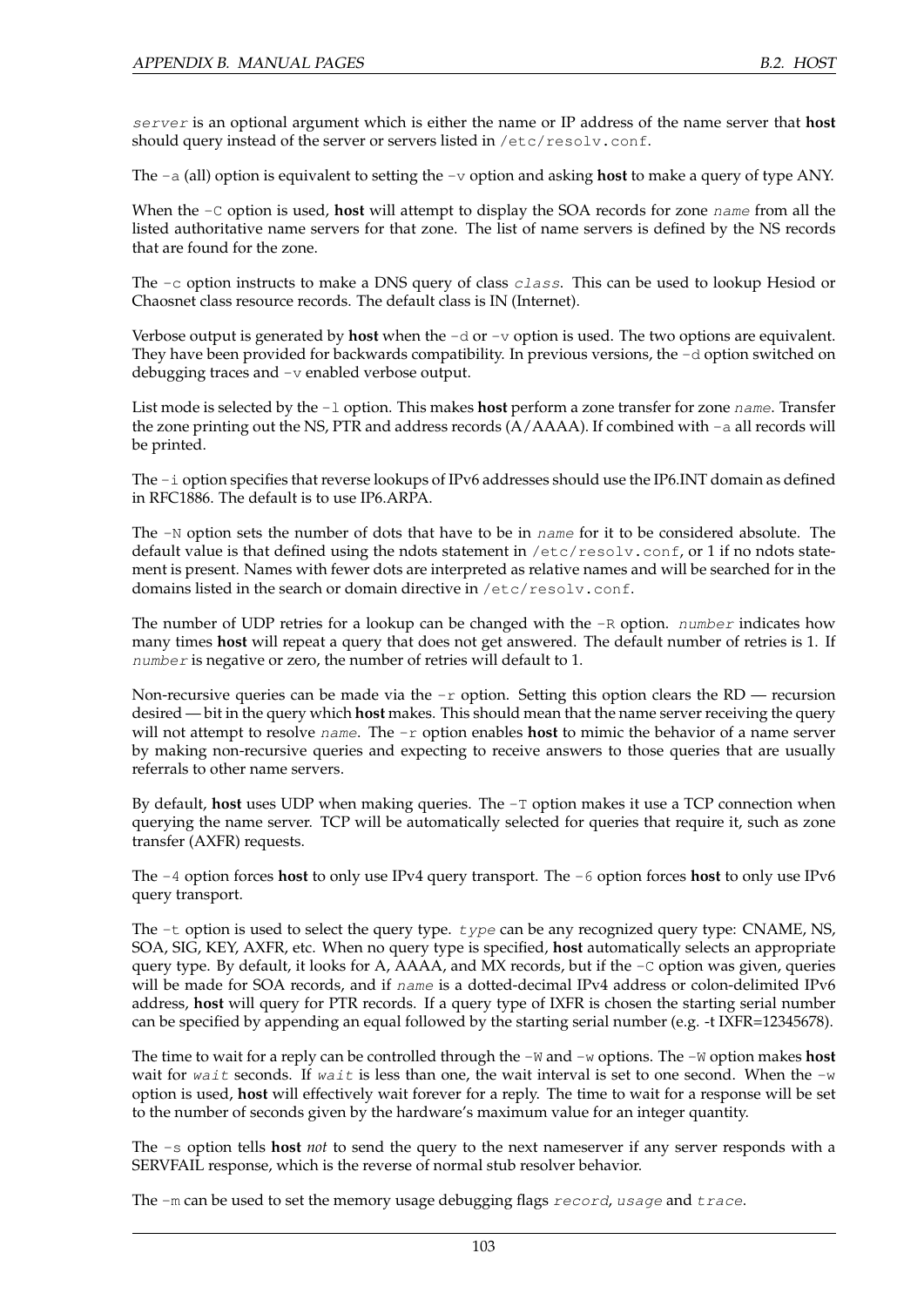`server` is an optional argument which is either the name or IP address of the name server that **host** should query instead of the server or servers listed in `/etc/resolv.conf`.

The `-a` (all) option is equivalent to setting the `-v` option and asking **host** to make a query of type ANY.

When the `-C` option is used, **host** will attempt to display the SOA records for zone `name` from all the listed authoritative name servers for that zone. The list of name servers is defined by the NS records that are found for the zone.

The `-c` option instructs to make a DNS query of class `class`. This can be used to lookup Hesiod or Chaosnet class resource records. The default class is IN (Internet).

Verbose output is generated by **host** when the `-d` or `-v` option is used. The two options are equivalent. They have been provided for backwards compatibility. In previous versions, the `-d` option switched on debugging traces and `-v` enabled verbose output.

List mode is selected by the `-l` option. This makes **host** perform a zone transfer for zone `name`. Transfer the zone printing out the NS, PTR and address records (A/AAAA). If combined with `-a` all records will be printed.

The `-i` option specifies that reverse lookups of IPv6 addresses should use the IP6.INT domain as defined in RFC1886. The default is to use IP6.ARPA.

The `-N` option sets the number of dots that have to be in `name` for it to be considered absolute. The default value is that defined using the ndots statement in `/etc/resolv.conf`, or 1 if no ndots statement is present. Names with fewer dots are interpreted as relative names and will be searched for in the domains listed in the search or domain directive in `/etc/resolv.conf`.

The number of UDP retries for a lookup can be changed with the `-R` option. `number` indicates how many times **host** will repeat a query that does not get answered. The default number of retries is 1. If `number` is negative or zero, the number of retries will default to 1.

Non-recursive queries can be made via the `-r` option. Setting this option clears the RD — recursion desired — bit in the query which **host** makes. This should mean that the name server receiving the query will not attempt to resolve `name`. The `-r` option enables **host** to mimic the behavior of a name server by making non-recursive queries and expecting to receive answers to those queries that are usually referrals to other name servers.

By default, **host** uses UDP when making queries. The `-T` option makes it use a TCP connection when querying the name server. TCP will be automatically selected for queries that require it, such as zone transfer (AXFR) requests.

The `-4` option forces **host** to only use IPv4 query transport. The `-6` option forces **host** to only use IPv6 query transport.

The `-t` option is used to select the query type. `type` can be any recognized query type: CNAME, NS, SOA, SIG, KEY, AXFR, etc. When no query type is specified, **host** automatically selects an appropriate query type. By default, it looks for A, AAAA, and MX records, but if the `-C` option was given, queries will be made for SOA records, and if `name` is a dotted-decimal IPv4 address or colon-delimited IPv6 address, **host** will query for PTR records. If a query type of IXFR is chosen the starting serial number can be specified by appending an equal followed by the starting serial number (e.g. -t IXFR=12345678).

The time to wait for a reply can be controlled through the `-W` and `-w` options. The `-W` option makes **host** wait for `wait` seconds. If `wait` is less than one, the wait interval is set to one second. When the `-w` option is used, **host** will effectively wait forever for a reply. The time to wait for a response will be set to the number of seconds given by the hardware's maximum value for an integer quantity.

The `-s` option tells **host** *not* to send the query to the next nameserver if any server responds with a SERVFAIL response, which is the reverse of normal stub resolver behavior.

The `-m` can be used to set the memory usage debugging flags `record`, `usage` and `trace`.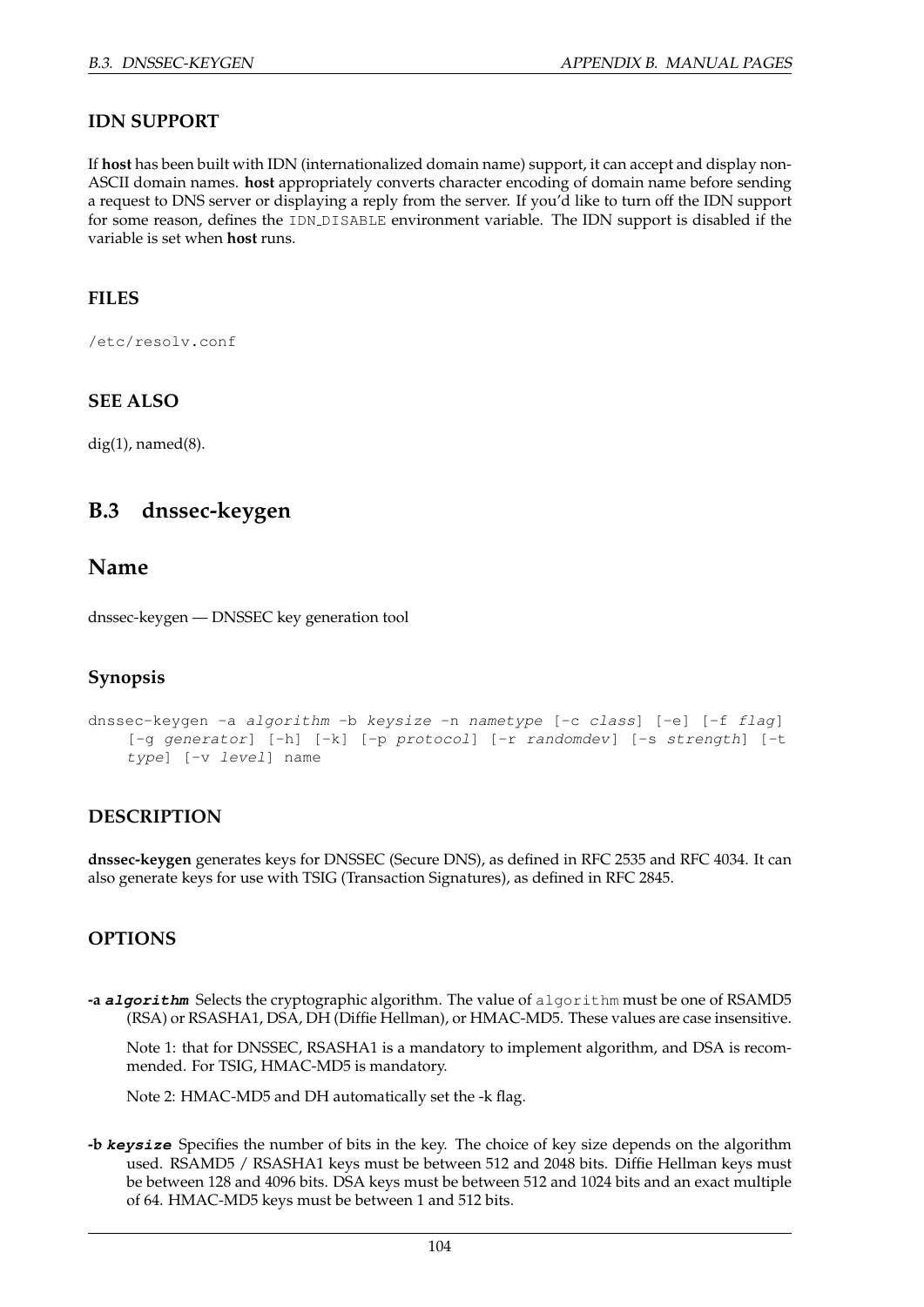### IDN SUPPORT

If **host** has been built with IDN (internationalized domain name) support, it can accept and display non-ASCII domain names. **host** appropriately converts character encoding of domain name before sending a request to DNS server or displaying a reply from the server. If you'd like to turn off the IDN support for some reason, defines the `IDN_DISABLE` environment variable. The IDN support is disabled if the variable is set when **host** runs.

### FILES

`/etc/resolv.conf`

### SEE ALSO

dig(1), named(8).

## B.3 dnssec-keygen

## Name

dnssec-keygen — DNSSEC key generation tool

### Synopsis

```
dnssec-keygen -a algorithm -b keysize -n nametype [-c class] [-e] [-f flag]
    [-g generator] [-h] [-k] [-p protocol] [-r randomdev] [-s strength] [-t
    type] [-v level] name
```

### DESCRIPTION

**dnssec-keygen** generates keys for DNSSEC (Secure DNS), as defined in RFC 2535 and RFC 4034. It can also generate keys for use with TSIG (Transaction Signatures), as defined in RFC 2845.

### OPTIONS

**-a *algorithm*** Selects the cryptographic algorithm. The value of `algorithm` must be one of RSAMD5 (RSA) or RSASHA1, DSA, DH (Diffie Hellman), or HMAC-MD5. These values are case insensitive.

Note 1: that for DNSSEC, RSASHA1 is a mandatory to implement algorithm, and DSA is recommended. For TSIG, HMAC-MD5 is mandatory.

Note 2: HMAC-MD5 and DH automatically set the -k flag.

**-b *keysize*** Specifies the number of bits in the key. The choice of key size depends on the algorithm used. RSAMD5 / RSASHA1 keys must be between 512 and 2048 bits. Diffie Hellman keys must be between 128 and 4096 bits. DSA keys must be between 512 and 1024 bits and an exact multiple of 64. HMAC-MD5 keys must be between 1 and 512 bits.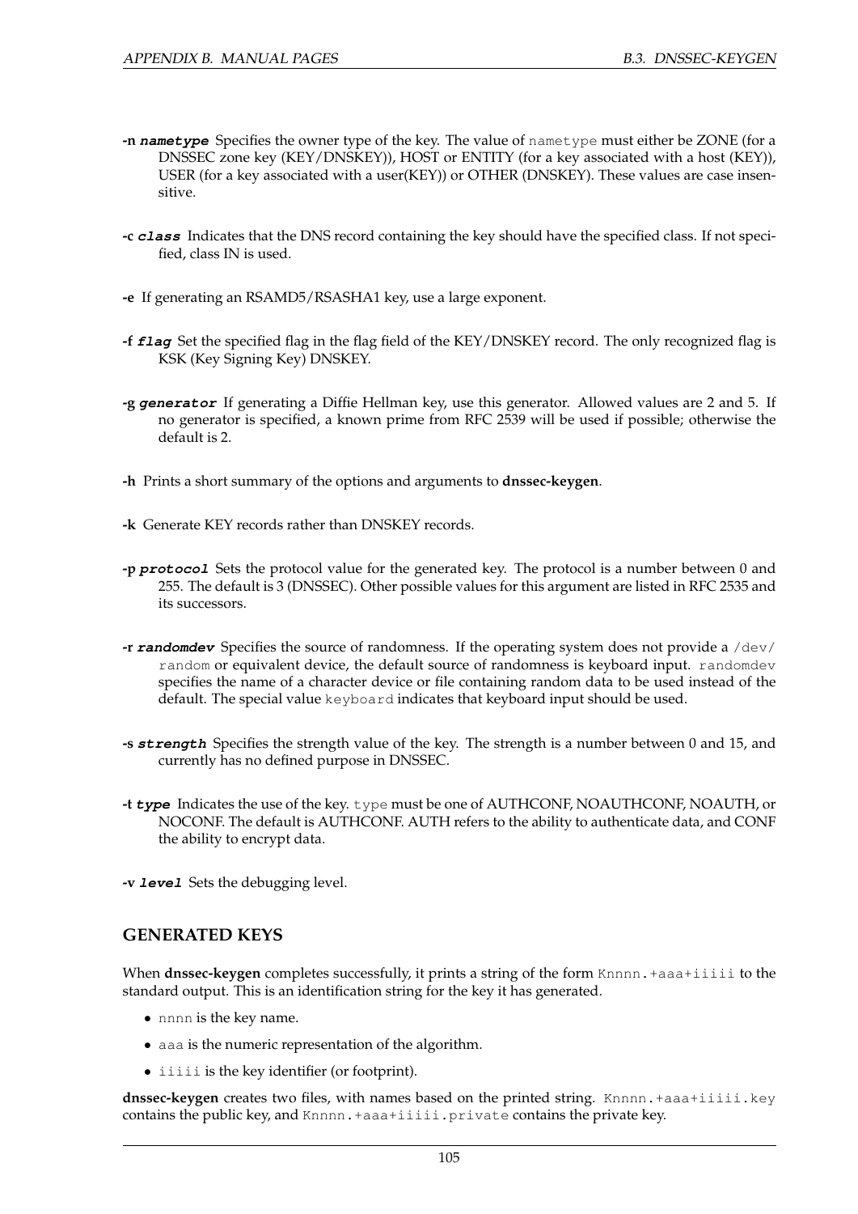**-n *nametype*** Specifies the owner type of the key. The value of `nametype` must either be ZONE (for a DNSSEC zone key (KEY/DNSKEY)), HOST or ENTITY (for a key associated with a host (KEY)), USER (for a key associated with a user(KEY)) or OTHER (DNSKEY). These values are case insensitive.

**-c *class*** Indicates that the DNS record containing the key should have the specified class. If not specified, class IN is used.

**-e** If generating an RSAMD5/RSASHA1 key, use a large exponent.

**-f *flag*** Set the specified flag in the flag field of the KEY/DNSKEY record. The only recognized flag is KSK (Key Signing Key) DNSKEY.

**-g *generator*** If generating a Diffie Hellman key, use this generator. Allowed values are 2 and 5. If no generator is specified, a known prime from RFC 2539 will be used if possible; otherwise the default is 2.

**-h** Prints a short summary of the options and arguments to **dnssec-keygen**.

**-k** Generate KEY records rather than DNSKEY records.

**-p *protocol*** Sets the protocol value for the generated key. The protocol is a number between 0 and 255. The default is 3 (DNSSEC). Other possible values for this argument are listed in RFC 2535 and its successors.

**-r *randomdev*** Specifies the source of randomness. If the operating system does not provide a `/dev/random` or equivalent device, the default source of randomness is keyboard input. `randomdev` specifies the name of a character device or file containing random data to be used instead of the default. The special value `keyboard` indicates that keyboard input should be used.

**-s *strength*** Specifies the strength value of the key. The strength is a number between 0 and 15, and currently has no defined purpose in DNSSEC.

**-t *type*** Indicates the use of the key. `type` must be one of AUTHCONF, NOAUTHCONF, NOAUTH, or NOCONF. The default is AUTHCONF. AUTH refers to the ability to authenticate data, and CONF the ability to encrypt data.

**-v *level*** Sets the debugging level.

## GENERATED KEYS

When **dnssec-keygen** completes successfully, it prints a string of the form `Knnnn.+aaa+iiiii` to the standard output. This is an identification string for the key it has generated.

- `nnnn` is the key name.
- `aaa` is the numeric representation of the algorithm.
- `iiiii` is the key identifier (or footprint).

**dnssec-keygen** creates two files, with names based on the printed string. `Knnnn.+aaa+iiiii.key` contains the public key, and `Knnnn.+aaa+iiiii.private` contains the private key.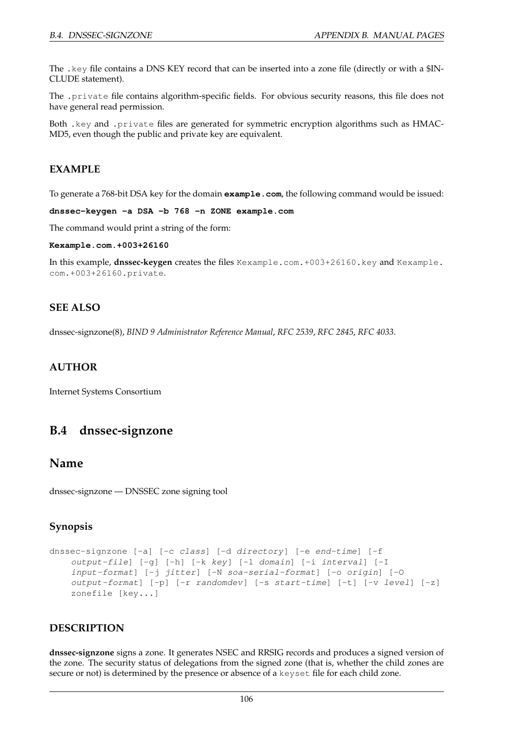The `.key` file contains a DNS KEY record that can be inserted into a zone file (directly or with a $INCLUDE statement).

The `.private` file contains algorithm-specific fields. For obvious security reasons, this file does not have general read permission.

Both `.key` and `.private` files are generated for symmetric encryption algorithms such as HMAC-MD5, even though the public and private key are equivalent.

### EXAMPLE

To generate a 768-bit DSA key for the domain **example.com**, the following command would be issued:

**dnssec-keygen -a DSA -b 768 -n ZONE example.com**

The command would print a string of the form:

**Kexample.com.+003+26160**

In this example, **dnssec-keygen** creates the files `Kexample.com.+003+26160.key` and `Kexample.com.+003+26160.private`.

### SEE ALSO

dnssec-signzone(8), *BIND 9 Administrator Reference Manual*, *RFC 2539*, *RFC 2845*, *RFC 4033*.

### AUTHOR

Internet Systems Consortium

## B.4 dnssec-signzone

## Name

dnssec-signzone — DNSSEC zone signing tool

### Synopsis

```
dnssec-signzone [-a] [-c class] [-d directory] [-e end-time] [-f
    output-file] [-g] [-h] [-k key] [-l domain] [-i interval] [-I
    input-format] [-j jitter] [-N soa-serial-format] [-o origin] [-O
    output-format] [-p] [-r randomdev] [-s start-time] [-t] [-v level] [-z]
    zonefile [key...]
```

### DESCRIPTION

**dnssec-signzone** signs a zone. It generates NSEC and RRSIG records and produces a signed version of the zone. The security status of delegations from the signed zone (that is, whether the child zones are secure or not) is determined by the presence or absence of a `keyset` file for each child zone.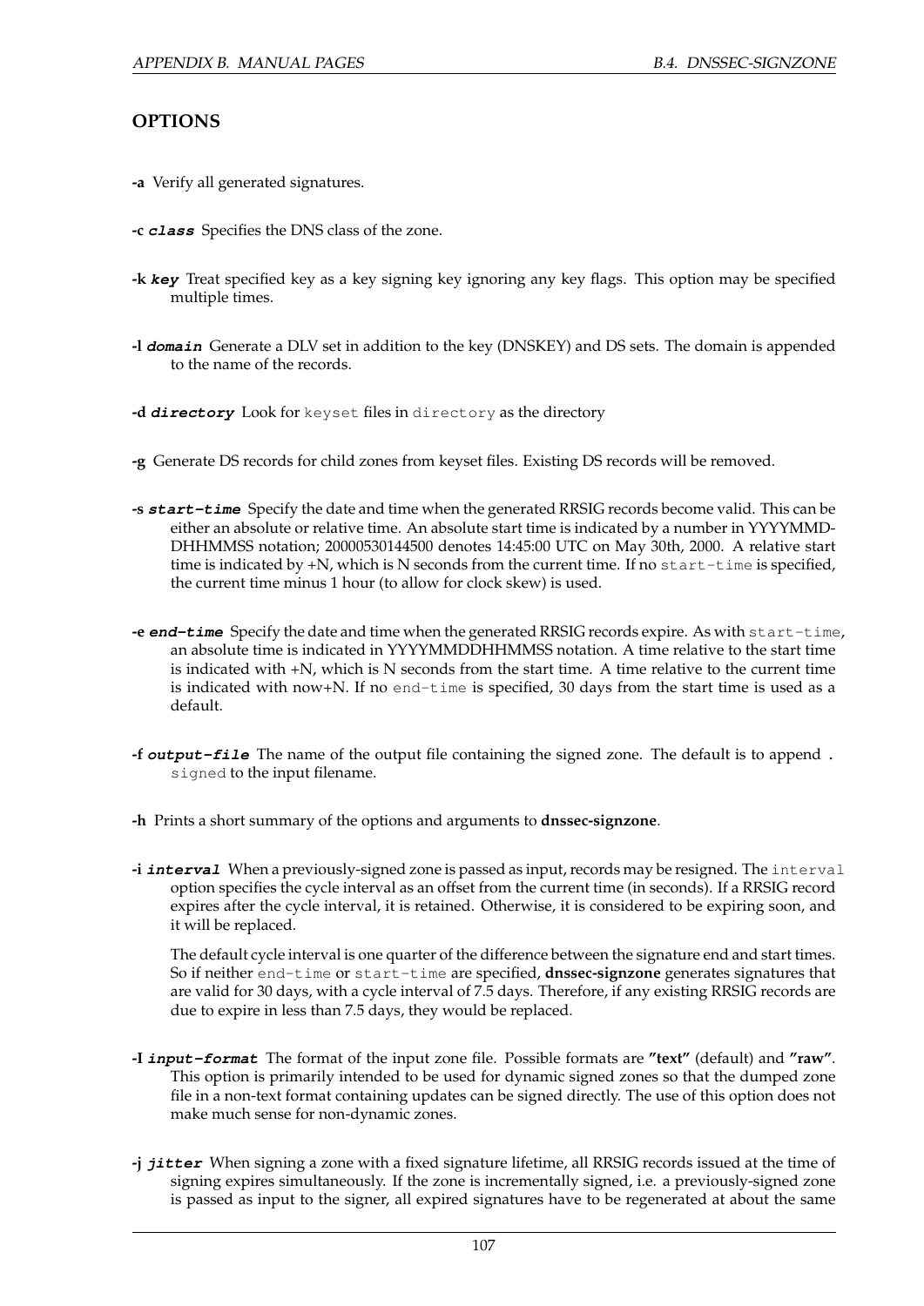## OPTIONS

**-a** Verify all generated signatures.

**-c *class*** Specifies the DNS class of the zone.

**-k *key*** Treat specified key as a key signing key ignoring any key flags. This option may be specified multiple times.

**-l *domain*** Generate a DLV set in addition to the key (DNSKEY) and DS sets. The domain is appended to the name of the records.

**-d *directory*** Look for `keyset` files in `directory` as the directory

**-g** Generate DS records for child zones from keyset files. Existing DS records will be removed.

**-s *start-time*** Specify the date and time when the generated RRSIG records become valid. This can be either an absolute or relative time. An absolute start time is indicated by a number in YYYYMMDDHHMMSS notation; 20000530144500 denotes 14:45:00 UTC on May 30th, 2000. A relative start time is indicated by +N, which is N seconds from the current time. If no `start-time` is specified, the current time minus 1 hour (to allow for clock skew) is used.

**-e *end-time*** Specify the date and time when the generated RRSIG records expire. As with `start-time`, an absolute time is indicated in YYYYMMDDHHMMSS notation. A time relative to the start time is indicated with +N, which is N seconds from the start time. A time relative to the current time is indicated with now+N. If no `end-time` is specified, 30 days from the start time is used as a default.

**-f *output-file*** The name of the output file containing the signed zone. The default is to append `.signed` to the input filename.

**-h** Prints a short summary of the options and arguments to **dnssec-signzone**.

**-i *interval*** When a previously-signed zone is passed as input, records may be resigned. The `interval` option specifies the cycle interval as an offset from the current time (in seconds). If a RRSIG record expires after the cycle interval, it is retained. Otherwise, it is considered to be expiring soon, and it will be replaced.

The default cycle interval is one quarter of the difference between the signature end and start times. So if neither `end-time` or `start-time` are specified, **dnssec-signzone** generates signatures that are valid for 30 days, with a cycle interval of 7.5 days. Therefore, if any existing RRSIG records are due to expire in less than 7.5 days, they would be replaced.

**-I *input-format*** The format of the input zone file. Possible formats are **"text"** (default) and **"raw"**. This option is primarily intended to be used for dynamic signed zones so that the dumped zone file in a non-text format containing updates can be signed directly. The use of this option does not make much sense for non-dynamic zones.

**-j *jitter*** When signing a zone with a fixed signature lifetime, all RRSIG records issued at the time of signing expires simultaneously. If the zone is incrementally signed, i.e. a previously-signed zone is passed as input to the signer, all expired signatures have to be regenerated at about the same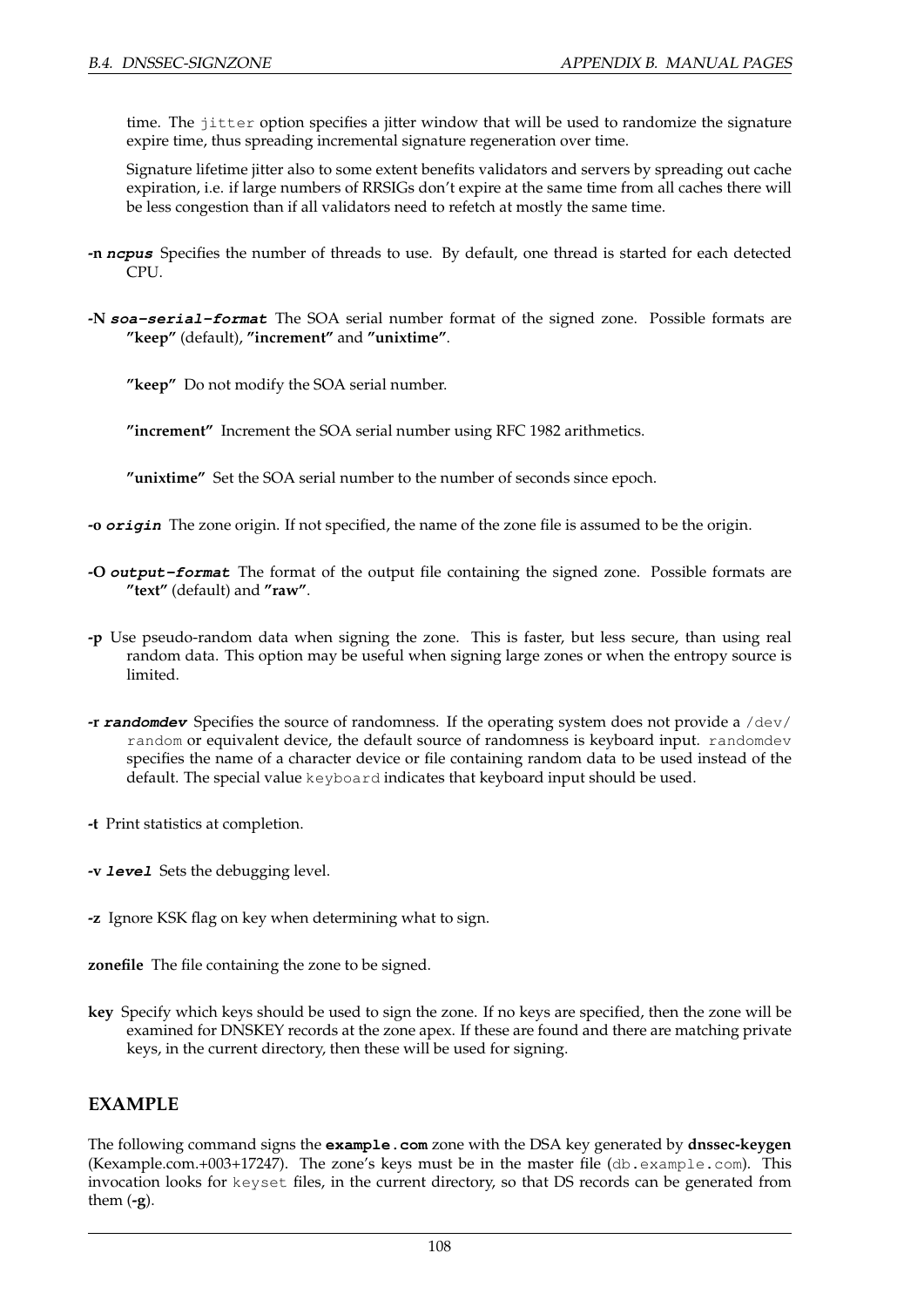time. The `jitter` option specifies a jitter window that will be used to randomize the signature expire time, thus spreading incremental signature regeneration over time.

Signature lifetime jitter also to some extent benefits validators and servers by spreading out cache expiration, i.e. if large numbers of RRSIGs don't expire at the same time from all caches there will be less congestion than if all validators need to refetch at mostly the same time.

**-n** ***ncpus*** Specifies the number of threads to use. By default, one thread is started for each detected CPU.

**-N** ***soa-serial-format*** The SOA serial number format of the signed zone. Possible formats are **"keep"** (default), **"increment"** and **"unixtime"**.

**"keep"** Do not modify the SOA serial number.

**"increment"** Increment the SOA serial number using RFC 1982 arithmetics.

**"unixtime"** Set the SOA serial number to the number of seconds since epoch.

**-o** ***origin*** The zone origin. If not specified, the name of the zone file is assumed to be the origin.

**-O** ***output-format*** The format of the output file containing the signed zone. Possible formats are **"text"** (default) and **"raw"**.

**-p** Use pseudo-random data when signing the zone. This is faster, but less secure, than using real random data. This option may be useful when signing large zones or when the entropy source is limited.

**-r** ***randomdev*** Specifies the source of randomness. If the operating system does not provide a `/dev/random` or equivalent device, the default source of randomness is keyboard input. `randomdev` specifies the name of a character device or file containing random data to be used instead of the default. The special value `keyboard` indicates that keyboard input should be used.

**-t** Print statistics at completion.

**-v** ***level*** Sets the debugging level.

**-z** Ignore KSK flag on key when determining what to sign.

**zonefile** The file containing the zone to be signed.

**key** Specify which keys should be used to sign the zone. If no keys are specified, then the zone will be examined for DNSKEY records at the zone apex. If these are found and there are matching private keys, in the current directory, then these will be used for signing.

## EXAMPLE

The following command signs the **`example.com`** zone with the DSA key generated by **dnssec-keygen** (Kexample.com.+003+17247). The zone's keys must be in the master file (`db.example.com`). This invocation looks for `keyset` files, in the current directory, so that DS records can be generated from them (**-g**).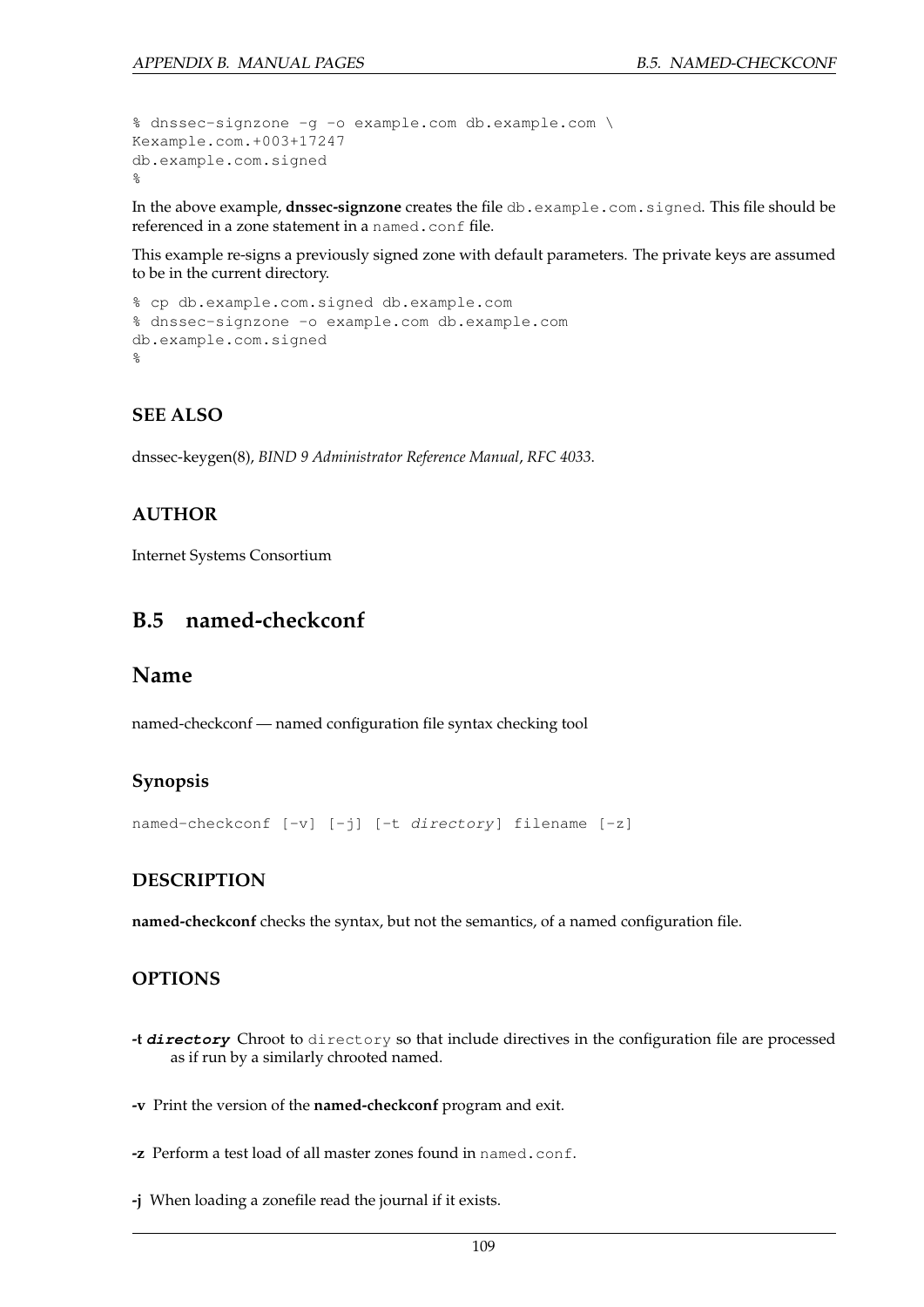```
% dnssec-signzone -g -o example.com db.example.com \
Kexample.com.+003+17247
db.example.com.signed
%
```

In the above example, **dnssec-signzone** creates the file `db.example.com.signed`. This file should be referenced in a zone statement in a `named.conf` file.

This example re-signs a previously signed zone with default parameters. The private keys are assumed to be in the current directory.

```
% cp db.example.com.signed db.example.com
% dnssec-signzone -o example.com db.example.com
db.example.com.signed
%
```

### SEE ALSO

dnssec-keygen(8), *BIND 9 Administrator Reference Manual*, *RFC 4033*.

### AUTHOR

Internet Systems Consortium

## B.5 named-checkconf

## Name

named-checkconf — named configuration file syntax checking tool

### Synopsis

```
named-checkconf [-v] [-j] [-t directory] filename [-z]
```

### DESCRIPTION

**named-checkconf** checks the syntax, but not the semantics, of a named configuration file.

### OPTIONS

**-t *directory*** Chroot to `directory` so that include directives in the configuration file are processed as if run by a similarly chrooted named.

**-v** Print the version of the **named-checkconf** program and exit.

**-z** Perform a test load of all master zones found in `named.conf`.

**-j** When loading a zonefile read the journal if it exists.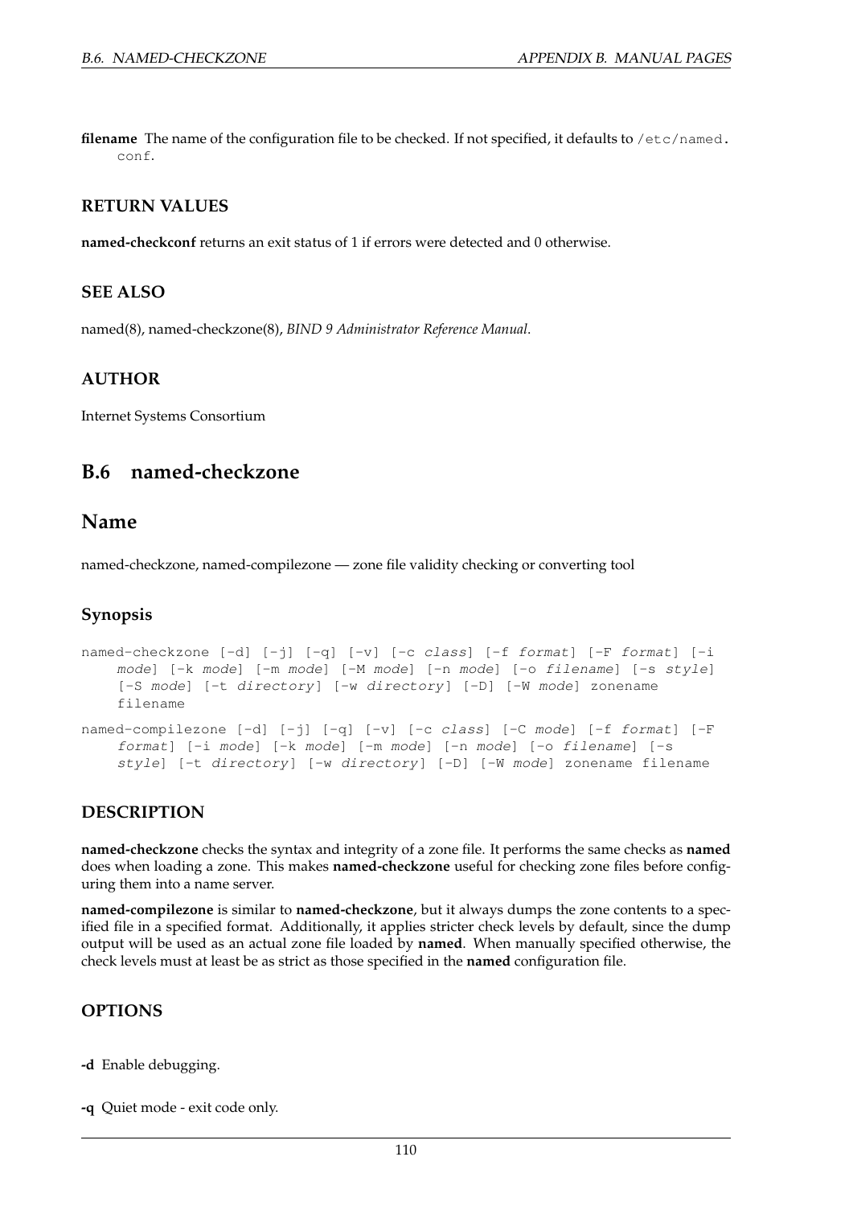**filename** The name of the configuration file to be checked. If not specified, it defaults to /etc/named.conf.

### RETURN VALUES

**named-checkconf** returns an exit status of 1 if errors were detected and 0 otherwise.

### SEE ALSO

named(8), named-checkzone(8), *BIND 9 Administrator Reference Manual*.

### AUTHOR

Internet Systems Consortium

## B.6 named-checkzone

## Name

named-checkzone, named-compilezone — zone file validity checking or converting tool

### Synopsis

```
named-checkzone [-d] [-j] [-q] [-v] [-c class] [-f format] [-F format] [-i
    mode] [-k mode] [-m mode] [-M mode] [-n mode] [-o filename] [-s style]
    [-S mode] [-t directory] [-w directory] [-D] [-W mode] zonename
    filename

named-compilezone [-d] [-j] [-q] [-v] [-c class] [-C mode] [-f format] [-F
    format] [-i mode] [-k mode] [-m mode] [-n mode] [-o filename] [-s
    style] [-t directory] [-w directory] [-D] [-W mode] zonename filename
```

### DESCRIPTION

**named-checkzone** checks the syntax and integrity of a zone file. It performs the same checks as **named** does when loading a zone. This makes **named-checkzone** useful for checking zone files before configuring them into a name server.

**named-compilezone** is similar to **named-checkzone**, but it always dumps the zone contents to a specified file in a specified format. Additionally, it applies stricter check levels by default, since the dump output will be used as an actual zone file loaded by **named**. When manually specified otherwise, the check levels must at least be as strict as those specified in the **named** configuration file.

### OPTIONS

**-d** Enable debugging.

**-q** Quiet mode - exit code only.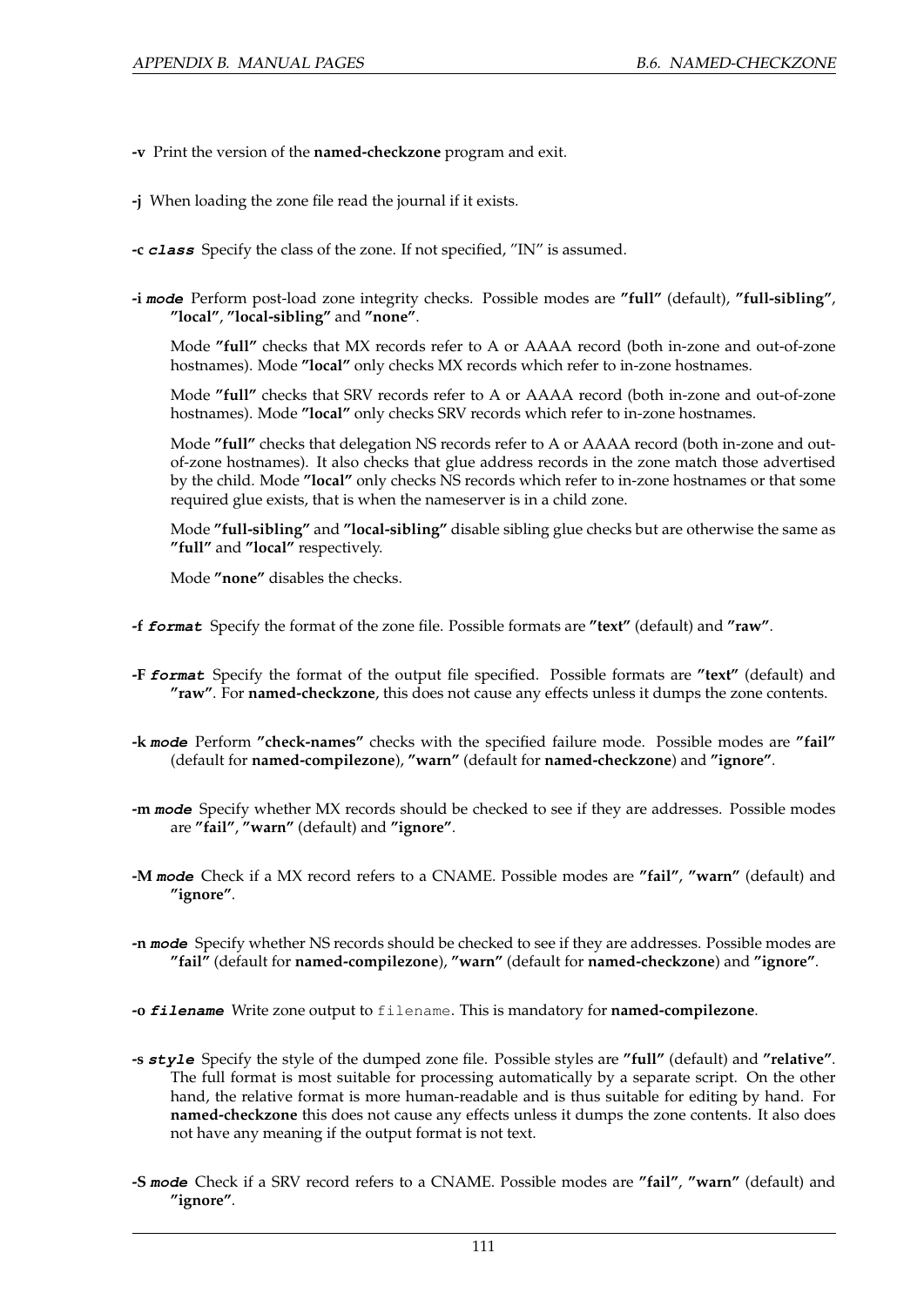**-v** Print the version of the **named-checkzone** program and exit.

**-j** When loading the zone file read the journal if it exists.

**-c** ***class*** Specify the class of the zone. If not specified, "IN" is assumed.

**-i** ***mode*** Perform post-load zone integrity checks. Possible modes are **"full"** (default), **"full-sibling"**, **"local"**, **"local-sibling"** and **"none"**.

Mode **"full"** checks that MX records refer to A or AAAA record (both in-zone and out-of-zone hostnames). Mode **"local"** only checks MX records which refer to in-zone hostnames.

Mode **"full"** checks that SRV records refer to A or AAAA record (both in-zone and out-of-zone hostnames). Mode **"local"** only checks SRV records which refer to in-zone hostnames.

Mode **"full"** checks that delegation NS records refer to A or AAAA record (both in-zone and out-of-zone hostnames). It also checks that glue address records in the zone match those advertised by the child. Mode **"local"** only checks NS records which refer to in-zone hostnames or that some required glue exists, that is when the nameserver is in a child zone.

Mode **"full-sibling"** and **"local-sibling"** disable sibling glue checks but are otherwise the same as **"full"** and **"local"** respectively.

Mode **"none"** disables the checks.

**-f** ***format*** Specify the format of the zone file. Possible formats are **"text"** (default) and **"raw"**.

**-F** ***format*** Specify the format of the output file specified. Possible formats are **"text"** (default) and **"raw"**. For **named-checkzone**, this does not cause any effects unless it dumps the zone contents.

**-k** ***mode*** Perform **"check-names"** checks with the specified failure mode. Possible modes are **"fail"** (default for **named-compilezone**), **"warn"** (default for **named-checkzone**) and **"ignore"**.

**-m** ***mode*** Specify whether MX records should be checked to see if they are addresses. Possible modes are **"fail"**, **"warn"** (default) and **"ignore"**.

**-M** ***mode*** Check if a MX record refers to a CNAME. Possible modes are **"fail"**, **"warn"** (default) and **"ignore"**.

**-n** ***mode*** Specify whether NS records should be checked to see if they are addresses. Possible modes are **"fail"** (default for **named-compilezone**), **"warn"** (default for **named-checkzone**) and **"ignore"**.

**-o** ***filename*** Write zone output to `filename`. This is mandatory for **named-compilezone**.

**-s** ***style*** Specify the style of the dumped zone file. Possible styles are **"full"** (default) and **"relative"**. The full format is most suitable for processing automatically by a separate script. On the other hand, the relative format is more human-readable and is thus suitable for editing by hand. For **named-checkzone** this does not cause any effects unless it dumps the zone contents. It also does not have any meaning if the output format is not text.

**-S** ***mode*** Check if a SRV record refers to a CNAME. Possible modes are **"fail"**, **"warn"** (default) and **"ignore"**.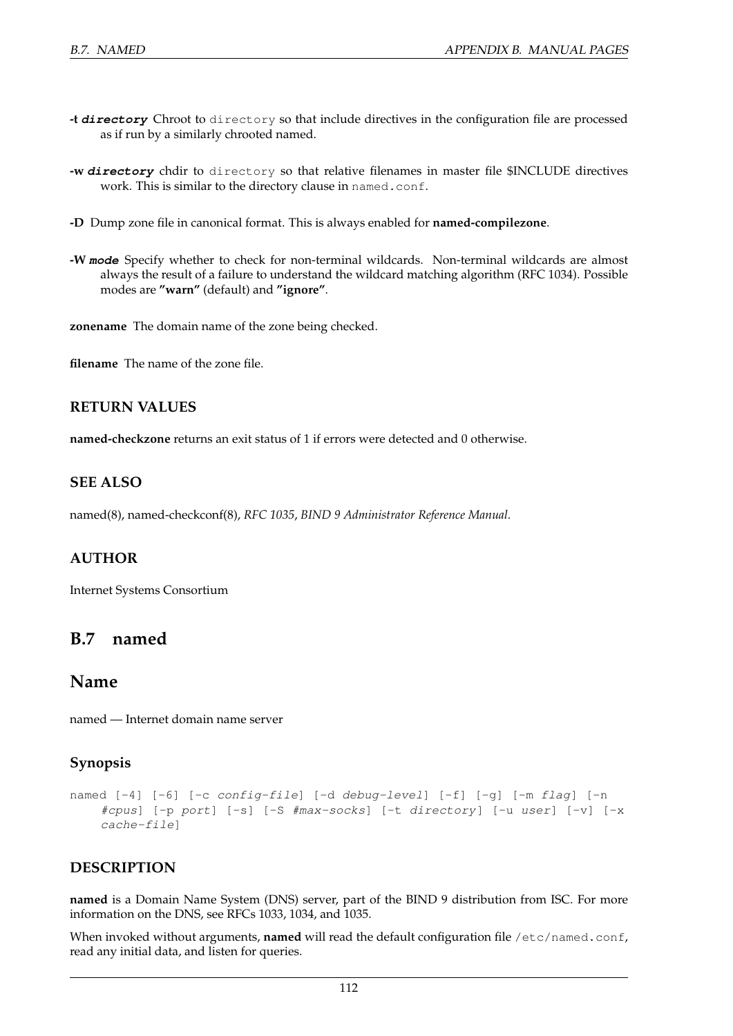**-t *directory*** Chroot to `directory` so that include directives in the configuration file are processed as if run by a similarly chrooted named.

**-w *directory*** chdir to `directory` so that relative filenames in master file $INCLUDE directives work. This is similar to the directory clause in `named.conf`.

**-D** Dump zone file in canonical format. This is always enabled for **named-compilezone**.

**-W *mode*** Specify whether to check for non-terminal wildcards. Non-terminal wildcards are almost always the result of a failure to understand the wildcard matching algorithm (RFC 1034). Possible modes are **"warn"** (default) and **"ignore"**.

**zonename** The domain name of the zone being checked.

**filename** The name of the zone file.

### RETURN VALUES

**named-checkzone** returns an exit status of 1 if errors were detected and 0 otherwise.

### SEE ALSO

named(8), named-checkconf(8), *RFC 1035*, *BIND 9 Administrator Reference Manual*.

### AUTHOR

Internet Systems Consortium

## B.7 named

## Name

named — Internet domain name server

### Synopsis

```
named [-4] [-6] [-c config-file] [-d debug-level] [-f] [-g] [-m flag] [-n
    #cpus] [-p port] [-s] [-S #max-socks] [-t directory] [-u user] [-v] [-x
    cache-file]
```

### DESCRIPTION

**named** is a Domain Name System (DNS) server, part of the BIND 9 distribution from ISC. For more information on the DNS, see RFCs 1033, 1034, and 1035.

When invoked without arguments, **named** will read the default configuration file `/etc/named.conf`, read any initial data, and listen for queries.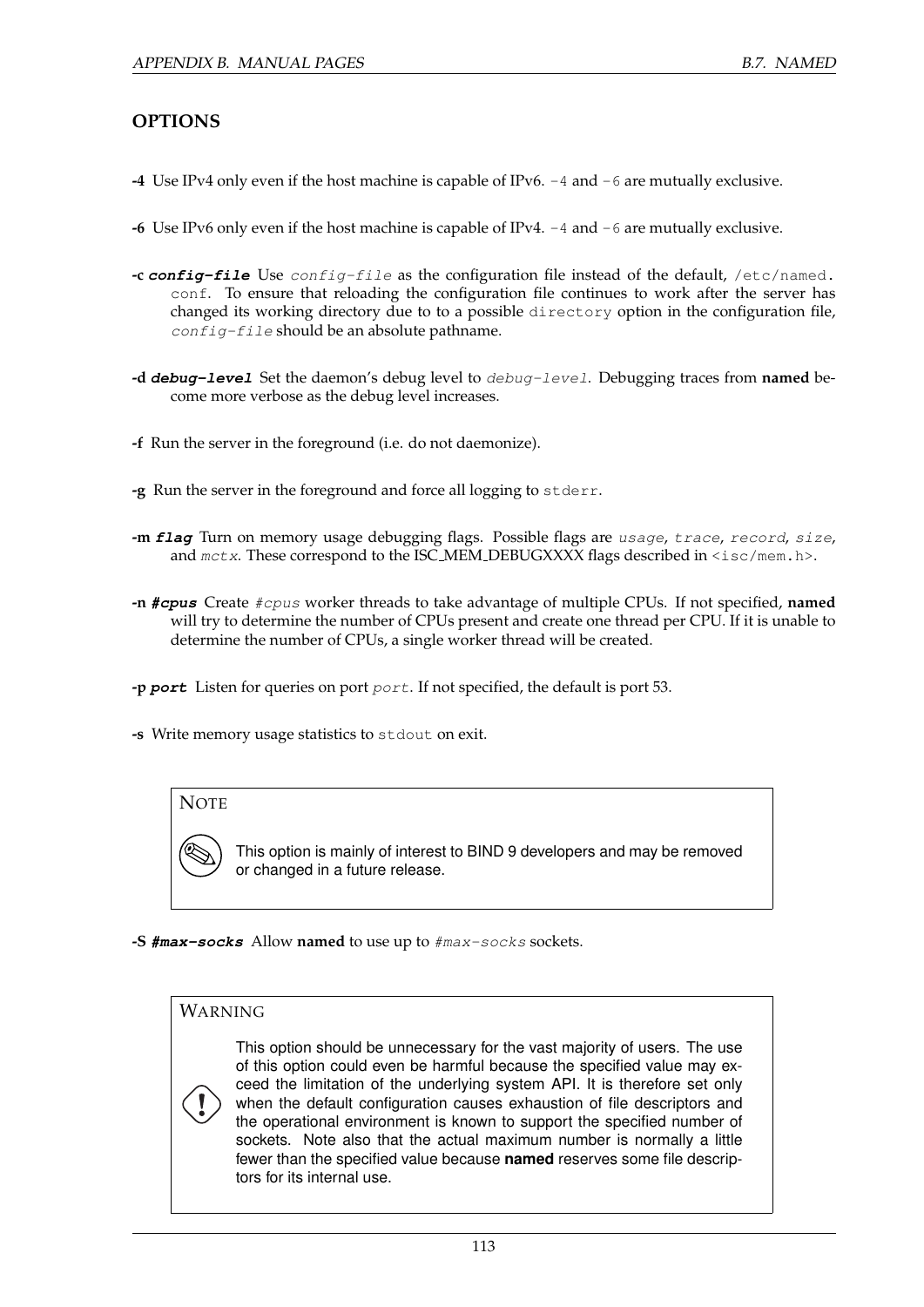## OPTIONS

**-4** Use IPv4 only even if the host machine is capable of IPv6. `-4` and `-6` are mutually exclusive.

**-6** Use IPv6 only even if the host machine is capable of IPv4. `-4` and `-6` are mutually exclusive.

**-c *config-file*** Use *config-file* as the configuration file instead of the default, `/etc/named.conf`. To ensure that reloading the configuration file continues to work after the server has changed its working directory due to to a possible `directory` option in the configuration file, *config-file* should be an absolute pathname.

**-d *debug-level*** Set the daemon's debug level to *debug-level*. Debugging traces from **named** become more verbose as the debug level increases.

**-f** Run the server in the foreground (i.e. do not daemonize).

**-g** Run the server in the foreground and force all logging to `stderr`.

**-m *flag*** Turn on memory usage debugging flags. Possible flags are *usage*, *trace*, *record*, *size*, and *mctx*. These correspond to the ISC_MEM_DEBUGXXXX flags described in `<isc/mem.h>`.

**-n *#cpus*** Create *#cpus* worker threads to take advantage of multiple CPUs. If not specified, **named** will try to determine the number of CPUs present and create one thread per CPU. If it is unable to determine the number of CPUs, a single worker thread will be created.

**-p *port*** Listen for queries on port *port*. If not specified, the default is port 53.

**-s** Write memory usage statistics to `stdout` on exit.

> **NOTE**
>
> This option is mainly of interest to BIND 9 developers and may be removed or changed in a future release.

**-S *#max-socks*** Allow **named** to use up to *#max-socks* sockets.

> **WARNING**
>
> This option should be unnecessary for the vast majority of users. The use of this option could even be harmful because the specified value may exceed the limitation of the underlying system API. It is therefore set only when the default configuration causes exhaustion of file descriptors and the operational environment is known to support the specified number of sockets. Note also that the actual maximum number is normally a little fewer than the specified value because **named** reserves some file descriptors for its internal use.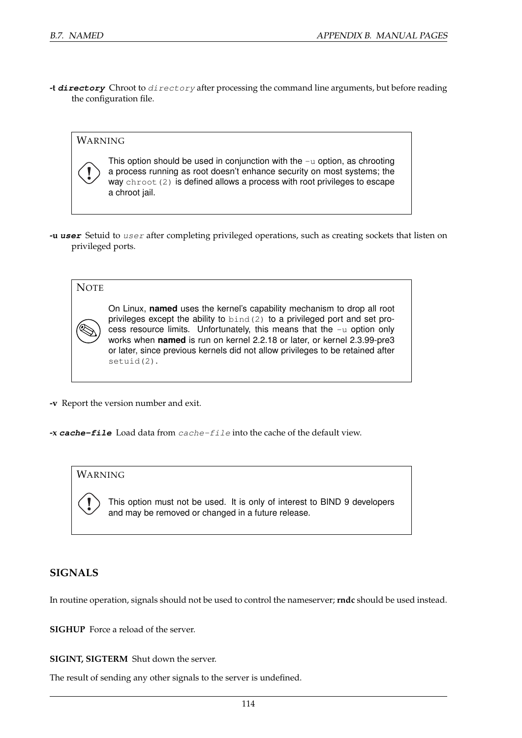**-t *directory*** Chroot to *directory* after processing the command line arguments, but before reading the configuration file.

> **WARNING**
>
> This option should be used in conjunction with the `-u` option, as chrooting a process running as root doesn't enhance security on most systems; the way `chroot(2)` is defined allows a process with root privileges to escape a chroot jail.

**-u *user*** Setuid to *user* after completing privileged operations, such as creating sockets that listen on privileged ports.

> **NOTE**
>
> On Linux, **named** uses the kernel's capability mechanism to drop all root privileges except the ability to `bind(2)` to a privileged port and set process resource limits. Unfortunately, this means that the `-u` option only works when **named** is run on kernel 2.2.18 or later, or kernel 2.3.99-pre3 or later, since previous kernels did not allow privileges to be retained after `setuid(2)`.

**-v** Report the version number and exit.

**-x *cache-file*** Load data from *cache-file* into the cache of the default view.

> **WARNING**
>
> This option must not be used. It is only of interest to BIND 9 developers and may be removed or changed in a future release.

## SIGNALS

In routine operation, signals should not be used to control the nameserver; **rndc** should be used instead.

**SIGHUP** Force a reload of the server.

**SIGINT, SIGTERM** Shut down the server.

The result of sending any other signals to the server is undefined.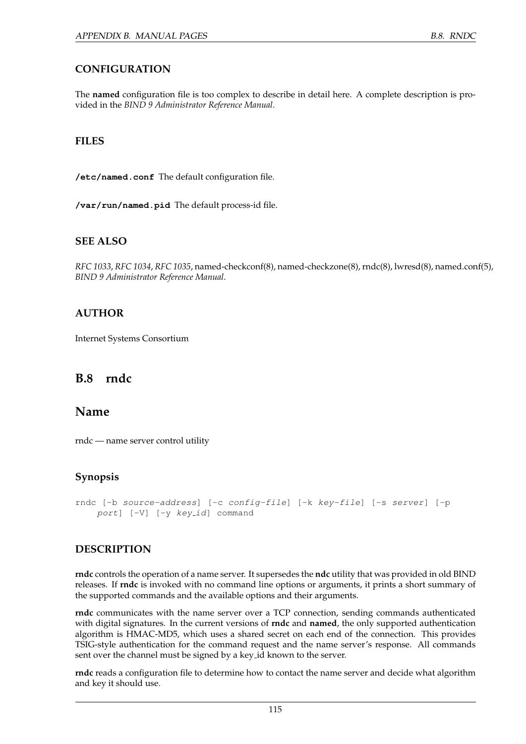### CONFIGURATION

The **named** configuration file is too complex to describe in detail here. A complete description is provided in the *BIND 9 Administrator Reference Manual*.

### FILES

**/etc/named.conf** The default configuration file.

**/var/run/named.pid** The default process-id file.

### SEE ALSO

*RFC 1033*, *RFC 1034*, *RFC 1035*, named-checkconf(8), named-checkzone(8), rndc(8), lwresd(8), named.conf(5), *BIND 9 Administrator Reference Manual*.

### AUTHOR

Internet Systems Consortium

## B.8 rndc

## Name

rndc — name server control utility

### Synopsis

```
rndc [-b source-address] [-c config-file] [-k key-file] [-s server] [-p
    port] [-V] [-y key_id] command
```

### DESCRIPTION

**rndc** controls the operation of a name server. It supersedes the **ndc** utility that was provided in old BIND releases. If **rndc** is invoked with no command line options or arguments, it prints a short summary of the supported commands and the available options and their arguments.

**rndc** communicates with the name server over a TCP connection, sending commands authenticated with digital signatures. In the current versions of **rndc** and **named**, the only supported authentication algorithm is HMAC-MD5, which uses a shared secret on each end of the connection. This provides TSIG-style authentication for the command request and the name server's response. All commands sent over the channel must be signed by a key_id known to the server.

**rndc** reads a configuration file to determine how to contact the name server and decide what algorithm and key it should use.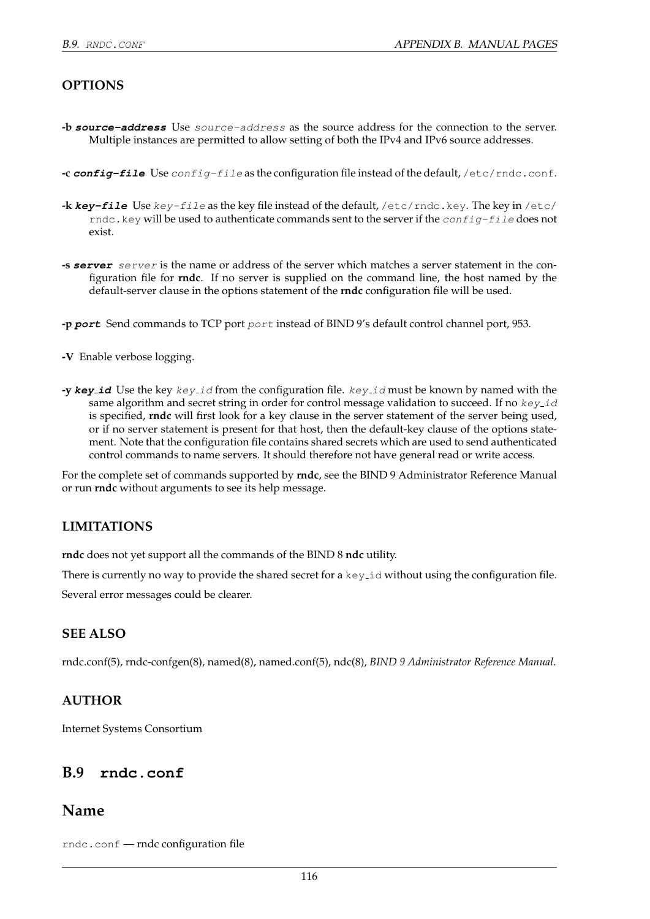## OPTIONS

**-b *source-address*** Use *source-address* as the source address for the connection to the server. Multiple instances are permitted to allow setting of both the IPv4 and IPv6 source addresses.

**-c *config-file*** Use *config-file* as the configuration file instead of the default, `/etc/rndc.conf`.

**-k *key-file*** Use *key-file* as the key file instead of the default, `/etc/rndc.key`. The key in `/etc/rndc.key` will be used to authenticate commands sent to the server if the *config-file* does not exist.

**-s *server*** *server* is the name or address of the server which matches a server statement in the configuration file for **rndc**. If no server is supplied on the command line, the host named by the default-server clause in the options statement of the **rndc** configuration file will be used.

**-p *port*** Send commands to TCP port *port* instead of BIND 9's default control channel port, 953.

**-V** Enable verbose logging.

**-y *key_id*** Use the key *key_id* from the configuration file. *key_id* must be known by named with the same algorithm and secret string in order for control message validation to succeed. If no *key_id* is specified, **rndc** will first look for a key clause in the server statement of the server being used, or if no server statement is present for that host, then the default-key clause of the options statement. Note that the configuration file contains shared secrets which are used to send authenticated control commands to name servers. It should therefore not have general read or write access.

For the complete set of commands supported by **rndc**, see the BIND 9 Administrator Reference Manual or run **rndc** without arguments to see its help message.

## LIMITATIONS

**rndc** does not yet support all the commands of the BIND 8 **ndc** utility.

There is currently no way to provide the shared secret for a `key_id` without using the configuration file.

Several error messages could be clearer.

## SEE ALSO

rndc.conf(5), rndc-confgen(8), named(8), named.conf(5), ndc(8), *BIND 9 Administrator Reference Manual*.

## AUTHOR

Internet Systems Consortium

# B.9 `rndc.conf`

# Name

`rndc.conf` — rndc configuration file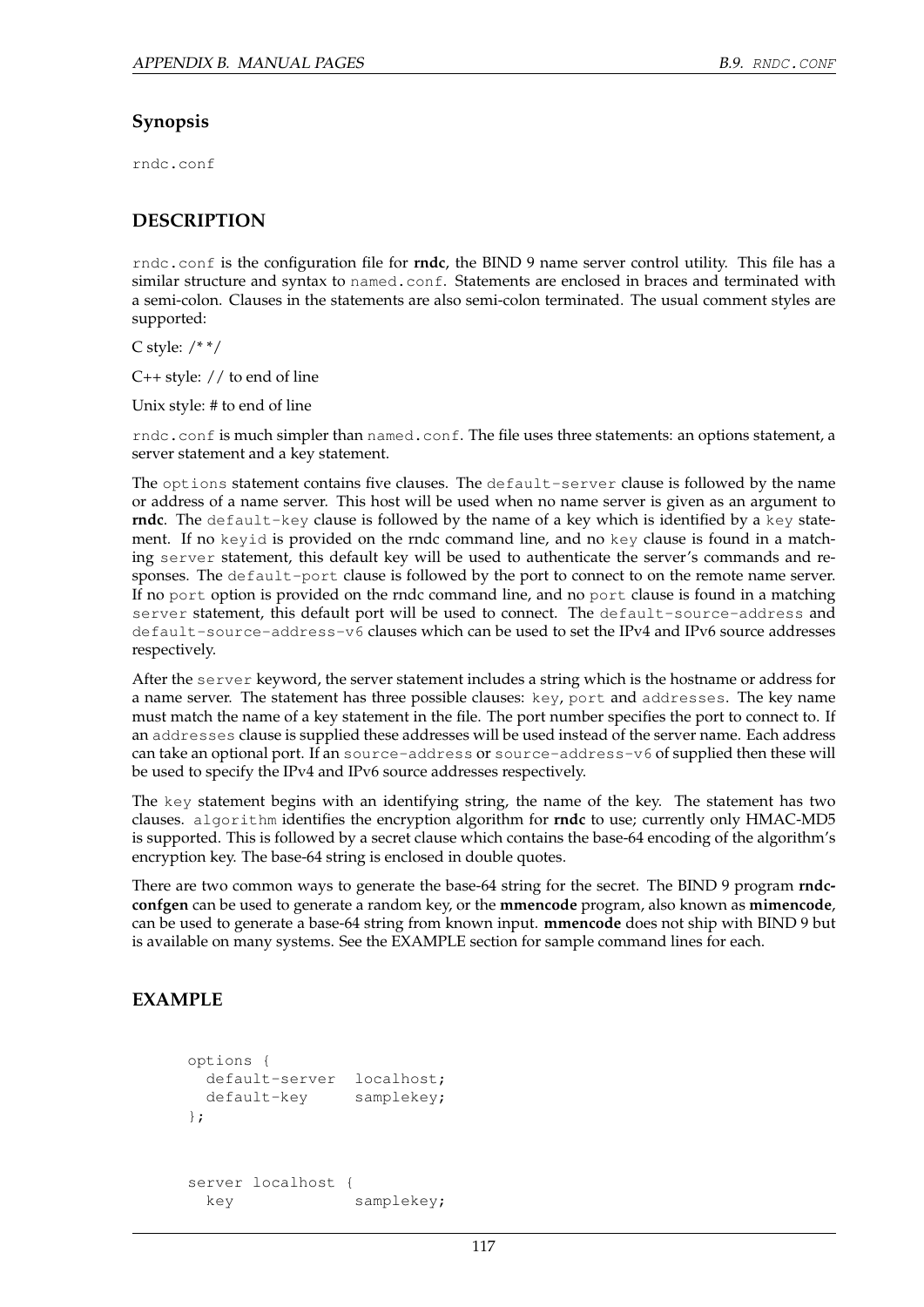## Synopsis

`rndc.conf`

## DESCRIPTION

`rndc.conf` is the configuration file for **rndc**, the BIND 9 name server control utility. This file has a similar structure and syntax to `named.conf`. Statements are enclosed in braces and terminated with a semi-colon. Clauses in the statements are also semi-colon terminated. The usual comment styles are supported:

C style: /* */

C++ style: // to end of line

Unix style: # to end of line

`rndc.conf` is much simpler than `named.conf`. The file uses three statements: an options statement, a server statement and a key statement.

The `options` statement contains five clauses. The `default-server` clause is followed by the name or address of a name server. This host will be used when no name server is given as an argument to **rndc**. The `default-key` clause is followed by the name of a key which is identified by a `key` statement. If no `keyid` is provided on the rndc command line, and no `key` clause is found in a matching `server` statement, this default key will be used to authenticate the server's commands and responses. The `default-port` clause is followed by the port to connect to on the remote name server. If no `port` option is provided on the rndc command line, and no `port` clause is found in a matching `server` statement, this default port will be used to connect. The `default-source-address` and `default-source-address-v6` clauses which can be used to set the IPv4 and IPv6 source addresses respectively.

After the `server` keyword, the server statement includes a string which is the hostname or address for a name server. The statement has three possible clauses: `key`, `port` and `addresses`. The key name must match the name of a key statement in the file. The port number specifies the port to connect to. If an `addresses` clause is supplied these addresses will be used instead of the server name. Each address can take an optional port. If an `source-address` or `source-address-v6` of supplied then these will be used to specify the IPv4 and IPv6 source addresses respectively.

The `key` statement begins with an identifying string, the name of the key. The statement has two clauses. `algorithm` identifies the encryption algorithm for **rndc** to use; currently only HMAC-MD5 is supported. This is followed by a secret clause which contains the base-64 encoding of the algorithm's encryption key. The base-64 string is enclosed in double quotes.

There are two common ways to generate the base-64 string for the secret. The BIND 9 program **rndc-confgen** can be used to generate a random key, or the **mmencode** program, also known as **mimencode**, can be used to generate a base-64 string from known input. **mmencode** does not ship with BIND 9 but is available on many systems. See the EXAMPLE section for sample command lines for each.

## EXAMPLE

```
options {
  default-server  localhost;
  default-key     samplekey;
};


server localhost {
  key             samplekey;
```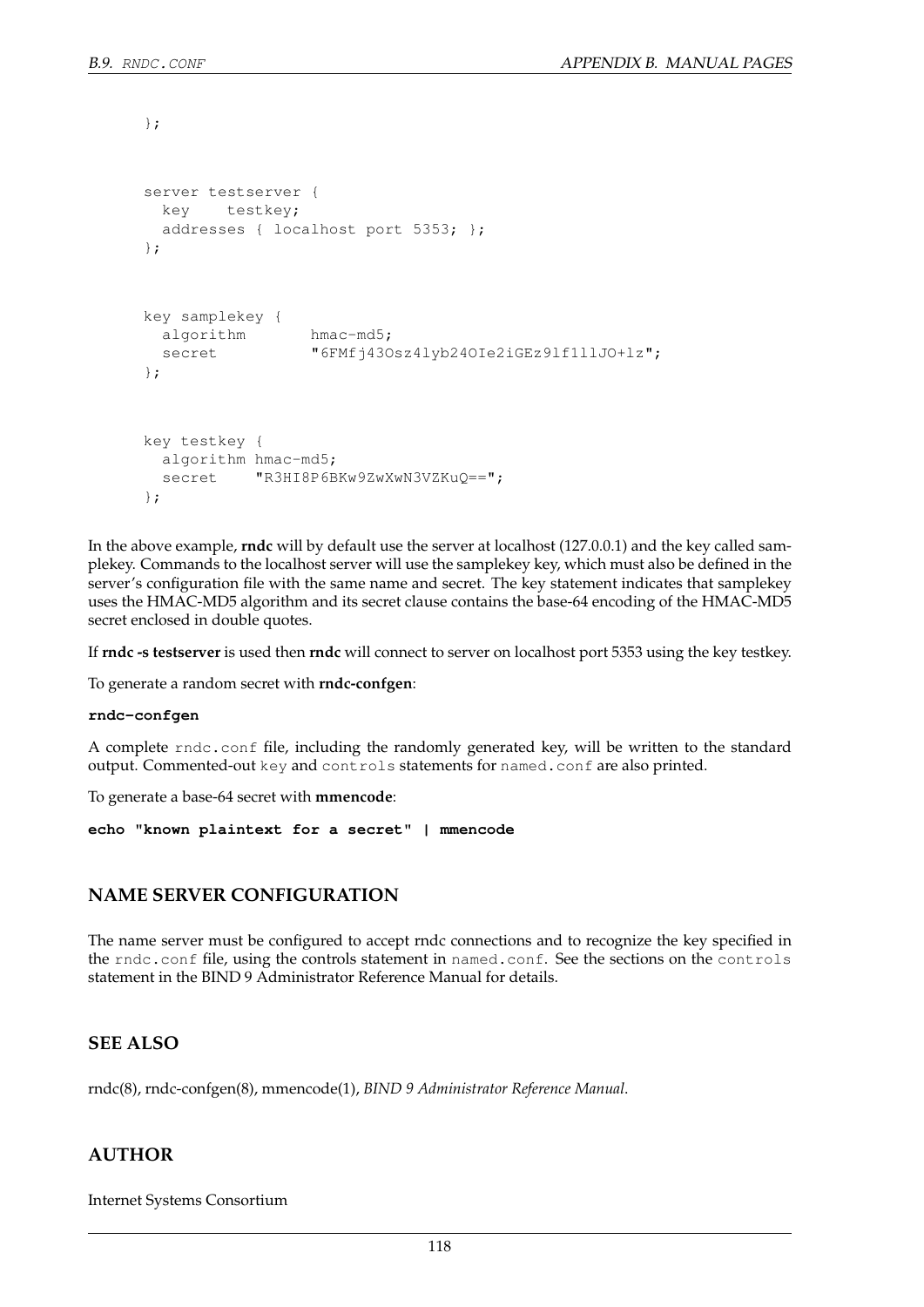```
};

server testserver {
  key    testkey;
  addresses { localhost port 5353; };
};

key samplekey {
  algorithm       hmac-md5;
  secret          "6FMfj43Osz4lyb24OIe2iGEz9lf1llJO+lz";
};

key testkey {
  algorithm hmac-md5;
  secret    "R3HI8P6BKw9ZwXwN3VZKuQ==";
};
```

In the above example, **rndc** will by default use the server at localhost (127.0.0.1) and the key called samplekey. Commands to the localhost server will use the samplekey key, which must also be defined in the server's configuration file with the same name and secret. The key statement indicates that samplekey uses the HMAC-MD5 algorithm and its secret clause contains the base-64 encoding of the HMAC-MD5 secret enclosed in double quotes.

If **rndc -s testserver** is used then **rndc** will connect to server on localhost port 5353 using the key testkey.

To generate a random secret with **rndc-confgen**:

**rndc-confgen**

A complete `rndc.conf` file, including the randomly generated key, will be written to the standard output. Commented-out `key` and `controls` statements for `named.conf` are also printed.

To generate a base-64 secret with **mmencode**:

**echo "known plaintext for a secret" | mmencode**

## NAME SERVER CONFIGURATION

The name server must be configured to accept rndc connections and to recognize the key specified in the `rndc.conf` file, using the controls statement in `named.conf`. See the sections on the `controls` statement in the BIND 9 Administrator Reference Manual for details.

## SEE ALSO

rndc(8), rndc-confgen(8), mmencode(1), *BIND 9 Administrator Reference Manual*.

## AUTHOR

Internet Systems Consortium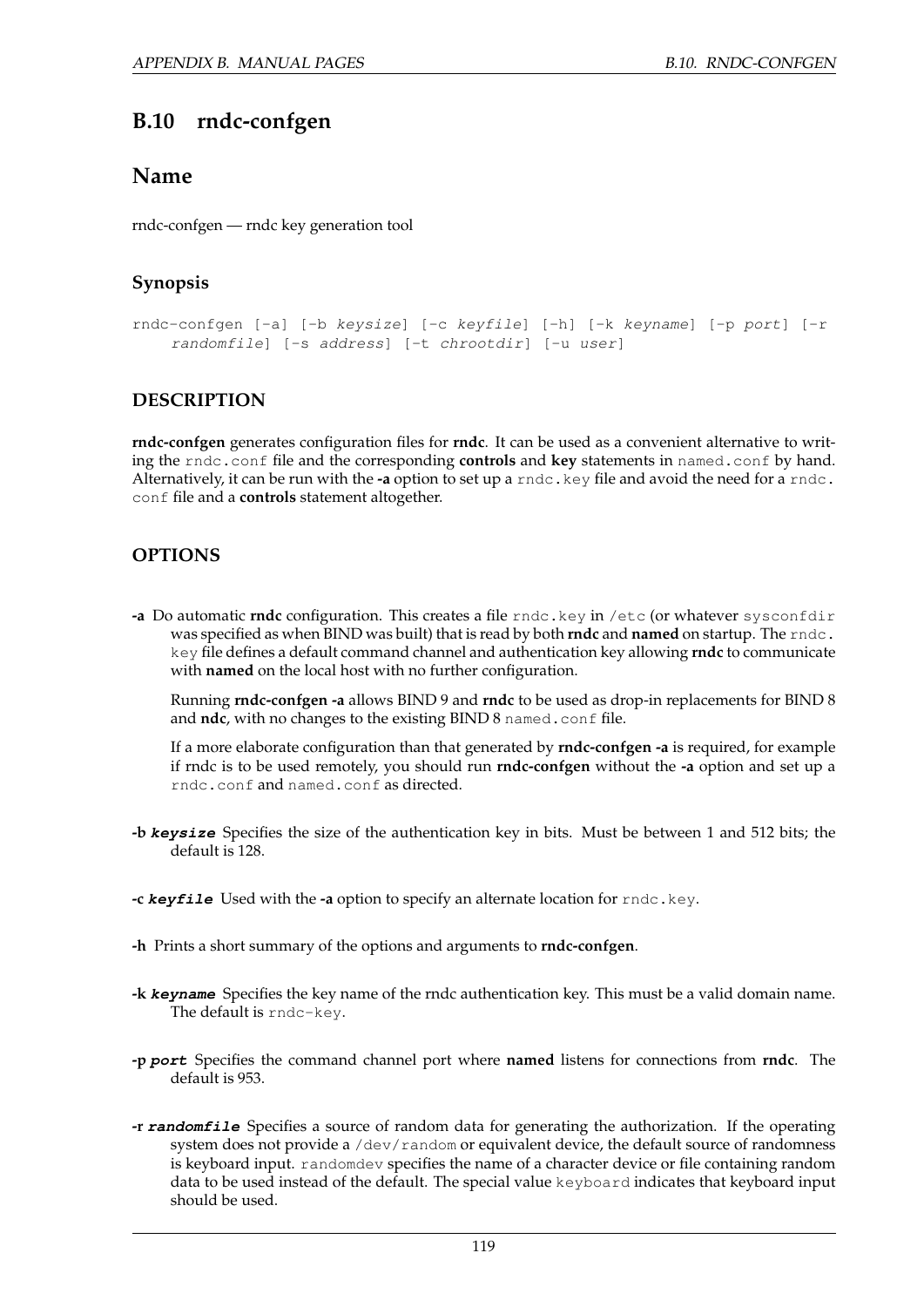## B.10 rndc-confgen

### Name

rndc-confgen — rndc key generation tool

### Synopsis

```
rndc-confgen [-a] [-b keysize] [-c keyfile] [-h] [-k keyname] [-p port] [-r
    randomfile] [-s address] [-t chrootdir] [-u user]
```

### DESCRIPTION

**rndc-confgen** generates configuration files for **rndc**. It can be used as a convenient alternative to writing the `rndc.conf` file and the corresponding **controls** and **key** statements in `named.conf` by hand. Alternatively, it can be run with the **-a** option to set up a `rndc.key` file and avoid the need for a `rndc.conf` file and a **controls** statement altogether.

### OPTIONS

**-a** Do automatic **rndc** configuration. This creates a file `rndc.key` in `/etc` (or whatever `sysconfdir` was specified as when BIND was built) that is read by both **rndc** and **named** on startup. The `rndc.key` file defines a default command channel and authentication key allowing **rndc** to communicate with **named** on the local host with no further configuration.

Running **rndc-confgen -a** allows BIND 9 and **rndc** to be used as drop-in replacements for BIND 8 and **ndc**, with no changes to the existing BIND 8 `named.conf` file.

If a more elaborate configuration than that generated by **rndc-confgen -a** is required, for example if rndc is to be used remotely, you should run **rndc-confgen** without the **-a** option and set up a `rndc.conf` and `named.conf` as directed.

**-b *keysize*** Specifies the size of the authentication key in bits. Must be between 1 and 512 bits; the default is 128.

**-c *keyfile*** Used with the **-a** option to specify an alternate location for `rndc.key`.

**-h** Prints a short summary of the options and arguments to **rndc-confgen**.

**-k *keyname*** Specifies the key name of the rndc authentication key. This must be a valid domain name. The default is `rndc-key`.

**-p *port*** Specifies the command channel port where **named** listens for connections from **rndc**. The default is 953.

**-r *randomfile*** Specifies a source of random data for generating the authorization. If the operating system does not provide a `/dev/random` or equivalent device, the default source of randomness is keyboard input. `randomdev` specifies the name of a character device or file containing random data to be used instead of the default. The special value `keyboard` indicates that keyboard input should be used.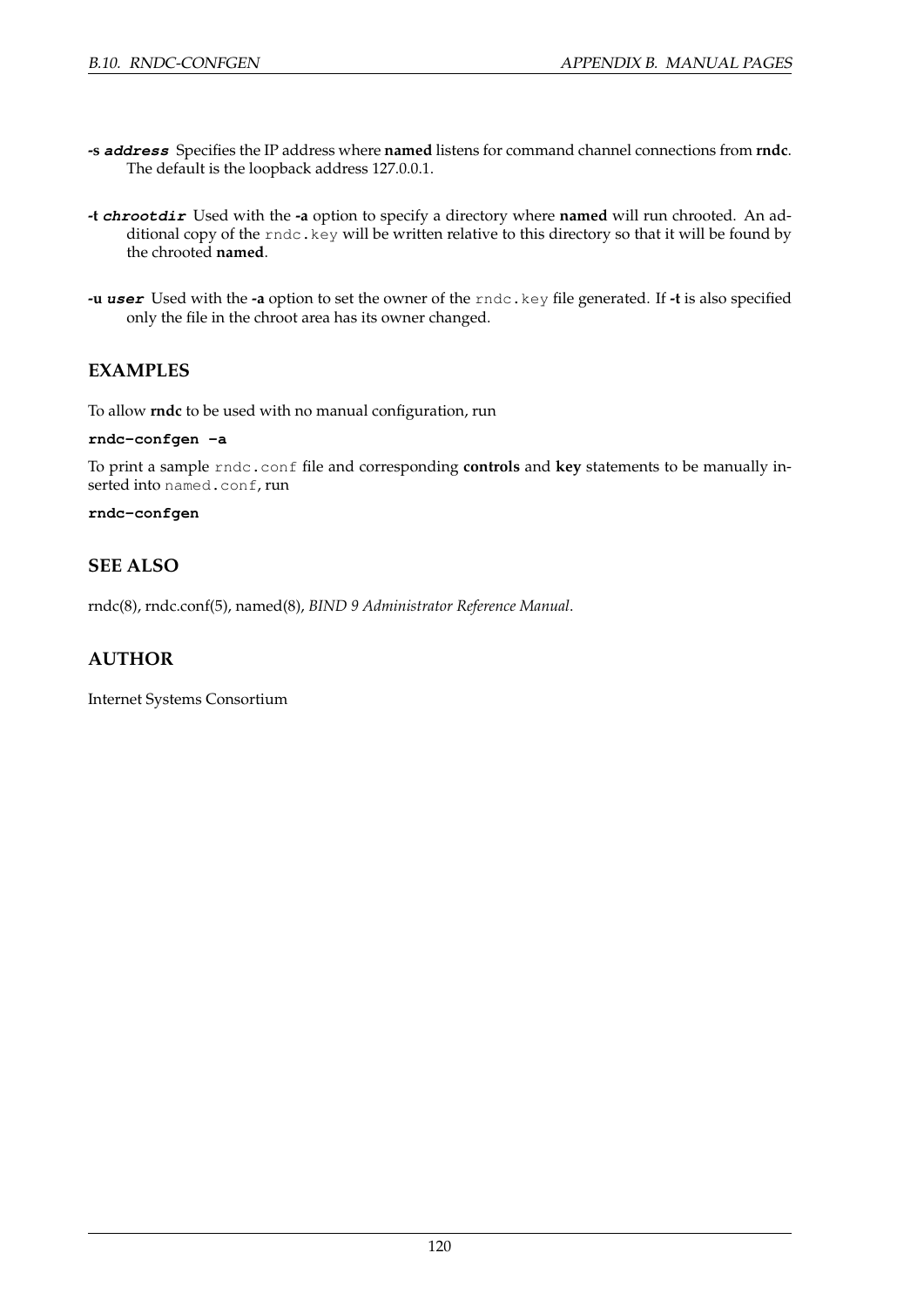**-s** ***address*** Specifies the IP address where **named** listens for command channel connections from **rndc**. The default is the loopback address 127.0.0.1.

**-t** ***chrootdir*** Used with the **-a** option to specify a directory where **named** will run chrooted. An additional copy of the `rndc.key` will be written relative to this directory so that it will be found by the chrooted **named**.

**-u** ***user*** Used with the **-a** option to set the owner of the `rndc.key` file generated. If **-t** is also specified only the file in the chroot area has its owner changed.

## EXAMPLES

To allow **rndc** to be used with no manual configuration, run

**`rndc-confgen -a`**

To print a sample `rndc.conf` file and corresponding **controls** and **key** statements to be manually inserted into `named.conf`, run

**`rndc-confgen`**

## SEE ALSO

rndc(8), rndc.conf(5), named(8), *BIND 9 Administrator Reference Manual*.

## AUTHOR

Internet Systems Consortium